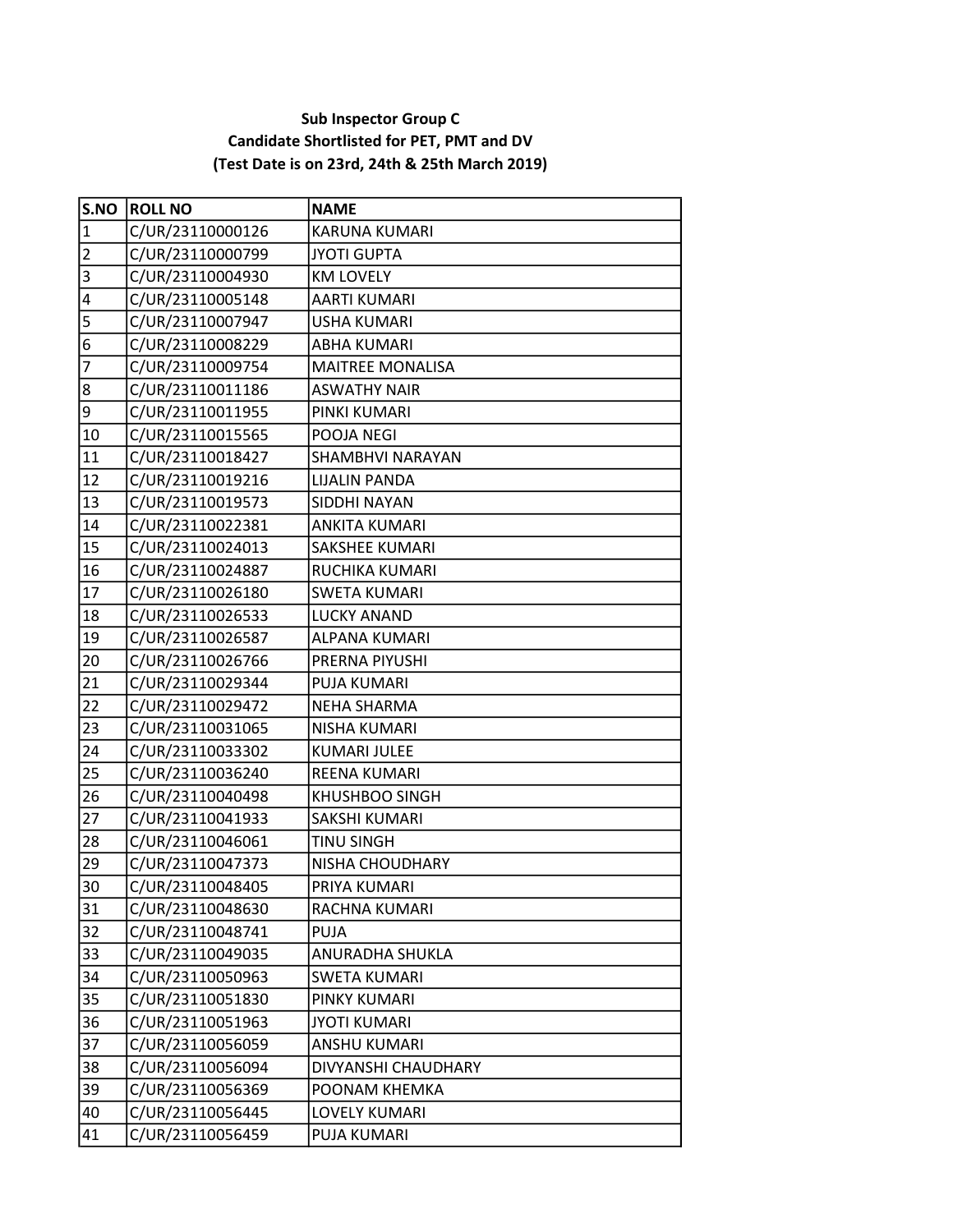**Sub Inspector Group C**

**Candidate Shortlisted for PET, PMT and DV**

**(Test Date is on 23rd, 24th & 25th March 2019)**

| S.NO | ROLL NO | NAME |
|---|---|---|
| 1 | C/UR/23110000126 | KARUNA KUMARI |
| 2 | C/UR/23110000799 | JYOTI GUPTA |
| 3 | C/UR/23110004930 | KM LOVELY |
| 4 | C/UR/23110005148 | AARTI KUMARI |
| 5 | C/UR/23110007947 | USHA KUMARI |
| 6 | C/UR/23110008229 | ABHA KUMARI |
| 7 | C/UR/23110009754 | MAITREE MONALISA |
| 8 | C/UR/23110011186 | ASWATHY NAIR |
| 9 | C/UR/23110011955 | PINKI KUMARI |
| 10 | C/UR/23110015565 | POOJA NEGI |
| 11 | C/UR/23110018427 | SHAMBHVI NARAYAN |
| 12 | C/UR/23110019216 | LIJALIN PANDA |
| 13 | C/UR/23110019573 | SIDDHI NAYAN |
| 14 | C/UR/23110022381 | ANKITA KUMARI |
| 15 | C/UR/23110024013 | SAKSHEE KUMARI |
| 16 | C/UR/23110024887 | RUCHIKA KUMARI |
| 17 | C/UR/23110026180 | SWETA KUMARI |
| 18 | C/UR/23110026533 | LUCKY ANAND |
| 19 | C/UR/23110026587 | ALPANA KUMARI |
| 20 | C/UR/23110026766 | PRERNA PIYUSHI |
| 21 | C/UR/23110029344 | PUJA KUMARI |
| 22 | C/UR/23110029472 | NEHA SHARMA |
| 23 | C/UR/23110031065 | NISHA KUMARI |
| 24 | C/UR/23110033302 | KUMARI JULEE |
| 25 | C/UR/23110036240 | REENA KUMARI |
| 26 | C/UR/23110040498 | KHUSHBOO SINGH |
| 27 | C/UR/23110041933 | SAKSHI KUMARI |
| 28 | C/UR/23110046061 | TINU SINGH |
| 29 | C/UR/23110047373 | NISHA CHOUDHARY |
| 30 | C/UR/23110048405 | PRIYA KUMARI |
| 31 | C/UR/23110048630 | RACHNA KUMARI |
| 32 | C/UR/23110048741 | PUJA |
| 33 | C/UR/23110049035 | ANURADHA SHUKLA |
| 34 | C/UR/23110050963 | SWETA KUMARI |
| 35 | C/UR/23110051830 | PINKY KUMARI |
| 36 | C/UR/23110051963 | JYOTI KUMARI |
| 37 | C/UR/23110056059 | ANSHU KUMARI |
| 38 | C/UR/23110056094 | DIVYANSHI CHAUDHARY |
| 39 | C/UR/23110056369 | POONAM KHEMKA |
| 40 | C/UR/23110056445 | LOVELY KUMARI |
| 41 | C/UR/23110056459 | PUJA KUMARI |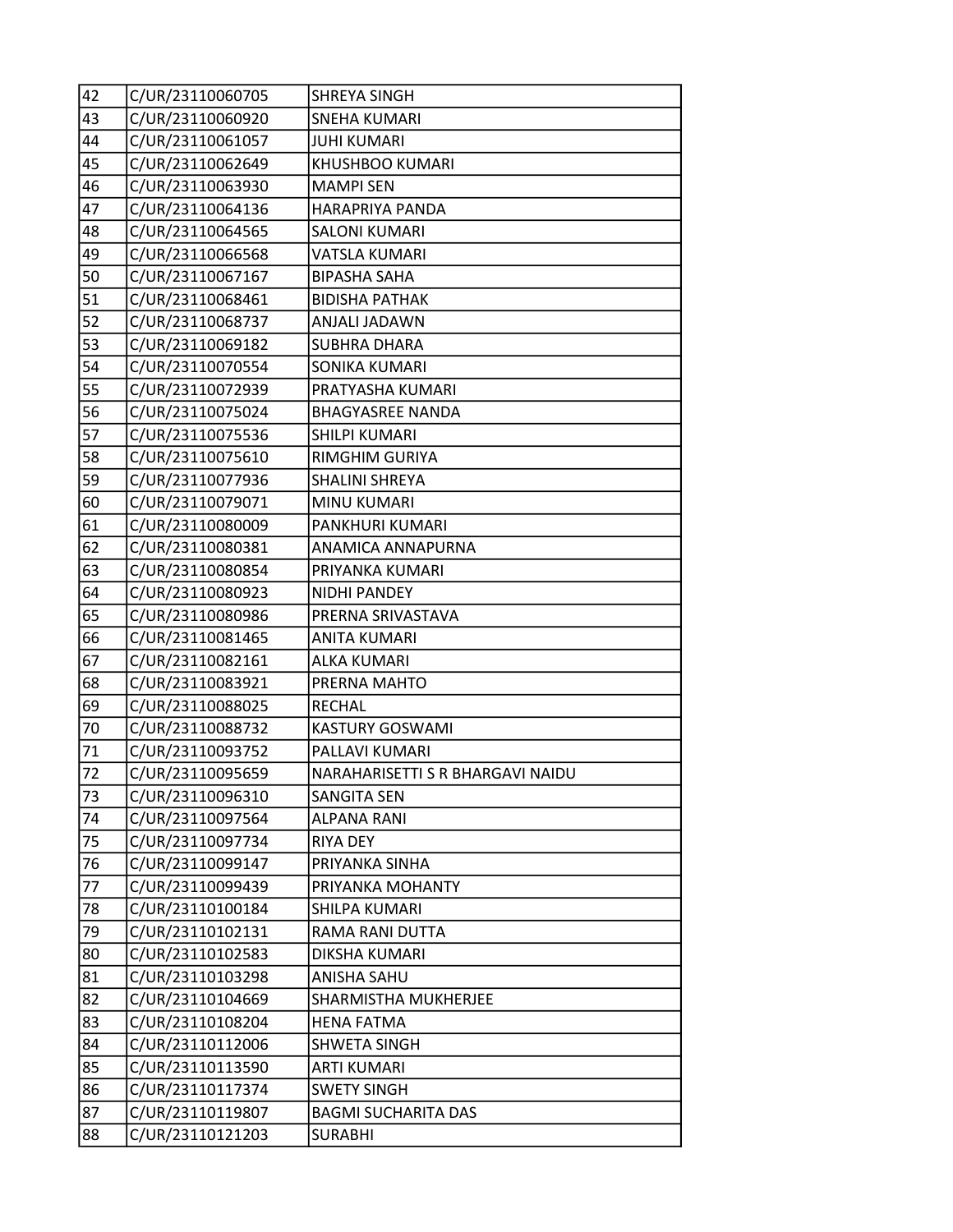| 42 | C/UR/23110060705 | SHREYA SINGH |
|---|---|---|
| 43 | C/UR/23110060920 | SNEHA KUMARI |
| 44 | C/UR/23110061057 | JUHI KUMARI |
| 45 | C/UR/23110062649 | KHUSHBOO KUMARI |
| 46 | C/UR/23110063930 | MAMPI SEN |
| 47 | C/UR/23110064136 | HARAPRIYA PANDA |
| 48 | C/UR/23110064565 | SALONI KUMARI |
| 49 | C/UR/23110066568 | VATSLA KUMARI |
| 50 | C/UR/23110067167 | BIPASHA SAHA |
| 51 | C/UR/23110068461 | BIDISHA PATHAK |
| 52 | C/UR/23110068737 | ANJALI JADAWN |
| 53 | C/UR/23110069182 | SUBHRA DHARA |
| 54 | C/UR/23110070554 | SONIKA KUMARI |
| 55 | C/UR/23110072939 | PRATYASHA KUMARI |
| 56 | C/UR/23110075024 | BHAGYASREE NANDA |
| 57 | C/UR/23110075536 | SHILPI KUMARI |
| 58 | C/UR/23110075610 | RIMGHIM GURIYA |
| 59 | C/UR/23110077936 | SHALINI SHREYA |
| 60 | C/UR/23110079071 | MINU KUMARI |
| 61 | C/UR/23110080009 | PANKHURI KUMARI |
| 62 | C/UR/23110080381 | ANAMICA ANNAPURNA |
| 63 | C/UR/23110080854 | PRIYANKA KUMARI |
| 64 | C/UR/23110080923 | NIDHI PANDEY |
| 65 | C/UR/23110080986 | PRERNA SRIVASTAVA |
| 66 | C/UR/23110081465 | ANITA KUMARI |
| 67 | C/UR/23110082161 | ALKA KUMARI |
| 68 | C/UR/23110083921 | PRERNA MAHTO |
| 69 | C/UR/23110088025 | RECHAL |
| 70 | C/UR/23110088732 | KASTURY GOSWAMI |
| 71 | C/UR/23110093752 | PALLAVI KUMARI |
| 72 | C/UR/23110095659 | NARAHARISETTI S R BHARGAVI NAIDU |
| 73 | C/UR/23110096310 | SANGITA SEN |
| 74 | C/UR/23110097564 | ALPANA RANI |
| 75 | C/UR/23110097734 | RIYA DEY |
| 76 | C/UR/23110099147 | PRIYANKA SINHA |
| 77 | C/UR/23110099439 | PRIYANKA MOHANTY |
| 78 | C/UR/23110100184 | SHILPA KUMARI |
| 79 | C/UR/23110102131 | RAMA RANI DUTTA |
| 80 | C/UR/23110102583 | DIKSHA KUMARI |
| 81 | C/UR/23110103298 | ANISHA SAHU |
| 82 | C/UR/23110104669 | SHARMISTHA MUKHERJEE |
| 83 | C/UR/23110108204 | HENA FATMA |
| 84 | C/UR/23110112006 | SHWETA SINGH |
| 85 | C/UR/23110113590 | ARTI KUMARI |
| 86 | C/UR/23110117374 | SWETY SINGH |
| 87 | C/UR/23110119807 | BAGMI SUCHARITA DAS |
| 88 | C/UR/23110121203 | SURABHI |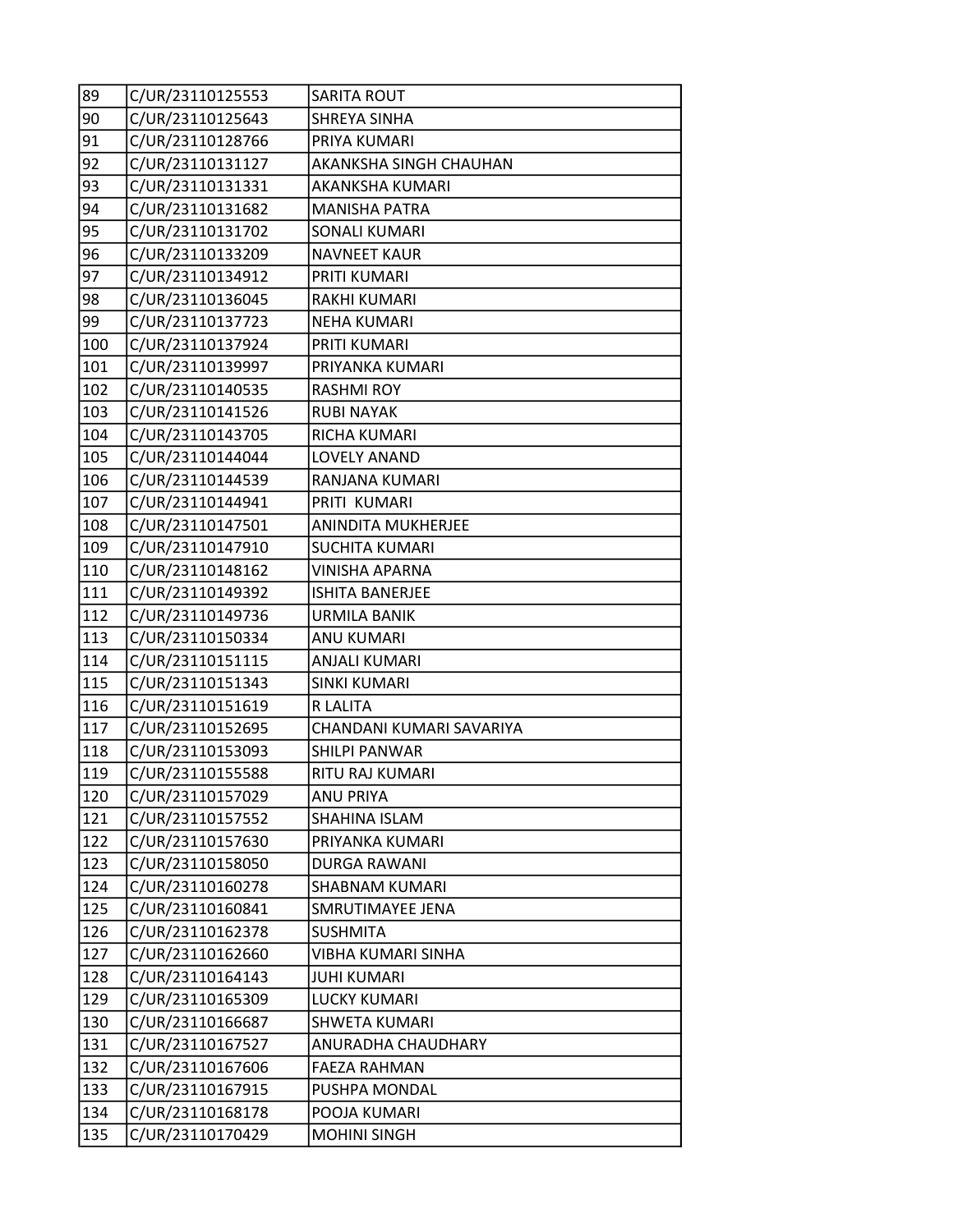| | | |
|---|---|---|
| 89 | C/UR/23110125553 | SARITA ROUT |
| 90 | C/UR/23110125643 | SHREYA SINHA |
| 91 | C/UR/23110128766 | PRIYA KUMARI |
| 92 | C/UR/23110131127 | AKANKSHA SINGH CHAUHAN |
| 93 | C/UR/23110131331 | AKANKSHA KUMARI |
| 94 | C/UR/23110131682 | MANISHA PATRA |
| 95 | C/UR/23110131702 | SONALI KUMARI |
| 96 | C/UR/23110133209 | NAVNEET KAUR |
| 97 | C/UR/23110134912 | PRITI KUMARI |
| 98 | C/UR/23110136045 | RAKHI KUMARI |
| 99 | C/UR/23110137723 | NEHA KUMARI |
| 100 | C/UR/23110137924 | PRITI KUMARI |
| 101 | C/UR/23110139997 | PRIYANKA KUMARI |
| 102 | C/UR/23110140535 | RASHMI ROY |
| 103 | C/UR/23110141526 | RUBI NAYAK |
| 104 | C/UR/23110143705 | RICHA KUMARI |
| 105 | C/UR/23110144044 | LOVELY ANAND |
| 106 | C/UR/23110144539 | RANJANA KUMARI |
| 107 | C/UR/23110144941 | PRITI KUMARI |
| 108 | C/UR/23110147501 | ANINDITA MUKHERJEE |
| 109 | C/UR/23110147910 | SUCHITA KUMARI |
| 110 | C/UR/23110148162 | VINISHA APARNA |
| 111 | C/UR/23110149392 | ISHITA BANERJEE |
| 112 | C/UR/23110149736 | URMILA BANIK |
| 113 | C/UR/23110150334 | ANU KUMARI |
| 114 | C/UR/23110151115 | ANJALI KUMARI |
| 115 | C/UR/23110151343 | SINKI KUMARI |
| 116 | C/UR/23110151619 | R LALITA |
| 117 | C/UR/23110152695 | CHANDANI KUMARI SAVARIYA |
| 118 | C/UR/23110153093 | SHILPI PANWAR |
| 119 | C/UR/23110155588 | RITU RAJ KUMARI |
| 120 | C/UR/23110157029 | ANU PRIYA |
| 121 | C/UR/23110157552 | SHAHINA ISLAM |
| 122 | C/UR/23110157630 | PRIYANKA KUMARI |
| 123 | C/UR/23110158050 | DURGA RAWANI |
| 124 | C/UR/23110160278 | SHABNAM KUMARI |
| 125 | C/UR/23110160841 | SMRUTIMAYEE JENA |
| 126 | C/UR/23110162378 | SUSHMITA |
| 127 | C/UR/23110162660 | VIBHA KUMARI SINHA |
| 128 | C/UR/23110164143 | JUHI KUMARI |
| 129 | C/UR/23110165309 | LUCKY KUMARI |
| 130 | C/UR/23110166687 | SHWETA KUMARI |
| 131 | C/UR/23110167527 | ANURADHA CHAUDHARY |
| 132 | C/UR/23110167606 | FAEZA RAHMAN |
| 133 | C/UR/23110167915 | PUSHPA MONDAL |
| 134 | C/UR/23110168178 | POOJA KUMARI |
| 135 | C/UR/23110170429 | MOHINI SINGH |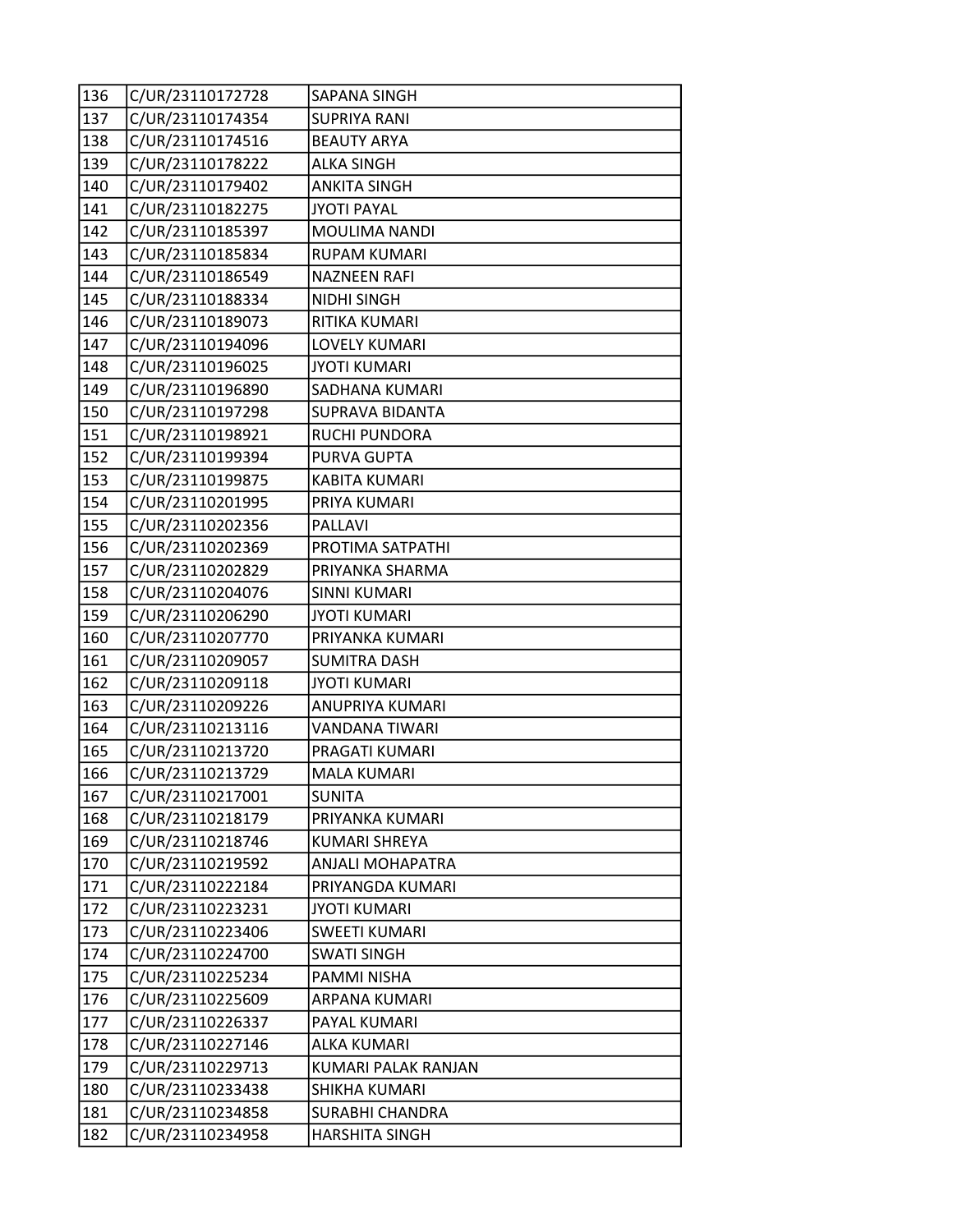| 136 | C/UR/23110172728 | SAPANA SINGH |
|---|---|---|
| 137 | C/UR/23110174354 | SUPRIYA RANI |
| 138 | C/UR/23110174516 | BEAUTY ARYA |
| 139 | C/UR/23110178222 | ALKA SINGH |
| 140 | C/UR/23110179402 | ANKITA SINGH |
| 141 | C/UR/23110182275 | JYOTI PAYAL |
| 142 | C/UR/23110185397 | MOULIMA NANDI |
| 143 | C/UR/23110185834 | RUPAM KUMARI |
| 144 | C/UR/23110186549 | NAZNEEN RAFI |
| 145 | C/UR/23110188334 | NIDHI SINGH |
| 146 | C/UR/23110189073 | RITIKA KUMARI |
| 147 | C/UR/23110194096 | LOVELY KUMARI |
| 148 | C/UR/23110196025 | JYOTI KUMARI |
| 149 | C/UR/23110196890 | SADHANA KUMARI |
| 150 | C/UR/23110197298 | SUPRAVA BIDANTA |
| 151 | C/UR/23110198921 | RUCHI PUNDORA |
| 152 | C/UR/23110199394 | PURVA GUPTA |
| 153 | C/UR/23110199875 | KABITA KUMARI |
| 154 | C/UR/23110201995 | PRIYA KUMARI |
| 155 | C/UR/23110202356 | PALLAVI |
| 156 | C/UR/23110202369 | PROTIMA SATPATHI |
| 157 | C/UR/23110202829 | PRIYANKA SHARMA |
| 158 | C/UR/23110204076 | SINNI KUMARI |
| 159 | C/UR/23110206290 | JYOTI KUMARI |
| 160 | C/UR/23110207770 | PRIYANKA KUMARI |
| 161 | C/UR/23110209057 | SUMITRA DASH |
| 162 | C/UR/23110209118 | JYOTI KUMARI |
| 163 | C/UR/23110209226 | ANUPRIYA KUMARI |
| 164 | C/UR/23110213116 | VANDANA TIWARI |
| 165 | C/UR/23110213720 | PRAGATI KUMARI |
| 166 | C/UR/23110213729 | MALA KUMARI |
| 167 | C/UR/23110217001 | SUNITA |
| 168 | C/UR/23110218179 | PRIYANKA KUMARI |
| 169 | C/UR/23110218746 | KUMARI SHREYA |
| 170 | C/UR/23110219592 | ANJALI MOHAPATRA |
| 171 | C/UR/23110222184 | PRIYANGDA KUMARI |
| 172 | C/UR/23110223231 | JYOTI KUMARI |
| 173 | C/UR/23110223406 | SWEETI KUMARI |
| 174 | C/UR/23110224700 | SWATI SINGH |
| 175 | C/UR/23110225234 | PAMMI NISHA |
| 176 | C/UR/23110225609 | ARPANA KUMARI |
| 177 | C/UR/23110226337 | PAYAL KUMARI |
| 178 | C/UR/23110227146 | ALKA KUMARI |
| 179 | C/UR/23110229713 | KUMARI PALAK RANJAN |
| 180 | C/UR/23110233438 | SHIKHA KUMARI |
| 181 | C/UR/23110234858 | SURABHI CHANDRA |
| 182 | C/UR/23110234958 | HARSHITA SINGH |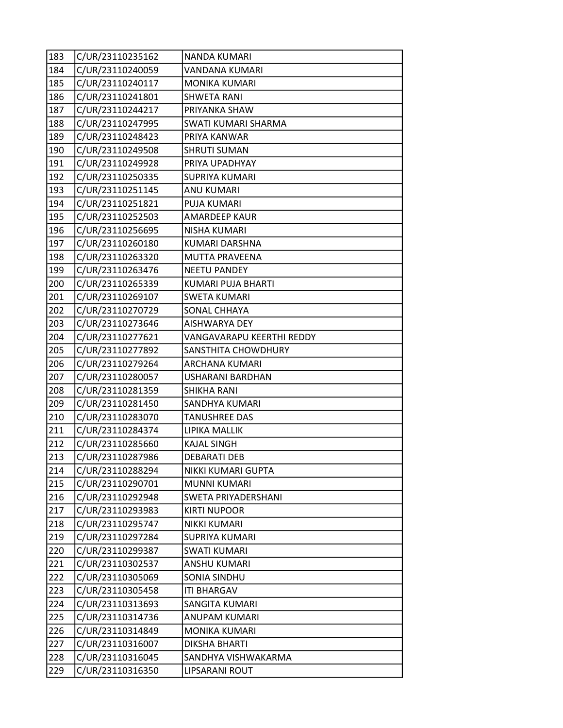| | | |
|---|---|---|
| 183 | C/UR/23110235162 | NANDA KUMARI |
| 184 | C/UR/23110240059 | VANDANA KUMARI |
| 185 | C/UR/23110240117 | MONIKA KUMARI |
| 186 | C/UR/23110241801 | SHWETA RANI |
| 187 | C/UR/23110244217 | PRIYANKA SHAW |
| 188 | C/UR/23110247995 | SWATI KUMARI SHARMA |
| 189 | C/UR/23110248423 | PRIYA KANWAR |
| 190 | C/UR/23110249508 | SHRUTI SUMAN |
| 191 | C/UR/23110249928 | PRIYA UPADHYAY |
| 192 | C/UR/23110250335 | SUPRIYA KUMARI |
| 193 | C/UR/23110251145 | ANU KUMARI |
| 194 | C/UR/23110251821 | PUJA KUMARI |
| 195 | C/UR/23110252503 | AMARDEEP KAUR |
| 196 | C/UR/23110256695 | NISHA KUMARI |
| 197 | C/UR/23110260180 | KUMARI DARSHNA |
| 198 | C/UR/23110263320 | MUTTA PRAVEENA |
| 199 | C/UR/23110263476 | NEETU PANDEY |
| 200 | C/UR/23110265339 | KUMARI PUJA BHARTI |
| 201 | C/UR/23110269107 | SWETA KUMARI |
| 202 | C/UR/23110270729 | SONAL CHHAYA |
| 203 | C/UR/23110273646 | AISHWARYA DEY |
| 204 | C/UR/23110277621 | VANGAVARAPU KEERTHI REDDY |
| 205 | C/UR/23110277892 | SANSTHITA CHOWDHURY |
| 206 | C/UR/23110279264 | ARCHANA KUMARI |
| 207 | C/UR/23110280057 | USHARANI BARDHAN |
| 208 | C/UR/23110281359 | SHIKHA RANI |
| 209 | C/UR/23110281450 | SANDHYA KUMARI |
| 210 | C/UR/23110283070 | TANUSHREE DAS |
| 211 | C/UR/23110284374 | LIPIKA MALLIK |
| 212 | C/UR/23110285660 | KAJAL SINGH |
| 213 | C/UR/23110287986 | DEBARATI DEB |
| 214 | C/UR/23110288294 | NIKKI KUMARI GUPTA |
| 215 | C/UR/23110290701 | MUNNI KUMARI |
| 216 | C/UR/23110292948 | SWETA PRIYADERSHANI |
| 217 | C/UR/23110293983 | KIRTI NUPOOR |
| 218 | C/UR/23110295747 | NIKKI KUMARI |
| 219 | C/UR/23110297284 | SUPRIYA KUMARI |
| 220 | C/UR/23110299387 | SWATI KUMARI |
| 221 | C/UR/23110302537 | ANSHU KUMARI |
| 222 | C/UR/23110305069 | SONIA SINDHU |
| 223 | C/UR/23110305458 | ITI BHARGAV |
| 224 | C/UR/23110313693 | SANGITA KUMARI |
| 225 | C/UR/23110314736 | ANUPAM KUMARI |
| 226 | C/UR/23110314849 | MONIKA KUMARI |
| 227 | C/UR/23110316007 | DIKSHA BHARTI |
| 228 | C/UR/23110316045 | SANDHYA VISHWAKARMA |
| 229 | C/UR/23110316350 | LIPSARANI ROUT |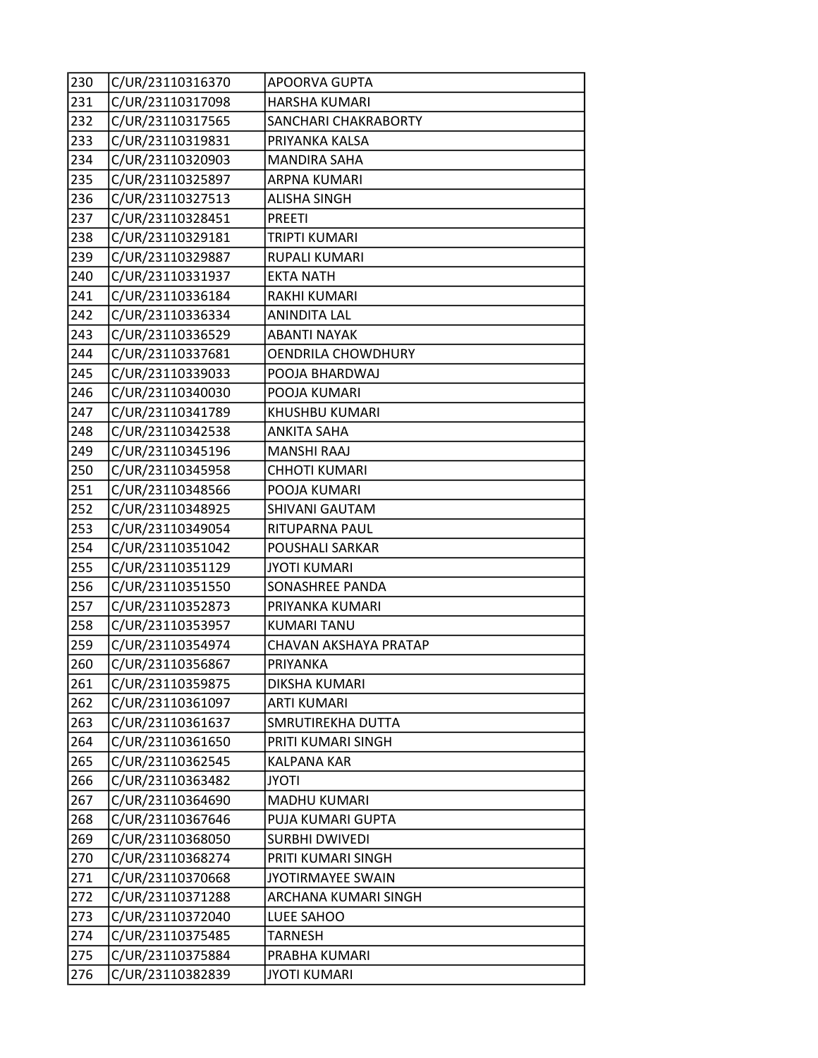| 230 | C/UR/23110316370 | APOORVA GUPTA |
|---|---|---|
| 231 | C/UR/23110317098 | HARSHA KUMARI |
| 232 | C/UR/23110317565 | SANCHARI CHAKRABORTY |
| 233 | C/UR/23110319831 | PRIYANKA KALSA |
| 234 | C/UR/23110320903 | MANDIRA SAHA |
| 235 | C/UR/23110325897 | ARPNA KUMARI |
| 236 | C/UR/23110327513 | ALISHA SINGH |
| 237 | C/UR/23110328451 | PREETI |
| 238 | C/UR/23110329181 | TRIPTI KUMARI |
| 239 | C/UR/23110329887 | RUPALI KUMARI |
| 240 | C/UR/23110331937 | EKTA NATH |
| 241 | C/UR/23110336184 | RAKHI KUMARI |
| 242 | C/UR/23110336334 | ANINDITA LAL |
| 243 | C/UR/23110336529 | ABANTI NAYAK |
| 244 | C/UR/23110337681 | OENDRILA CHOWDHURY |
| 245 | C/UR/23110339033 | POOJA BHARDWAJ |
| 246 | C/UR/23110340030 | POOJA KUMARI |
| 247 | C/UR/23110341789 | KHUSHBU KUMARI |
| 248 | C/UR/23110342538 | ANKITA SAHA |
| 249 | C/UR/23110345196 | MANSHI RAAJ |
| 250 | C/UR/23110345958 | CHHOTI KUMARI |
| 251 | C/UR/23110348566 | POOJA KUMARI |
| 252 | C/UR/23110348925 | SHIVANI GAUTAM |
| 253 | C/UR/23110349054 | RITUPARNA PAUL |
| 254 | C/UR/23110351042 | POUSHALI SARKAR |
| 255 | C/UR/23110351129 | JYOTI KUMARI |
| 256 | C/UR/23110351550 | SONASHREE PANDA |
| 257 | C/UR/23110352873 | PRIYANKA KUMARI |
| 258 | C/UR/23110353957 | KUMARI TANU |
| 259 | C/UR/23110354974 | CHAVAN AKSHAYA PRATAP |
| 260 | C/UR/23110356867 | PRIYANKA |
| 261 | C/UR/23110359875 | DIKSHA KUMARI |
| 262 | C/UR/23110361097 | ARTI KUMARI |
| 263 | C/UR/23110361637 | SMRUTIREKHA DUTTA |
| 264 | C/UR/23110361650 | PRITI KUMARI SINGH |
| 265 | C/UR/23110362545 | KALPANA KAR |
| 266 | C/UR/23110363482 | JYOTI |
| 267 | C/UR/23110364690 | MADHU KUMARI |
| 268 | C/UR/23110367646 | PUJA KUMARI GUPTA |
| 269 | C/UR/23110368050 | SURBHI DWIVEDI |
| 270 | C/UR/23110368274 | PRITI KUMARI SINGH |
| 271 | C/UR/23110370668 | JYOTIRMAYEE SWAIN |
| 272 | C/UR/23110371288 | ARCHANA KUMARI SINGH |
| 273 | C/UR/23110372040 | LUEE SAHOO |
| 274 | C/UR/23110375485 | TARNESH |
| 275 | C/UR/23110375884 | PRABHA KUMARI |
| 276 | C/UR/23110382839 | JYOTI KUMARI |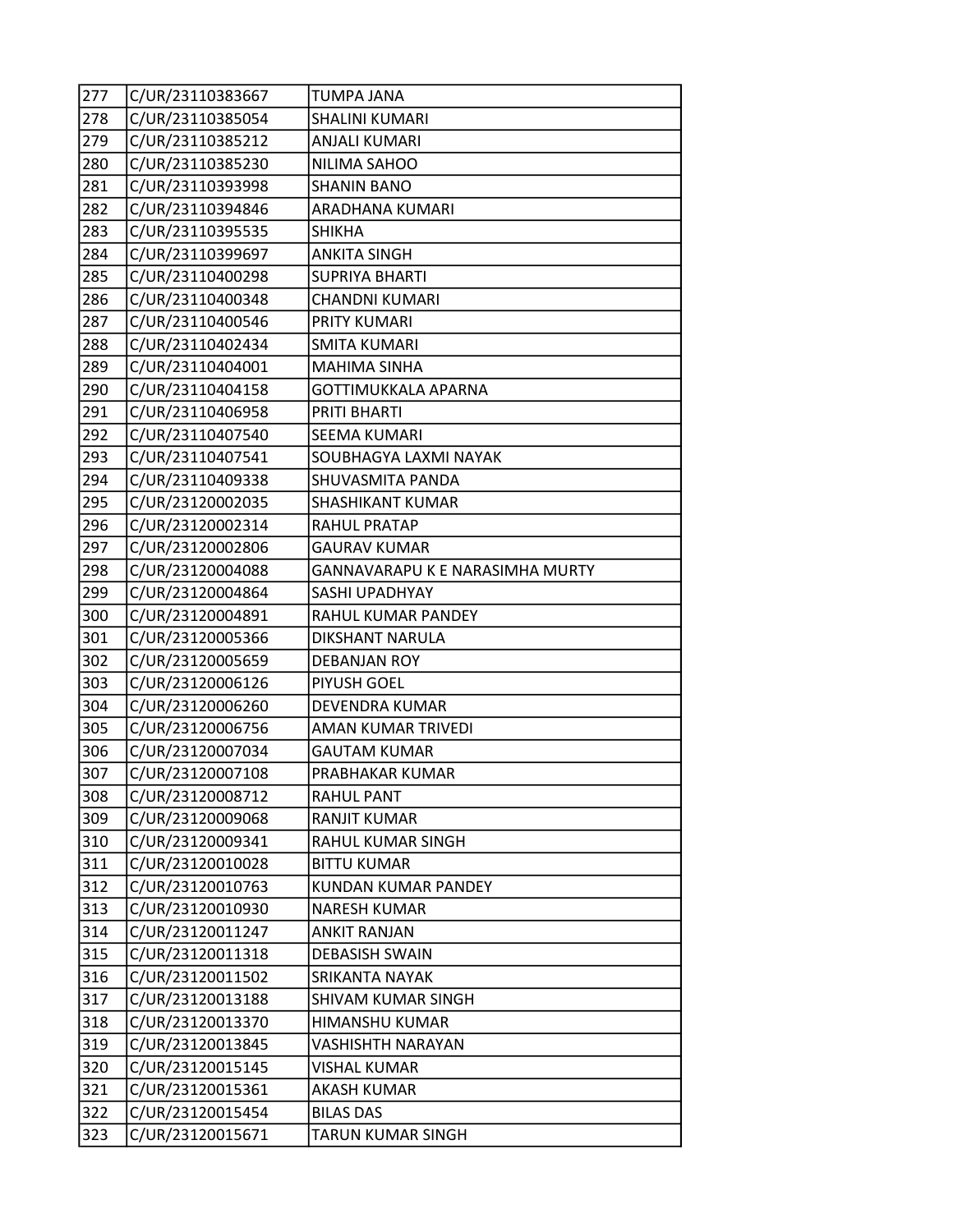| | | |
|---|---|---|
| 277 | C/UR/23110383667 | TUMPA JANA |
| 278 | C/UR/23110385054 | SHALINI KUMARI |
| 279 | C/UR/23110385212 | ANJALI KUMARI |
| 280 | C/UR/23110385230 | NILIMA SAHOO |
| 281 | C/UR/23110393998 | SHANIN BANO |
| 282 | C/UR/23110394846 | ARADHANA KUMARI |
| 283 | C/UR/23110395535 | SHIKHA |
| 284 | C/UR/23110399697 | ANKITA SINGH |
| 285 | C/UR/23110400298 | SUPRIYA BHARTI |
| 286 | C/UR/23110400348 | CHANDNI KUMARI |
| 287 | C/UR/23110400546 | PRITY KUMARI |
| 288 | C/UR/23110402434 | SMITA KUMARI |
| 289 | C/UR/23110404001 | MAHIMA SINHA |
| 290 | C/UR/23110404158 | GOTTIMUKKALA APARNA |
| 291 | C/UR/23110406958 | PRITI BHARTI |
| 292 | C/UR/23110407540 | SEEMA KUMARI |
| 293 | C/UR/23110407541 | SOUBHAGYA LAXMI NAYAK |
| 294 | C/UR/23110409338 | SHUVASMITA PANDA |
| 295 | C/UR/23120002035 | SHASHIKANT KUMAR |
| 296 | C/UR/23120002314 | RAHUL PRATAP |
| 297 | C/UR/23120002806 | GAURAV KUMAR |
| 298 | C/UR/23120004088 | GANNAVARAPU K E NARASIMHA MURTY |
| 299 | C/UR/23120004864 | SASHI UPADHYAY |
| 300 | C/UR/23120004891 | RAHUL KUMAR PANDEY |
| 301 | C/UR/23120005366 | DIKSHANT NARULA |
| 302 | C/UR/23120005659 | DEBANJAN ROY |
| 303 | C/UR/23120006126 | PIYUSH GOEL |
| 304 | C/UR/23120006260 | DEVENDRA KUMAR |
| 305 | C/UR/23120006756 | AMAN KUMAR TRIVEDI |
| 306 | C/UR/23120007034 | GAUTAM KUMAR |
| 307 | C/UR/23120007108 | PRABHAKAR KUMAR |
| 308 | C/UR/23120008712 | RAHUL PANT |
| 309 | C/UR/23120009068 | RANJIT KUMAR |
| 310 | C/UR/23120009341 | RAHUL KUMAR SINGH |
| 311 | C/UR/23120010028 | BITTU KUMAR |
| 312 | C/UR/23120010763 | KUNDAN KUMAR PANDEY |
| 313 | C/UR/23120010930 | NARESH KUMAR |
| 314 | C/UR/23120011247 | ANKIT RANJAN |
| 315 | C/UR/23120011318 | DEBASISH SWAIN |
| 316 | C/UR/23120011502 | SRIKANTA NAYAK |
| 317 | C/UR/23120013188 | SHIVAM KUMAR SINGH |
| 318 | C/UR/23120013370 | HIMANSHU KUMAR |
| 319 | C/UR/23120013845 | VASHISHTH NARAYAN |
| 320 | C/UR/23120015145 | VISHAL KUMAR |
| 321 | C/UR/23120015361 | AKASH KUMAR |
| 322 | C/UR/23120015454 | BILAS DAS |
| 323 | C/UR/23120015671 | TARUN KUMAR SINGH |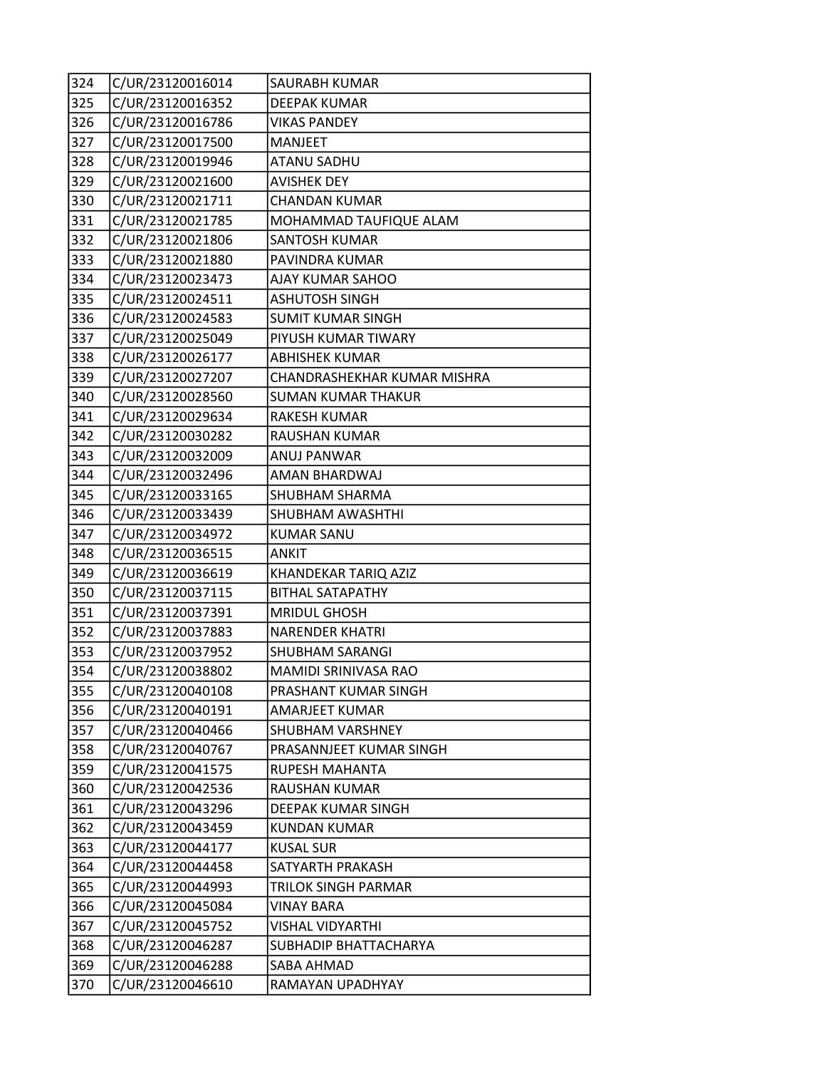| 324 | C/UR/23120016014 | SAURABH KUMAR |
|---|---|---|
| 325 | C/UR/23120016352 | DEEPAK KUMAR |
| 326 | C/UR/23120016786 | VIKAS PANDEY |
| 327 | C/UR/23120017500 | MANJEET |
| 328 | C/UR/23120019946 | ATANU SADHU |
| 329 | C/UR/23120021600 | AVISHEK DEY |
| 330 | C/UR/23120021711 | CHANDAN KUMAR |
| 331 | C/UR/23120021785 | MOHAMMAD TAUFIQUE ALAM |
| 332 | C/UR/23120021806 | SANTOSH KUMAR |
| 333 | C/UR/23120021880 | PAVINDRA KUMAR |
| 334 | C/UR/23120023473 | AJAY KUMAR SAHOO |
| 335 | C/UR/23120024511 | ASHUTOSH SINGH |
| 336 | C/UR/23120024583 | SUMIT KUMAR SINGH |
| 337 | C/UR/23120025049 | PIYUSH KUMAR TIWARY |
| 338 | C/UR/23120026177 | ABHISHEK KUMAR |
| 339 | C/UR/23120027207 | CHANDRASHEKHAR KUMAR MISHRA |
| 340 | C/UR/23120028560 | SUMAN KUMAR THAKUR |
| 341 | C/UR/23120029634 | RAKESH KUMAR |
| 342 | C/UR/23120030282 | RAUSHAN KUMAR |
| 343 | C/UR/23120032009 | ANUJ PANWAR |
| 344 | C/UR/23120032496 | AMAN BHARDWAJ |
| 345 | C/UR/23120033165 | SHUBHAM SHARMA |
| 346 | C/UR/23120033439 | SHUBHAM AWASHTHI |
| 347 | C/UR/23120034972 | KUMAR SANU |
| 348 | C/UR/23120036515 | ANKIT |
| 349 | C/UR/23120036619 | KHANDEKAR TARIQ AZIZ |
| 350 | C/UR/23120037115 | BITHAL SATAPATHY |
| 351 | C/UR/23120037391 | MRIDUL GHOSH |
| 352 | C/UR/23120037883 | NARENDER KHATRI |
| 353 | C/UR/23120037952 | SHUBHAM SARANGI |
| 354 | C/UR/23120038802 | MAMIDI SRINIVASA RAO |
| 355 | C/UR/23120040108 | PRASHANT KUMAR SINGH |
| 356 | C/UR/23120040191 | AMARJEET KUMAR |
| 357 | C/UR/23120040466 | SHUBHAM VARSHNEY |
| 358 | C/UR/23120040767 | PRASANNJEET KUMAR SINGH |
| 359 | C/UR/23120041575 | RUPESH MAHANTA |
| 360 | C/UR/23120042536 | RAUSHAN KUMAR |
| 361 | C/UR/23120043296 | DEEPAK KUMAR SINGH |
| 362 | C/UR/23120043459 | KUNDAN KUMAR |
| 363 | C/UR/23120044177 | KUSAL SUR |
| 364 | C/UR/23120044458 | SATYARTH PRAKASH |
| 365 | C/UR/23120044993 | TRILOK SINGH PARMAR |
| 366 | C/UR/23120045084 | VINAY BARA |
| 367 | C/UR/23120045752 | VISHAL VIDYARTHI |
| 368 | C/UR/23120046287 | SUBHADIP BHATTACHARYA |
| 369 | C/UR/23120046288 | SABA AHMAD |
| 370 | C/UR/23120046610 | RAMAYAN UPADHYAY |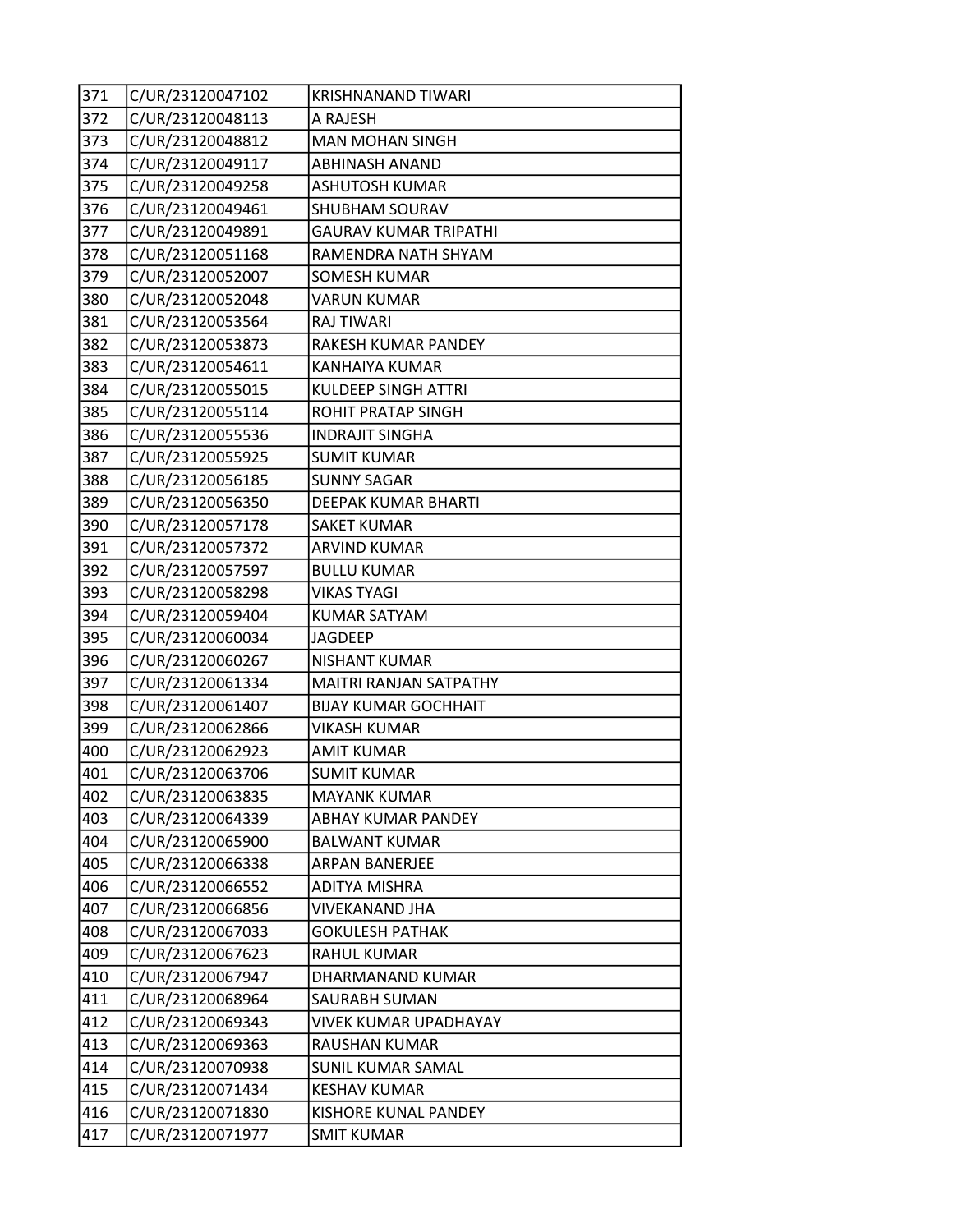| 371 | C/UR/23120047102 | KRISHNANAND TIWARI |
|---|---|---|
| 372 | C/UR/23120048113 | A RAJESH |
| 373 | C/UR/23120048812 | MAN MOHAN SINGH |
| 374 | C/UR/23120049117 | ABHINASH ANAND |
| 375 | C/UR/23120049258 | ASHUTOSH KUMAR |
| 376 | C/UR/23120049461 | SHUBHAM SOURAV |
| 377 | C/UR/23120049891 | GAURAV KUMAR TRIPATHI |
| 378 | C/UR/23120051168 | RAMENDRA NATH SHYAM |
| 379 | C/UR/23120052007 | SOMESH KUMAR |
| 380 | C/UR/23120052048 | VARUN KUMAR |
| 381 | C/UR/23120053564 | RAJ TIWARI |
| 382 | C/UR/23120053873 | RAKESH KUMAR PANDEY |
| 383 | C/UR/23120054611 | KANHAIYA KUMAR |
| 384 | C/UR/23120055015 | KULDEEP SINGH ATTRI |
| 385 | C/UR/23120055114 | ROHIT PRATAP SINGH |
| 386 | C/UR/23120055536 | INDRAJIT SINGHA |
| 387 | C/UR/23120055925 | SUMIT KUMAR |
| 388 | C/UR/23120056185 | SUNNY SAGAR |
| 389 | C/UR/23120056350 | DEEPAK KUMAR BHARTI |
| 390 | C/UR/23120057178 | SAKET KUMAR |
| 391 | C/UR/23120057372 | ARVIND KUMAR |
| 392 | C/UR/23120057597 | BULLU KUMAR |
| 393 | C/UR/23120058298 | VIKAS TYAGI |
| 394 | C/UR/23120059404 | KUMAR SATYAM |
| 395 | C/UR/23120060034 | JAGDEEP |
| 396 | C/UR/23120060267 | NISHANT KUMAR |
| 397 | C/UR/23120061334 | MAITRI RANJAN SATPATHY |
| 398 | C/UR/23120061407 | BIJAY KUMAR GOCHHAIT |
| 399 | C/UR/23120062866 | VIKASH KUMAR |
| 400 | C/UR/23120062923 | AMIT KUMAR |
| 401 | C/UR/23120063706 | SUMIT KUMAR |
| 402 | C/UR/23120063835 | MAYANK KUMAR |
| 403 | C/UR/23120064339 | ABHAY KUMAR PANDEY |
| 404 | C/UR/23120065900 | BALWANT KUMAR |
| 405 | C/UR/23120066338 | ARPAN BANERJEE |
| 406 | C/UR/23120066552 | ADITYA MISHRA |
| 407 | C/UR/23120066856 | VIVEKANAND JHA |
| 408 | C/UR/23120067033 | GOKULESH PATHAK |
| 409 | C/UR/23120067623 | RAHUL KUMAR |
| 410 | C/UR/23120067947 | DHARMANAND KUMAR |
| 411 | C/UR/23120068964 | SAURABH SUMAN |
| 412 | C/UR/23120069343 | VIVEK KUMAR UPADHAYAY |
| 413 | C/UR/23120069363 | RAUSHAN KUMAR |
| 414 | C/UR/23120070938 | SUNIL KUMAR SAMAL |
| 415 | C/UR/23120071434 | KESHAV KUMAR |
| 416 | C/UR/23120071830 | KISHORE KUNAL PANDEY |
| 417 | C/UR/23120071977 | SMIT KUMAR |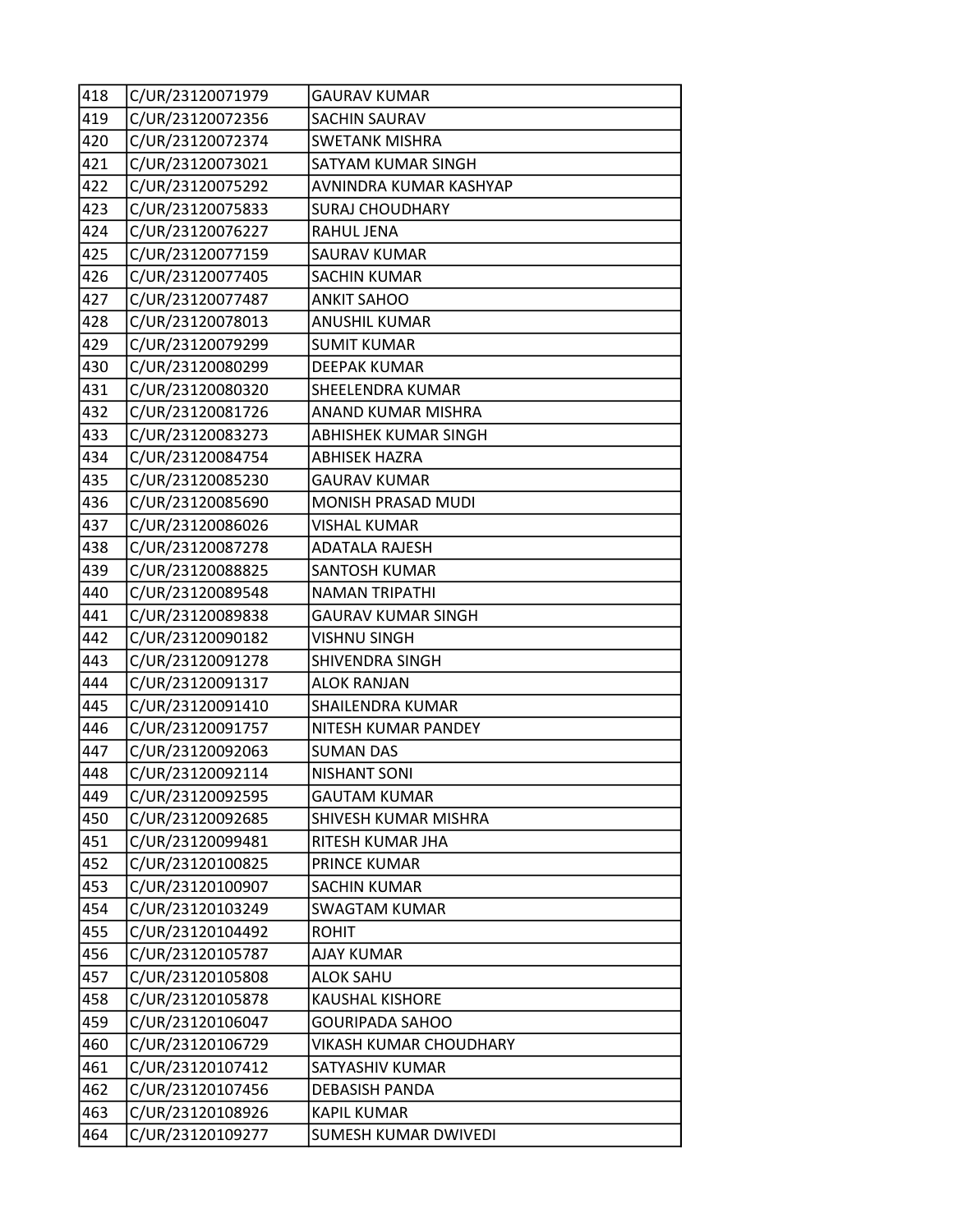| 418 | C/UR/23120071979 | GAURAV KUMAR |
|---|---|---|
| 419 | C/UR/23120072356 | SACHIN SAURAV |
| 420 | C/UR/23120072374 | SWETANK MISHRA |
| 421 | C/UR/23120073021 | SATYAM KUMAR SINGH |
| 422 | C/UR/23120075292 | AVNINDRA KUMAR KASHYAP |
| 423 | C/UR/23120075833 | SURAJ CHOUDHARY |
| 424 | C/UR/23120076227 | RAHUL JENA |
| 425 | C/UR/23120077159 | SAURAV KUMAR |
| 426 | C/UR/23120077405 | SACHIN KUMAR |
| 427 | C/UR/23120077487 | ANKIT SAHOO |
| 428 | C/UR/23120078013 | ANUSHIL KUMAR |
| 429 | C/UR/23120079299 | SUMIT KUMAR |
| 430 | C/UR/23120080299 | DEEPAK KUMAR |
| 431 | C/UR/23120080320 | SHEELENDRA KUMAR |
| 432 | C/UR/23120081726 | ANAND KUMAR MISHRA |
| 433 | C/UR/23120083273 | ABHISHEK KUMAR SINGH |
| 434 | C/UR/23120084754 | ABHISEK HAZRA |
| 435 | C/UR/23120085230 | GAURAV KUMAR |
| 436 | C/UR/23120085690 | MONISH PRASAD MUDI |
| 437 | C/UR/23120086026 | VISHAL KUMAR |
| 438 | C/UR/23120087278 | ADATALA RAJESH |
| 439 | C/UR/23120088825 | SANTOSH KUMAR |
| 440 | C/UR/23120089548 | NAMAN TRIPATHI |
| 441 | C/UR/23120089838 | GAURAV KUMAR SINGH |
| 442 | C/UR/23120090182 | VISHNU SINGH |
| 443 | C/UR/23120091278 | SHIVENDRA SINGH |
| 444 | C/UR/23120091317 | ALOK RANJAN |
| 445 | C/UR/23120091410 | SHAILENDRA KUMAR |
| 446 | C/UR/23120091757 | NITESH KUMAR PANDEY |
| 447 | C/UR/23120092063 | SUMAN DAS |
| 448 | C/UR/23120092114 | NISHANT SONI |
| 449 | C/UR/23120092595 | GAUTAM KUMAR |
| 450 | C/UR/23120092685 | SHIVESH KUMAR MISHRA |
| 451 | C/UR/23120099481 | RITESH KUMAR JHA |
| 452 | C/UR/23120100825 | PRINCE KUMAR |
| 453 | C/UR/23120100907 | SACHIN KUMAR |
| 454 | C/UR/23120103249 | SWAGTAM KUMAR |
| 455 | C/UR/23120104492 | ROHIT |
| 456 | C/UR/23120105787 | AJAY KUMAR |
| 457 | C/UR/23120105808 | ALOK SAHU |
| 458 | C/UR/23120105878 | KAUSHAL KISHORE |
| 459 | C/UR/23120106047 | GOURIPADA SAHOO |
| 460 | C/UR/23120106729 | VIKASH KUMAR CHOUDHARY |
| 461 | C/UR/23120107412 | SATYASHIV KUMAR |
| 462 | C/UR/23120107456 | DEBASISH PANDA |
| 463 | C/UR/23120108926 | KAPIL KUMAR |
| 464 | C/UR/23120109277 | SUMESH KUMAR DWIVEDI |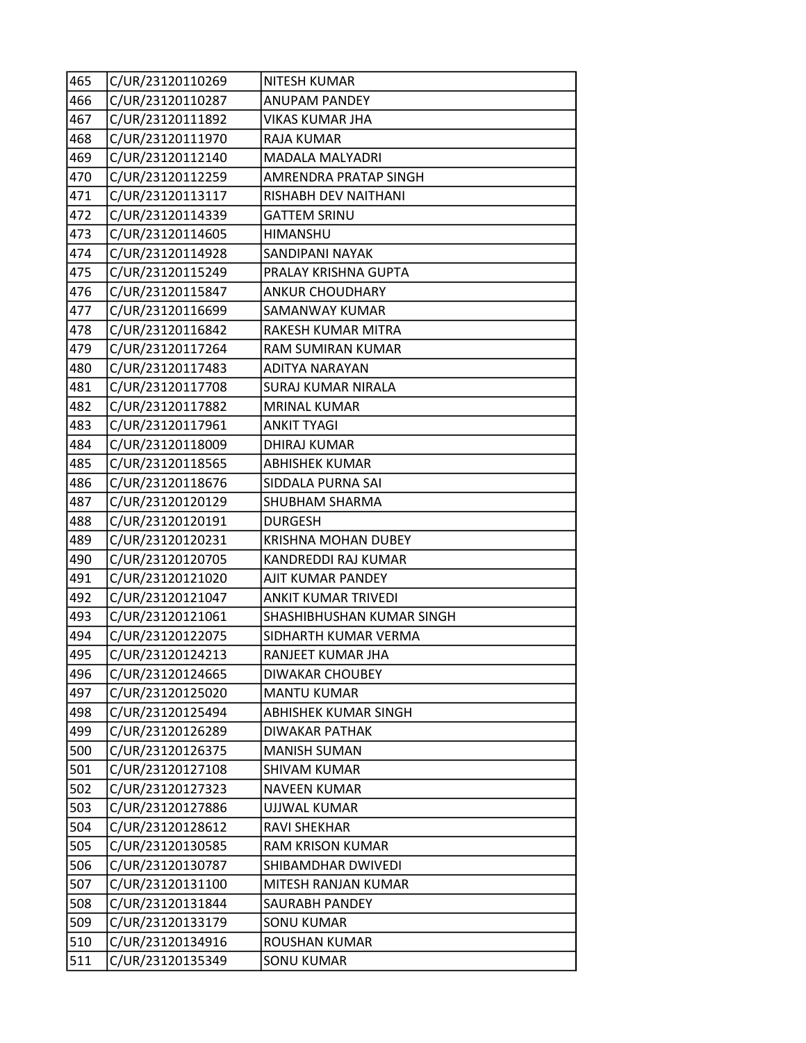| 465 | C/UR/23120110269 | NITESH KUMAR |
|---|---|---|
| 466 | C/UR/23120110287 | ANUPAM PANDEY |
| 467 | C/UR/23120111892 | VIKAS KUMAR JHA |
| 468 | C/UR/23120111970 | RAJA KUMAR |
| 469 | C/UR/23120112140 | MADALA MALYADRI |
| 470 | C/UR/23120112259 | AMRENDRA PRATAP SINGH |
| 471 | C/UR/23120113117 | RISHABH DEV NAITHANI |
| 472 | C/UR/23120114339 | GATTEM SRINU |
| 473 | C/UR/23120114605 | HIMANSHU |
| 474 | C/UR/23120114928 | SANDIPANI NAYAK |
| 475 | C/UR/23120115249 | PRALAY KRISHNA GUPTA |
| 476 | C/UR/23120115847 | ANKUR CHOUDHARY |
| 477 | C/UR/23120116699 | SAMANWAY KUMAR |
| 478 | C/UR/23120116842 | RAKESH KUMAR MITRA |
| 479 | C/UR/23120117264 | RAM SUMIRAN KUMAR |
| 480 | C/UR/23120117483 | ADITYA NARAYAN |
| 481 | C/UR/23120117708 | SURAJ KUMAR NIRALA |
| 482 | C/UR/23120117882 | MRINAL KUMAR |
| 483 | C/UR/23120117961 | ANKIT TYAGI |
| 484 | C/UR/23120118009 | DHIRAJ KUMAR |
| 485 | C/UR/23120118565 | ABHISHEK KUMAR |
| 486 | C/UR/23120118676 | SIDDALA PURNA SAI |
| 487 | C/UR/23120120129 | SHUBHAM SHARMA |
| 488 | C/UR/23120120191 | DURGESH |
| 489 | C/UR/23120120231 | KRISHNA MOHAN DUBEY |
| 490 | C/UR/23120120705 | KANDREDDI RAJ KUMAR |
| 491 | C/UR/23120121020 | AJIT KUMAR PANDEY |
| 492 | C/UR/23120121047 | ANKIT KUMAR TRIVEDI |
| 493 | C/UR/23120121061 | SHASHIBHUSHAN KUMAR SINGH |
| 494 | C/UR/23120122075 | SIDHARTH KUMAR VERMA |
| 495 | C/UR/23120124213 | RANJEET KUMAR JHA |
| 496 | C/UR/23120124665 | DIWAKAR CHOUBEY |
| 497 | C/UR/23120125020 | MANTU KUMAR |
| 498 | C/UR/23120125494 | ABHISHEK KUMAR SINGH |
| 499 | C/UR/23120126289 | DIWAKAR PATHAK |
| 500 | C/UR/23120126375 | MANISH SUMAN |
| 501 | C/UR/23120127108 | SHIVAM KUMAR |
| 502 | C/UR/23120127323 | NAVEEN KUMAR |
| 503 | C/UR/23120127886 | UJJWAL KUMAR |
| 504 | C/UR/23120128612 | RAVI SHEKHAR |
| 505 | C/UR/23120130585 | RAM KRISON KUMAR |
| 506 | C/UR/23120130787 | SHIBAMDHAR DWIVEDI |
| 507 | C/UR/23120131100 | MITESH RANJAN KUMAR |
| 508 | C/UR/23120131844 | SAURABH PANDEY |
| 509 | C/UR/23120133179 | SONU KUMAR |
| 510 | C/UR/23120134916 | ROUSHAN KUMAR |
| 511 | C/UR/23120135349 | SONU KUMAR |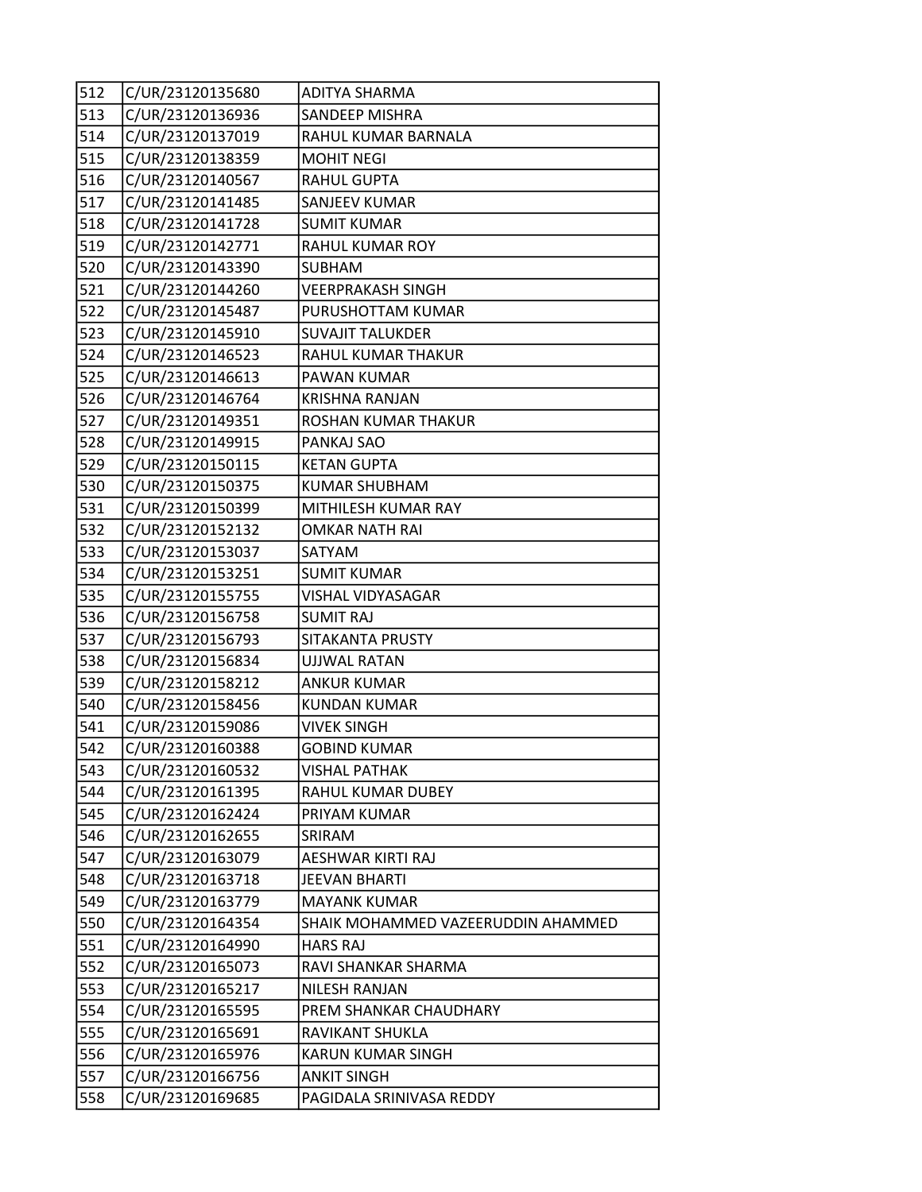| 512 | C/UR/23120135680 | ADITYA SHARMA |
|---|---|---|
| 513 | C/UR/23120136936 | SANDEEP MISHRA |
| 514 | C/UR/23120137019 | RAHUL KUMAR BARNALA |
| 515 | C/UR/23120138359 | MOHIT NEGI |
| 516 | C/UR/23120140567 | RAHUL GUPTA |
| 517 | C/UR/23120141485 | SANJEEV KUMAR |
| 518 | C/UR/23120141728 | SUMIT KUMAR |
| 519 | C/UR/23120142771 | RAHUL KUMAR ROY |
| 520 | C/UR/23120143390 | SUBHAM |
| 521 | C/UR/23120144260 | VEERPRAKASH SINGH |
| 522 | C/UR/23120145487 | PURUSHOTTAM KUMAR |
| 523 | C/UR/23120145910 | SUVAJIT TALUKDER |
| 524 | C/UR/23120146523 | RAHUL KUMAR THAKUR |
| 525 | C/UR/23120146613 | PAWAN KUMAR |
| 526 | C/UR/23120146764 | KRISHNA RANJAN |
| 527 | C/UR/23120149351 | ROSHAN KUMAR THAKUR |
| 528 | C/UR/23120149915 | PANKAJ SAO |
| 529 | C/UR/23120150115 | KETAN GUPTA |
| 530 | C/UR/23120150375 | KUMAR SHUBHAM |
| 531 | C/UR/23120150399 | MITHILESH KUMAR RAY |
| 532 | C/UR/23120152132 | OMKAR NATH RAI |
| 533 | C/UR/23120153037 | SATYAM |
| 534 | C/UR/23120153251 | SUMIT KUMAR |
| 535 | C/UR/23120155755 | VISHAL VIDYASAGAR |
| 536 | C/UR/23120156758 | SUMIT RAJ |
| 537 | C/UR/23120156793 | SITAKANTA PRUSTY |
| 538 | C/UR/23120156834 | UJJWAL RATAN |
| 539 | C/UR/23120158212 | ANKUR KUMAR |
| 540 | C/UR/23120158456 | KUNDAN KUMAR |
| 541 | C/UR/23120159086 | VIVEK SINGH |
| 542 | C/UR/23120160388 | GOBIND KUMAR |
| 543 | C/UR/23120160532 | VISHAL PATHAK |
| 544 | C/UR/23120161395 | RAHUL KUMAR DUBEY |
| 545 | C/UR/23120162424 | PRIYAM KUMAR |
| 546 | C/UR/23120162655 | SRIRAM |
| 547 | C/UR/23120163079 | AESHWAR KIRTI RAJ |
| 548 | C/UR/23120163718 | JEEVAN BHARTI |
| 549 | C/UR/23120163779 | MAYANK KUMAR |
| 550 | C/UR/23120164354 | SHAIK MOHAMMED VAZEERUDDIN AHAMMED |
| 551 | C/UR/23120164990 | HARS RAJ |
| 552 | C/UR/23120165073 | RAVI SHANKAR SHARMA |
| 553 | C/UR/23120165217 | NILESH RANJAN |
| 554 | C/UR/23120165595 | PREM SHANKAR CHAUDHARY |
| 555 | C/UR/23120165691 | RAVIKANT SHUKLA |
| 556 | C/UR/23120165976 | KARUN KUMAR SINGH |
| 557 | C/UR/23120166756 | ANKIT SINGH |
| 558 | C/UR/23120169685 | PAGIDALA SRINIVASA REDDY |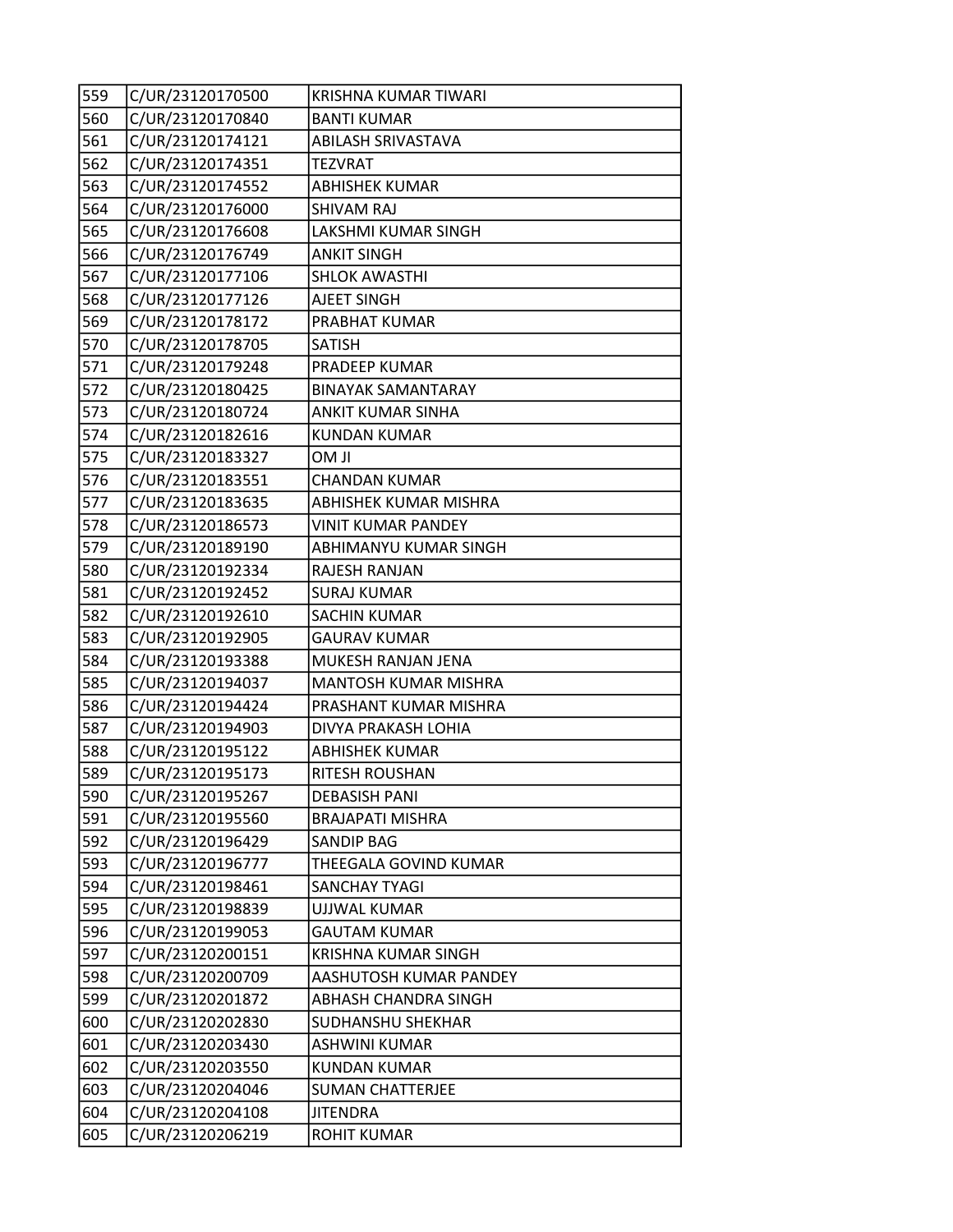| 559 | C/UR/23120170500 | KRISHNA KUMAR TIWARI |
|---|---|---|
| 560 | C/UR/23120170840 | BANTI KUMAR |
| 561 | C/UR/23120174121 | ABILASH SRIVASTAVA |
| 562 | C/UR/23120174351 | TEZVRAT |
| 563 | C/UR/23120174552 | ABHISHEK KUMAR |
| 564 | C/UR/23120176000 | SHIVAM RAJ |
| 565 | C/UR/23120176608 | LAKSHMI KUMAR SINGH |
| 566 | C/UR/23120176749 | ANKIT SINGH |
| 567 | C/UR/23120177106 | SHLOK AWASTHI |
| 568 | C/UR/23120177126 | AJEET SINGH |
| 569 | C/UR/23120178172 | PRABHAT KUMAR |
| 570 | C/UR/23120178705 | SATISH |
| 571 | C/UR/23120179248 | PRADEEP KUMAR |
| 572 | C/UR/23120180425 | BINAYAK SAMANTARAY |
| 573 | C/UR/23120180724 | ANKIT KUMAR SINHA |
| 574 | C/UR/23120182616 | KUNDAN KUMAR |
| 575 | C/UR/23120183327 | OM JI |
| 576 | C/UR/23120183551 | CHANDAN KUMAR |
| 577 | C/UR/23120183635 | ABHISHEK KUMAR MISHRA |
| 578 | C/UR/23120186573 | VINIT KUMAR PANDEY |
| 579 | C/UR/23120189190 | ABHIMANYU KUMAR SINGH |
| 580 | C/UR/23120192334 | RAJESH RANJAN |
| 581 | C/UR/23120192452 | SURAJ KUMAR |
| 582 | C/UR/23120192610 | SACHIN KUMAR |
| 583 | C/UR/23120192905 | GAURAV KUMAR |
| 584 | C/UR/23120193388 | MUKESH RANJAN JENA |
| 585 | C/UR/23120194037 | MANTOSH KUMAR MISHRA |
| 586 | C/UR/23120194424 | PRASHANT KUMAR MISHRA |
| 587 | C/UR/23120194903 | DIVYA PRAKASH LOHIA |
| 588 | C/UR/23120195122 | ABHISHEK KUMAR |
| 589 | C/UR/23120195173 | RITESH ROUSHAN |
| 590 | C/UR/23120195267 | DEBASISH PANI |
| 591 | C/UR/23120195560 | BRAJAPATI MISHRA |
| 592 | C/UR/23120196429 | SANDIP BAG |
| 593 | C/UR/23120196777 | THEEGALA GOVIND KUMAR |
| 594 | C/UR/23120198461 | SANCHAY TYAGI |
| 595 | C/UR/23120198839 | UJJWAL KUMAR |
| 596 | C/UR/23120199053 | GAUTAM KUMAR |
| 597 | C/UR/23120200151 | KRISHNA KUMAR SINGH |
| 598 | C/UR/23120200709 | AASHUTOSH KUMAR PANDEY |
| 599 | C/UR/23120201872 | ABHASH CHANDRA SINGH |
| 600 | C/UR/23120202830 | SUDHANSHU SHEKHAR |
| 601 | C/UR/23120203430 | ASHWINI KUMAR |
| 602 | C/UR/23120203550 | KUNDAN KUMAR |
| 603 | C/UR/23120204046 | SUMAN CHATTERJEE |
| 604 | C/UR/23120204108 | JITENDRA |
| 605 | C/UR/23120206219 | ROHIT KUMAR |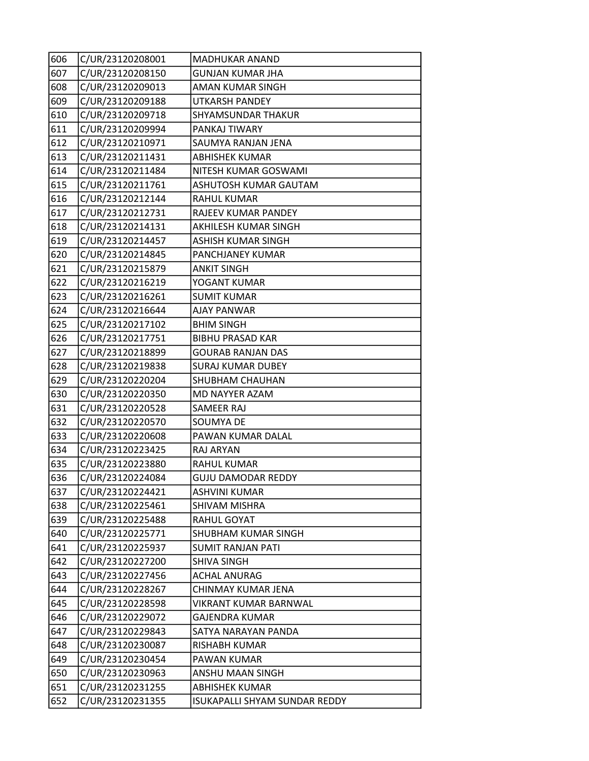| 606 | C/UR/23120208001 | MADHUKAR ANAND |
|---|---|---|
| 607 | C/UR/23120208150 | GUNJAN KUMAR JHA |
| 608 | C/UR/23120209013 | AMAN KUMAR SINGH |
| 609 | C/UR/23120209188 | UTKARSH PANDEY |
| 610 | C/UR/23120209718 | SHYAMSUNDAR THAKUR |
| 611 | C/UR/23120209994 | PANKAJ TIWARY |
| 612 | C/UR/23120210971 | SAUMYA RANJAN JENA |
| 613 | C/UR/23120211431 | ABHISHEK KUMAR |
| 614 | C/UR/23120211484 | NITESH KUMAR GOSWAMI |
| 615 | C/UR/23120211761 | ASHUTOSH KUMAR GAUTAM |
| 616 | C/UR/23120212144 | RAHUL KUMAR |
| 617 | C/UR/23120212731 | RAJEEV KUMAR PANDEY |
| 618 | C/UR/23120214131 | AKHILESH KUMAR SINGH |
| 619 | C/UR/23120214457 | ASHISH KUMAR SINGH |
| 620 | C/UR/23120214845 | PANCHJANEY KUMAR |
| 621 | C/UR/23120215879 | ANKIT SINGH |
| 622 | C/UR/23120216219 | YOGANT KUMAR |
| 623 | C/UR/23120216261 | SUMIT KUMAR |
| 624 | C/UR/23120216644 | AJAY PANWAR |
| 625 | C/UR/23120217102 | BHIM SINGH |
| 626 | C/UR/23120217751 | BIBHU PRASAD KAR |
| 627 | C/UR/23120218899 | GOURAB RANJAN DAS |
| 628 | C/UR/23120219838 | SURAJ KUMAR DUBEY |
| 629 | C/UR/23120220204 | SHUBHAM CHAUHAN |
| 630 | C/UR/23120220350 | MD NAYYER AZAM |
| 631 | C/UR/23120220528 | SAMEER RAJ |
| 632 | C/UR/23120220570 | SOUMYA DE |
| 633 | C/UR/23120220608 | PAWAN KUMAR DALAL |
| 634 | C/UR/23120223425 | RAJ ARYAN |
| 635 | C/UR/23120223880 | RAHUL KUMAR |
| 636 | C/UR/23120224084 | GUJU DAMODAR REDDY |
| 637 | C/UR/23120224421 | ASHVINI KUMAR |
| 638 | C/UR/23120225461 | SHIVAM MISHRA |
| 639 | C/UR/23120225488 | RAHUL GOYAT |
| 640 | C/UR/23120225771 | SHUBHAM KUMAR SINGH |
| 641 | C/UR/23120225937 | SUMIT RANJAN PATI |
| 642 | C/UR/23120227200 | SHIVA SINGH |
| 643 | C/UR/23120227456 | ACHAL ANURAG |
| 644 | C/UR/23120228267 | CHINMAY KUMAR JENA |
| 645 | C/UR/23120228598 | VIKRANT KUMAR BARNWAL |
| 646 | C/UR/23120229072 | GAJENDRA KUMAR |
| 647 | C/UR/23120229843 | SATYA NARAYAN PANDA |
| 648 | C/UR/23120230087 | RISHABH KUMAR |
| 649 | C/UR/23120230454 | PAWAN KUMAR |
| 650 | C/UR/23120230963 | ANSHU MAAN SINGH |
| 651 | C/UR/23120231255 | ABHISHEK KUMAR |
| 652 | C/UR/23120231355 | ISUKAPALLI SHYAM SUNDAR REDDY |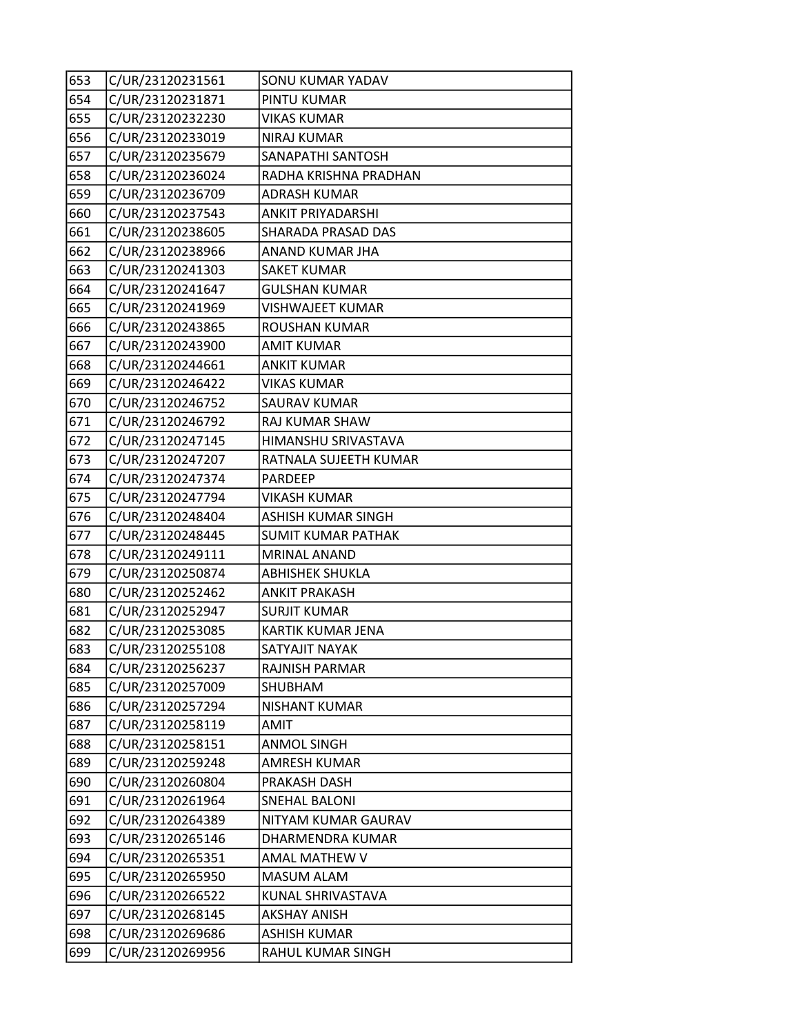| 653 | C/UR/23120231561 | SONU KUMAR YADAV |
|---|---|---|
| 654 | C/UR/23120231871 | PINTU KUMAR |
| 655 | C/UR/23120232230 | VIKAS KUMAR |
| 656 | C/UR/23120233019 | NIRAJ KUMAR |
| 657 | C/UR/23120235679 | SANAPATHI SANTOSH |
| 658 | C/UR/23120236024 | RADHA KRISHNA PRADHAN |
| 659 | C/UR/23120236709 | ADRASH KUMAR |
| 660 | C/UR/23120237543 | ANKIT PRIYADARSHI |
| 661 | C/UR/23120238605 | SHARADA PRASAD DAS |
| 662 | C/UR/23120238966 | ANAND KUMAR JHA |
| 663 | C/UR/23120241303 | SAKET KUMAR |
| 664 | C/UR/23120241647 | GULSHAN KUMAR |
| 665 | C/UR/23120241969 | VISHWAJEET KUMAR |
| 666 | C/UR/23120243865 | ROUSHAN KUMAR |
| 667 | C/UR/23120243900 | AMIT KUMAR |
| 668 | C/UR/23120244661 | ANKIT KUMAR |
| 669 | C/UR/23120246422 | VIKAS KUMAR |
| 670 | C/UR/23120246752 | SAURAV KUMAR |
| 671 | C/UR/23120246792 | RAJ KUMAR SHAW |
| 672 | C/UR/23120247145 | HIMANSHU SRIVASTAVA |
| 673 | C/UR/23120247207 | RATNALA SUJEETH KUMAR |
| 674 | C/UR/23120247374 | PARDEEP |
| 675 | C/UR/23120247794 | VIKASH KUMAR |
| 676 | C/UR/23120248404 | ASHISH KUMAR SINGH |
| 677 | C/UR/23120248445 | SUMIT KUMAR PATHAK |
| 678 | C/UR/23120249111 | MRINAL ANAND |
| 679 | C/UR/23120250874 | ABHISHEK SHUKLA |
| 680 | C/UR/23120252462 | ANKIT PRAKASH |
| 681 | C/UR/23120252947 | SURJIT KUMAR |
| 682 | C/UR/23120253085 | KARTIK KUMAR JENA |
| 683 | C/UR/23120255108 | SATYAJIT NAYAK |
| 684 | C/UR/23120256237 | RAJNISH PARMAR |
| 685 | C/UR/23120257009 | SHUBHAM |
| 686 | C/UR/23120257294 | NISHANT KUMAR |
| 687 | C/UR/23120258119 | AMIT |
| 688 | C/UR/23120258151 | ANMOL SINGH |
| 689 | C/UR/23120259248 | AMRESH KUMAR |
| 690 | C/UR/23120260804 | PRAKASH DASH |
| 691 | C/UR/23120261964 | SNEHAL BALONI |
| 692 | C/UR/23120264389 | NITYAM KUMAR GAURAV |
| 693 | C/UR/23120265146 | DHARMENDRA KUMAR |
| 694 | C/UR/23120265351 | AMAL MATHEW V |
| 695 | C/UR/23120265950 | MASUM ALAM |
| 696 | C/UR/23120266522 | KUNAL SHRIVASTAVA |
| 697 | C/UR/23120268145 | AKSHAY ANISH |
| 698 | C/UR/23120269686 | ASHISH KUMAR |
| 699 | C/UR/23120269956 | RAHUL KUMAR SINGH |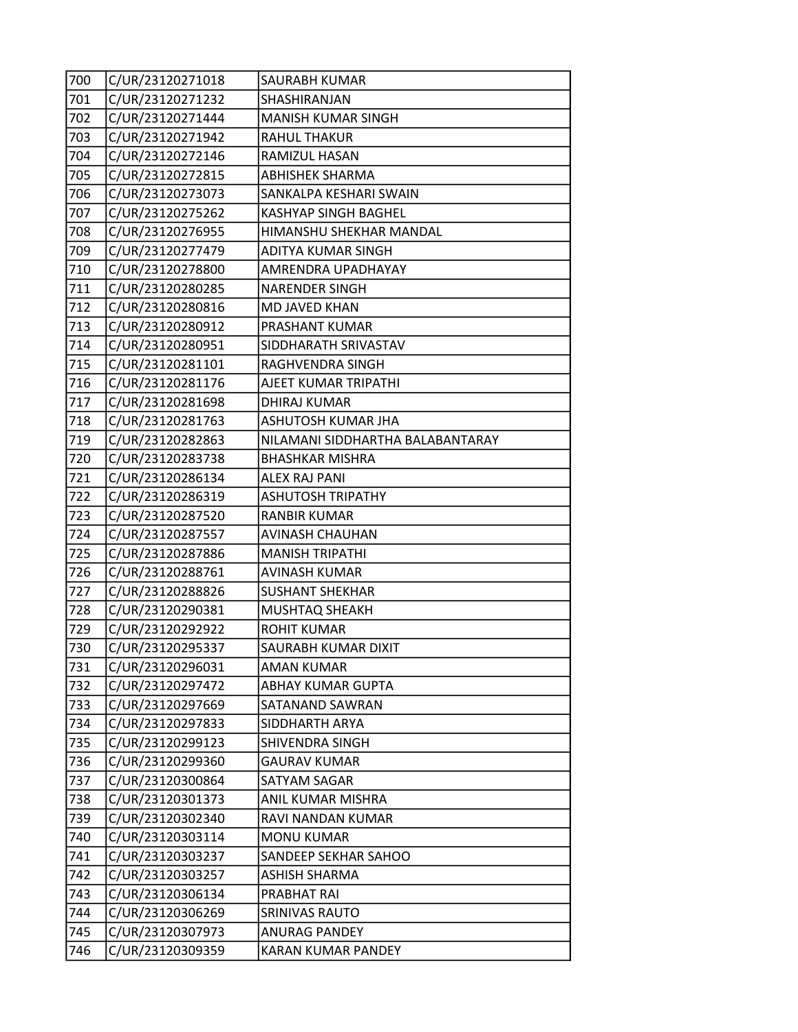| 700 | C/UR/23120271018 | SAURABH KUMAR |
|---|---|---|
| 701 | C/UR/23120271232 | SHASHIRANJAN |
| 702 | C/UR/23120271444 | MANISH KUMAR SINGH |
| 703 | C/UR/23120271942 | RAHUL THAKUR |
| 704 | C/UR/23120272146 | RAMIZUL HASAN |
| 705 | C/UR/23120272815 | ABHISHEK SHARMA |
| 706 | C/UR/23120273073 | SANKALPA KESHARI SWAIN |
| 707 | C/UR/23120275262 | KASHYAP SINGH BAGHEL |
| 708 | C/UR/23120276955 | HIMANSHU SHEKHAR MANDAL |
| 709 | C/UR/23120277479 | ADITYA KUMAR SINGH |
| 710 | C/UR/23120278800 | AMRENDRA UPADHAYAY |
| 711 | C/UR/23120280285 | NARENDER SINGH |
| 712 | C/UR/23120280816 | MD JAVED KHAN |
| 713 | C/UR/23120280912 | PRASHANT KUMAR |
| 714 | C/UR/23120280951 | SIDDHARATH SRIVASTAV |
| 715 | C/UR/23120281101 | RAGHVENDRA SINGH |
| 716 | C/UR/23120281176 | AJEET KUMAR TRIPATHI |
| 717 | C/UR/23120281698 | DHIRAJ KUMAR |
| 718 | C/UR/23120281763 | ASHUTOSH KUMAR JHA |
| 719 | C/UR/23120282863 | NILAMANI SIDDHARTHA BALABANTARAY |
| 720 | C/UR/23120283738 | BHASHKAR MISHRA |
| 721 | C/UR/23120286134 | ALEX RAJ PANI |
| 722 | C/UR/23120286319 | ASHUTOSH TRIPATHY |
| 723 | C/UR/23120287520 | RANBIR KUMAR |
| 724 | C/UR/23120287557 | AVINASH CHAUHAN |
| 725 | C/UR/23120287886 | MANISH TRIPATHI |
| 726 | C/UR/23120288761 | AVINASH KUMAR |
| 727 | C/UR/23120288826 | SUSHANT SHEKHAR |
| 728 | C/UR/23120290381 | MUSHTAQ SHEAKH |
| 729 | C/UR/23120292922 | ROHIT KUMAR |
| 730 | C/UR/23120295337 | SAURABH KUMAR DIXIT |
| 731 | C/UR/23120296031 | AMAN KUMAR |
| 732 | C/UR/23120297472 | ABHAY KUMAR GUPTA |
| 733 | C/UR/23120297669 | SATANAND SAWRAN |
| 734 | C/UR/23120297833 | SIDDHARTH ARYA |
| 735 | C/UR/23120299123 | SHIVENDRA SINGH |
| 736 | C/UR/23120299360 | GAURAV KUMAR |
| 737 | C/UR/23120300864 | SATYAM SAGAR |
| 738 | C/UR/23120301373 | ANIL KUMAR MISHRA |
| 739 | C/UR/23120302340 | RAVI NANDAN KUMAR |
| 740 | C/UR/23120303114 | MONU KUMAR |
| 741 | C/UR/23120303237 | SANDEEP SEKHAR SAHOO |
| 742 | C/UR/23120303257 | ASHISH SHARMA |
| 743 | C/UR/23120306134 | PRABHAT RAI |
| 744 | C/UR/23120306269 | SRINIVAS RAUTO |
| 745 | C/UR/23120307973 | ANURAG PANDEY |
| 746 | C/UR/23120309359 | KARAN KUMAR PANDEY |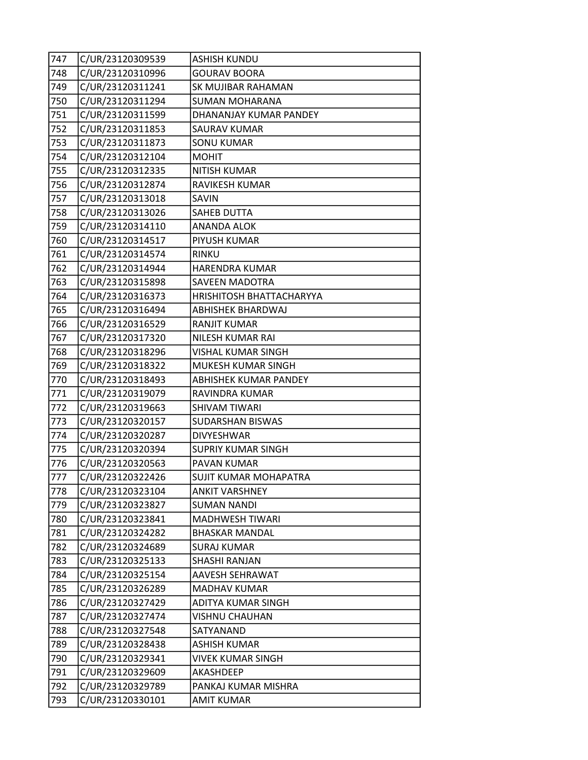| 747 | C/UR/23120309539 | ASHISH KUNDU |
|---|---|---|
| 748 | C/UR/23120310996 | GOURAV BOORA |
| 749 | C/UR/23120311241 | SK MUJIBAR RAHAMAN |
| 750 | C/UR/23120311294 | SUMAN MOHARANA |
| 751 | C/UR/23120311599 | DHANANJAY KUMAR PANDEY |
| 752 | C/UR/23120311853 | SAURAV KUMAR |
| 753 | C/UR/23120311873 | SONU KUMAR |
| 754 | C/UR/23120312104 | MOHIT |
| 755 | C/UR/23120312335 | NITISH KUMAR |
| 756 | C/UR/23120312874 | RAVIKESH KUMAR |
| 757 | C/UR/23120313018 | SAVIN |
| 758 | C/UR/23120313026 | SAHEB DUTTA |
| 759 | C/UR/23120314110 | ANANDA ALOK |
| 760 | C/UR/23120314517 | PIYUSH KUMAR |
| 761 | C/UR/23120314574 | RINKU |
| 762 | C/UR/23120314944 | HARENDRA KUMAR |
| 763 | C/UR/23120315898 | SAVEEN MADOTRA |
| 764 | C/UR/23120316373 | HRISHITOSH BHATTACHARYYA |
| 765 | C/UR/23120316494 | ABHISHEK BHARDWAJ |
| 766 | C/UR/23120316529 | RANJIT KUMAR |
| 767 | C/UR/23120317320 | NILESH KUMAR RAI |
| 768 | C/UR/23120318296 | VISHAL KUMAR SINGH |
| 769 | C/UR/23120318322 | MUKESH KUMAR SINGH |
| 770 | C/UR/23120318493 | ABHISHEK KUMAR PANDEY |
| 771 | C/UR/23120319079 | RAVINDRA KUMAR |
| 772 | C/UR/23120319663 | SHIVAM TIWARI |
| 773 | C/UR/23120320157 | SUDARSHAN BISWAS |
| 774 | C/UR/23120320287 | DIVYESHWAR |
| 775 | C/UR/23120320394 | SUPRIY KUMAR SINGH |
| 776 | C/UR/23120320563 | PAVAN KUMAR |
| 777 | C/UR/23120322426 | SUJIT KUMAR MOHAPATRA |
| 778 | C/UR/23120323104 | ANKIT VARSHNEY |
| 779 | C/UR/23120323827 | SUMAN NANDI |
| 780 | C/UR/23120323841 | MADHWESH TIWARI |
| 781 | C/UR/23120324282 | BHASKAR MANDAL |
| 782 | C/UR/23120324689 | SURAJ KUMAR |
| 783 | C/UR/23120325133 | SHASHI RANJAN |
| 784 | C/UR/23120325154 | AAVESH SEHRAWAT |
| 785 | C/UR/23120326289 | MADHAV KUMAR |
| 786 | C/UR/23120327429 | ADITYA KUMAR SINGH |
| 787 | C/UR/23120327474 | VISHNU CHAUHAN |
| 788 | C/UR/23120327548 | SATYANAND |
| 789 | C/UR/23120328438 | ASHISH KUMAR |
| 790 | C/UR/23120329341 | VIVEK KUMAR SINGH |
| 791 | C/UR/23120329609 | AKASHDEEP |
| 792 | C/UR/23120329789 | PANKAJ KUMAR MISHRA |
| 793 | C/UR/23120330101 | AMIT KUMAR |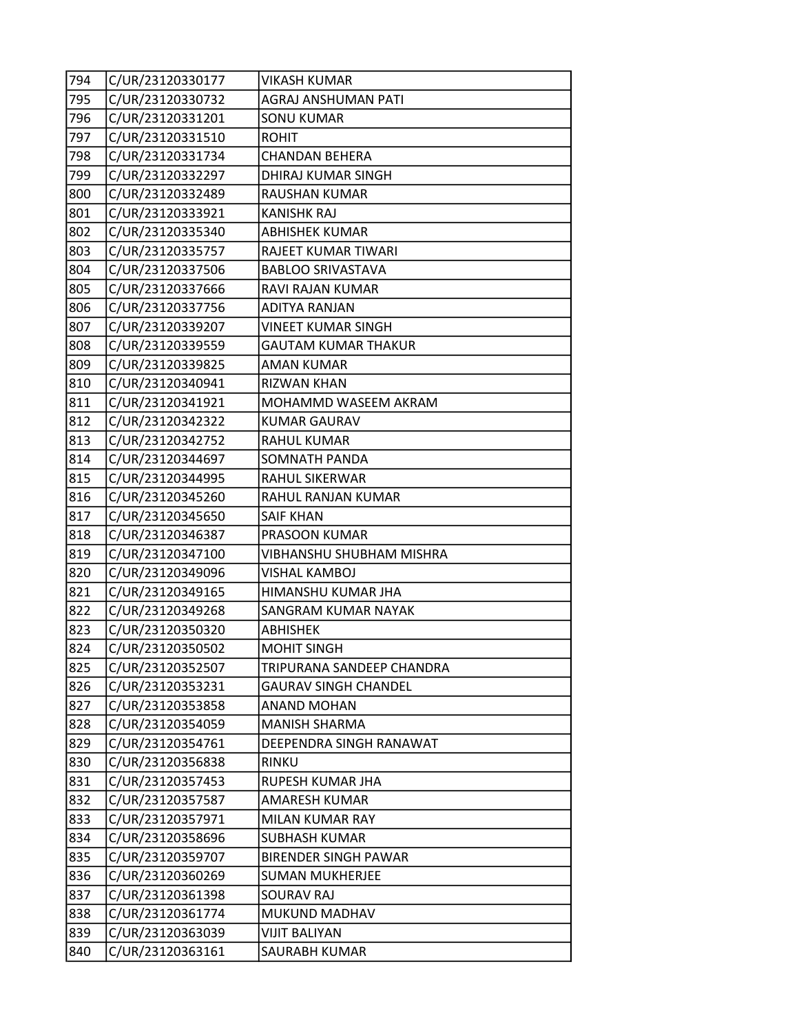| 794 | C/UR/23120330177 | VIKASH KUMAR |
|---|---|---|
| 795 | C/UR/23120330732 | AGRAJ ANSHUMAN PATI |
| 796 | C/UR/23120331201 | SONU KUMAR |
| 797 | C/UR/23120331510 | ROHIT |
| 798 | C/UR/23120331734 | CHANDAN BEHERA |
| 799 | C/UR/23120332297 | DHIRAJ KUMAR SINGH |
| 800 | C/UR/23120332489 | RAUSHAN KUMAR |
| 801 | C/UR/23120333921 | KANISHK RAJ |
| 802 | C/UR/23120335340 | ABHISHEK KUMAR |
| 803 | C/UR/23120335757 | RAJEET KUMAR TIWARI |
| 804 | C/UR/23120337506 | BABLOO SRIVASTAVA |
| 805 | C/UR/23120337666 | RAVI RAJAN KUMAR |
| 806 | C/UR/23120337756 | ADITYA RANJAN |
| 807 | C/UR/23120339207 | VINEET KUMAR SINGH |
| 808 | C/UR/23120339559 | GAUTAM KUMAR THAKUR |
| 809 | C/UR/23120339825 | AMAN KUMAR |
| 810 | C/UR/23120340941 | RIZWAN KHAN |
| 811 | C/UR/23120341921 | MOHAMMD WASEEM AKRAM |
| 812 | C/UR/23120342322 | KUMAR GAURAV |
| 813 | C/UR/23120342752 | RAHUL KUMAR |
| 814 | C/UR/23120344697 | SOMNATH PANDA |
| 815 | C/UR/23120344995 | RAHUL SIKERWAR |
| 816 | C/UR/23120345260 | RAHUL RANJAN KUMAR |
| 817 | C/UR/23120345650 | SAIF KHAN |
| 818 | C/UR/23120346387 | PRASOON KUMAR |
| 819 | C/UR/23120347100 | VIBHANSHU SHUBHAM MISHRA |
| 820 | C/UR/23120349096 | VISHAL KAMBOJ |
| 821 | C/UR/23120349165 | HIMANSHU KUMAR JHA |
| 822 | C/UR/23120349268 | SANGRAM KUMAR NAYAK |
| 823 | C/UR/23120350320 | ABHISHEK |
| 824 | C/UR/23120350502 | MOHIT SINGH |
| 825 | C/UR/23120352507 | TRIPURANA SANDEEP CHANDRA |
| 826 | C/UR/23120353231 | GAURAV SINGH CHANDEL |
| 827 | C/UR/23120353858 | ANAND MOHAN |
| 828 | C/UR/23120354059 | MANISH SHARMA |
| 829 | C/UR/23120354761 | DEEPENDRA SINGH RANAWAT |
| 830 | C/UR/23120356838 | RINKU |
| 831 | C/UR/23120357453 | RUPESH KUMAR JHA |
| 832 | C/UR/23120357587 | AMARESH KUMAR |
| 833 | C/UR/23120357971 | MILAN KUMAR RAY |
| 834 | C/UR/23120358696 | SUBHASH KUMAR |
| 835 | C/UR/23120359707 | BIRENDER SINGH PAWAR |
| 836 | C/UR/23120360269 | SUMAN MUKHERJEE |
| 837 | C/UR/23120361398 | SOURAV RAJ |
| 838 | C/UR/23120361774 | MUKUND MADHAV |
| 839 | C/UR/23120363039 | VIJIT BALIYAN |
| 840 | C/UR/23120363161 | SAURABH KUMAR |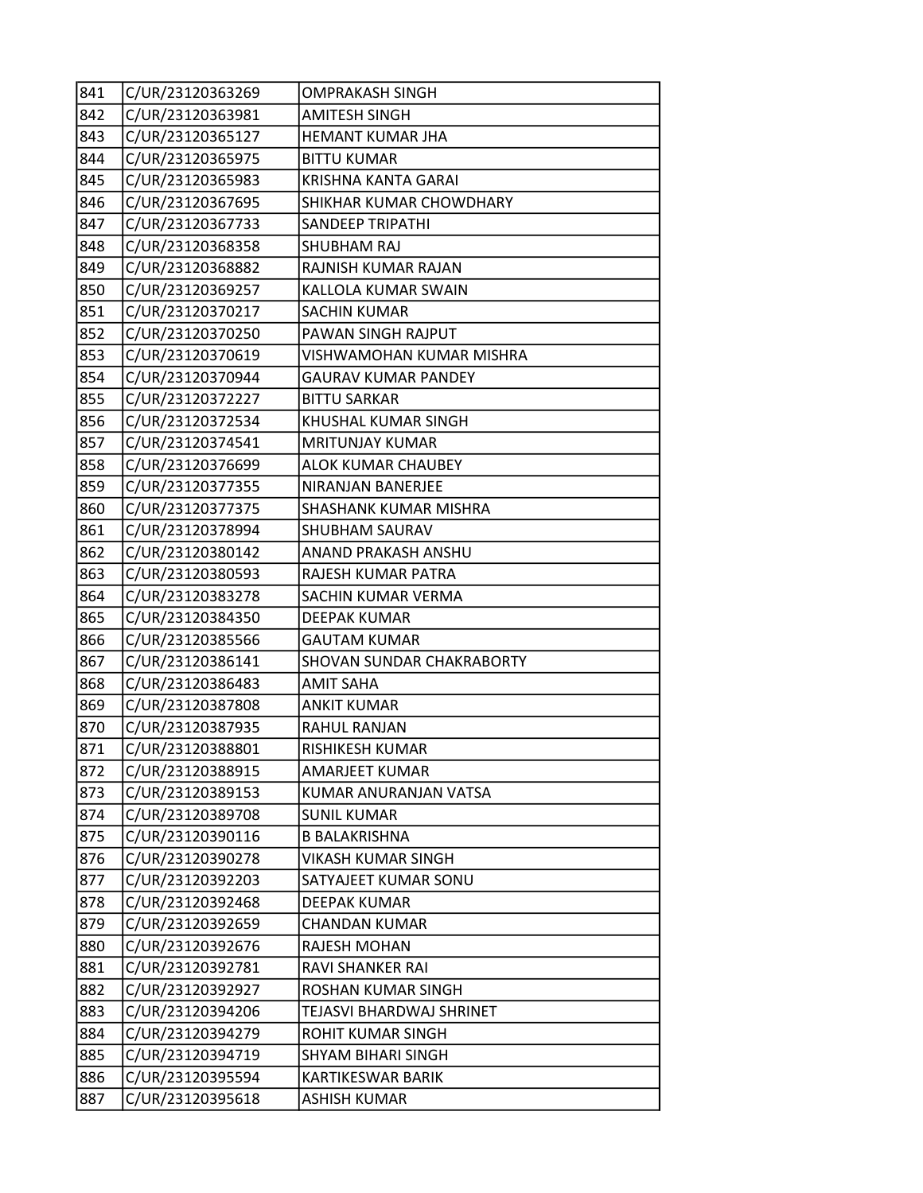| | | |
|---|---|---|
| 841 | C/UR/23120363269 | OMPRAKASH SINGH |
| 842 | C/UR/23120363981 | AMITESH SINGH |
| 843 | C/UR/23120365127 | HEMANT KUMAR JHA |
| 844 | C/UR/23120365975 | BITTU KUMAR |
| 845 | C/UR/23120365983 | KRISHNA KANTA GARAI |
| 846 | C/UR/23120367695 | SHIKHAR KUMAR CHOWDHARY |
| 847 | C/UR/23120367733 | SANDEEP TRIPATHI |
| 848 | C/UR/23120368358 | SHUBHAM RAJ |
| 849 | C/UR/23120368882 | RAJNISH KUMAR RAJAN |
| 850 | C/UR/23120369257 | KALLOLA KUMAR SWAIN |
| 851 | C/UR/23120370217 | SACHIN KUMAR |
| 852 | C/UR/23120370250 | PAWAN SINGH RAJPUT |
| 853 | C/UR/23120370619 | VISHWAMOHAN KUMAR MISHRA |
| 854 | C/UR/23120370944 | GAURAV KUMAR PANDEY |
| 855 | C/UR/23120372227 | BITTU SARKAR |
| 856 | C/UR/23120372534 | KHUSHAL KUMAR SINGH |
| 857 | C/UR/23120374541 | MRITUNJAY KUMAR |
| 858 | C/UR/23120376699 | ALOK KUMAR CHAUBEY |
| 859 | C/UR/23120377355 | NIRANJAN BANERJEE |
| 860 | C/UR/23120377375 | SHASHANK KUMAR MISHRA |
| 861 | C/UR/23120378994 | SHUBHAM SAURAV |
| 862 | C/UR/23120380142 | ANAND PRAKASH ANSHU |
| 863 | C/UR/23120380593 | RAJESH KUMAR PATRA |
| 864 | C/UR/23120383278 | SACHIN KUMAR VERMA |
| 865 | C/UR/23120384350 | DEEPAK KUMAR |
| 866 | C/UR/23120385566 | GAUTAM KUMAR |
| 867 | C/UR/23120386141 | SHOVAN SUNDAR CHAKRABORTY |
| 868 | C/UR/23120386483 | AMIT SAHA |
| 869 | C/UR/23120387808 | ANKIT KUMAR |
| 870 | C/UR/23120387935 | RAHUL RANJAN |
| 871 | C/UR/23120388801 | RISHIKESH KUMAR |
| 872 | C/UR/23120388915 | AMARJEET KUMAR |
| 873 | C/UR/23120389153 | KUMAR ANURANJAN VATSA |
| 874 | C/UR/23120389708 | SUNIL KUMAR |
| 875 | C/UR/23120390116 | B BALAKRISHNA |
| 876 | C/UR/23120390278 | VIKASH KUMAR SINGH |
| 877 | C/UR/23120392203 | SATYAJEET KUMAR SONU |
| 878 | C/UR/23120392468 | DEEPAK KUMAR |
| 879 | C/UR/23120392659 | CHANDAN KUMAR |
| 880 | C/UR/23120392676 | RAJESH MOHAN |
| 881 | C/UR/23120392781 | RAVI SHANKER RAI |
| 882 | C/UR/23120392927 | ROSHAN KUMAR SINGH |
| 883 | C/UR/23120394206 | TEJASVI BHARDWAJ SHRINET |
| 884 | C/UR/23120394279 | ROHIT KUMAR SINGH |
| 885 | C/UR/23120394719 | SHYAM BIHARI SINGH |
| 886 | C/UR/23120395594 | KARTIKESWAR BARIK |
| 887 | C/UR/23120395618 | ASHISH KUMAR |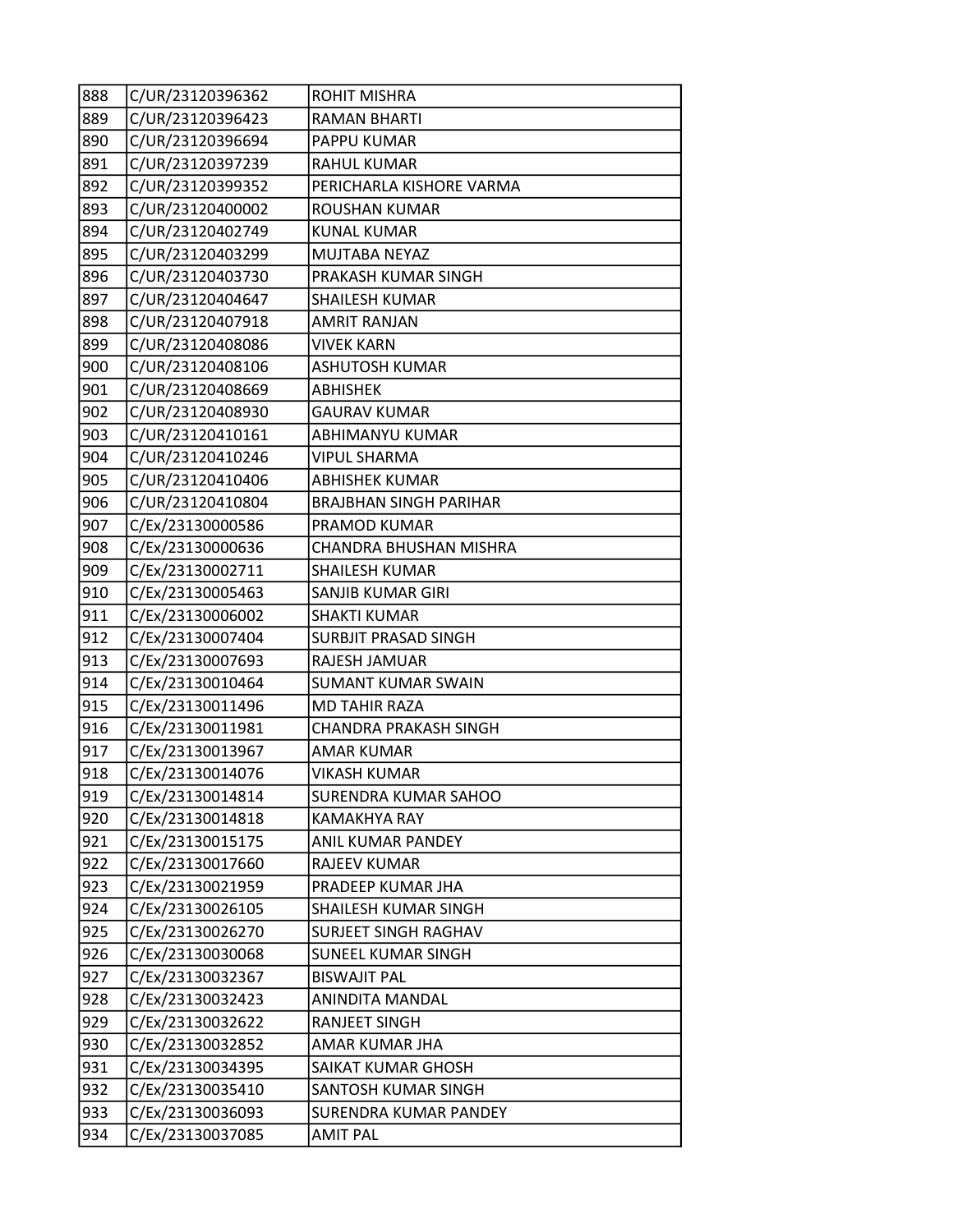| 888 | C/UR/23120396362 | ROHIT MISHRA |
|---|---|---|
| 889 | C/UR/23120396423 | RAMAN BHARTI |
| 890 | C/UR/23120396694 | PAPPU KUMAR |
| 891 | C/UR/23120397239 | RAHUL KUMAR |
| 892 | C/UR/23120399352 | PERICHARLA KISHORE VARMA |
| 893 | C/UR/23120400002 | ROUSHAN KUMAR |
| 894 | C/UR/23120402749 | KUNAL KUMAR |
| 895 | C/UR/23120403299 | MUJTABA NEYAZ |
| 896 | C/UR/23120403730 | PRAKASH KUMAR SINGH |
| 897 | C/UR/23120404647 | SHAILESH KUMAR |
| 898 | C/UR/23120407918 | AMRIT RANJAN |
| 899 | C/UR/23120408086 | VIVEK KARN |
| 900 | C/UR/23120408106 | ASHUTOSH KUMAR |
| 901 | C/UR/23120408669 | ABHISHEK |
| 902 | C/UR/23120408930 | GAURAV KUMAR |
| 903 | C/UR/23120410161 | ABHIMANYU KUMAR |
| 904 | C/UR/23120410246 | VIPUL SHARMA |
| 905 | C/UR/23120410406 | ABHISHEK KUMAR |
| 906 | C/UR/23120410804 | BRAJBHAN SINGH PARIHAR |
| 907 | C/Ex/23130000586 | PRAMOD KUMAR |
| 908 | C/Ex/23130000636 | CHANDRA BHUSHAN MISHRA |
| 909 | C/Ex/23130002711 | SHAILESH KUMAR |
| 910 | C/Ex/23130005463 | SANJIB KUMAR GIRI |
| 911 | C/Ex/23130006002 | SHAKTI KUMAR |
| 912 | C/Ex/23130007404 | SURBJIT PRASAD SINGH |
| 913 | C/Ex/23130007693 | RAJESH JAMUAR |
| 914 | C/Ex/23130010464 | SUMANT KUMAR SWAIN |
| 915 | C/Ex/23130011496 | MD TAHIR RAZA |
| 916 | C/Ex/23130011981 | CHANDRA PRAKASH SINGH |
| 917 | C/Ex/23130013967 | AMAR KUMAR |
| 918 | C/Ex/23130014076 | VIKASH KUMAR |
| 919 | C/Ex/23130014814 | SURENDRA KUMAR SAHOO |
| 920 | C/Ex/23130014818 | KAMAKHYA RAY |
| 921 | C/Ex/23130015175 | ANIL KUMAR PANDEY |
| 922 | C/Ex/23130017660 | RAJEEV KUMAR |
| 923 | C/Ex/23130021959 | PRADEEP KUMAR JHA |
| 924 | C/Ex/23130026105 | SHAILESH KUMAR SINGH |
| 925 | C/Ex/23130026270 | SURJEET SINGH RAGHAV |
| 926 | C/Ex/23130030068 | SUNEEL KUMAR SINGH |
| 927 | C/Ex/23130032367 | BISWAJIT PAL |
| 928 | C/Ex/23130032423 | ANINDITA MANDAL |
| 929 | C/Ex/23130032622 | RANJEET SINGH |
| 930 | C/Ex/23130032852 | AMAR KUMAR JHA |
| 931 | C/Ex/23130034395 | SAIKAT KUMAR GHOSH |
| 932 | C/Ex/23130035410 | SANTOSH KUMAR SINGH |
| 933 | C/Ex/23130036093 | SURENDRA KUMAR PANDEY |
| 934 | C/Ex/23130037085 | AMIT PAL |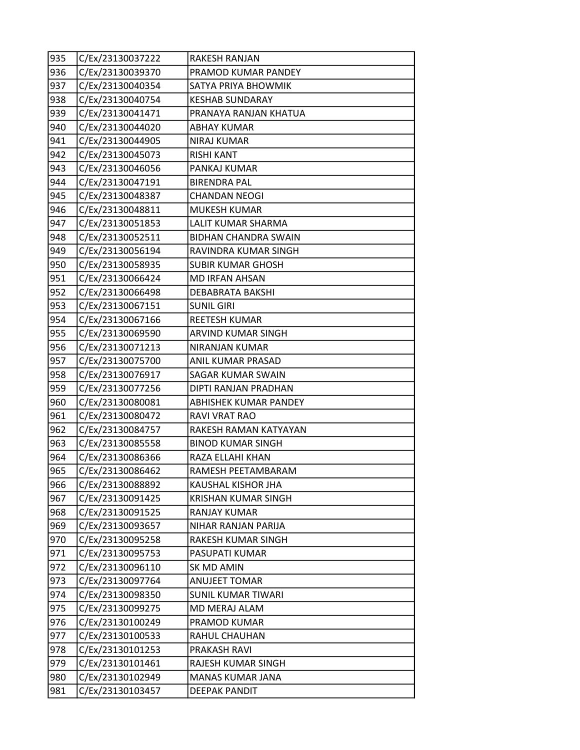| | | |
|---|---|---|
| 935 | C/Ex/23130037222 | RAKESH RANJAN |
| 936 | C/Ex/23130039370 | PRAMOD KUMAR PANDEY |
| 937 | C/Ex/23130040354 | SATYA PRIYA BHOWMIK |
| 938 | C/Ex/23130040754 | KESHAB SUNDARAY |
| 939 | C/Ex/23130041471 | PRANAYA RANJAN KHATUA |
| 940 | C/Ex/23130044020 | ABHAY KUMAR |
| 941 | C/Ex/23130044905 | NIRAJ KUMAR |
| 942 | C/Ex/23130045073 | RISHI KANT |
| 943 | C/Ex/23130046056 | PANKAJ KUMAR |
| 944 | C/Ex/23130047191 | BIRENDRA PAL |
| 945 | C/Ex/23130048387 | CHANDAN NEOGI |
| 946 | C/Ex/23130048811 | MUKESH KUMAR |
| 947 | C/Ex/23130051853 | LALIT KUMAR SHARMA |
| 948 | C/Ex/23130052511 | BIDHAN CHANDRA SWAIN |
| 949 | C/Ex/23130056194 | RAVINDRA KUMAR SINGH |
| 950 | C/Ex/23130058935 | SUBIR KUMAR GHOSH |
| 951 | C/Ex/23130066424 | MD IRFAN AHSAN |
| 952 | C/Ex/23130066498 | DEBABRATA BAKSHI |
| 953 | C/Ex/23130067151 | SUNIL GIRI |
| 954 | C/Ex/23130067166 | REETESH KUMAR |
| 955 | C/Ex/23130069590 | ARVIND KUMAR SINGH |
| 956 | C/Ex/23130071213 | NIRANJAN KUMAR |
| 957 | C/Ex/23130075700 | ANIL KUMAR PRASAD |
| 958 | C/Ex/23130076917 | SAGAR KUMAR SWAIN |
| 959 | C/Ex/23130077256 | DIPTI RANJAN PRADHAN |
| 960 | C/Ex/23130080081 | ABHISHEK KUMAR PANDEY |
| 961 | C/Ex/23130080472 | RAVI VRAT RAO |
| 962 | C/Ex/23130084757 | RAKESH RAMAN KATYAYAN |
| 963 | C/Ex/23130085558 | BINOD KUMAR SINGH |
| 964 | C/Ex/23130086366 | RAZA ELLAHI KHAN |
| 965 | C/Ex/23130086462 | RAMESH PEETAMBARAM |
| 966 | C/Ex/23130088892 | KAUSHAL KISHOR JHA |
| 967 | C/Ex/23130091425 | KRISHAN KUMAR SINGH |
| 968 | C/Ex/23130091525 | RANJAY KUMAR |
| 969 | C/Ex/23130093657 | NIHAR RANJAN PARIJA |
| 970 | C/Ex/23130095258 | RAKESH KUMAR SINGH |
| 971 | C/Ex/23130095753 | PASUPATI KUMAR |
| 972 | C/Ex/23130096110 | SK MD AMIN |
| 973 | C/Ex/23130097764 | ANUJEET TOMAR |
| 974 | C/Ex/23130098350 | SUNIL KUMAR TIWARI |
| 975 | C/Ex/23130099275 | MD MERAJ ALAM |
| 976 | C/Ex/23130100249 | PRAMOD KUMAR |
| 977 | C/Ex/23130100533 | RAHUL CHAUHAN |
| 978 | C/Ex/23130101253 | PRAKASH RAVI |
| 979 | C/Ex/23130101461 | RAJESH KUMAR SINGH |
| 980 | C/Ex/23130102949 | MANAS KUMAR JANA |
| 981 | C/Ex/23130103457 | DEEPAK PANDIT |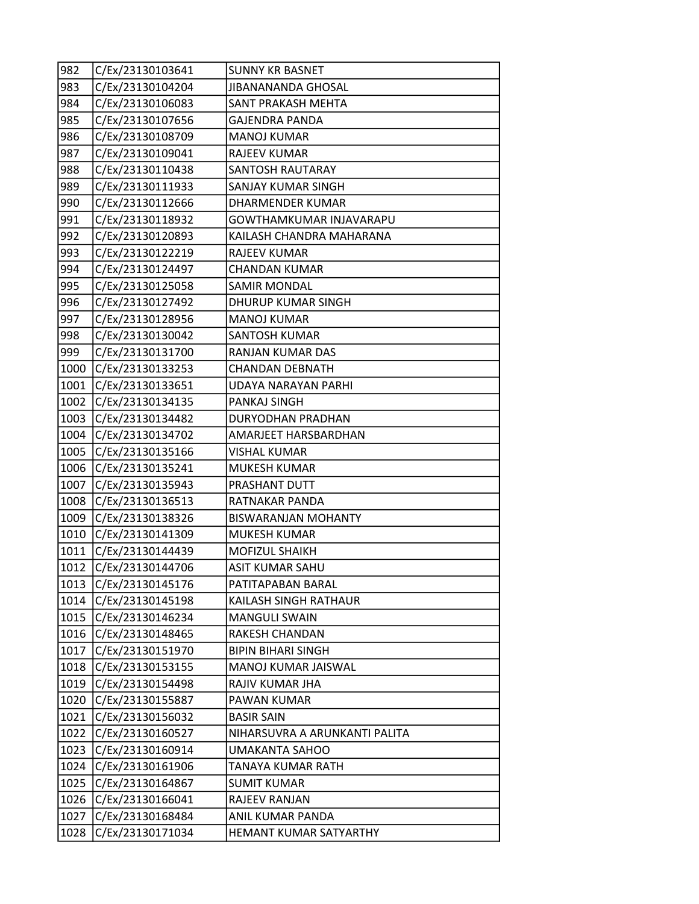| 982 | C/Ex/23130103641 | SUNNY KR BASNET |
|---|---|---|
| 983 | C/Ex/23130104204 | JIBANANANDA GHOSAL |
| 984 | C/Ex/23130106083 | SANT PRAKASH MEHTA |
| 985 | C/Ex/23130107656 | GAJENDRA PANDA |
| 986 | C/Ex/23130108709 | MANOJ KUMAR |
| 987 | C/Ex/23130109041 | RAJEEV KUMAR |
| 988 | C/Ex/23130110438 | SANTOSH RAUTARAY |
| 989 | C/Ex/23130111933 | SANJAY KUMAR SINGH |
| 990 | C/Ex/23130112666 | DHARMENDER KUMAR |
| 991 | C/Ex/23130118932 | GOWTHAMKUMAR INJAVARAPU |
| 992 | C/Ex/23130120893 | KAILASH CHANDRA MAHARANA |
| 993 | C/Ex/23130122219 | RAJEEV KUMAR |
| 994 | C/Ex/23130124497 | CHANDAN KUMAR |
| 995 | C/Ex/23130125058 | SAMIR MONDAL |
| 996 | C/Ex/23130127492 | DHURUP KUMAR SINGH |
| 997 | C/Ex/23130128956 | MANOJ KUMAR |
| 998 | C/Ex/23130130042 | SANTOSH KUMAR |
| 999 | C/Ex/23130131700 | RANJAN KUMAR DAS |
| 1000 | C/Ex/23130133253 | CHANDAN DEBNATH |
| 1001 | C/Ex/23130133651 | UDAYA NARAYAN PARHI |
| 1002 | C/Ex/23130134135 | PANKAJ SINGH |
| 1003 | C/Ex/23130134482 | DURYODHAN PRADHAN |
| 1004 | C/Ex/23130134702 | AMARJEET HARSBARDHAN |
| 1005 | C/Ex/23130135166 | VISHAL KUMAR |
| 1006 | C/Ex/23130135241 | MUKESH KUMAR |
| 1007 | C/Ex/23130135943 | PRASHANT DUTT |
| 1008 | C/Ex/23130136513 | RATNAKAR PANDA |
| 1009 | C/Ex/23130138326 | BISWARANJAN MOHANTY |
| 1010 | C/Ex/23130141309 | MUKESH KUMAR |
| 1011 | C/Ex/23130144439 | MOFIZUL SHAIKH |
| 1012 | C/Ex/23130144706 | ASIT KUMAR SAHU |
| 1013 | C/Ex/23130145176 | PATITAPABAN BARAL |
| 1014 | C/Ex/23130145198 | KAILASH SINGH RATHAUR |
| 1015 | C/Ex/23130146234 | MANGULI SWAIN |
| 1016 | C/Ex/23130148465 | RAKESH CHANDAN |
| 1017 | C/Ex/23130151970 | BIPIN BIHARI SINGH |
| 1018 | C/Ex/23130153155 | MANOJ KUMAR JAISWAL |
| 1019 | C/Ex/23130154498 | RAJIV KUMAR JHA |
| 1020 | C/Ex/23130155887 | PAWAN KUMAR |
| 1021 | C/Ex/23130156032 | BASIR SAIN |
| 1022 | C/Ex/23130160527 | NIHARSUVRA A ARUNKANTI PALITA |
| 1023 | C/Ex/23130160914 | UMAKANTA SAHOO |
| 1024 | C/Ex/23130161906 | TANAYA KUMAR RATH |
| 1025 | C/Ex/23130164867 | SUMIT KUMAR |
| 1026 | C/Ex/23130166041 | RAJEEV RANJAN |
| 1027 | C/Ex/23130168484 | ANIL KUMAR PANDA |
| 1028 | C/Ex/23130171034 | HEMANT KUMAR SATYARTHY |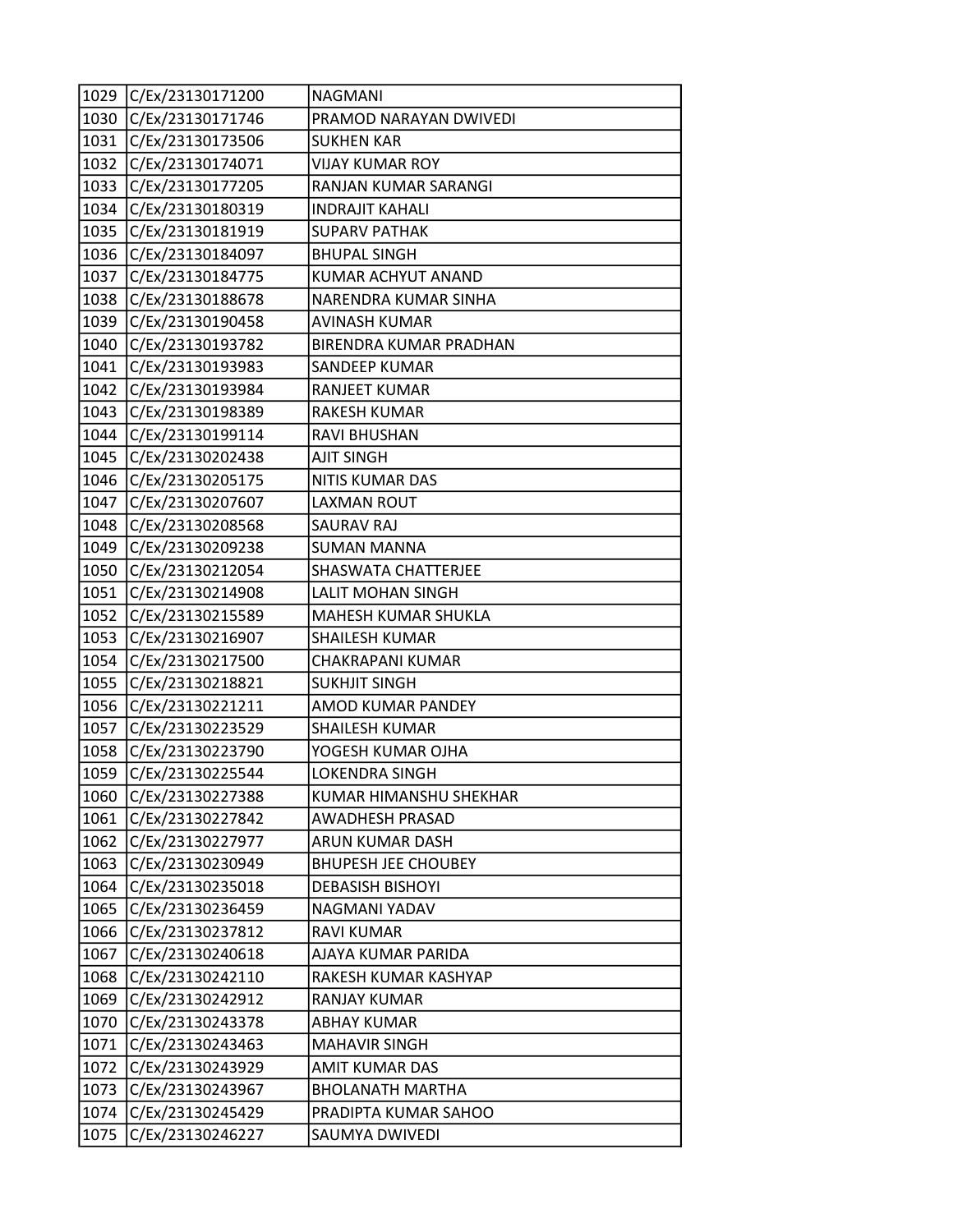| | | |
|---|---|---|
| 1029 | C/Ex/23130171200 | NAGMANI |
| 1030 | C/Ex/23130171746 | PRAMOD NARAYAN DWIVEDI |
| 1031 | C/Ex/23130173506 | SUKHEN KAR |
| 1032 | C/Ex/23130174071 | VIJAY KUMAR ROY |
| 1033 | C/Ex/23130177205 | RANJAN KUMAR SARANGI |
| 1034 | C/Ex/23130180319 | INDRAJIT KAHALI |
| 1035 | C/Ex/23130181919 | SUPARV PATHAK |
| 1036 | C/Ex/23130184097 | BHUPAL SINGH |
| 1037 | C/Ex/23130184775 | KUMAR ACHYUT ANAND |
| 1038 | C/Ex/23130188678 | NARENDRA KUMAR SINHA |
| 1039 | C/Ex/23130190458 | AVINASH KUMAR |
| 1040 | C/Ex/23130193782 | BIRENDRA KUMAR PRADHAN |
| 1041 | C/Ex/23130193983 | SANDEEP KUMAR |
| 1042 | C/Ex/23130193984 | RANJEET KUMAR |
| 1043 | C/Ex/23130198389 | RAKESH KUMAR |
| 1044 | C/Ex/23130199114 | RAVI BHUSHAN |
| 1045 | C/Ex/23130202438 | AJIT SINGH |
| 1046 | C/Ex/23130205175 | NITIS KUMAR DAS |
| 1047 | C/Ex/23130207607 | LAXMAN ROUT |
| 1048 | C/Ex/23130208568 | SAURAV RAJ |
| 1049 | C/Ex/23130209238 | SUMAN MANNA |
| 1050 | C/Ex/23130212054 | SHASWATA CHATTERJEE |
| 1051 | C/Ex/23130214908 | LALIT MOHAN SINGH |
| 1052 | C/Ex/23130215589 | MAHESH KUMAR SHUKLA |
| 1053 | C/Ex/23130216907 | SHAILESH KUMAR |
| 1054 | C/Ex/23130217500 | CHAKRAPANI KUMAR |
| 1055 | C/Ex/23130218821 | SUKHJIT SINGH |
| 1056 | C/Ex/23130221211 | AMOD KUMAR PANDEY |
| 1057 | C/Ex/23130223529 | SHAILESH KUMAR |
| 1058 | C/Ex/23130223790 | YOGESH KUMAR OJHA |
| 1059 | C/Ex/23130225544 | LOKENDRA SINGH |
| 1060 | C/Ex/23130227388 | KUMAR HIMANSHU SHEKHAR |
| 1061 | C/Ex/23130227842 | AWADHESH PRASAD |
| 1062 | C/Ex/23130227977 | ARUN KUMAR DASH |
| 1063 | C/Ex/23130230949 | BHUPESH JEE CHOUBEY |
| 1064 | C/Ex/23130235018 | DEBASISH BISHOYI |
| 1065 | C/Ex/23130236459 | NAGMANI YADAV |
| 1066 | C/Ex/23130237812 | RAVI KUMAR |
| 1067 | C/Ex/23130240618 | AJAYA KUMAR PARIDA |
| 1068 | C/Ex/23130242110 | RAKESH KUMAR KASHYAP |
| 1069 | C/Ex/23130242912 | RANJAY KUMAR |
| 1070 | C/Ex/23130243378 | ABHAY KUMAR |
| 1071 | C/Ex/23130243463 | MAHAVIR SINGH |
| 1072 | C/Ex/23130243929 | AMIT KUMAR DAS |
| 1073 | C/Ex/23130243967 | BHOLANATH MARTHA |
| 1074 | C/Ex/23130245429 | PRADIPTA KUMAR SAHOO |
| 1075 | C/Ex/23130246227 | SAUMYA DWIVEDI |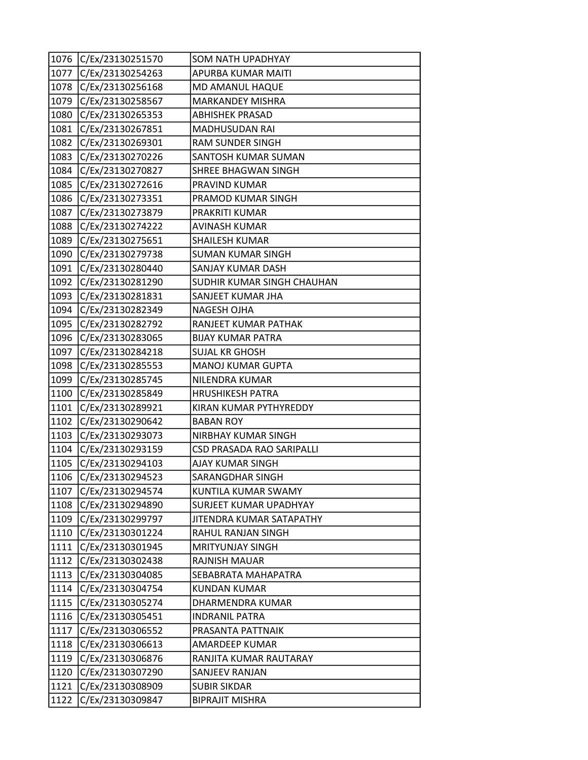| 1076 | C/Ex/23130251570 | SOM NATH UPADHYAY |
|---|---|---|
| 1077 | C/Ex/23130254263 | APURBA KUMAR MAITI |
| 1078 | C/Ex/23130256168 | MD AMANUL HAQUE |
| 1079 | C/Ex/23130258567 | MARKANDEY MISHRA |
| 1080 | C/Ex/23130265353 | ABHISHEK PRASAD |
| 1081 | C/Ex/23130267851 | MADHUSUDAN RAI |
| 1082 | C/Ex/23130269301 | RAM SUNDER SINGH |
| 1083 | C/Ex/23130270226 | SANTOSH KUMAR SUMAN |
| 1084 | C/Ex/23130270827 | SHREE BHAGWAN SINGH |
| 1085 | C/Ex/23130272616 | PRAVIND KUMAR |
| 1086 | C/Ex/23130273351 | PRAMOD KUMAR SINGH |
| 1087 | C/Ex/23130273879 | PRAKRITI KUMAR |
| 1088 | C/Ex/23130274222 | AVINASH KUMAR |
| 1089 | C/Ex/23130275651 | SHAILESH KUMAR |
| 1090 | C/Ex/23130279738 | SUMAN KUMAR SINGH |
| 1091 | C/Ex/23130280440 | SANJAY KUMAR DASH |
| 1092 | C/Ex/23130281290 | SUDHIR KUMAR SINGH CHAUHAN |
| 1093 | C/Ex/23130281831 | SANJEET KUMAR JHA |
| 1094 | C/Ex/23130282349 | NAGESH OJHA |
| 1095 | C/Ex/23130282792 | RANJEET KUMAR PATHAK |
| 1096 | C/Ex/23130283065 | BIJAY KUMAR PATRA |
| 1097 | C/Ex/23130284218 | SUJAL KR GHOSH |
| 1098 | C/Ex/23130285553 | MANOJ KUMAR GUPTA |
| 1099 | C/Ex/23130285745 | NILENDRA KUMAR |
| 1100 | C/Ex/23130285849 | HRUSHIKESH PATRA |
| 1101 | C/Ex/23130289921 | KIRAN KUMAR PYTHYREDDY |
| 1102 | C/Ex/23130290642 | BABAN ROY |
| 1103 | C/Ex/23130293073 | NIRBHAY KUMAR SINGH |
| 1104 | C/Ex/23130293159 | CSD PRASADA RAO SARIPALLI |
| 1105 | C/Ex/23130294103 | AJAY KUMAR SINGH |
| 1106 | C/Ex/23130294523 | SARANGDHAR SINGH |
| 1107 | C/Ex/23130294574 | KUNTILA KUMAR SWAMY |
| 1108 | C/Ex/23130294890 | SURJEET KUMAR UPADHYAY |
| 1109 | C/Ex/23130299797 | JITENDRA KUMAR SATAPATHY |
| 1110 | C/Ex/23130301224 | RAHUL RANJAN SINGH |
| 1111 | C/Ex/23130301945 | MRITYUNJAY SINGH |
| 1112 | C/Ex/23130302438 | RAJNISH MAUAR |
| 1113 | C/Ex/23130304085 | SEBABRATA MAHAPATRA |
| 1114 | C/Ex/23130304754 | KUNDAN KUMAR |
| 1115 | C/Ex/23130305274 | DHARMENDRA KUMAR |
| 1116 | C/Ex/23130305451 | INDRANIL PATRA |
| 1117 | C/Ex/23130306552 | PRASANTA PATTNAIK |
| 1118 | C/Ex/23130306613 | AMARDEEP KUMAR |
| 1119 | C/Ex/23130306876 | RANJITA KUMAR RAUTARAY |
| 1120 | C/Ex/23130307290 | SANJEEV RANJAN |
| 1121 | C/Ex/23130308909 | SUBIR SIKDAR |
| 1122 | C/Ex/23130309847 | BIPRAJIT MISHRA |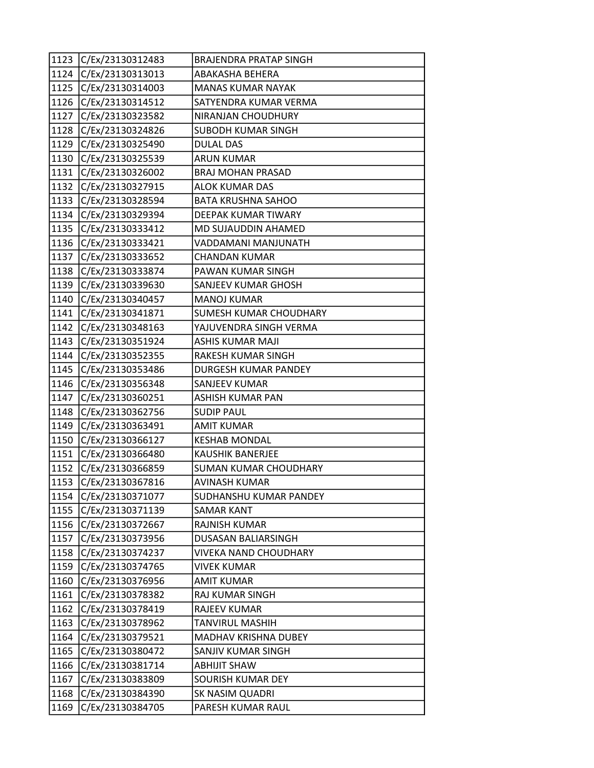| 1123 | C/Ex/23130312483 | BRAJENDRA PRATAP SINGH |
|---|---|---|
| 1124 | C/Ex/23130313013 | ABAKASHA BEHERA |
| 1125 | C/Ex/23130314003 | MANAS KUMAR NAYAK |
| 1126 | C/Ex/23130314512 | SATYENDRA KUMAR VERMA |
| 1127 | C/Ex/23130323582 | NIRANJAN CHOUDHURY |
| 1128 | C/Ex/23130324826 | SUBODH KUMAR SINGH |
| 1129 | C/Ex/23130325490 | DULAL DAS |
| 1130 | C/Ex/23130325539 | ARUN KUMAR |
| 1131 | C/Ex/23130326002 | BRAJ MOHAN PRASAD |
| 1132 | C/Ex/23130327915 | ALOK KUMAR DAS |
| 1133 | C/Ex/23130328594 | BATA KRUSHNA SAHOO |
| 1134 | C/Ex/23130329394 | DEEPAK KUMAR TIWARY |
| 1135 | C/Ex/23130333412 | MD SUJAUDDIN AHAMED |
| 1136 | C/Ex/23130333421 | VADDAMANI MANJUNATH |
| 1137 | C/Ex/23130333652 | CHANDAN KUMAR |
| 1138 | C/Ex/23130333874 | PAWAN KUMAR SINGH |
| 1139 | C/Ex/23130339630 | SANJEEV KUMAR GHOSH |
| 1140 | C/Ex/23130340457 | MANOJ KUMAR |
| 1141 | C/Ex/23130341871 | SUMESH KUMAR CHOUDHARY |
| 1142 | C/Ex/23130348163 | YAJUVENDRA SINGH VERMA |
| 1143 | C/Ex/23130351924 | ASHIS KUMAR MAJI |
| 1144 | C/Ex/23130352355 | RAKESH KUMAR SINGH |
| 1145 | C/Ex/23130353486 | DURGESH KUMAR PANDEY |
| 1146 | C/Ex/23130356348 | SANJEEV KUMAR |
| 1147 | C/Ex/23130360251 | ASHISH KUMAR PAN |
| 1148 | C/Ex/23130362756 | SUDIP PAUL |
| 1149 | C/Ex/23130363491 | AMIT KUMAR |
| 1150 | C/Ex/23130366127 | KESHAB MONDAL |
| 1151 | C/Ex/23130366480 | KAUSHIK BANERJEE |
| 1152 | C/Ex/23130366859 | SUMAN KUMAR CHOUDHARY |
| 1153 | C/Ex/23130367816 | AVINASH KUMAR |
| 1154 | C/Ex/23130371077 | SUDHANSHU KUMAR PANDEY |
| 1155 | C/Ex/23130371139 | SAMAR KANT |
| 1156 | C/Ex/23130372667 | RAJNISH KUMAR |
| 1157 | C/Ex/23130373956 | DUSASAN BALIARSINGH |
| 1158 | C/Ex/23130374237 | VIVEKA NAND CHOUDHARY |
| 1159 | C/Ex/23130374765 | VIVEK KUMAR |
| 1160 | C/Ex/23130376956 | AMIT KUMAR |
| 1161 | C/Ex/23130378382 | RAJ KUMAR SINGH |
| 1162 | C/Ex/23130378419 | RAJEEV KUMAR |
| 1163 | C/Ex/23130378962 | TANVIRUL MASHIH |
| 1164 | C/Ex/23130379521 | MADHAV KRISHNA DUBEY |
| 1165 | C/Ex/23130380472 | SANJIV KUMAR SINGH |
| 1166 | C/Ex/23130381714 | ABHIJIT SHAW |
| 1167 | C/Ex/23130383809 | SOURISH KUMAR DEY |
| 1168 | C/Ex/23130384390 | SK NASIM QUADRI |
| 1169 | C/Ex/23130384705 | PARESH KUMAR RAUL |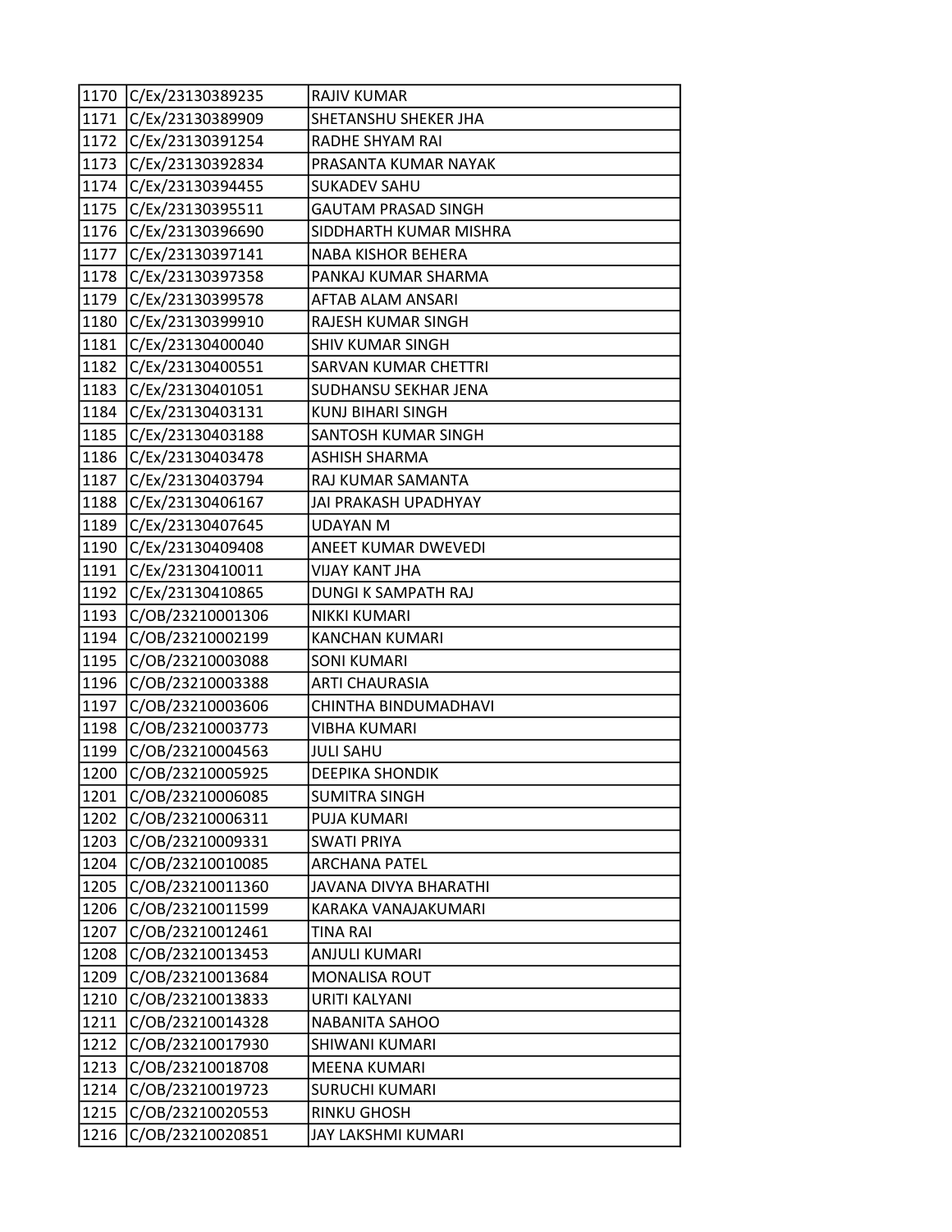| 1170 | C/Ex/23130389235 | RAJIV KUMAR |
|---|---|---|
| 1171 | C/Ex/23130389909 | SHETANSHU SHEKER JHA |
| 1172 | C/Ex/23130391254 | RADHE SHYAM RAI |
| 1173 | C/Ex/23130392834 | PRASANTA KUMAR NAYAK |
| 1174 | C/Ex/23130394455 | SUKADEV SAHU |
| 1175 | C/Ex/23130395511 | GAUTAM PRASAD SINGH |
| 1176 | C/Ex/23130396690 | SIDDHARTH KUMAR MISHRA |
| 1177 | C/Ex/23130397141 | NABA KISHOR BEHERA |
| 1178 | C/Ex/23130397358 | PANKAJ KUMAR SHARMA |
| 1179 | C/Ex/23130399578 | AFTAB ALAM ANSARI |
| 1180 | C/Ex/23130399910 | RAJESH KUMAR SINGH |
| 1181 | C/Ex/23130400040 | SHIV KUMAR SINGH |
| 1182 | C/Ex/23130400551 | SARVAN KUMAR CHETTRI |
| 1183 | C/Ex/23130401051 | SUDHANSU SEKHAR JENA |
| 1184 | C/Ex/23130403131 | KUNJ BIHARI SINGH |
| 1185 | C/Ex/23130403188 | SANTOSH KUMAR SINGH |
| 1186 | C/Ex/23130403478 | ASHISH SHARMA |
| 1187 | C/Ex/23130403794 | RAJ KUMAR SAMANTA |
| 1188 | C/Ex/23130406167 | JAI PRAKASH UPADHYAY |
| 1189 | C/Ex/23130407645 | UDAYAN M |
| 1190 | C/Ex/23130409408 | ANEET KUMAR DWEVEDI |
| 1191 | C/Ex/23130410011 | VIJAY KANT JHA |
| 1192 | C/Ex/23130410865 | DUNGI K SAMPATH RAJ |
| 1193 | C/OB/23210001306 | NIKKI KUMARI |
| 1194 | C/OB/23210002199 | KANCHAN KUMARI |
| 1195 | C/OB/23210003088 | SONI KUMARI |
| 1196 | C/OB/23210003388 | ARTI CHAURASIA |
| 1197 | C/OB/23210003606 | CHINTHA BINDUMADHAVI |
| 1198 | C/OB/23210003773 | VIBHA KUMARI |
| 1199 | C/OB/23210004563 | JULI SAHU |
| 1200 | C/OB/23210005925 | DEEPIKA SHONDIK |
| 1201 | C/OB/23210006085 | SUMITRA SINGH |
| 1202 | C/OB/23210006311 | PUJA KUMARI |
| 1203 | C/OB/23210009331 | SWATI PRIYA |
| 1204 | C/OB/23210010085 | ARCHANA PATEL |
| 1205 | C/OB/23210011360 | JAVANA DIVYA BHARATHI |
| 1206 | C/OB/23210011599 | KARAKA VANAJAKUMARI |
| 1207 | C/OB/23210012461 | TINA RAI |
| 1208 | C/OB/23210013453 | ANJULI KUMARI |
| 1209 | C/OB/23210013684 | MONALISA ROUT |
| 1210 | C/OB/23210013833 | URITI KALYANI |
| 1211 | C/OB/23210014328 | NABANITA SAHOO |
| 1212 | C/OB/23210017930 | SHIWANI KUMARI |
| 1213 | C/OB/23210018708 | MEENA KUMARI |
| 1214 | C/OB/23210019723 | SURUCHI KUMARI |
| 1215 | C/OB/23210020553 | RINKU GHOSH |
| 1216 | C/OB/23210020851 | JAY LAKSHMI KUMARI |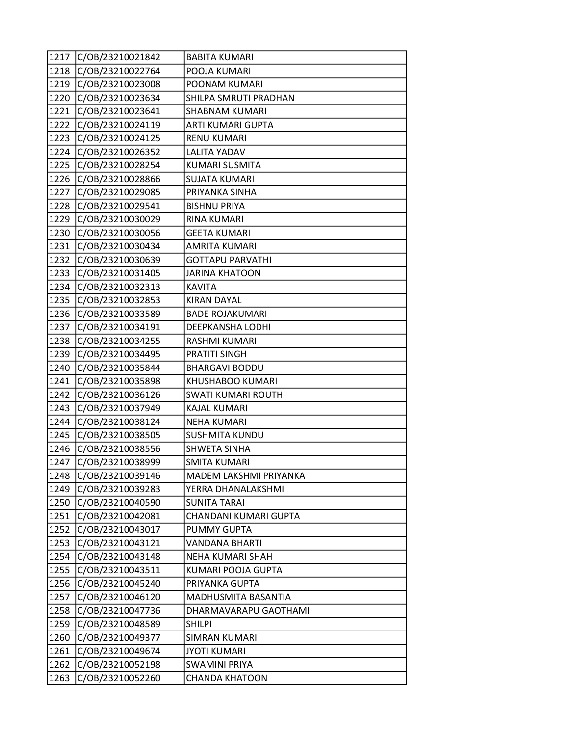| 1217 | C/OB/23210021842 | BABITA KUMARI |
|---|---|---|
| 1218 | C/OB/23210022764 | POOJA KUMARI |
| 1219 | C/OB/23210023008 | POONAM KUMARI |
| 1220 | C/OB/23210023634 | SHILPA SMRUTI PRADHAN |
| 1221 | C/OB/23210023641 | SHABNAM KUMARI |
| 1222 | C/OB/23210024119 | ARTI KUMARI GUPTA |
| 1223 | C/OB/23210024125 | RENU KUMARI |
| 1224 | C/OB/23210026352 | LALITA YADAV |
| 1225 | C/OB/23210028254 | KUMARI SUSMITA |
| 1226 | C/OB/23210028866 | SUJATA KUMARI |
| 1227 | C/OB/23210029085 | PRIYANKA SINHA |
| 1228 | C/OB/23210029541 | BISHNU PRIYA |
| 1229 | C/OB/23210030029 | RINA KUMARI |
| 1230 | C/OB/23210030056 | GEETA KUMARI |
| 1231 | C/OB/23210030434 | AMRITA KUMARI |
| 1232 | C/OB/23210030639 | GOTTAPU PARVATHI |
| 1233 | C/OB/23210031405 | JARINA KHATOON |
| 1234 | C/OB/23210032313 | KAVITA |
| 1235 | C/OB/23210032853 | KIRAN DAYAL |
| 1236 | C/OB/23210033589 | BADE ROJAKUMARI |
| 1237 | C/OB/23210034191 | DEEPKANSHA LODHI |
| 1238 | C/OB/23210034255 | RASHMI KUMARI |
| 1239 | C/OB/23210034495 | PRATITI SINGH |
| 1240 | C/OB/23210035844 | BHARGAVI BODDU |
| 1241 | C/OB/23210035898 | KHUSHABOO KUMARI |
| 1242 | C/OB/23210036126 | SWATI KUMARI ROUTH |
| 1243 | C/OB/23210037949 | KAJAL KUMARI |
| 1244 | C/OB/23210038124 | NEHA KUMARI |
| 1245 | C/OB/23210038505 | SUSHMITA KUNDU |
| 1246 | C/OB/23210038556 | SHWETA SINHA |
| 1247 | C/OB/23210038999 | SMITA KUMARI |
| 1248 | C/OB/23210039146 | MADEM LAKSHMI PRIYANKA |
| 1249 | C/OB/23210039283 | YERRA DHANALAKSHMI |
| 1250 | C/OB/23210040590 | SUNITA TARAI |
| 1251 | C/OB/23210042081 | CHANDANI KUMARI GUPTA |
| 1252 | C/OB/23210043017 | PUMMY GUPTA |
| 1253 | C/OB/23210043121 | VANDANA BHARTI |
| 1254 | C/OB/23210043148 | NEHA KUMARI SHAH |
| 1255 | C/OB/23210043511 | KUMARI POOJA GUPTA |
| 1256 | C/OB/23210045240 | PRIYANKA GUPTA |
| 1257 | C/OB/23210046120 | MADHUSMITA BASANTIA |
| 1258 | C/OB/23210047736 | DHARMAVARAPU GAOTHAMI |
| 1259 | C/OB/23210048589 | SHILPI |
| 1260 | C/OB/23210049377 | SIMRAN KUMARI |
| 1261 | C/OB/23210049674 | JYOTI KUMARI |
| 1262 | C/OB/23210052198 | SWAMINI PRIYA |
| 1263 | C/OB/23210052260 | CHANDA KHATOON |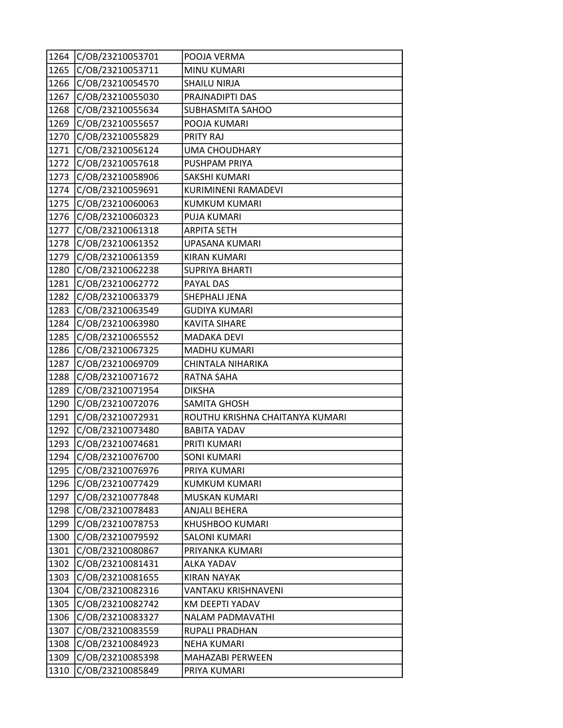| 1264 | C/OB/23210053701 | POOJA VERMA |
|---|---|---|
| 1265 | C/OB/23210053711 | MINU KUMARI |
| 1266 | C/OB/23210054570 | SHAILU NIRJA |
| 1267 | C/OB/23210055030 | PRAJNADIPTI DAS |
| 1268 | C/OB/23210055634 | SUBHASMITA SAHOO |
| 1269 | C/OB/23210055657 | POOJA KUMARI |
| 1270 | C/OB/23210055829 | PRITY RAJ |
| 1271 | C/OB/23210056124 | UMA CHOUDHARY |
| 1272 | C/OB/23210057618 | PUSHPAM PRIYA |
| 1273 | C/OB/23210058906 | SAKSHI KUMARI |
| 1274 | C/OB/23210059691 | KURIMINENI RAMADEVI |
| 1275 | C/OB/23210060063 | KUMKUM KUMARI |
| 1276 | C/OB/23210060323 | PUJA KUMARI |
| 1277 | C/OB/23210061318 | ARPITA SETH |
| 1278 | C/OB/23210061352 | UPASANA KUMARI |
| 1279 | C/OB/23210061359 | KIRAN KUMARI |
| 1280 | C/OB/23210062238 | SUPRIYA BHARTI |
| 1281 | C/OB/23210062772 | PAYAL DAS |
| 1282 | C/OB/23210063379 | SHEPHALI JENA |
| 1283 | C/OB/23210063549 | GUDIYA KUMARI |
| 1284 | C/OB/23210063980 | KAVITA SIHARE |
| 1285 | C/OB/23210065552 | MADAKA DEVI |
| 1286 | C/OB/23210067325 | MADHU KUMARI |
| 1287 | C/OB/23210069709 | CHINTALA NIHARIKA |
| 1288 | C/OB/23210071672 | RATNA SAHA |
| 1289 | C/OB/23210071954 | DIKSHA |
| 1290 | C/OB/23210072076 | SAMITA GHOSH |
| 1291 | C/OB/23210072931 | ROUTHU KRISHNA CHAITANYA KUMARI |
| 1292 | C/OB/23210073480 | BABITA YADAV |
| 1293 | C/OB/23210074681 | PRITI KUMARI |
| 1294 | C/OB/23210076700 | SONI KUMARI |
| 1295 | C/OB/23210076976 | PRIYA KUMARI |
| 1296 | C/OB/23210077429 | KUMKUM KUMARI |
| 1297 | C/OB/23210077848 | MUSKAN KUMARI |
| 1298 | C/OB/23210078483 | ANJALI BEHERA |
| 1299 | C/OB/23210078753 | KHUSHBOO KUMARI |
| 1300 | C/OB/23210079592 | SALONI KUMARI |
| 1301 | C/OB/23210080867 | PRIYANKA KUMARI |
| 1302 | C/OB/23210081431 | ALKA YADAV |
| 1303 | C/OB/23210081655 | KIRAN NAYAK |
| 1304 | C/OB/23210082316 | VANTAKU KRISHNAVENI |
| 1305 | C/OB/23210082742 | KM DEEPTI YADAV |
| 1306 | C/OB/23210083327 | NALAM PADMAVATHI |
| 1307 | C/OB/23210083559 | RUPALI PRADHAN |
| 1308 | C/OB/23210084923 | NEHA KUMARI |
| 1309 | C/OB/23210085398 | MAHAZABI PERWEEN |
| 1310 | C/OB/23210085849 | PRIYA KUMARI |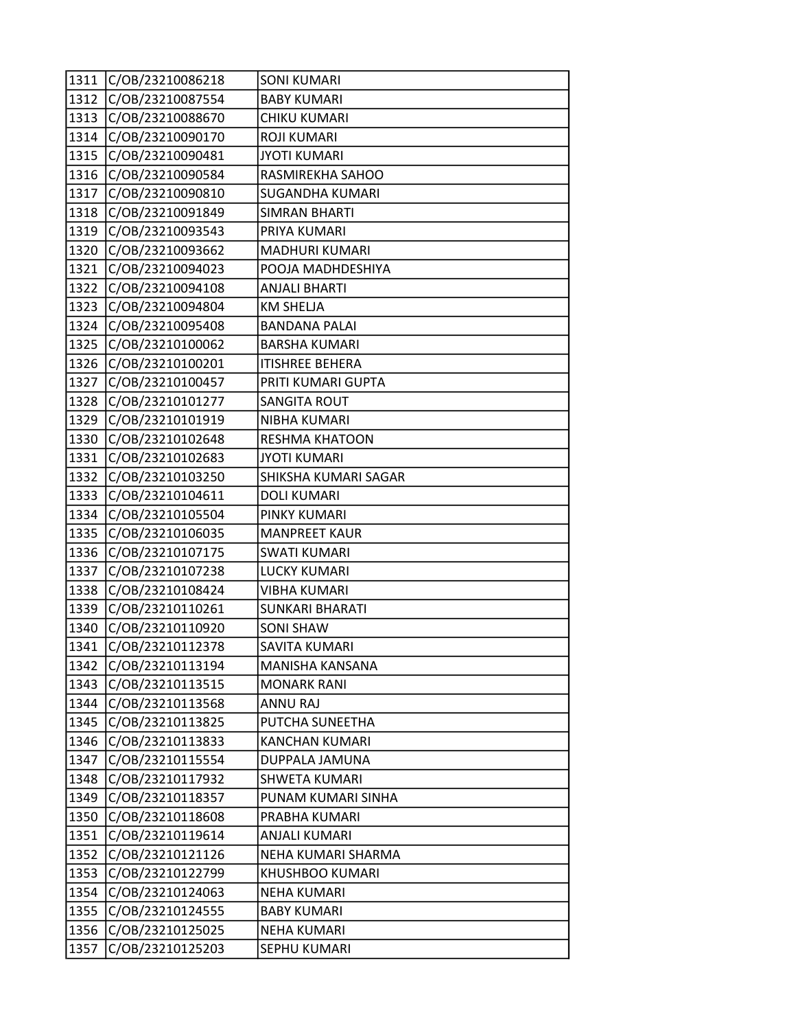| 1311 | C/OB/23210086218 | SONI KUMARI |
|---|---|---|
| 1312 | C/OB/23210087554 | BABY KUMARI |
| 1313 | C/OB/23210088670 | CHIKU KUMARI |
| 1314 | C/OB/23210090170 | ROJI KUMARI |
| 1315 | C/OB/23210090481 | JYOTI KUMARI |
| 1316 | C/OB/23210090584 | RASMIREKHA SAHOO |
| 1317 | C/OB/23210090810 | SUGANDHA KUMARI |
| 1318 | C/OB/23210091849 | SIMRAN BHARTI |
| 1319 | C/OB/23210093543 | PRIYA KUMARI |
| 1320 | C/OB/23210093662 | MADHURI KUMARI |
| 1321 | C/OB/23210094023 | POOJA MADHDESHIYA |
| 1322 | C/OB/23210094108 | ANJALI BHARTI |
| 1323 | C/OB/23210094804 | KM SHELJA |
| 1324 | C/OB/23210095408 | BANDANA PALAI |
| 1325 | C/OB/23210100062 | BARSHA KUMARI |
| 1326 | C/OB/23210100201 | ITISHREE BEHERA |
| 1327 | C/OB/23210100457 | PRITI KUMARI GUPTA |
| 1328 | C/OB/23210101277 | SANGITA ROUT |
| 1329 | C/OB/23210101919 | NIBHA KUMARI |
| 1330 | C/OB/23210102648 | RESHMA KHATOON |
| 1331 | C/OB/23210102683 | JYOTI KUMARI |
| 1332 | C/OB/23210103250 | SHIKSHA KUMARI SAGAR |
| 1333 | C/OB/23210104611 | DOLI KUMARI |
| 1334 | C/OB/23210105504 | PINKY KUMARI |
| 1335 | C/OB/23210106035 | MANPREET KAUR |
| 1336 | C/OB/23210107175 | SWATI KUMARI |
| 1337 | C/OB/23210107238 | LUCKY KUMARI |
| 1338 | C/OB/23210108424 | VIBHA KUMARI |
| 1339 | C/OB/23210110261 | SUNKARI BHARATI |
| 1340 | C/OB/23210110920 | SONI SHAW |
| 1341 | C/OB/23210112378 | SAVITA KUMARI |
| 1342 | C/OB/23210113194 | MANISHA KANSANA |
| 1343 | C/OB/23210113515 | MONARK RANI |
| 1344 | C/OB/23210113568 | ANNU RAJ |
| 1345 | C/OB/23210113825 | PUTCHA SUNEETHA |
| 1346 | C/OB/23210113833 | KANCHAN KUMARI |
| 1347 | C/OB/23210115554 | DUPPALA JAMUNA |
| 1348 | C/OB/23210117932 | SHWETA KUMARI |
| 1349 | C/OB/23210118357 | PUNAM KUMARI SINHA |
| 1350 | C/OB/23210118608 | PRABHA KUMARI |
| 1351 | C/OB/23210119614 | ANJALI KUMARI |
| 1352 | C/OB/23210121126 | NEHA KUMARI SHARMA |
| 1353 | C/OB/23210122799 | KHUSHBOO KUMARI |
| 1354 | C/OB/23210124063 | NEHA KUMARI |
| 1355 | C/OB/23210124555 | BABY KUMARI |
| 1356 | C/OB/23210125025 | NEHA KUMARI |
| 1357 | C/OB/23210125203 | SEPHU KUMARI |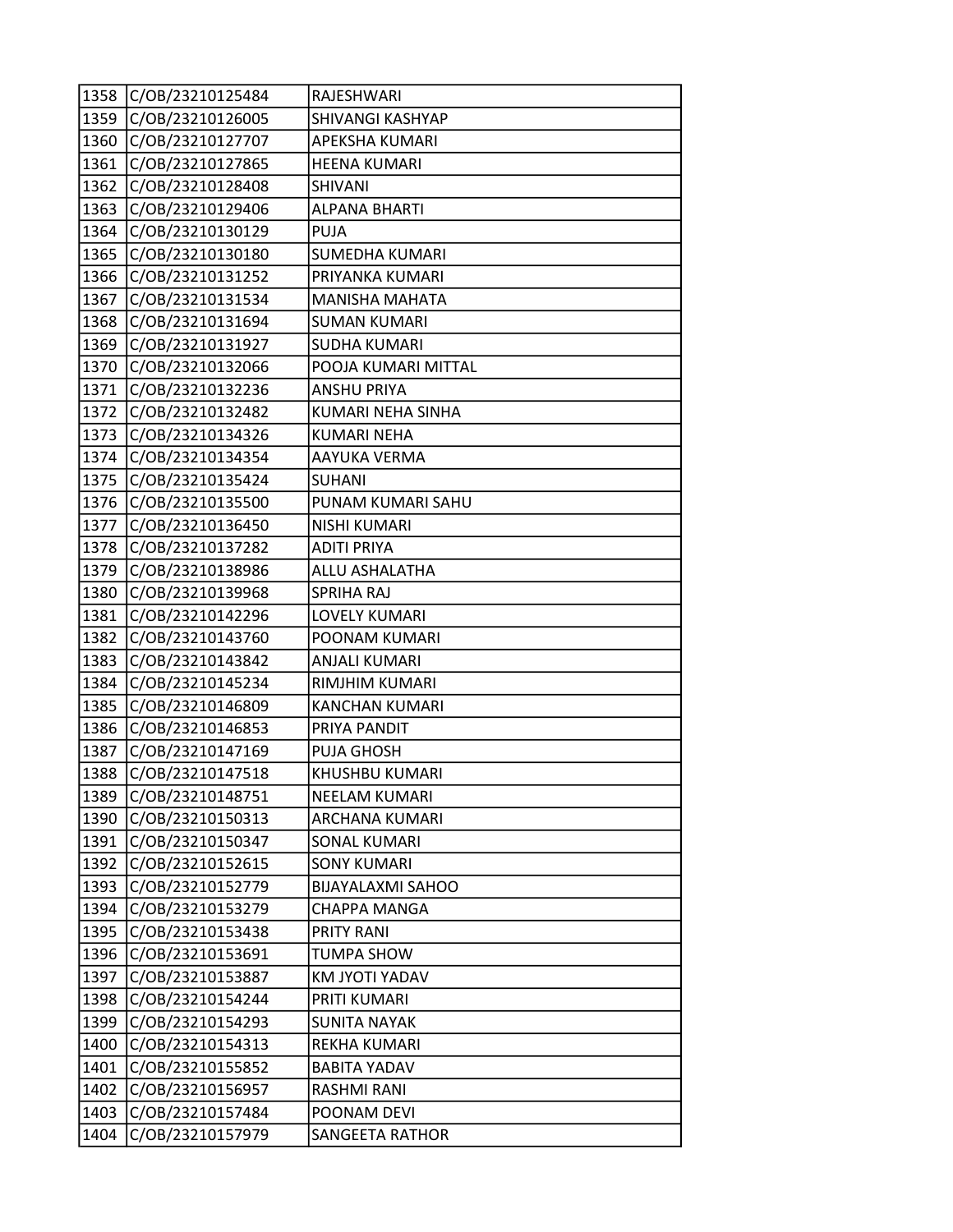| 1358 | C/OB/23210125484 | RAJESHWARI |
|---|---|---|
| 1359 | C/OB/23210126005 | SHIVANGI KASHYAP |
| 1360 | C/OB/23210127707 | APEKSHA KUMARI |
| 1361 | C/OB/23210127865 | HEENA KUMARI |
| 1362 | C/OB/23210128408 | SHIVANI |
| 1363 | C/OB/23210129406 | ALPANA BHARTI |
| 1364 | C/OB/23210130129 | PUJA |
| 1365 | C/OB/23210130180 | SUMEDHA KUMARI |
| 1366 | C/OB/23210131252 | PRIYANKA KUMARI |
| 1367 | C/OB/23210131534 | MANISHA MAHATA |
| 1368 | C/OB/23210131694 | SUMAN KUMARI |
| 1369 | C/OB/23210131927 | SUDHA KUMARI |
| 1370 | C/OB/23210132066 | POOJA KUMARI MITTAL |
| 1371 | C/OB/23210132236 | ANSHU PRIYA |
| 1372 | C/OB/23210132482 | KUMARI NEHA SINHA |
| 1373 | C/OB/23210134326 | KUMARI NEHA |
| 1374 | C/OB/23210134354 | AAYUKA VERMA |
| 1375 | C/OB/23210135424 | SUHANI |
| 1376 | C/OB/23210135500 | PUNAM KUMARI SAHU |
| 1377 | C/OB/23210136450 | NISHI KUMARI |
| 1378 | C/OB/23210137282 | ADITI PRIYA |
| 1379 | C/OB/23210138986 | ALLU ASHALATHA |
| 1380 | C/OB/23210139968 | SPRIHA RAJ |
| 1381 | C/OB/23210142296 | LOVELY KUMARI |
| 1382 | C/OB/23210143760 | POONAM KUMARI |
| 1383 | C/OB/23210143842 | ANJALI KUMARI |
| 1384 | C/OB/23210145234 | RIMJHIM KUMARI |
| 1385 | C/OB/23210146809 | KANCHAN KUMARI |
| 1386 | C/OB/23210146853 | PRIYA PANDIT |
| 1387 | C/OB/23210147169 | PUJA GHOSH |
| 1388 | C/OB/23210147518 | KHUSHBU KUMARI |
| 1389 | C/OB/23210148751 | NEELAM KUMARI |
| 1390 | C/OB/23210150313 | ARCHANA KUMARI |
| 1391 | C/OB/23210150347 | SONAL KUMARI |
| 1392 | C/OB/23210152615 | SONY KUMARI |
| 1393 | C/OB/23210152779 | BIJAYALAXMI SAHOO |
| 1394 | C/OB/23210153279 | CHAPPA MANGA |
| 1395 | C/OB/23210153438 | PRITY RANI |
| 1396 | C/OB/23210153691 | TUMPA SHOW |
| 1397 | C/OB/23210153887 | KM JYOTI YADAV |
| 1398 | C/OB/23210154244 | PRITI KUMARI |
| 1399 | C/OB/23210154293 | SUNITA NAYAK |
| 1400 | C/OB/23210154313 | REKHA KUMARI |
| 1401 | C/OB/23210155852 | BABITA YADAV |
| 1402 | C/OB/23210156957 | RASHMI RANI |
| 1403 | C/OB/23210157484 | POONAM DEVI |
| 1404 | C/OB/23210157979 | SANGEETA RATHOR |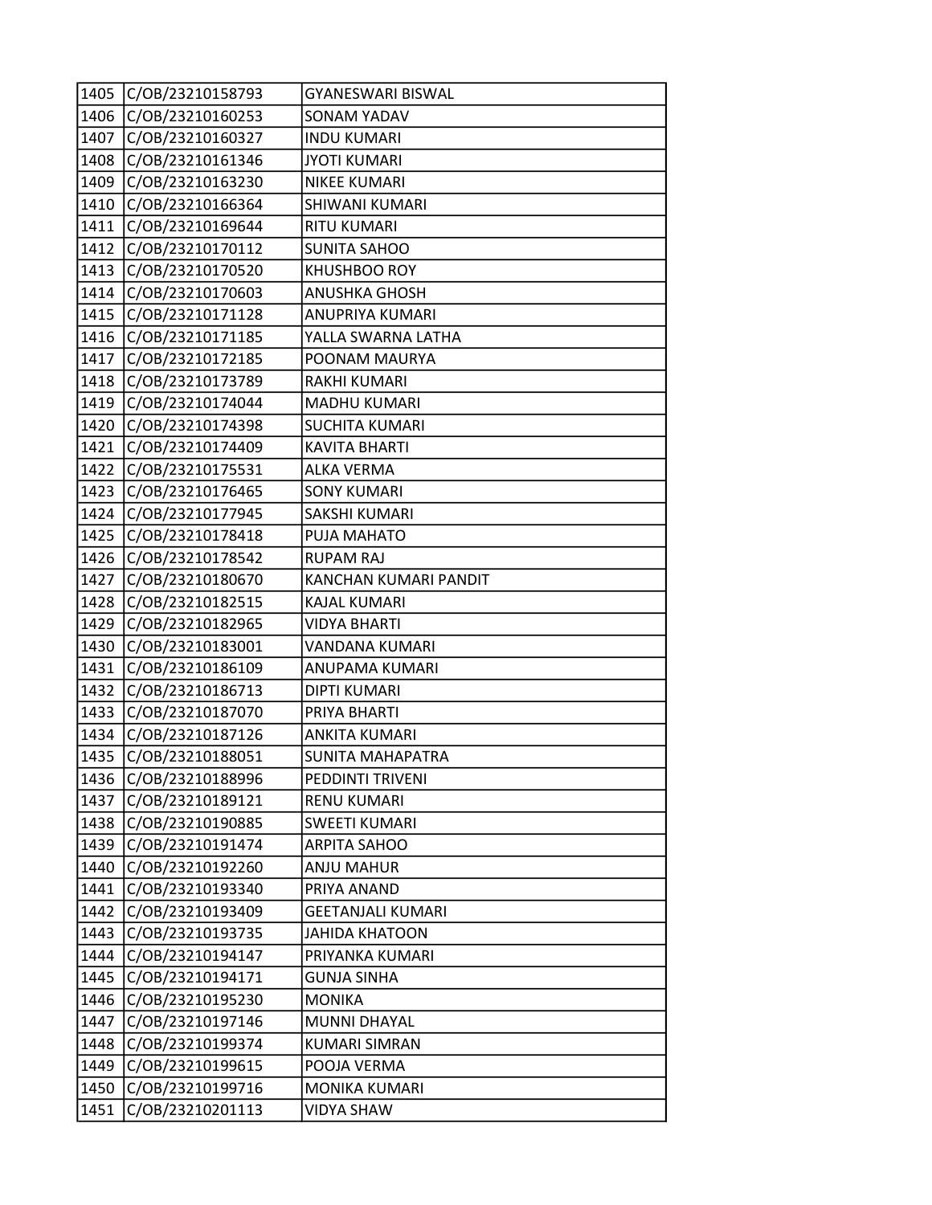| 1405 | C/OB/23210158793 | GYANESWARI BISWAL |
|---|---|---|
| 1406 | C/OB/23210160253 | SONAM YADAV |
| 1407 | C/OB/23210160327 | INDU KUMARI |
| 1408 | C/OB/23210161346 | JYOTI KUMARI |
| 1409 | C/OB/23210163230 | NIKEE KUMARI |
| 1410 | C/OB/23210166364 | SHIWANI KUMARI |
| 1411 | C/OB/23210169644 | RITU KUMARI |
| 1412 | C/OB/23210170112 | SUNITA SAHOO |
| 1413 | C/OB/23210170520 | KHUSHBOO ROY |
| 1414 | C/OB/23210170603 | ANUSHKA GHOSH |
| 1415 | C/OB/23210171128 | ANUPRIYA KUMARI |
| 1416 | C/OB/23210171185 | YALLA SWARNA LATHA |
| 1417 | C/OB/23210172185 | POONAM MAURYA |
| 1418 | C/OB/23210173789 | RAKHI KUMARI |
| 1419 | C/OB/23210174044 | MADHU KUMARI |
| 1420 | C/OB/23210174398 | SUCHITA KUMARI |
| 1421 | C/OB/23210174409 | KAVITA BHARTI |
| 1422 | C/OB/23210175531 | ALKA VERMA |
| 1423 | C/OB/23210176465 | SONY KUMARI |
| 1424 | C/OB/23210177945 | SAKSHI KUMARI |
| 1425 | C/OB/23210178418 | PUJA MAHATO |
| 1426 | C/OB/23210178542 | RUPAM RAJ |
| 1427 | C/OB/23210180670 | KANCHAN KUMARI PANDIT |
| 1428 | C/OB/23210182515 | KAJAL KUMARI |
| 1429 | C/OB/23210182965 | VIDYA BHARTI |
| 1430 | C/OB/23210183001 | VANDANA KUMARI |
| 1431 | C/OB/23210186109 | ANUPAMA KUMARI |
| 1432 | C/OB/23210186713 | DIPTI KUMARI |
| 1433 | C/OB/23210187070 | PRIYA BHARTI |
| 1434 | C/OB/23210187126 | ANKITA KUMARI |
| 1435 | C/OB/23210188051 | SUNITA MAHAPATRA |
| 1436 | C/OB/23210188996 | PEDDINTI TRIVENI |
| 1437 | C/OB/23210189121 | RENU KUMARI |
| 1438 | C/OB/23210190885 | SWEETI KUMARI |
| 1439 | C/OB/23210191474 | ARPITA SAHOO |
| 1440 | C/OB/23210192260 | ANJU MAHUR |
| 1441 | C/OB/23210193340 | PRIYA ANAND |
| 1442 | C/OB/23210193409 | GEETANJALI KUMARI |
| 1443 | C/OB/23210193735 | JAHIDA KHATOON |
| 1444 | C/OB/23210194147 | PRIYANKA KUMARI |
| 1445 | C/OB/23210194171 | GUNJA SINHA |
| 1446 | C/OB/23210195230 | MONIKA |
| 1447 | C/OB/23210197146 | MUNNI DHAYAL |
| 1448 | C/OB/23210199374 | KUMARI SIMRAN |
| 1449 | C/OB/23210199615 | POOJA VERMA |
| 1450 | C/OB/23210199716 | MONIKA KUMARI |
| 1451 | C/OB/23210201113 | VIDYA SHAW |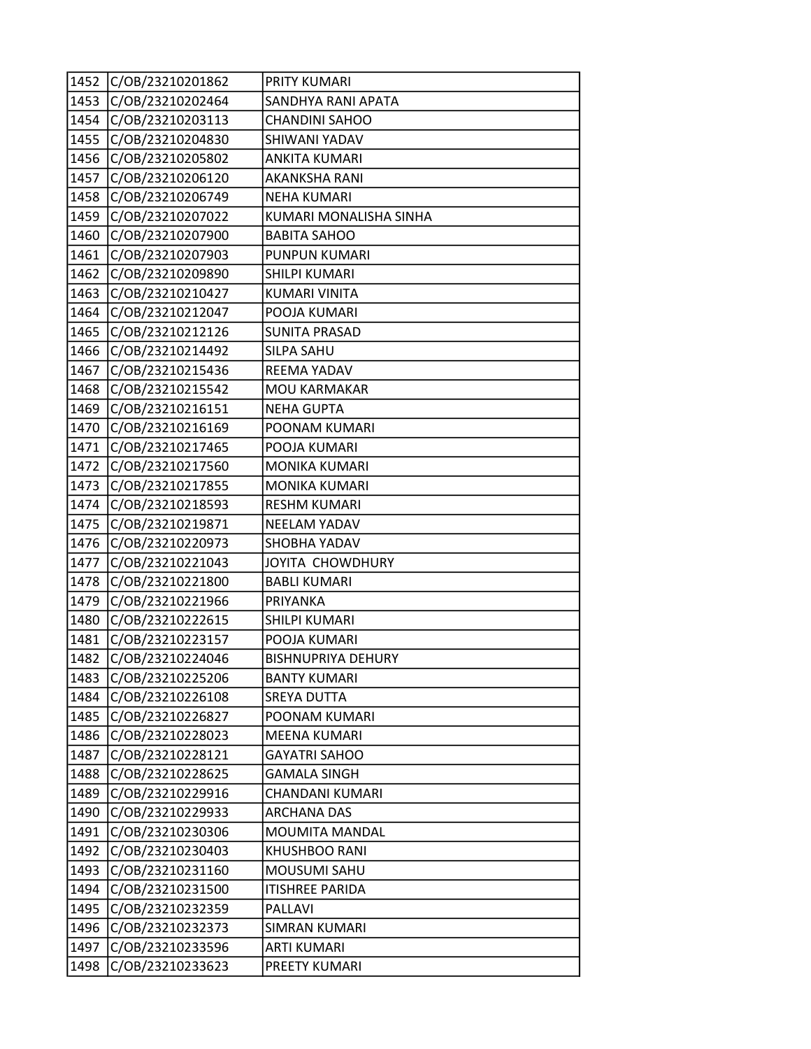| 1452 | C/OB/23210201862 | PRITY KUMARI |
|---|---|---|
| 1453 | C/OB/23210202464 | SANDHYA RANI APATA |
| 1454 | C/OB/23210203113 | CHANDINI SAHOO |
| 1455 | C/OB/23210204830 | SHIWANI YADAV |
| 1456 | C/OB/23210205802 | ANKITA KUMARI |
| 1457 | C/OB/23210206120 | AKANKSHA RANI |
| 1458 | C/OB/23210206749 | NEHA KUMARI |
| 1459 | C/OB/23210207022 | KUMARI MONALISHA SINHA |
| 1460 | C/OB/23210207900 | BABITA SAHOO |
| 1461 | C/OB/23210207903 | PUNPUN KUMARI |
| 1462 | C/OB/23210209890 | SHILPI KUMARI |
| 1463 | C/OB/23210210427 | KUMARI VINITA |
| 1464 | C/OB/23210212047 | POOJA KUMARI |
| 1465 | C/OB/23210212126 | SUNITA PRASAD |
| 1466 | C/OB/23210214492 | SILPA SAHU |
| 1467 | C/OB/23210215436 | REEMA YADAV |
| 1468 | C/OB/23210215542 | MOU KARMAKAR |
| 1469 | C/OB/23210216151 | NEHA GUPTA |
| 1470 | C/OB/23210216169 | POONAM KUMARI |
| 1471 | C/OB/23210217465 | POOJA KUMARI |
| 1472 | C/OB/23210217560 | MONIKA KUMARI |
| 1473 | C/OB/23210217855 | MONIKA KUMARI |
| 1474 | C/OB/23210218593 | RESHM KUMARI |
| 1475 | C/OB/23210219871 | NEELAM YADAV |
| 1476 | C/OB/23210220973 | SHOBHA YADAV |
| 1477 | C/OB/23210221043 | JOYITA CHOWDHURY |
| 1478 | C/OB/23210221800 | BABLI KUMARI |
| 1479 | C/OB/23210221966 | PRIYANKA |
| 1480 | C/OB/23210222615 | SHILPI KUMARI |
| 1481 | C/OB/23210223157 | POOJA KUMARI |
| 1482 | C/OB/23210224046 | BISHNUPRIYA DEHURY |
| 1483 | C/OB/23210225206 | BANTY KUMARI |
| 1484 | C/OB/23210226108 | SREYA DUTTA |
| 1485 | C/OB/23210226827 | POONAM KUMARI |
| 1486 | C/OB/23210228023 | MEENA KUMARI |
| 1487 | C/OB/23210228121 | GAYATRI SAHOO |
| 1488 | C/OB/23210228625 | GAMALA SINGH |
| 1489 | C/OB/23210229916 | CHANDANI KUMARI |
| 1490 | C/OB/23210229933 | ARCHANA DAS |
| 1491 | C/OB/23210230306 | MOUMITA MANDAL |
| 1492 | C/OB/23210230403 | KHUSHBOO RANI |
| 1493 | C/OB/23210231160 | MOUSUMI SAHU |
| 1494 | C/OB/23210231500 | ITISHREE PARIDA |
| 1495 | C/OB/23210232359 | PALLAVI |
| 1496 | C/OB/23210232373 | SIMRAN KUMARI |
| 1497 | C/OB/23210233596 | ARTI KUMARI |
| 1498 | C/OB/23210233623 | PREETY KUMARI |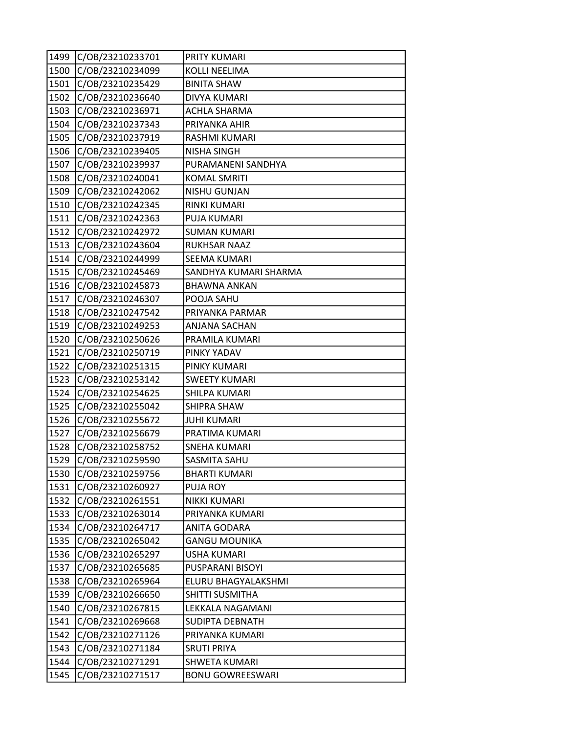| 1499 | C/OB/23210233701 | PRITY KUMARI |
|---|---|---|
| 1500 | C/OB/23210234099 | KOLLI NEELIMA |
| 1501 | C/OB/23210235429 | BINITA SHAW |
| 1502 | C/OB/23210236640 | DIVYA KUMARI |
| 1503 | C/OB/23210236971 | ACHLA SHARMA |
| 1504 | C/OB/23210237343 | PRIYANKA AHIR |
| 1505 | C/OB/23210237919 | RASHMI KUMARI |
| 1506 | C/OB/23210239405 | NISHA SINGH |
| 1507 | C/OB/23210239937 | PURAMANENI SANDHYA |
| 1508 | C/OB/23210240041 | KOMAL SMRITI |
| 1509 | C/OB/23210242062 | NISHU GUNJAN |
| 1510 | C/OB/23210242345 | RINKI KUMARI |
| 1511 | C/OB/23210242363 | PUJA KUMARI |
| 1512 | C/OB/23210242972 | SUMAN KUMARI |
| 1513 | C/OB/23210243604 | RUKHSAR NAAZ |
| 1514 | C/OB/23210244999 | SEEMA KUMARI |
| 1515 | C/OB/23210245469 | SANDHYA KUMARI SHARMA |
| 1516 | C/OB/23210245873 | BHAWNA ANKAN |
| 1517 | C/OB/23210246307 | POOJA SAHU |
| 1518 | C/OB/23210247542 | PRIYANKA PARMAR |
| 1519 | C/OB/23210249253 | ANJANA SACHAN |
| 1520 | C/OB/23210250626 | PRAMILA KUMARI |
| 1521 | C/OB/23210250719 | PINKY YADAV |
| 1522 | C/OB/23210251315 | PINKY KUMARI |
| 1523 | C/OB/23210253142 | SWEETY KUMARI |
| 1524 | C/OB/23210254625 | SHILPA KUMARI |
| 1525 | C/OB/23210255042 | SHIPRA SHAW |
| 1526 | C/OB/23210255672 | JUHI KUMARI |
| 1527 | C/OB/23210256679 | PRATIMA KUMARI |
| 1528 | C/OB/23210258752 | SNEHA KUMARI |
| 1529 | C/OB/23210259590 | SASMITA SAHU |
| 1530 | C/OB/23210259756 | BHARTI KUMARI |
| 1531 | C/OB/23210260927 | PUJA ROY |
| 1532 | C/OB/23210261551 | NIKKI KUMARI |
| 1533 | C/OB/23210263014 | PRIYANKA KUMARI |
| 1534 | C/OB/23210264717 | ANITA GODARA |
| 1535 | C/OB/23210265042 | GANGU MOUNIKA |
| 1536 | C/OB/23210265297 | USHA KUMARI |
| 1537 | C/OB/23210265685 | PUSPARANI BISOYI |
| 1538 | C/OB/23210265964 | ELURU BHAGYALAKSHMI |
| 1539 | C/OB/23210266650 | SHITTI SUSMITHA |
| 1540 | C/OB/23210267815 | LEKKALA NAGAMANI |
| 1541 | C/OB/23210269668 | SUDIPTA DEBNATH |
| 1542 | C/OB/23210271126 | PRIYANKA KUMARI |
| 1543 | C/OB/23210271184 | SRUTI PRIYA |
| 1544 | C/OB/23210271291 | SHWETA KUMARI |
| 1545 | C/OB/23210271517 | BONU GOWREESWARI |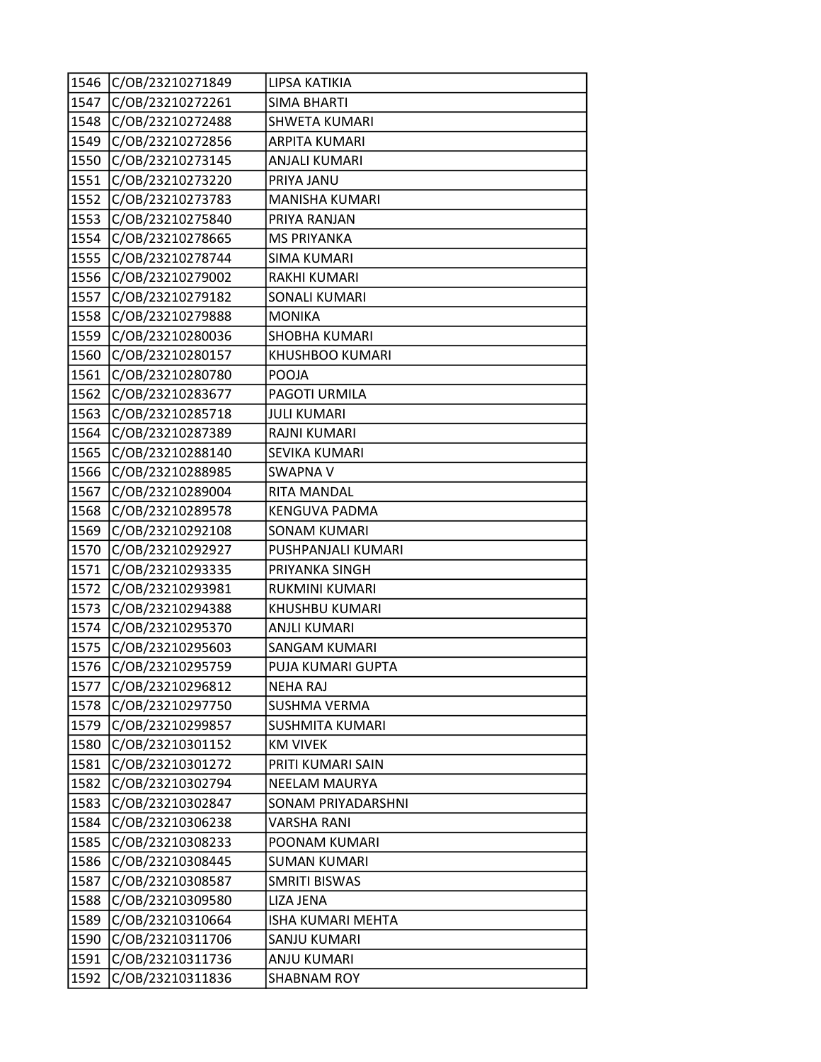| 1546 | C/OB/23210271849 | LIPSA KATIKIA |
|---|---|---|
| 1547 | C/OB/23210272261 | SIMA BHARTI |
| 1548 | C/OB/23210272488 | SHWETA KUMARI |
| 1549 | C/OB/23210272856 | ARPITA KUMARI |
| 1550 | C/OB/23210273145 | ANJALI KUMARI |
| 1551 | C/OB/23210273220 | PRIYA JANU |
| 1552 | C/OB/23210273783 | MANISHA KUMARI |
| 1553 | C/OB/23210275840 | PRIYA RANJAN |
| 1554 | C/OB/23210278665 | MS PRIYANKA |
| 1555 | C/OB/23210278744 | SIMA KUMARI |
| 1556 | C/OB/23210279002 | RAKHI KUMARI |
| 1557 | C/OB/23210279182 | SONALI KUMARI |
| 1558 | C/OB/23210279888 | MONIKA |
| 1559 | C/OB/23210280036 | SHOBHA KUMARI |
| 1560 | C/OB/23210280157 | KHUSHBOO KUMARI |
| 1561 | C/OB/23210280780 | POOJA |
| 1562 | C/OB/23210283677 | PAGOTI URMILA |
| 1563 | C/OB/23210285718 | JULI KUMARI |
| 1564 | C/OB/23210287389 | RAJNI KUMARI |
| 1565 | C/OB/23210288140 | SEVIKA KUMARI |
| 1566 | C/OB/23210288985 | SWAPNA V |
| 1567 | C/OB/23210289004 | RITA MANDAL |
| 1568 | C/OB/23210289578 | KENGUVA PADMA |
| 1569 | C/OB/23210292108 | SONAM KUMARI |
| 1570 | C/OB/23210292927 | PUSHPANJALI KUMARI |
| 1571 | C/OB/23210293335 | PRIYANKA SINGH |
| 1572 | C/OB/23210293981 | RUKMINI KUMARI |
| 1573 | C/OB/23210294388 | KHUSHBU KUMARI |
| 1574 | C/OB/23210295370 | ANJLI KUMARI |
| 1575 | C/OB/23210295603 | SANGAM KUMARI |
| 1576 | C/OB/23210295759 | PUJA KUMARI GUPTA |
| 1577 | C/OB/23210296812 | NEHA RAJ |
| 1578 | C/OB/23210297750 | SUSHMA VERMA |
| 1579 | C/OB/23210299857 | SUSHMITA KUMARI |
| 1580 | C/OB/23210301152 | KM VIVEK |
| 1581 | C/OB/23210301272 | PRITI KUMARI SAIN |
| 1582 | C/OB/23210302794 | NEELAM MAURYA |
| 1583 | C/OB/23210302847 | SONAM PRIYADARSHNI |
| 1584 | C/OB/23210306238 | VARSHA RANI |
| 1585 | C/OB/23210308233 | POONAM KUMARI |
| 1586 | C/OB/23210308445 | SUMAN KUMARI |
| 1587 | C/OB/23210308587 | SMRITI BISWAS |
| 1588 | C/OB/23210309580 | LIZA JENA |
| 1589 | C/OB/23210310664 | ISHA KUMARI MEHTA |
| 1590 | C/OB/23210311706 | SANJU KUMARI |
| 1591 | C/OB/23210311736 | ANJU KUMARI |
| 1592 | C/OB/23210311836 | SHABNAM ROY |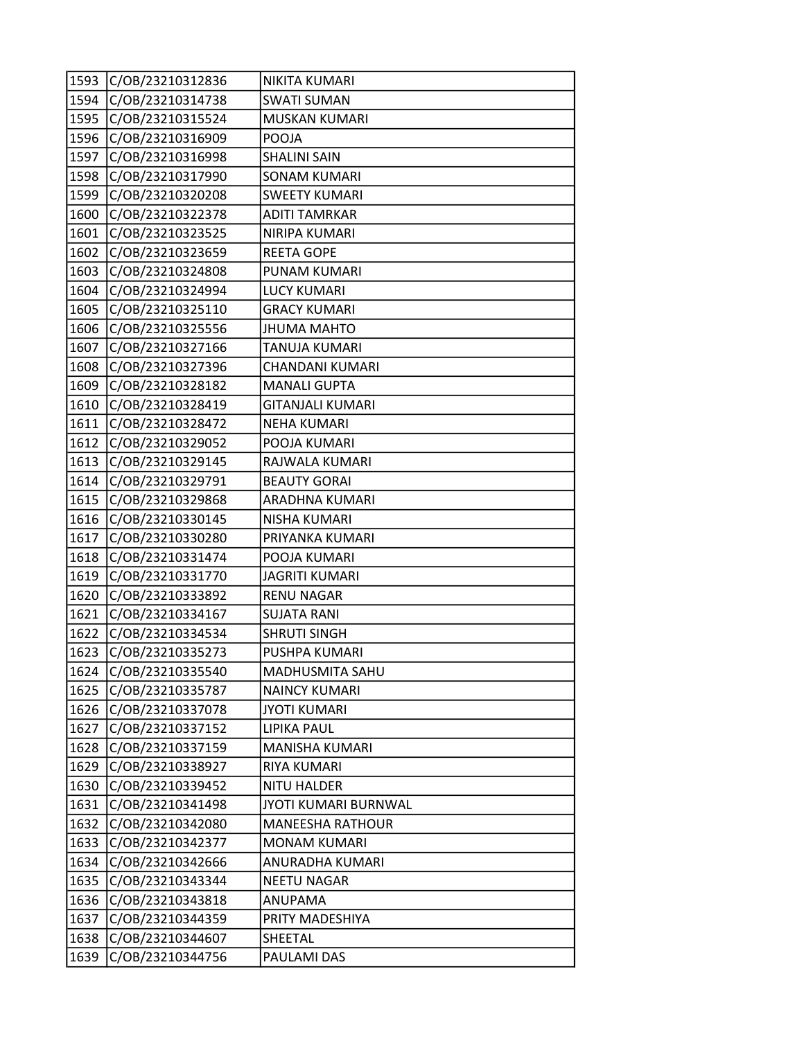| 1593 | C/OB/23210312836 | NIKITA KUMARI |
|---|---|---|
| 1594 | C/OB/23210314738 | SWATI SUMAN |
| 1595 | C/OB/23210315524 | MUSKAN KUMARI |
| 1596 | C/OB/23210316909 | POOJA |
| 1597 | C/OB/23210316998 | SHALINI SAIN |
| 1598 | C/OB/23210317990 | SONAM KUMARI |
| 1599 | C/OB/23210320208 | SWEETY KUMARI |
| 1600 | C/OB/23210322378 | ADITI TAMRKAR |
| 1601 | C/OB/23210323525 | NIRIPA KUMARI |
| 1602 | C/OB/23210323659 | REETA GOPE |
| 1603 | C/OB/23210324808 | PUNAM KUMARI |
| 1604 | C/OB/23210324994 | LUCY KUMARI |
| 1605 | C/OB/23210325110 | GRACY KUMARI |
| 1606 | C/OB/23210325556 | JHUMA MAHTO |
| 1607 | C/OB/23210327166 | TANUJA KUMARI |
| 1608 | C/OB/23210327396 | CHANDANI KUMARI |
| 1609 | C/OB/23210328182 | MANALI GUPTA |
| 1610 | C/OB/23210328419 | GITANJALI KUMARI |
| 1611 | C/OB/23210328472 | NEHA KUMARI |
| 1612 | C/OB/23210329052 | POOJA KUMARI |
| 1613 | C/OB/23210329145 | RAJWALA KUMARI |
| 1614 | C/OB/23210329791 | BEAUTY GORAI |
| 1615 | C/OB/23210329868 | ARADHNA KUMARI |
| 1616 | C/OB/23210330145 | NISHA KUMARI |
| 1617 | C/OB/23210330280 | PRIYANKA KUMARI |
| 1618 | C/OB/23210331474 | POOJA KUMARI |
| 1619 | C/OB/23210331770 | JAGRITI KUMARI |
| 1620 | C/OB/23210333892 | RENU NAGAR |
| 1621 | C/OB/23210334167 | SUJATA RANI |
| 1622 | C/OB/23210334534 | SHRUTI SINGH |
| 1623 | C/OB/23210335273 | PUSHPA KUMARI |
| 1624 | C/OB/23210335540 | MADHUSMITA SAHU |
| 1625 | C/OB/23210335787 | NAINCY KUMARI |
| 1626 | C/OB/23210337078 | JYOTI KUMARI |
| 1627 | C/OB/23210337152 | LIPIKA PAUL |
| 1628 | C/OB/23210337159 | MANISHA KUMARI |
| 1629 | C/OB/23210338927 | RIYA KUMARI |
| 1630 | C/OB/23210339452 | NITU HALDER |
| 1631 | C/OB/23210341498 | JYOTI KUMARI BURNWAL |
| 1632 | C/OB/23210342080 | MANEESHA RATHOUR |
| 1633 | C/OB/23210342377 | MONAM KUMARI |
| 1634 | C/OB/23210342666 | ANURADHA KUMARI |
| 1635 | C/OB/23210343344 | NEETU NAGAR |
| 1636 | C/OB/23210343818 | ANUPAMA |
| 1637 | C/OB/23210344359 | PRITY MADESHIYA |
| 1638 | C/OB/23210344607 | SHEETAL |
| 1639 | C/OB/23210344756 | PAULAMI DAS |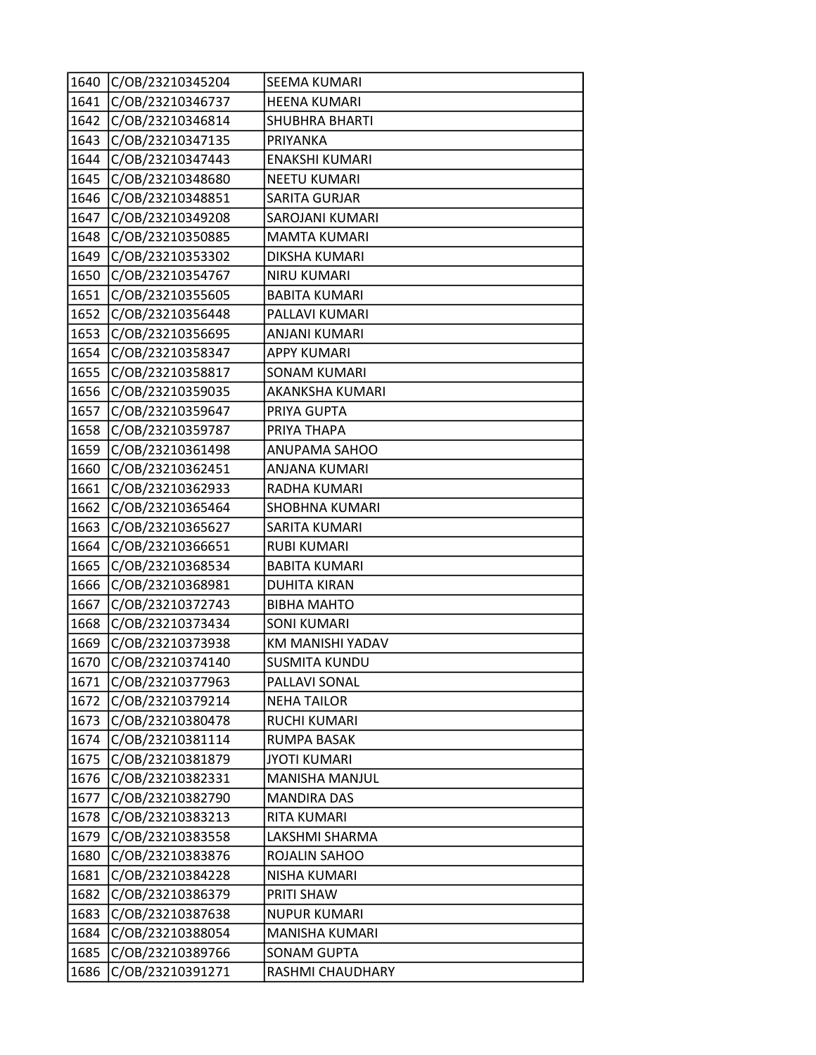| | | |
|---|---|---|
| 1640 | C/OB/23210345204 | SEEMA KUMARI |
| 1641 | C/OB/23210346737 | HEENA KUMARI |
| 1642 | C/OB/23210346814 | SHUBHRA BHARTI |
| 1643 | C/OB/23210347135 | PRIYANKA |
| 1644 | C/OB/23210347443 | ENAKSHI KUMARI |
| 1645 | C/OB/23210348680 | NEETU KUMARI |
| 1646 | C/OB/23210348851 | SARITA GURJAR |
| 1647 | C/OB/23210349208 | SAROJANI KUMARI |
| 1648 | C/OB/23210350885 | MAMTA KUMARI |
| 1649 | C/OB/23210353302 | DIKSHA KUMARI |
| 1650 | C/OB/23210354767 | NIRU KUMARI |
| 1651 | C/OB/23210355605 | BABITA KUMARI |
| 1652 | C/OB/23210356448 | PALLAVI KUMARI |
| 1653 | C/OB/23210356695 | ANJANI KUMARI |
| 1654 | C/OB/23210358347 | APPY KUMARI |
| 1655 | C/OB/23210358817 | SONAM KUMARI |
| 1656 | C/OB/23210359035 | AKANKSHA KUMARI |
| 1657 | C/OB/23210359647 | PRIYA GUPTA |
| 1658 | C/OB/23210359787 | PRIYA THAPA |
| 1659 | C/OB/23210361498 | ANUPAMA SAHOO |
| 1660 | C/OB/23210362451 | ANJANA KUMARI |
| 1661 | C/OB/23210362933 | RADHA KUMARI |
| 1662 | C/OB/23210365464 | SHOBHNA KUMARI |
| 1663 | C/OB/23210365627 | SARITA KUMARI |
| 1664 | C/OB/23210366651 | RUBI KUMARI |
| 1665 | C/OB/23210368534 | BABITA KUMARI |
| 1666 | C/OB/23210368981 | DUHITA KIRAN |
| 1667 | C/OB/23210372743 | BIBHA MAHTO |
| 1668 | C/OB/23210373434 | SONI KUMARI |
| 1669 | C/OB/23210373938 | KM MANISHI YADAV |
| 1670 | C/OB/23210374140 | SUSMITA KUNDU |
| 1671 | C/OB/23210377963 | PALLAVI SONAL |
| 1672 | C/OB/23210379214 | NEHA TAILOR |
| 1673 | C/OB/23210380478 | RUCHI KUMARI |
| 1674 | C/OB/23210381114 | RUMPA BASAK |
| 1675 | C/OB/23210381879 | JYOTI KUMARI |
| 1676 | C/OB/23210382331 | MANISHA MANJUL |
| 1677 | C/OB/23210382790 | MANDIRA DAS |
| 1678 | C/OB/23210383213 | RITA KUMARI |
| 1679 | C/OB/23210383558 | LAKSHMI SHARMA |
| 1680 | C/OB/23210383876 | ROJALIN SAHOO |
| 1681 | C/OB/23210384228 | NISHA KUMARI |
| 1682 | C/OB/23210386379 | PRITI SHAW |
| 1683 | C/OB/23210387638 | NUPUR KUMARI |
| 1684 | C/OB/23210388054 | MANISHA KUMARI |
| 1685 | C/OB/23210389766 | SONAM GUPTA |
| 1686 | C/OB/23210391271 | RASHMI CHAUDHARY |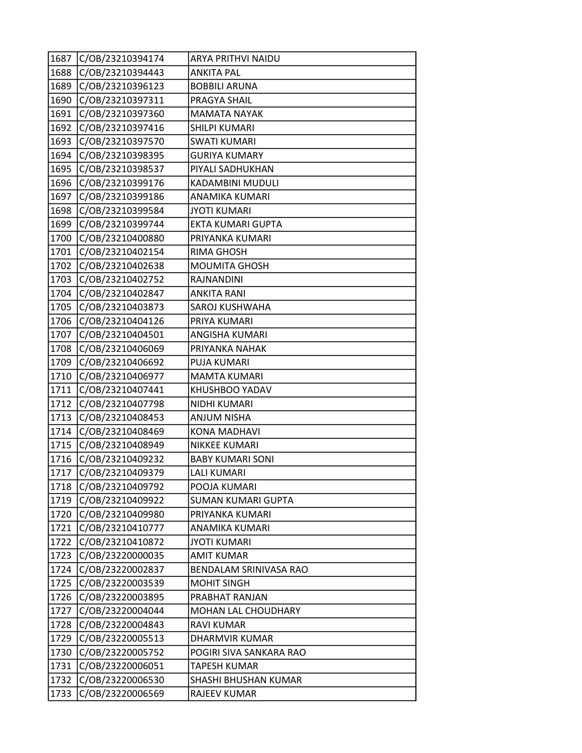| 1687 | C/OB/23210394174 | ARYA PRITHVI NAIDU |
|---|---|---|
| 1688 | C/OB/23210394443 | ANKITA PAL |
| 1689 | C/OB/23210396123 | BOBBILI ARUNA |
| 1690 | C/OB/23210397311 | PRAGYA SHAIL |
| 1691 | C/OB/23210397360 | MAMATA NAYAK |
| 1692 | C/OB/23210397416 | SHILPI KUMARI |
| 1693 | C/OB/23210397570 | SWATI KUMARI |
| 1694 | C/OB/23210398395 | GURIYA KUMARY |
| 1695 | C/OB/23210398537 | PIYALI SADHUKHAN |
| 1696 | C/OB/23210399176 | KADAMBINI MUDULI |
| 1697 | C/OB/23210399186 | ANAMIKA KUMARI |
| 1698 | C/OB/23210399584 | JYOTI KUMARI |
| 1699 | C/OB/23210399744 | EKTA KUMARI GUPTA |
| 1700 | C/OB/23210400880 | PRIYANKA KUMARI |
| 1701 | C/OB/23210402154 | RIMA GHOSH |
| 1702 | C/OB/23210402638 | MOUMITA GHOSH |
| 1703 | C/OB/23210402752 | RAJNANDINI |
| 1704 | C/OB/23210402847 | ANKITA RANI |
| 1705 | C/OB/23210403873 | SAROJ KUSHWAHA |
| 1706 | C/OB/23210404126 | PRIYA KUMARI |
| 1707 | C/OB/23210404501 | ANGISHA KUMARI |
| 1708 | C/OB/23210406069 | PRIYANKA NAHAK |
| 1709 | C/OB/23210406692 | PUJA KUMARI |
| 1710 | C/OB/23210406977 | MAMTA KUMARI |
| 1711 | C/OB/23210407441 | KHUSHBOO YADAV |
| 1712 | C/OB/23210407798 | NIDHI KUMARI |
| 1713 | C/OB/23210408453 | ANJUM NISHA |
| 1714 | C/OB/23210408469 | KONA MADHAVI |
| 1715 | C/OB/23210408949 | NIKKEE KUMARI |
| 1716 | C/OB/23210409232 | BABY KUMARI SONI |
| 1717 | C/OB/23210409379 | LALI KUMARI |
| 1718 | C/OB/23210409792 | POOJA KUMARI |
| 1719 | C/OB/23210409922 | SUMAN KUMARI GUPTA |
| 1720 | C/OB/23210409980 | PRIYANKA KUMARI |
| 1721 | C/OB/23210410777 | ANAMIKA KUMARI |
| 1722 | C/OB/23210410872 | JYOTI KUMARI |
| 1723 | C/OB/23220000035 | AMIT KUMAR |
| 1724 | C/OB/23220002837 | BENDALAM SRINIVASA RAO |
| 1725 | C/OB/23220003539 | MOHIT SINGH |
| 1726 | C/OB/23220003895 | PRABHAT RANJAN |
| 1727 | C/OB/23220004044 | MOHAN LAL CHOUDHARY |
| 1728 | C/OB/23220004843 | RAVI KUMAR |
| 1729 | C/OB/23220005513 | DHARMVIR KUMAR |
| 1730 | C/OB/23220005752 | POGIRI SIVA SANKARA RAO |
| 1731 | C/OB/23220006051 | TAPESH KUMAR |
| 1732 | C/OB/23220006530 | SHASHI BHUSHAN KUMAR |
| 1733 | C/OB/23220006569 | RAJEEV KUMAR |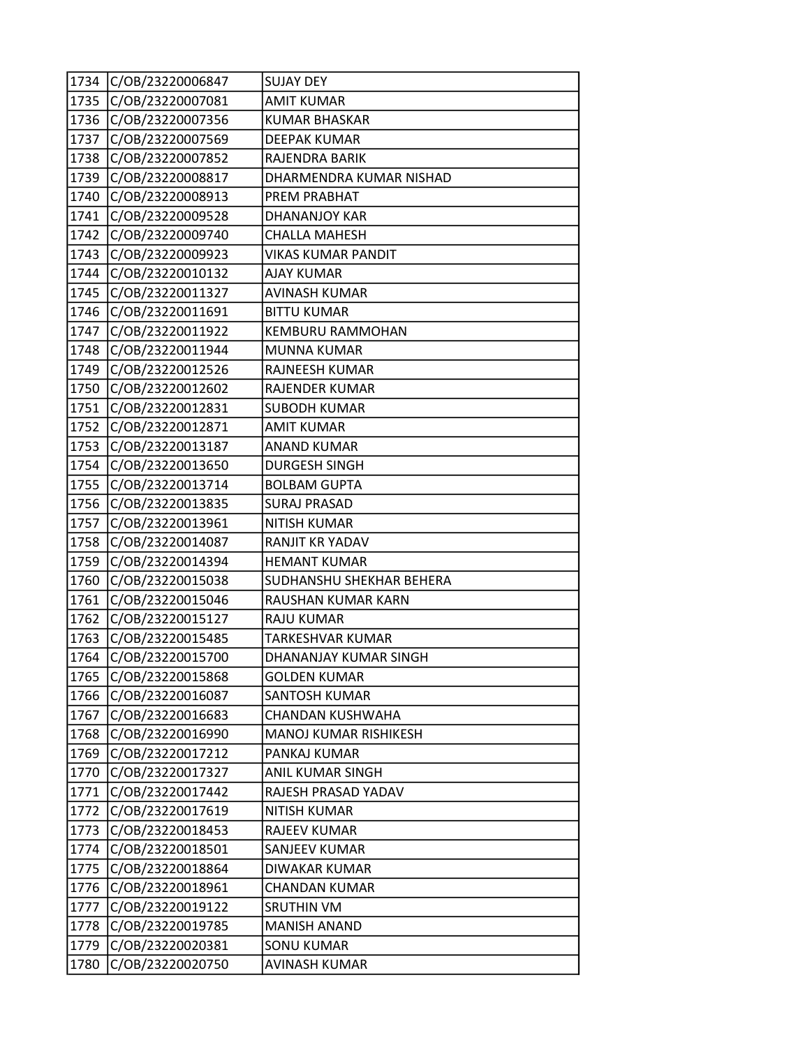| 1734 | C/OB/23220006847 | SUJAY DEY |
|---|---|---|
| 1735 | C/OB/23220007081 | AMIT KUMAR |
| 1736 | C/OB/23220007356 | KUMAR BHASKAR |
| 1737 | C/OB/23220007569 | DEEPAK KUMAR |
| 1738 | C/OB/23220007852 | RAJENDRA BARIK |
| 1739 | C/OB/23220008817 | DHARMENDRA KUMAR NISHAD |
| 1740 | C/OB/23220008913 | PREM PRABHAT |
| 1741 | C/OB/23220009528 | DHANANJOY KAR |
| 1742 | C/OB/23220009740 | CHALLA MAHESH |
| 1743 | C/OB/23220009923 | VIKAS KUMAR PANDIT |
| 1744 | C/OB/23220010132 | AJAY KUMAR |
| 1745 | C/OB/23220011327 | AVINASH KUMAR |
| 1746 | C/OB/23220011691 | BITTU KUMAR |
| 1747 | C/OB/23220011922 | KEMBURU RAMMOHAN |
| 1748 | C/OB/23220011944 | MUNNA KUMAR |
| 1749 | C/OB/23220012526 | RAJNEESH KUMAR |
| 1750 | C/OB/23220012602 | RAJENDER KUMAR |
| 1751 | C/OB/23220012831 | SUBODH KUMAR |
| 1752 | C/OB/23220012871 | AMIT KUMAR |
| 1753 | C/OB/23220013187 | ANAND KUMAR |
| 1754 | C/OB/23220013650 | DURGESH SINGH |
| 1755 | C/OB/23220013714 | BOLBAM GUPTA |
| 1756 | C/OB/23220013835 | SURAJ PRASAD |
| 1757 | C/OB/23220013961 | NITISH KUMAR |
| 1758 | C/OB/23220014087 | RANJIT KR YADAV |
| 1759 | C/OB/23220014394 | HEMANT KUMAR |
| 1760 | C/OB/23220015038 | SUDHANSHU SHEKHAR BEHERA |
| 1761 | C/OB/23220015046 | RAUSHAN KUMAR KARN |
| 1762 | C/OB/23220015127 | RAJU KUMAR |
| 1763 | C/OB/23220015485 | TARKESHVAR KUMAR |
| 1764 | C/OB/23220015700 | DHANANJAY KUMAR SINGH |
| 1765 | C/OB/23220015868 | GOLDEN KUMAR |
| 1766 | C/OB/23220016087 | SANTOSH KUMAR |
| 1767 | C/OB/23220016683 | CHANDAN KUSHWAHA |
| 1768 | C/OB/23220016990 | MANOJ KUMAR RISHIKESH |
| 1769 | C/OB/23220017212 | PANKAJ KUMAR |
| 1770 | C/OB/23220017327 | ANIL KUMAR SINGH |
| 1771 | C/OB/23220017442 | RAJESH PRASAD YADAV |
| 1772 | C/OB/23220017619 | NITISH KUMAR |
| 1773 | C/OB/23220018453 | RAJEEV KUMAR |
| 1774 | C/OB/23220018501 | SANJEEV KUMAR |
| 1775 | C/OB/23220018864 | DIWAKAR KUMAR |
| 1776 | C/OB/23220018961 | CHANDAN KUMAR |
| 1777 | C/OB/23220019122 | SRUTHIN VM |
| 1778 | C/OB/23220019785 | MANISH ANAND |
| 1779 | C/OB/23220020381 | SONU KUMAR |
| 1780 | C/OB/23220020750 | AVINASH KUMAR |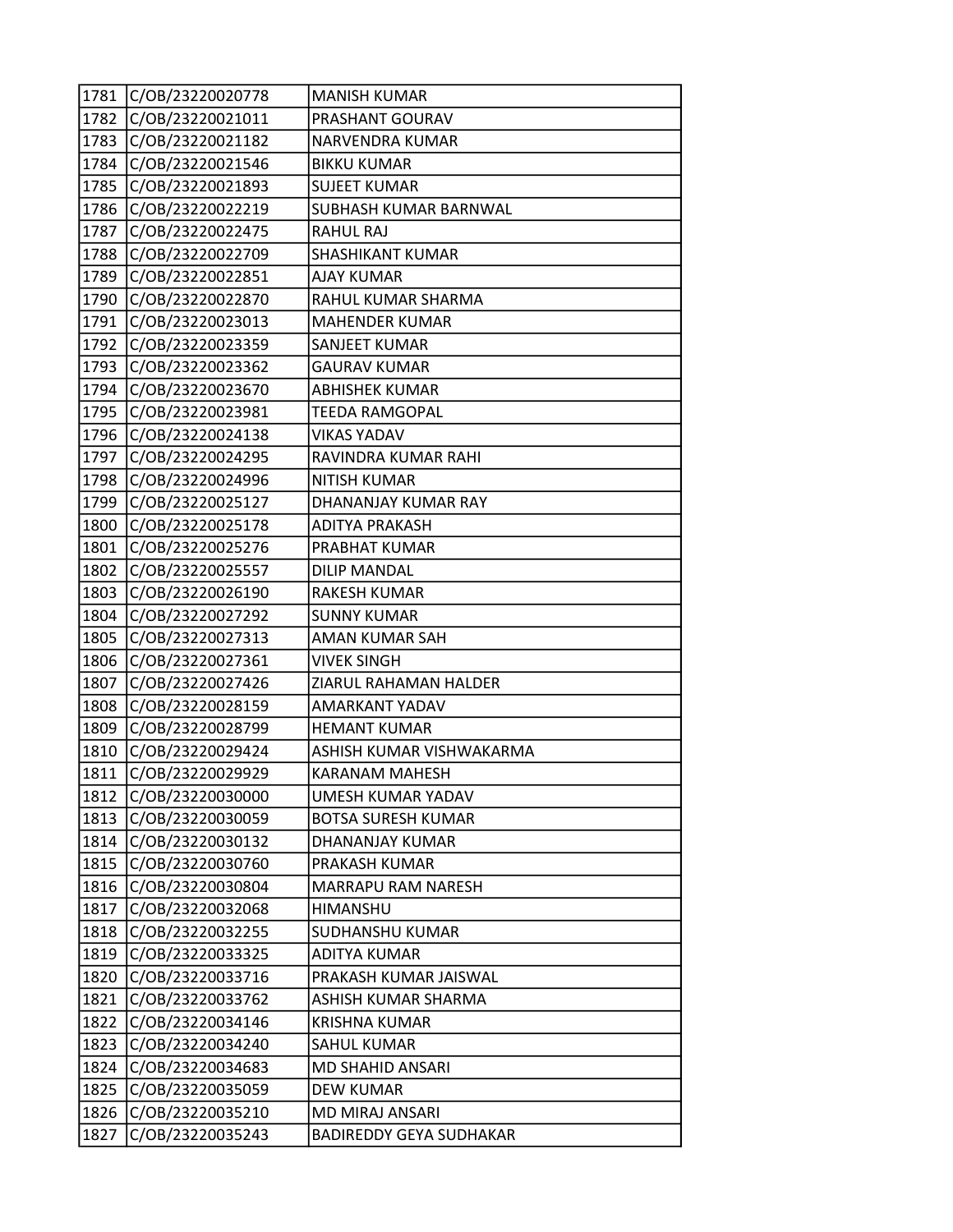| | | |
|---|---|---|
| 1781 | C/OB/23220020778 | MANISH KUMAR |
| 1782 | C/OB/23220021011 | PRASHANT GOURAV |
| 1783 | C/OB/23220021182 | NARVENDRA KUMAR |
| 1784 | C/OB/23220021546 | BIKKU KUMAR |
| 1785 | C/OB/23220021893 | SUJEET KUMAR |
| 1786 | C/OB/23220022219 | SUBHASH KUMAR BARNWAL |
| 1787 | C/OB/23220022475 | RAHUL RAJ |
| 1788 | C/OB/23220022709 | SHASHIKANT KUMAR |
| 1789 | C/OB/23220022851 | AJAY KUMAR |
| 1790 | C/OB/23220022870 | RAHUL KUMAR SHARMA |
| 1791 | C/OB/23220023013 | MAHENDER KUMAR |
| 1792 | C/OB/23220023359 | SANJEET KUMAR |
| 1793 | C/OB/23220023362 | GAURAV KUMAR |
| 1794 | C/OB/23220023670 | ABHISHEK KUMAR |
| 1795 | C/OB/23220023981 | TEEDA RAMGOPAL |
| 1796 | C/OB/23220024138 | VIKAS YADAV |
| 1797 | C/OB/23220024295 | RAVINDRA KUMAR RAHI |
| 1798 | C/OB/23220024996 | NITISH KUMAR |
| 1799 | C/OB/23220025127 | DHANANJAY KUMAR RAY |
| 1800 | C/OB/23220025178 | ADITYA PRAKASH |
| 1801 | C/OB/23220025276 | PRABHAT KUMAR |
| 1802 | C/OB/23220025557 | DILIP MANDAL |
| 1803 | C/OB/23220026190 | RAKESH KUMAR |
| 1804 | C/OB/23220027292 | SUNNY KUMAR |
| 1805 | C/OB/23220027313 | AMAN KUMAR SAH |
| 1806 | C/OB/23220027361 | VIVEK SINGH |
| 1807 | C/OB/23220027426 | ZIARUL RAHAMAN HALDER |
| 1808 | C/OB/23220028159 | AMARKANT YADAV |
| 1809 | C/OB/23220028799 | HEMANT KUMAR |
| 1810 | C/OB/23220029424 | ASHISH KUMAR VISHWAKARMA |
| 1811 | C/OB/23220029929 | KARANAM MAHESH |
| 1812 | C/OB/23220030000 | UMESH KUMAR YADAV |
| 1813 | C/OB/23220030059 | BOTSA SURESH KUMAR |
| 1814 | C/OB/23220030132 | DHANANJAY KUMAR |
| 1815 | C/OB/23220030760 | PRAKASH KUMAR |
| 1816 | C/OB/23220030804 | MARRAPU RAM NARESH |
| 1817 | C/OB/23220032068 | HIMANSHU |
| 1818 | C/OB/23220032255 | SUDHANSHU KUMAR |
| 1819 | C/OB/23220033325 | ADITYA KUMAR |
| 1820 | C/OB/23220033716 | PRAKASH KUMAR JAISWAL |
| 1821 | C/OB/23220033762 | ASHISH KUMAR SHARMA |
| 1822 | C/OB/23220034146 | KRISHNA KUMAR |
| 1823 | C/OB/23220034240 | SAHUL KUMAR |
| 1824 | C/OB/23220034683 | MD SHAHID ANSARI |
| 1825 | C/OB/23220035059 | DEW KUMAR |
| 1826 | C/OB/23220035210 | MD MIRAJ ANSARI |
| 1827 | C/OB/23220035243 | BADIREDDY GEYA SUDHAKAR |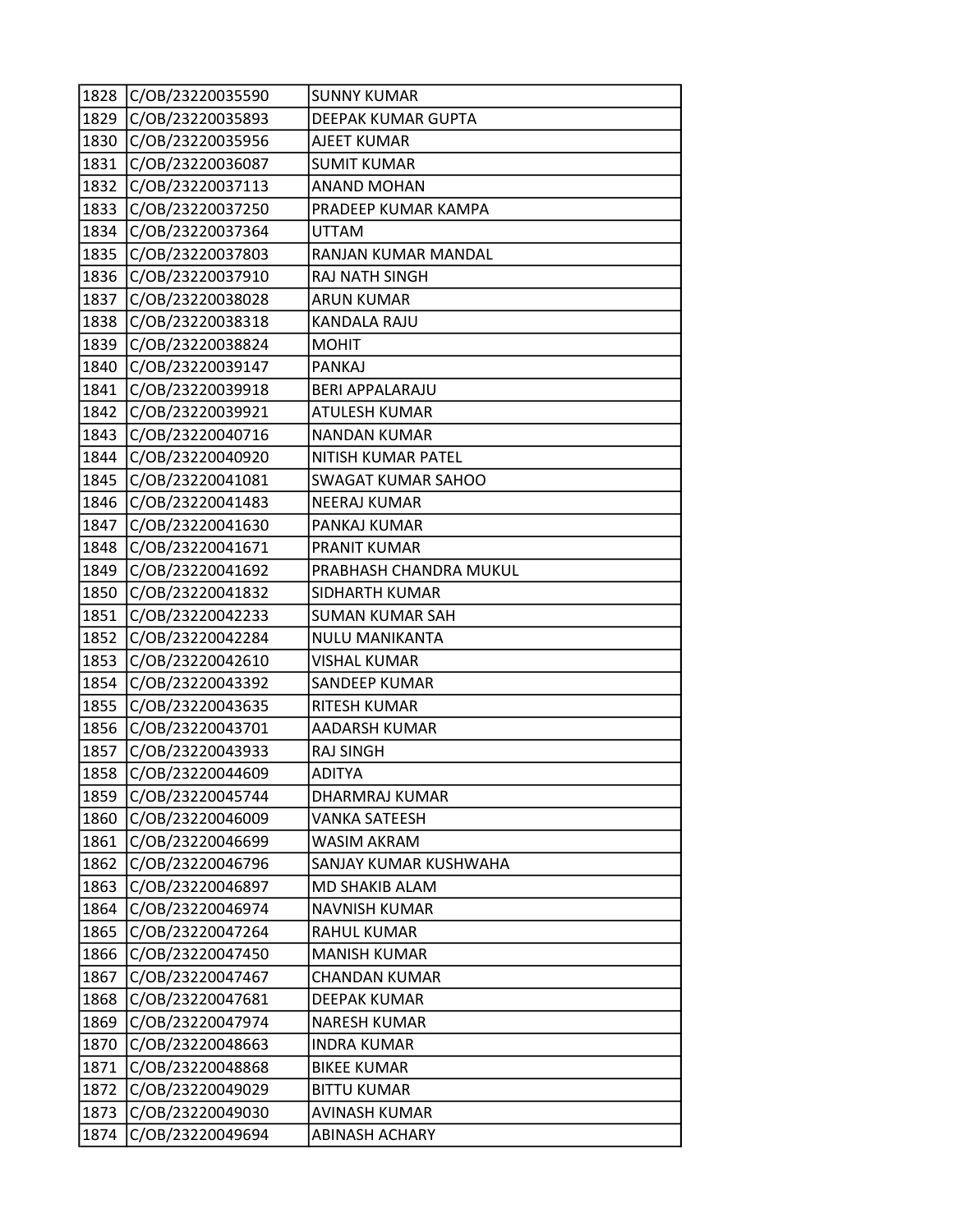| | | |
|---|---|---|
| 1828 | C/OB/23220035590 | SUNNY KUMAR |
| 1829 | C/OB/23220035893 | DEEPAK KUMAR GUPTA |
| 1830 | C/OB/23220035956 | AJEET KUMAR |
| 1831 | C/OB/23220036087 | SUMIT KUMAR |
| 1832 | C/OB/23220037113 | ANAND MOHAN |
| 1833 | C/OB/23220037250 | PRADEEP KUMAR KAMPA |
| 1834 | C/OB/23220037364 | UTTAM |
| 1835 | C/OB/23220037803 | RANJAN KUMAR MANDAL |
| 1836 | C/OB/23220037910 | RAJ NATH SINGH |
| 1837 | C/OB/23220038028 | ARUN KUMAR |
| 1838 | C/OB/23220038318 | KANDALA RAJU |
| 1839 | C/OB/23220038824 | MOHIT |
| 1840 | C/OB/23220039147 | PANKAJ |
| 1841 | C/OB/23220039918 | BERI APPALARAJU |
| 1842 | C/OB/23220039921 | ATULESH KUMAR |
| 1843 | C/OB/23220040716 | NANDAN KUMAR |
| 1844 | C/OB/23220040920 | NITISH KUMAR PATEL |
| 1845 | C/OB/23220041081 | SWAGAT KUMAR SAHOO |
| 1846 | C/OB/23220041483 | NEERAJ KUMAR |
| 1847 | C/OB/23220041630 | PANKAJ KUMAR |
| 1848 | C/OB/23220041671 | PRANIT KUMAR |
| 1849 | C/OB/23220041692 | PRABHASH CHANDRA MUKUL |
| 1850 | C/OB/23220041832 | SIDHARTH KUMAR |
| 1851 | C/OB/23220042233 | SUMAN KUMAR SAH |
| 1852 | C/OB/23220042284 | NULU MANIKANTA |
| 1853 | C/OB/23220042610 | VISHAL KUMAR |
| 1854 | C/OB/23220043392 | SANDEEP KUMAR |
| 1855 | C/OB/23220043635 | RITESH KUMAR |
| 1856 | C/OB/23220043701 | AADARSH KUMAR |
| 1857 | C/OB/23220043933 | RAJ SINGH |
| 1858 | C/OB/23220044609 | ADITYA |
| 1859 | C/OB/23220045744 | DHARMRAJ KUMAR |
| 1860 | C/OB/23220046009 | VANKA SATEESH |
| 1861 | C/OB/23220046699 | WASIM AKRAM |
| 1862 | C/OB/23220046796 | SANJAY KUMAR KUSHWAHA |
| 1863 | C/OB/23220046897 | MD SHAKIB ALAM |
| 1864 | C/OB/23220046974 | NAVNISH KUMAR |
| 1865 | C/OB/23220047264 | RAHUL KUMAR |
| 1866 | C/OB/23220047450 | MANISH KUMAR |
| 1867 | C/OB/23220047467 | CHANDAN KUMAR |
| 1868 | C/OB/23220047681 | DEEPAK KUMAR |
| 1869 | C/OB/23220047974 | NARESH KUMAR |
| 1870 | C/OB/23220048663 | INDRA KUMAR |
| 1871 | C/OB/23220048868 | BIKEE KUMAR |
| 1872 | C/OB/23220049029 | BITTU KUMAR |
| 1873 | C/OB/23220049030 | AVINASH KUMAR |
| 1874 | C/OB/23220049694 | ABINASH ACHARY |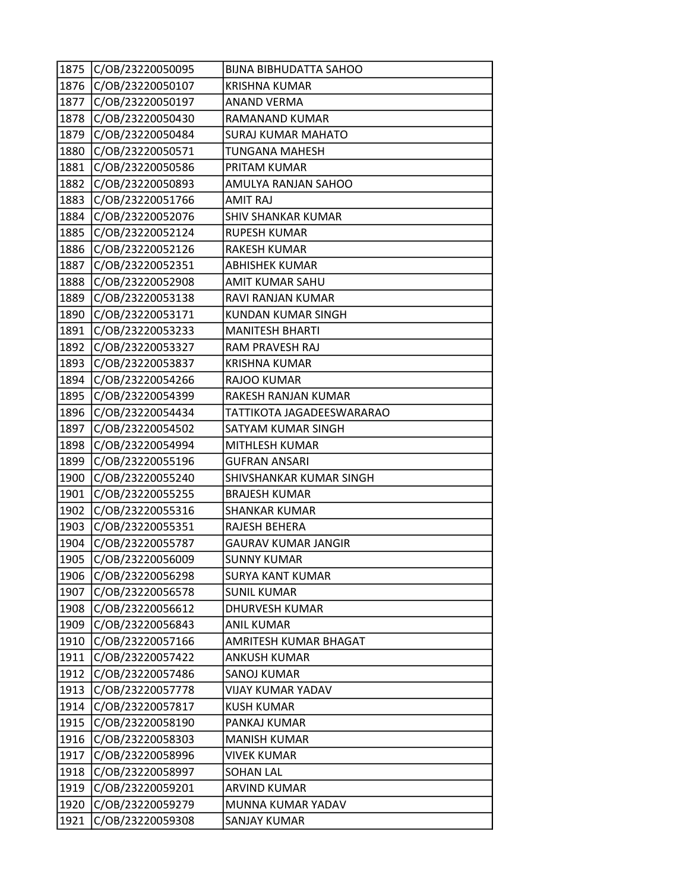| | | |
|---|---|---|
| 1875 | C/OB/23220050095 | BIJNA BIBHUDATTA SAHOO |
| 1876 | C/OB/23220050107 | KRISHNA KUMAR |
| 1877 | C/OB/23220050197 | ANAND VERMA |
| 1878 | C/OB/23220050430 | RAMANAND KUMAR |
| 1879 | C/OB/23220050484 | SURAJ KUMAR MAHATO |
| 1880 | C/OB/23220050571 | TUNGANA MAHESH |
| 1881 | C/OB/23220050586 | PRITAM KUMAR |
| 1882 | C/OB/23220050893 | AMULYA RANJAN SAHOO |
| 1883 | C/OB/23220051766 | AMIT RAJ |
| 1884 | C/OB/23220052076 | SHIV SHANKAR KUMAR |
| 1885 | C/OB/23220052124 | RUPESH KUMAR |
| 1886 | C/OB/23220052126 | RAKESH KUMAR |
| 1887 | C/OB/23220052351 | ABHISHEK KUMAR |
| 1888 | C/OB/23220052908 | AMIT KUMAR SAHU |
| 1889 | C/OB/23220053138 | RAVI RANJAN KUMAR |
| 1890 | C/OB/23220053171 | KUNDAN KUMAR SINGH |
| 1891 | C/OB/23220053233 | MANITESH BHARTI |
| 1892 | C/OB/23220053327 | RAM PRAVESH RAJ |
| 1893 | C/OB/23220053837 | KRISHNA KUMAR |
| 1894 | C/OB/23220054266 | RAJOO KUMAR |
| 1895 | C/OB/23220054399 | RAKESH RANJAN KUMAR |
| 1896 | C/OB/23220054434 | TATTIKOTA JAGADEESWARARAO |
| 1897 | C/OB/23220054502 | SATYAM KUMAR SINGH |
| 1898 | C/OB/23220054994 | MITHLESH KUMAR |
| 1899 | C/OB/23220055196 | GUFRAN ANSARI |
| 1900 | C/OB/23220055240 | SHIVSHANKAR KUMAR SINGH |
| 1901 | C/OB/23220055255 | BRAJESH KUMAR |
| 1902 | C/OB/23220055316 | SHANKAR KUMAR |
| 1903 | C/OB/23220055351 | RAJESH BEHERA |
| 1904 | C/OB/23220055787 | GAURAV KUMAR JANGIR |
| 1905 | C/OB/23220056009 | SUNNY KUMAR |
| 1906 | C/OB/23220056298 | SURYA KANT KUMAR |
| 1907 | C/OB/23220056578 | SUNIL KUMAR |
| 1908 | C/OB/23220056612 | DHURVESH KUMAR |
| 1909 | C/OB/23220056843 | ANIL KUMAR |
| 1910 | C/OB/23220057166 | AMRITESH KUMAR BHAGAT |
| 1911 | C/OB/23220057422 | ANKUSH KUMAR |
| 1912 | C/OB/23220057486 | SANOJ KUMAR |
| 1913 | C/OB/23220057778 | VIJAY KUMAR YADAV |
| 1914 | C/OB/23220057817 | KUSH KUMAR |
| 1915 | C/OB/23220058190 | PANKAJ KUMAR |
| 1916 | C/OB/23220058303 | MANISH KUMAR |
| 1917 | C/OB/23220058996 | VIVEK KUMAR |
| 1918 | C/OB/23220058997 | SOHAN LAL |
| 1919 | C/OB/23220059201 | ARVIND KUMAR |
| 1920 | C/OB/23220059279 | MUNNA KUMAR YADAV |
| 1921 | C/OB/23220059308 | SANJAY KUMAR |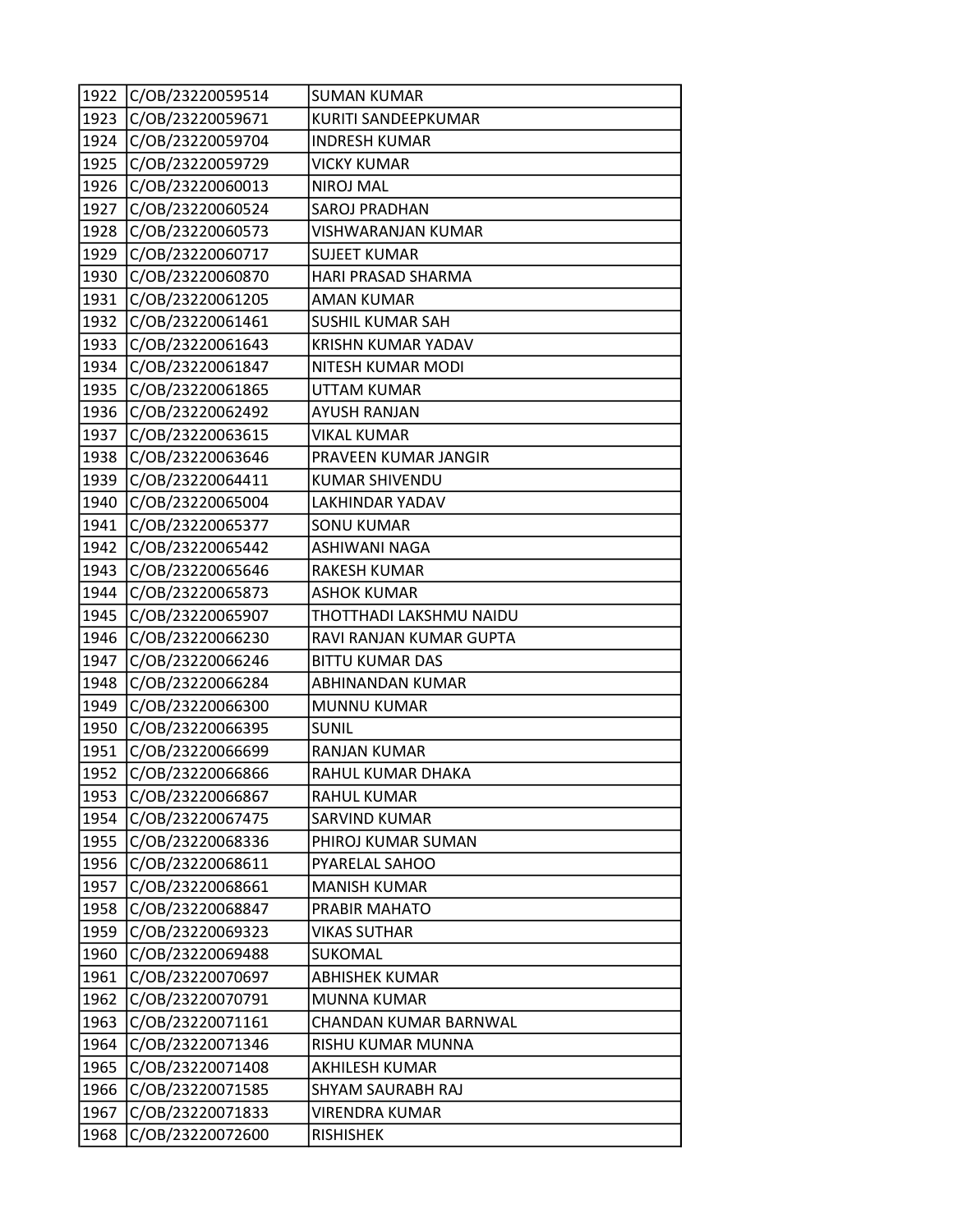| | | |
|---|---|---|
| 1922 | C/OB/23220059514 | SUMAN KUMAR |
| 1923 | C/OB/23220059671 | KURITI SANDEEPKUMAR |
| 1924 | C/OB/23220059704 | INDRESH KUMAR |
| 1925 | C/OB/23220059729 | VICKY KUMAR |
| 1926 | C/OB/23220060013 | NIROJ MAL |
| 1927 | C/OB/23220060524 | SAROJ PRADHAN |
| 1928 | C/OB/23220060573 | VISHWARANJAN KUMAR |
| 1929 | C/OB/23220060717 | SUJEET KUMAR |
| 1930 | C/OB/23220060870 | HARI PRASAD SHARMA |
| 1931 | C/OB/23220061205 | AMAN KUMAR |
| 1932 | C/OB/23220061461 | SUSHIL KUMAR SAH |
| 1933 | C/OB/23220061643 | KRISHN KUMAR YADAV |
| 1934 | C/OB/23220061847 | NITESH KUMAR MODI |
| 1935 | C/OB/23220061865 | UTTAM KUMAR |
| 1936 | C/OB/23220062492 | AYUSH RANJAN |
| 1937 | C/OB/23220063615 | VIKAL KUMAR |
| 1938 | C/OB/23220063646 | PRAVEEN KUMAR JANGIR |
| 1939 | C/OB/23220064411 | KUMAR SHIVENDU |
| 1940 | C/OB/23220065004 | LAKHINDAR YADAV |
| 1941 | C/OB/23220065377 | SONU KUMAR |
| 1942 | C/OB/23220065442 | ASHIWANI NAGA |
| 1943 | C/OB/23220065646 | RAKESH KUMAR |
| 1944 | C/OB/23220065873 | ASHOK KUMAR |
| 1945 | C/OB/23220065907 | THOTTHADI LAKSHMU NAIDU |
| 1946 | C/OB/23220066230 | RAVI RANJAN KUMAR GUPTA |
| 1947 | C/OB/23220066246 | BITTU KUMAR DAS |
| 1948 | C/OB/23220066284 | ABHINANDAN KUMAR |
| 1949 | C/OB/23220066300 | MUNNU KUMAR |
| 1950 | C/OB/23220066395 | SUNIL |
| 1951 | C/OB/23220066699 | RANJAN KUMAR |
| 1952 | C/OB/23220066866 | RAHUL KUMAR DHAKA |
| 1953 | C/OB/23220066867 | RAHUL KUMAR |
| 1954 | C/OB/23220067475 | SARVIND KUMAR |
| 1955 | C/OB/23220068336 | PHIROJ KUMAR SUMAN |
| 1956 | C/OB/23220068611 | PYARELAL SAHOO |
| 1957 | C/OB/23220068661 | MANISH KUMAR |
| 1958 | C/OB/23220068847 | PRABIR MAHATO |
| 1959 | C/OB/23220069323 | VIKAS SUTHAR |
| 1960 | C/OB/23220069488 | SUKOMAL |
| 1961 | C/OB/23220070697 | ABHISHEK KUMAR |
| 1962 | C/OB/23220070791 | MUNNA KUMAR |
| 1963 | C/OB/23220071161 | CHANDAN KUMAR BARNWAL |
| 1964 | C/OB/23220071346 | RISHU KUMAR MUNNA |
| 1965 | C/OB/23220071408 | AKHILESH KUMAR |
| 1966 | C/OB/23220071585 | SHYAM SAURABH RAJ |
| 1967 | C/OB/23220071833 | VIRENDRA KUMAR |
| 1968 | C/OB/23220072600 | RISHISHEK |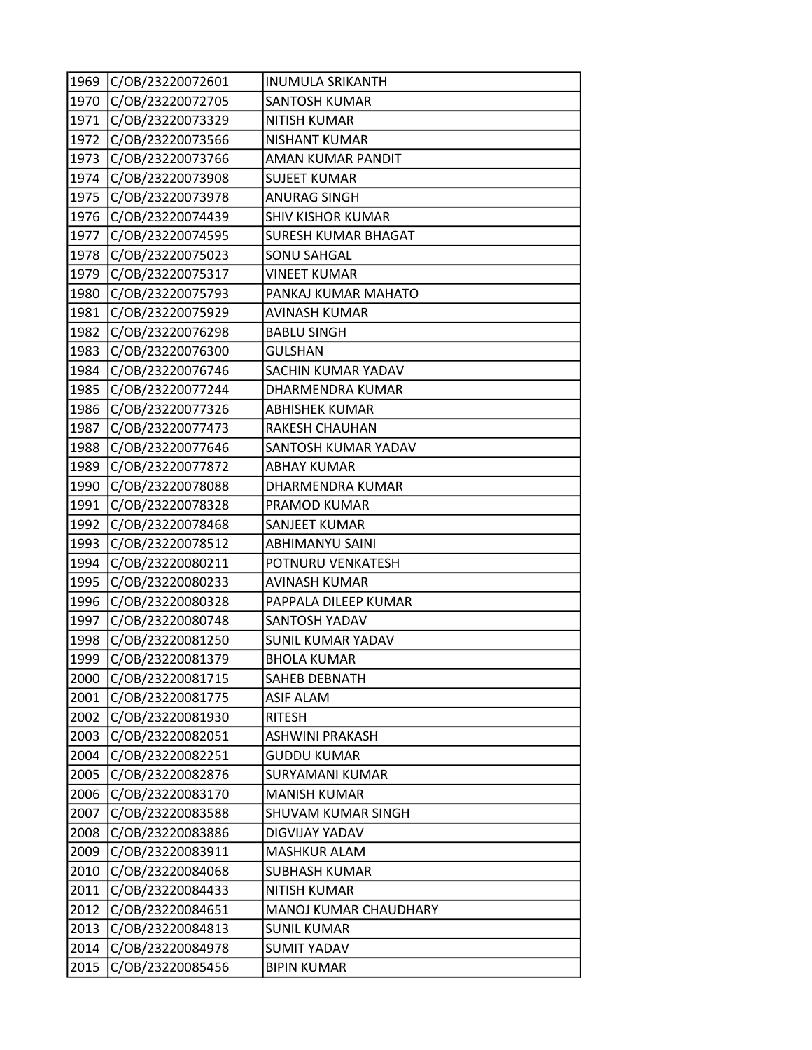| 1969 | C/OB/23220072601 | INUMULA SRIKANTH |
|---|---|---|
| 1970 | C/OB/23220072705 | SANTOSH KUMAR |
| 1971 | C/OB/23220073329 | NITISH KUMAR |
| 1972 | C/OB/23220073566 | NISHANT KUMAR |
| 1973 | C/OB/23220073766 | AMAN KUMAR PANDIT |
| 1974 | C/OB/23220073908 | SUJEET KUMAR |
| 1975 | C/OB/23220073978 | ANURAG SINGH |
| 1976 | C/OB/23220074439 | SHIV KISHOR KUMAR |
| 1977 | C/OB/23220074595 | SURESH KUMAR BHAGAT |
| 1978 | C/OB/23220075023 | SONU SAHGAL |
| 1979 | C/OB/23220075317 | VINEET KUMAR |
| 1980 | C/OB/23220075793 | PANKAJ KUMAR MAHATO |
| 1981 | C/OB/23220075929 | AVINASH KUMAR |
| 1982 | C/OB/23220076298 | BABLU SINGH |
| 1983 | C/OB/23220076300 | GULSHAN |
| 1984 | C/OB/23220076746 | SACHIN KUMAR YADAV |
| 1985 | C/OB/23220077244 | DHARMENDRA KUMAR |
| 1986 | C/OB/23220077326 | ABHISHEK KUMAR |
| 1987 | C/OB/23220077473 | RAKESH CHAUHAN |
| 1988 | C/OB/23220077646 | SANTOSH KUMAR YADAV |
| 1989 | C/OB/23220077872 | ABHAY KUMAR |
| 1990 | C/OB/23220078088 | DHARMENDRA KUMAR |
| 1991 | C/OB/23220078328 | PRAMOD KUMAR |
| 1992 | C/OB/23220078468 | SANJEET KUMAR |
| 1993 | C/OB/23220078512 | ABHIMANYU SAINI |
| 1994 | C/OB/23220080211 | POTNURU VENKATESH |
| 1995 | C/OB/23220080233 | AVINASH KUMAR |
| 1996 | C/OB/23220080328 | PAPPALA DILEEP KUMAR |
| 1997 | C/OB/23220080748 | SANTOSH YADAV |
| 1998 | C/OB/23220081250 | SUNIL KUMAR YADAV |
| 1999 | C/OB/23220081379 | BHOLA KUMAR |
| 2000 | C/OB/23220081715 | SAHEB DEBNATH |
| 2001 | C/OB/23220081775 | ASIF ALAM |
| 2002 | C/OB/23220081930 | RITESH |
| 2003 | C/OB/23220082051 | ASHWINI PRAKASH |
| 2004 | C/OB/23220082251 | GUDDU KUMAR |
| 2005 | C/OB/23220082876 | SURYAMANI KUMAR |
| 2006 | C/OB/23220083170 | MANISH KUMAR |
| 2007 | C/OB/23220083588 | SHUVAM KUMAR SINGH |
| 2008 | C/OB/23220083886 | DIGVIJAY YADAV |
| 2009 | C/OB/23220083911 | MASHKUR ALAM |
| 2010 | C/OB/23220084068 | SUBHASH KUMAR |
| 2011 | C/OB/23220084433 | NITISH KUMAR |
| 2012 | C/OB/23220084651 | MANOJ KUMAR CHAUDHARY |
| 2013 | C/OB/23220084813 | SUNIL KUMAR |
| 2014 | C/OB/23220084978 | SUMIT YADAV |
| 2015 | C/OB/23220085456 | BIPIN KUMAR |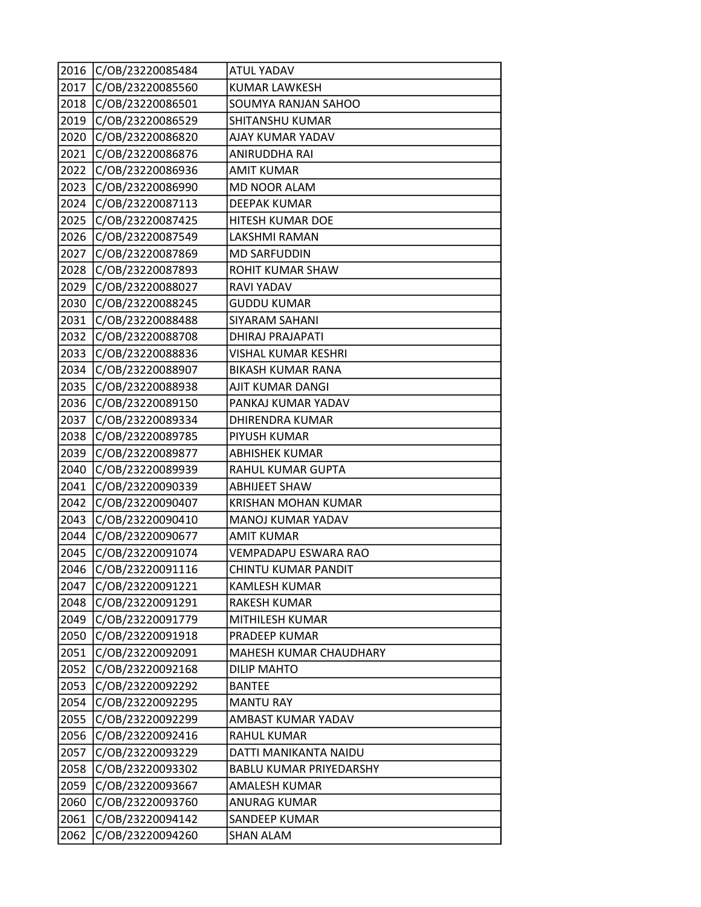| 2016 | C/OB/23220085484 | ATUL YADAV |
|---|---|---|
| 2017 | C/OB/23220085560 | KUMAR LAWKESH |
| 2018 | C/OB/23220086501 | SOUMYA RANJAN SAHOO |
| 2019 | C/OB/23220086529 | SHITANSHU KUMAR |
| 2020 | C/OB/23220086820 | AJAY KUMAR YADAV |
| 2021 | C/OB/23220086876 | ANIRUDDHA RAI |
| 2022 | C/OB/23220086936 | AMIT KUMAR |
| 2023 | C/OB/23220086990 | MD NOOR ALAM |
| 2024 | C/OB/23220087113 | DEEPAK KUMAR |
| 2025 | C/OB/23220087425 | HITESH KUMAR DOE |
| 2026 | C/OB/23220087549 | LAKSHMI RAMAN |
| 2027 | C/OB/23220087869 | MD SARFUDDIN |
| 2028 | C/OB/23220087893 | ROHIT KUMAR SHAW |
| 2029 | C/OB/23220088027 | RAVI YADAV |
| 2030 | C/OB/23220088245 | GUDDU KUMAR |
| 2031 | C/OB/23220088488 | SIYARAM SAHANI |
| 2032 | C/OB/23220088708 | DHIRAJ PRAJAPATI |
| 2033 | C/OB/23220088836 | VISHAL KUMAR KESHRI |
| 2034 | C/OB/23220088907 | BIKASH KUMAR RANA |
| 2035 | C/OB/23220088938 | AJIT KUMAR DANGI |
| 2036 | C/OB/23220089150 | PANKAJ KUMAR YADAV |
| 2037 | C/OB/23220089334 | DHIRENDRA KUMAR |
| 2038 | C/OB/23220089785 | PIYUSH KUMAR |
| 2039 | C/OB/23220089877 | ABHISHEK KUMAR |
| 2040 | C/OB/23220089939 | RAHUL KUMAR GUPTA |
| 2041 | C/OB/23220090339 | ABHIJEET SHAW |
| 2042 | C/OB/23220090407 | KRISHAN MOHAN KUMAR |
| 2043 | C/OB/23220090410 | MANOJ KUMAR YADAV |
| 2044 | C/OB/23220090677 | AMIT KUMAR |
| 2045 | C/OB/23220091074 | VEMPADAPU ESWARA RAO |
| 2046 | C/OB/23220091116 | CHINTU KUMAR PANDIT |
| 2047 | C/OB/23220091221 | KAMLESH KUMAR |
| 2048 | C/OB/23220091291 | RAKESH KUMAR |
| 2049 | C/OB/23220091779 | MITHILESH KUMAR |
| 2050 | C/OB/23220091918 | PRADEEP KUMAR |
| 2051 | C/OB/23220092091 | MAHESH KUMAR CHAUDHARY |
| 2052 | C/OB/23220092168 | DILIP MAHTO |
| 2053 | C/OB/23220092292 | BANTEE |
| 2054 | C/OB/23220092295 | MANTU RAY |
| 2055 | C/OB/23220092299 | AMBAST KUMAR YADAV |
| 2056 | C/OB/23220092416 | RAHUL KUMAR |
| 2057 | C/OB/23220093229 | DATTI MANIKANTA NAIDU |
| 2058 | C/OB/23220093302 | BABLU KUMAR PRIYEDARSHY |
| 2059 | C/OB/23220093667 | AMALESH KUMAR |
| 2060 | C/OB/23220093760 | ANURAG KUMAR |
| 2061 | C/OB/23220094142 | SANDEEP KUMAR |
| 2062 | C/OB/23220094260 | SHAN ALAM |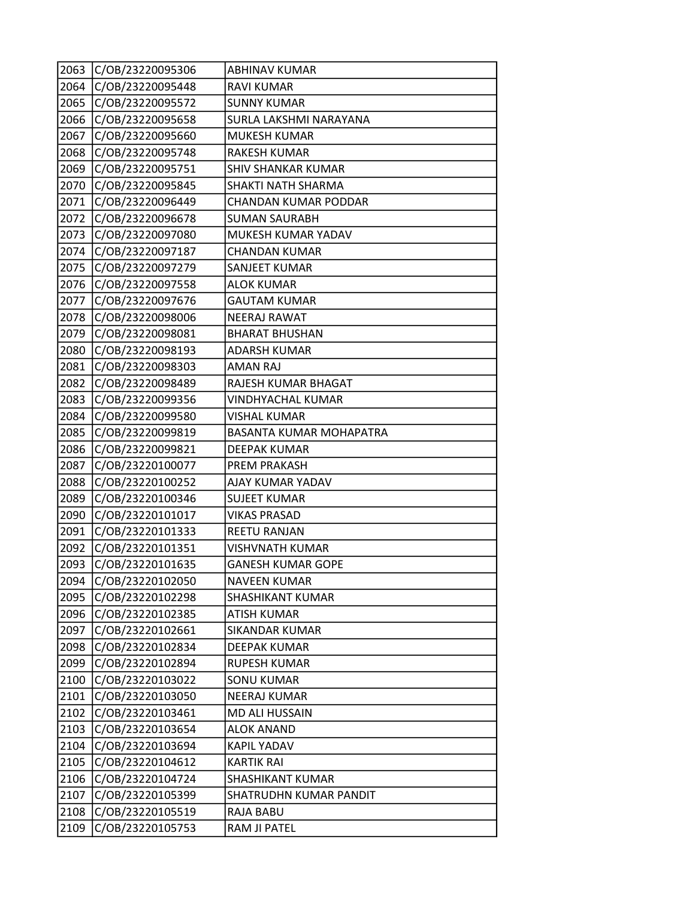| | | |
|---|---|---|
| 2063 | C/OB/23220095306 | ABHINAV KUMAR |
| 2064 | C/OB/23220095448 | RAVI KUMAR |
| 2065 | C/OB/23220095572 | SUNNY KUMAR |
| 2066 | C/OB/23220095658 | SURLA LAKSHMI NARAYANA |
| 2067 | C/OB/23220095660 | MUKESH KUMAR |
| 2068 | C/OB/23220095748 | RAKESH KUMAR |
| 2069 | C/OB/23220095751 | SHIV SHANKAR KUMAR |
| 2070 | C/OB/23220095845 | SHAKTI NATH SHARMA |
| 2071 | C/OB/23220096449 | CHANDAN KUMAR PODDAR |
| 2072 | C/OB/23220096678 | SUMAN SAURABH |
| 2073 | C/OB/23220097080 | MUKESH KUMAR YADAV |
| 2074 | C/OB/23220097187 | CHANDAN KUMAR |
| 2075 | C/OB/23220097279 | SANJEET KUMAR |
| 2076 | C/OB/23220097558 | ALOK KUMAR |
| 2077 | C/OB/23220097676 | GAUTAM KUMAR |
| 2078 | C/OB/23220098006 | NEERAJ RAWAT |
| 2079 | C/OB/23220098081 | BHARAT BHUSHAN |
| 2080 | C/OB/23220098193 | ADARSH KUMAR |
| 2081 | C/OB/23220098303 | AMAN RAJ |
| 2082 | C/OB/23220098489 | RAJESH KUMAR BHAGAT |
| 2083 | C/OB/23220099356 | VINDHYACHAL KUMAR |
| 2084 | C/OB/23220099580 | VISHAL KUMAR |
| 2085 | C/OB/23220099819 | BASANTA KUMAR MOHAPATRA |
| 2086 | C/OB/23220099821 | DEEPAK KUMAR |
| 2087 | C/OB/23220100077 | PREM PRAKASH |
| 2088 | C/OB/23220100252 | AJAY KUMAR YADAV |
| 2089 | C/OB/23220100346 | SUJEET KUMAR |
| 2090 | C/OB/23220101017 | VIKAS PRASAD |
| 2091 | C/OB/23220101333 | REETU RANJAN |
| 2092 | C/OB/23220101351 | VISHVNATH KUMAR |
| 2093 | C/OB/23220101635 | GANESH KUMAR GOPE |
| 2094 | C/OB/23220102050 | NAVEEN KUMAR |
| 2095 | C/OB/23220102298 | SHASHIKANT KUMAR |
| 2096 | C/OB/23220102385 | ATISH KUMAR |
| 2097 | C/OB/23220102661 | SIKANDAR KUMAR |
| 2098 | C/OB/23220102834 | DEEPAK KUMAR |
| 2099 | C/OB/23220102894 | RUPESH KUMAR |
| 2100 | C/OB/23220103022 | SONU KUMAR |
| 2101 | C/OB/23220103050 | NEERAJ KUMAR |
| 2102 | C/OB/23220103461 | MD ALI HUSSAIN |
| 2103 | C/OB/23220103654 | ALOK ANAND |
| 2104 | C/OB/23220103694 | KAPIL YADAV |
| 2105 | C/OB/23220104612 | KARTIK RAI |
| 2106 | C/OB/23220104724 | SHASHIKANT KUMAR |
| 2107 | C/OB/23220105399 | SHATRUDHN KUMAR PANDIT |
| 2108 | C/OB/23220105519 | RAJA BABU |
| 2109 | C/OB/23220105753 | RAM JI PATEL |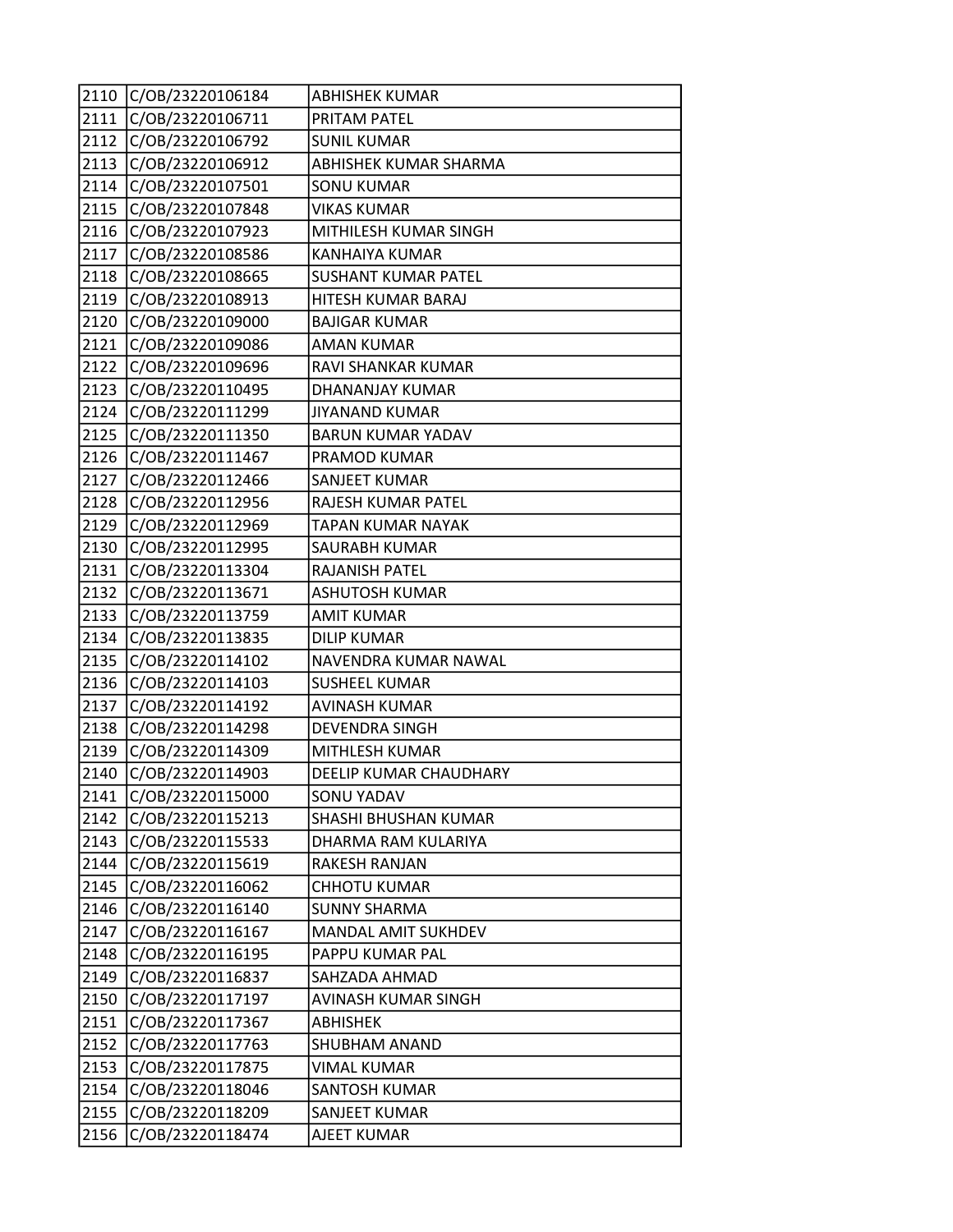| | | |
|---|---|---|
| 2110 | C/OB/23220106184 | ABHISHEK KUMAR |
| 2111 | C/OB/23220106711 | PRITAM PATEL |
| 2112 | C/OB/23220106792 | SUNIL KUMAR |
| 2113 | C/OB/23220106912 | ABHISHEK KUMAR SHARMA |
| 2114 | C/OB/23220107501 | SONU KUMAR |
| 2115 | C/OB/23220107848 | VIKAS KUMAR |
| 2116 | C/OB/23220107923 | MITHILESH KUMAR SINGH |
| 2117 | C/OB/23220108586 | KANHAIYA KUMAR |
| 2118 | C/OB/23220108665 | SUSHANT KUMAR PATEL |
| 2119 | C/OB/23220108913 | HITESH KUMAR BARAJ |
| 2120 | C/OB/23220109000 | BAJIGAR KUMAR |
| 2121 | C/OB/23220109086 | AMAN KUMAR |
| 2122 | C/OB/23220109696 | RAVI SHANKAR KUMAR |
| 2123 | C/OB/23220110495 | DHANANJAY KUMAR |
| 2124 | C/OB/23220111299 | JIYANAND KUMAR |
| 2125 | C/OB/23220111350 | BARUN KUMAR YADAV |
| 2126 | C/OB/23220111467 | PRAMOD KUMAR |
| 2127 | C/OB/23220112466 | SANJEET KUMAR |
| 2128 | C/OB/23220112956 | RAJESH KUMAR PATEL |
| 2129 | C/OB/23220112969 | TAPAN KUMAR NAYAK |
| 2130 | C/OB/23220112995 | SAURABH KUMAR |
| 2131 | C/OB/23220113304 | RAJANISH PATEL |
| 2132 | C/OB/23220113671 | ASHUTOSH KUMAR |
| 2133 | C/OB/23220113759 | AMIT KUMAR |
| 2134 | C/OB/23220113835 | DILIP KUMAR |
| 2135 | C/OB/23220114102 | NAVENDRA KUMAR NAWAL |
| 2136 | C/OB/23220114103 | SUSHEEL KUMAR |
| 2137 | C/OB/23220114192 | AVINASH KUMAR |
| 2138 | C/OB/23220114298 | DEVENDRA SINGH |
| 2139 | C/OB/23220114309 | MITHLESH KUMAR |
| 2140 | C/OB/23220114903 | DEELIP KUMAR CHAUDHARY |
| 2141 | C/OB/23220115000 | SONU YADAV |
| 2142 | C/OB/23220115213 | SHASHI BHUSHAN KUMAR |
| 2143 | C/OB/23220115533 | DHARMA RAM KULARIYA |
| 2144 | C/OB/23220115619 | RAKESH RANJAN |
| 2145 | C/OB/23220116062 | CHHOTU KUMAR |
| 2146 | C/OB/23220116140 | SUNNY SHARMA |
| 2147 | C/OB/23220116167 | MANDAL AMIT SUKHDEV |
| 2148 | C/OB/23220116195 | PAPPU KUMAR PAL |
| 2149 | C/OB/23220116837 | SAHZADA AHMAD |
| 2150 | C/OB/23220117197 | AVINASH KUMAR SINGH |
| 2151 | C/OB/23220117367 | ABHISHEK |
| 2152 | C/OB/23220117763 | SHUBHAM ANAND |
| 2153 | C/OB/23220117875 | VIMAL KUMAR |
| 2154 | C/OB/23220118046 | SANTOSH KUMAR |
| 2155 | C/OB/23220118209 | SANJEET KUMAR |
| 2156 | C/OB/23220118474 | AJEET KUMAR |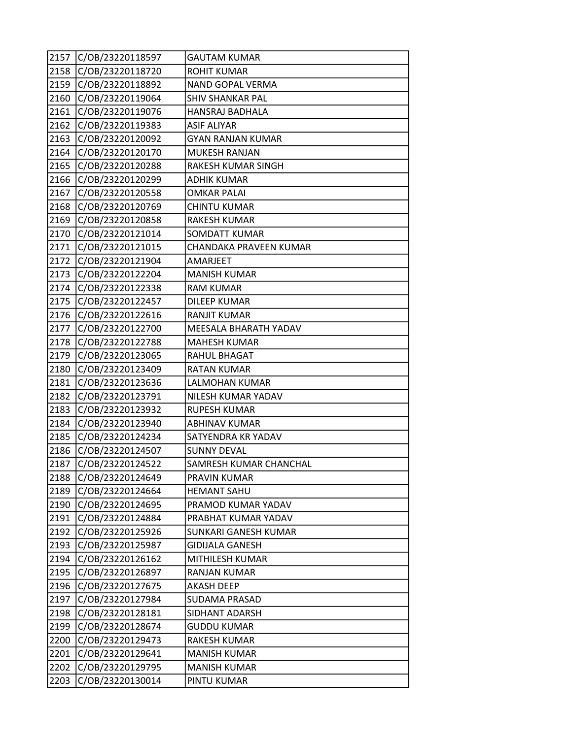| | | |
|---|---|---|
| 2157 | C/OB/23220118597 | GAUTAM KUMAR |
| 2158 | C/OB/23220118720 | ROHIT KUMAR |
| 2159 | C/OB/23220118892 | NAND GOPAL VERMA |
| 2160 | C/OB/23220119064 | SHIV SHANKAR PAL |
| 2161 | C/OB/23220119076 | HANSRAJ BADHALA |
| 2162 | C/OB/23220119383 | ASIF ALIYAR |
| 2163 | C/OB/23220120092 | GYAN RANJAN KUMAR |
| 2164 | C/OB/23220120170 | MUKESH RANJAN |
| 2165 | C/OB/23220120288 | RAKESH KUMAR SINGH |
| 2166 | C/OB/23220120299 | ADHIK KUMAR |
| 2167 | C/OB/23220120558 | OMKAR PALAI |
| 2168 | C/OB/23220120769 | CHINTU KUMAR |
| 2169 | C/OB/23220120858 | RAKESH KUMAR |
| 2170 | C/OB/23220121014 | SOMDATT KUMAR |
| 2171 | C/OB/23220121015 | CHANDAKA PRAVEEN KUMAR |
| 2172 | C/OB/23220121904 | AMARJEET |
| 2173 | C/OB/23220122204 | MANISH KUMAR |
| 2174 | C/OB/23220122338 | RAM KUMAR |
| 2175 | C/OB/23220122457 | DILEEP KUMAR |
| 2176 | C/OB/23220122616 | RANJIT KUMAR |
| 2177 | C/OB/23220122700 | MEESALA BHARATH YADAV |
| 2178 | C/OB/23220122788 | MAHESH KUMAR |
| 2179 | C/OB/23220123065 | RAHUL BHAGAT |
| 2180 | C/OB/23220123409 | RATAN KUMAR |
| 2181 | C/OB/23220123636 | LALMOHAN KUMAR |
| 2182 | C/OB/23220123791 | NILESH KUMAR YADAV |
| 2183 | C/OB/23220123932 | RUPESH KUMAR |
| 2184 | C/OB/23220123940 | ABHINAV KUMAR |
| 2185 | C/OB/23220124234 | SATYENDRA KR YADAV |
| 2186 | C/OB/23220124507 | SUNNY DEVAL |
| 2187 | C/OB/23220124522 | SAMRESH KUMAR CHANCHAL |
| 2188 | C/OB/23220124649 | PRAVIN KUMAR |
| 2189 | C/OB/23220124664 | HEMANT SAHU |
| 2190 | C/OB/23220124695 | PRAMOD KUMAR YADAV |
| 2191 | C/OB/23220124884 | PRABHAT KUMAR YADAV |
| 2192 | C/OB/23220125926 | SUNKARI GANESH KUMAR |
| 2193 | C/OB/23220125987 | GIDIJALA GANESH |
| 2194 | C/OB/23220126162 | MITHILESH KUMAR |
| 2195 | C/OB/23220126897 | RANJAN KUMAR |
| 2196 | C/OB/23220127675 | AKASH DEEP |
| 2197 | C/OB/23220127984 | SUDAMA PRASAD |
| 2198 | C/OB/23220128181 | SIDHANT ADARSH |
| 2199 | C/OB/23220128674 | GUDDU KUMAR |
| 2200 | C/OB/23220129473 | RAKESH KUMAR |
| 2201 | C/OB/23220129641 | MANISH KUMAR |
| 2202 | C/OB/23220129795 | MANISH KUMAR |
| 2203 | C/OB/23220130014 | PINTU KUMAR |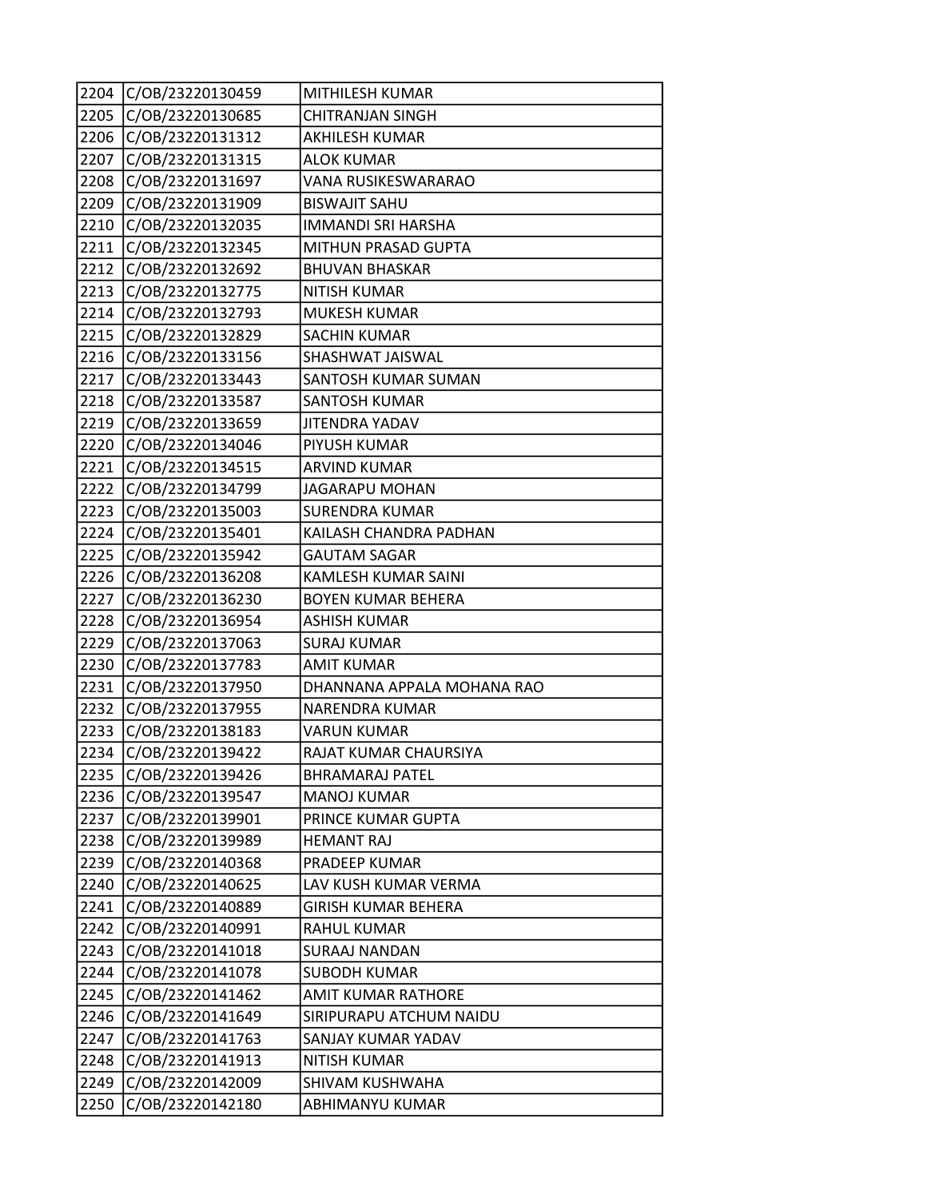| | | |
|---|---|---|
| 2204 | C/OB/23220130459 | MITHILESH KUMAR |
| 2205 | C/OB/23220130685 | CHITRANJAN SINGH |
| 2206 | C/OB/23220131312 | AKHILESH KUMAR |
| 2207 | C/OB/23220131315 | ALOK KUMAR |
| 2208 | C/OB/23220131697 | VANA RUSIKESWARARAO |
| 2209 | C/OB/23220131909 | BISWAJIT SAHU |
| 2210 | C/OB/23220132035 | IMMANDI SRI HARSHA |
| 2211 | C/OB/23220132345 | MITHUN PRASAD GUPTA |
| 2212 | C/OB/23220132692 | BHUVAN BHASKAR |
| 2213 | C/OB/23220132775 | NITISH KUMAR |
| 2214 | C/OB/23220132793 | MUKESH KUMAR |
| 2215 | C/OB/23220132829 | SACHIN KUMAR |
| 2216 | C/OB/23220133156 | SHASHWAT JAISWAL |
| 2217 | C/OB/23220133443 | SANTOSH KUMAR SUMAN |
| 2218 | C/OB/23220133587 | SANTOSH KUMAR |
| 2219 | C/OB/23220133659 | JITENDRA YADAV |
| 2220 | C/OB/23220134046 | PIYUSH KUMAR |
| 2221 | C/OB/23220134515 | ARVIND KUMAR |
| 2222 | C/OB/23220134799 | JAGARAPU MOHAN |
| 2223 | C/OB/23220135003 | SURENDRA KUMAR |
| 2224 | C/OB/23220135401 | KAILASH CHANDRA PADHAN |
| 2225 | C/OB/23220135942 | GAUTAM SAGAR |
| 2226 | C/OB/23220136208 | KAMLESH KUMAR SAINI |
| 2227 | C/OB/23220136230 | BOYEN KUMAR BEHERA |
| 2228 | C/OB/23220136954 | ASHISH KUMAR |
| 2229 | C/OB/23220137063 | SURAJ KUMAR |
| 2230 | C/OB/23220137783 | AMIT KUMAR |
| 2231 | C/OB/23220137950 | DHANNANA APPALA MOHANA RAO |
| 2232 | C/OB/23220137955 | NARENDRA KUMAR |
| 2233 | C/OB/23220138183 | VARUN KUMAR |
| 2234 | C/OB/23220139422 | RAJAT KUMAR CHAURSIYA |
| 2235 | C/OB/23220139426 | BHRAMARAJ PATEL |
| 2236 | C/OB/23220139547 | MANOJ KUMAR |
| 2237 | C/OB/23220139901 | PRINCE KUMAR GUPTA |
| 2238 | C/OB/23220139989 | HEMANT RAJ |
| 2239 | C/OB/23220140368 | PRADEEP KUMAR |
| 2240 | C/OB/23220140625 | LAV KUSH KUMAR VERMA |
| 2241 | C/OB/23220140889 | GIRISH KUMAR BEHERA |
| 2242 | C/OB/23220140991 | RAHUL KUMAR |
| 2243 | C/OB/23220141018 | SURAAJ NANDAN |
| 2244 | C/OB/23220141078 | SUBODH KUMAR |
| 2245 | C/OB/23220141462 | AMIT KUMAR RATHORE |
| 2246 | C/OB/23220141649 | SIRIPURAPU ATCHUM NAIDU |
| 2247 | C/OB/23220141763 | SANJAY KUMAR YADAV |
| 2248 | C/OB/23220141913 | NITISH KUMAR |
| 2249 | C/OB/23220142009 | SHIVAM KUSHWAHA |
| 2250 | C/OB/23220142180 | ABHIMANYU KUMAR |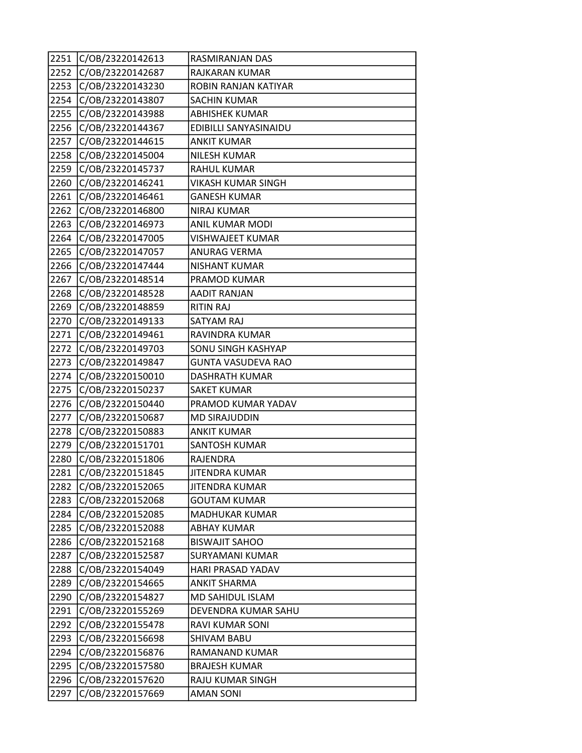| | | |
|---|---|---|
| 2251 | C/OB/23220142613 | RASMIRANJAN DAS |
| 2252 | C/OB/23220142687 | RAJKARAN KUMAR |
| 2253 | C/OB/23220143230 | ROBIN RANJAN KATIYAR |
| 2254 | C/OB/23220143807 | SACHIN KUMAR |
| 2255 | C/OB/23220143988 | ABHISHEK KUMAR |
| 2256 | C/OB/23220144367 | EDIBILLI SANYASINAIDU |
| 2257 | C/OB/23220144615 | ANKIT KUMAR |
| 2258 | C/OB/23220145004 | NILESH KUMAR |
| 2259 | C/OB/23220145737 | RAHUL KUMAR |
| 2260 | C/OB/23220146241 | VIKASH KUMAR SINGH |
| 2261 | C/OB/23220146461 | GANESH KUMAR |
| 2262 | C/OB/23220146800 | NIRAJ KUMAR |
| 2263 | C/OB/23220146973 | ANIL KUMAR MODI |
| 2264 | C/OB/23220147005 | VISHWAJEET KUMAR |
| 2265 | C/OB/23220147057 | ANURAG VERMA |
| 2266 | C/OB/23220147444 | NISHANT KUMAR |
| 2267 | C/OB/23220148514 | PRAMOD KUMAR |
| 2268 | C/OB/23220148528 | AADIT RANJAN |
| 2269 | C/OB/23220148859 | RITIN RAJ |
| 2270 | C/OB/23220149133 | SATYAM RAJ |
| 2271 | C/OB/23220149461 | RAVINDRA KUMAR |
| 2272 | C/OB/23220149703 | SONU SINGH KASHYAP |
| 2273 | C/OB/23220149847 | GUNTA VASUDEVA RAO |
| 2274 | C/OB/23220150010 | DASHRATH KUMAR |
| 2275 | C/OB/23220150237 | SAKET KUMAR |
| 2276 | C/OB/23220150440 | PRAMOD KUMAR YADAV |
| 2277 | C/OB/23220150687 | MD SIRAJUDDIN |
| 2278 | C/OB/23220150883 | ANKIT KUMAR |
| 2279 | C/OB/23220151701 | SANTOSH KUMAR |
| 2280 | C/OB/23220151806 | RAJENDRA |
| 2281 | C/OB/23220151845 | JITENDRA KUMAR |
| 2282 | C/OB/23220152065 | JITENDRA KUMAR |
| 2283 | C/OB/23220152068 | GOUTAM KUMAR |
| 2284 | C/OB/23220152085 | MADHUKAR KUMAR |
| 2285 | C/OB/23220152088 | ABHAY KUMAR |
| 2286 | C/OB/23220152168 | BISWAJIT SAHOO |
| 2287 | C/OB/23220152587 | SURYAMANI KUMAR |
| 2288 | C/OB/23220154049 | HARI PRASAD YADAV |
| 2289 | C/OB/23220154665 | ANKIT SHARMA |
| 2290 | C/OB/23220154827 | MD SAHIDUL ISLAM |
| 2291 | C/OB/23220155269 | DEVENDRA KUMAR SAHU |
| 2292 | C/OB/23220155478 | RAVI KUMAR SONI |
| 2293 | C/OB/23220156698 | SHIVAM BABU |
| 2294 | C/OB/23220156876 | RAMANAND KUMAR |
| 2295 | C/OB/23220157580 | BRAJESH KUMAR |
| 2296 | C/OB/23220157620 | RAJU KUMAR SINGH |
| 2297 | C/OB/23220157669 | AMAN SONI |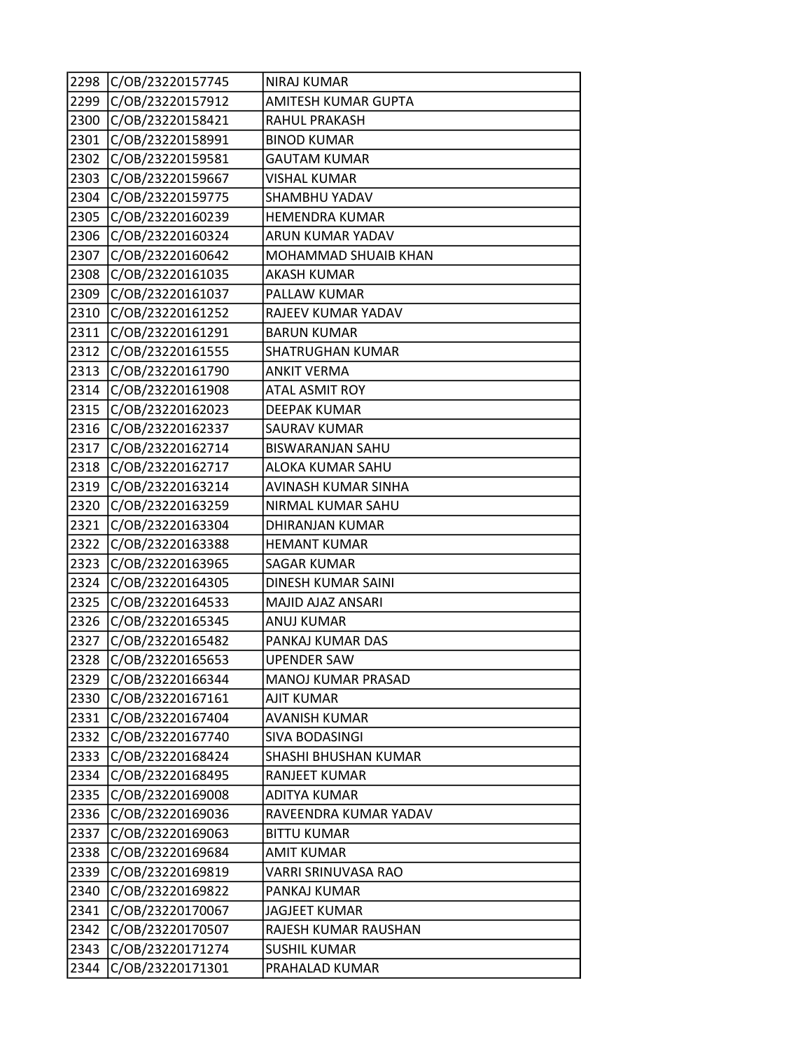| 2298 | C/OB/23220157745 | NIRAJ KUMAR |
|---|---|---|
| 2299 | C/OB/23220157912 | AMITESH KUMAR GUPTA |
| 2300 | C/OB/23220158421 | RAHUL PRAKASH |
| 2301 | C/OB/23220158991 | BINOD KUMAR |
| 2302 | C/OB/23220159581 | GAUTAM KUMAR |
| 2303 | C/OB/23220159667 | VISHAL KUMAR |
| 2304 | C/OB/23220159775 | SHAMBHU YADAV |
| 2305 | C/OB/23220160239 | HEMENDRA KUMAR |
| 2306 | C/OB/23220160324 | ARUN KUMAR YADAV |
| 2307 | C/OB/23220160642 | MOHAMMAD SHUAIB KHAN |
| 2308 | C/OB/23220161035 | AKASH KUMAR |
| 2309 | C/OB/23220161037 | PALLAW KUMAR |
| 2310 | C/OB/23220161252 | RAJEEV KUMAR YADAV |
| 2311 | C/OB/23220161291 | BARUN KUMAR |
| 2312 | C/OB/23220161555 | SHATRUGHAN KUMAR |
| 2313 | C/OB/23220161790 | ANKIT VERMA |
| 2314 | C/OB/23220161908 | ATAL ASMIT ROY |
| 2315 | C/OB/23220162023 | DEEPAK KUMAR |
| 2316 | C/OB/23220162337 | SAURAV KUMAR |
| 2317 | C/OB/23220162714 | BISWARANJAN SAHU |
| 2318 | C/OB/23220162717 | ALOKA KUMAR SAHU |
| 2319 | C/OB/23220163214 | AVINASH KUMAR SINHA |
| 2320 | C/OB/23220163259 | NIRMAL KUMAR SAHU |
| 2321 | C/OB/23220163304 | DHIRANJAN KUMAR |
| 2322 | C/OB/23220163388 | HEMANT KUMAR |
| 2323 | C/OB/23220163965 | SAGAR KUMAR |
| 2324 | C/OB/23220164305 | DINESH KUMAR SAINI |
| 2325 | C/OB/23220164533 | MAJID AJAZ ANSARI |
| 2326 | C/OB/23220165345 | ANUJ KUMAR |
| 2327 | C/OB/23220165482 | PANKAJ KUMAR DAS |
| 2328 | C/OB/23220165653 | UPENDER SAW |
| 2329 | C/OB/23220166344 | MANOJ KUMAR PRASAD |
| 2330 | C/OB/23220167161 | AJIT KUMAR |
| 2331 | C/OB/23220167404 | AVANISH KUMAR |
| 2332 | C/OB/23220167740 | SIVA BODASINGI |
| 2333 | C/OB/23220168424 | SHASHI BHUSHAN KUMAR |
| 2334 | C/OB/23220168495 | RANJEET KUMAR |
| 2335 | C/OB/23220169008 | ADITYA KUMAR |
| 2336 | C/OB/23220169036 | RAVEENDRA KUMAR YADAV |
| 2337 | C/OB/23220169063 | BITTU KUMAR |
| 2338 | C/OB/23220169684 | AMIT KUMAR |
| 2339 | C/OB/23220169819 | VARRI SRINUVASA RAO |
| 2340 | C/OB/23220169822 | PANKAJ KUMAR |
| 2341 | C/OB/23220170067 | JAGJEET KUMAR |
| 2342 | C/OB/23220170507 | RAJESH KUMAR RAUSHAN |
| 2343 | C/OB/23220171274 | SUSHIL KUMAR |
| 2344 | C/OB/23220171301 | PRAHALAD KUMAR |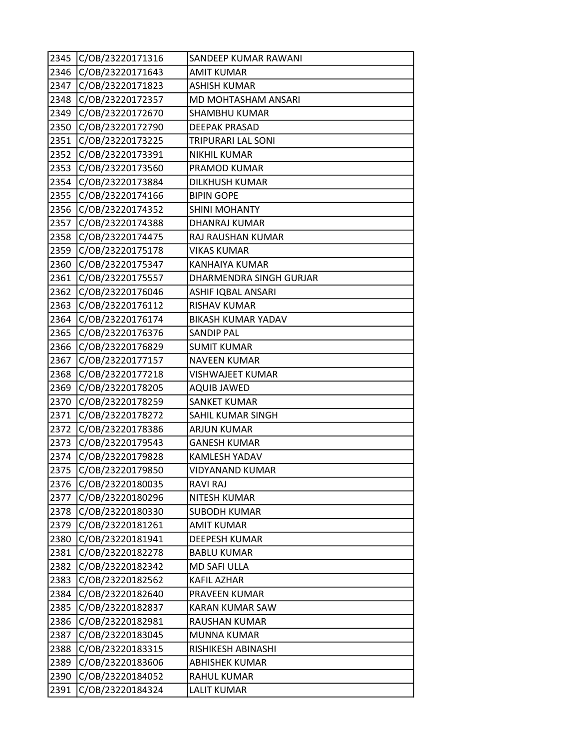| | | |
|---|---|---|
| 2345 | C/OB/23220171316 | SANDEEP KUMAR RAWANI |
| 2346 | C/OB/23220171643 | AMIT KUMAR |
| 2347 | C/OB/23220171823 | ASHISH KUMAR |
| 2348 | C/OB/23220172357 | MD MOHTASHAM ANSARI |
| 2349 | C/OB/23220172670 | SHAMBHU KUMAR |
| 2350 | C/OB/23220172790 | DEEPAK PRASAD |
| 2351 | C/OB/23220173225 | TRIPURARI LAL SONI |
| 2352 | C/OB/23220173391 | NIKHIL KUMAR |
| 2353 | C/OB/23220173560 | PRAMOD KUMAR |
| 2354 | C/OB/23220173884 | DILKHUSH KUMAR |
| 2355 | C/OB/23220174166 | BIPIN GOPE |
| 2356 | C/OB/23220174352 | SHINI MOHANTY |
| 2357 | C/OB/23220174388 | DHANRAJ KUMAR |
| 2358 | C/OB/23220174475 | RAJ RAUSHAN KUMAR |
| 2359 | C/OB/23220175178 | VIKAS KUMAR |
| 2360 | C/OB/23220175347 | KANHAIYA KUMAR |
| 2361 | C/OB/23220175557 | DHARMENDRA SINGH GURJAR |
| 2362 | C/OB/23220176046 | ASHIF IQBAL ANSARI |
| 2363 | C/OB/23220176112 | RISHAV KUMAR |
| 2364 | C/OB/23220176174 | BIKASH KUMAR YADAV |
| 2365 | C/OB/23220176376 | SANDIP PAL |
| 2366 | C/OB/23220176829 | SUMIT KUMAR |
| 2367 | C/OB/23220177157 | NAVEEN KUMAR |
| 2368 | C/OB/23220177218 | VISHWAJEET KUMAR |
| 2369 | C/OB/23220178205 | AQUIB JAWED |
| 2370 | C/OB/23220178259 | SANKET KUMAR |
| 2371 | C/OB/23220178272 | SAHIL KUMAR SINGH |
| 2372 | C/OB/23220178386 | ARJUN KUMAR |
| 2373 | C/OB/23220179543 | GANESH KUMAR |
| 2374 | C/OB/23220179828 | KAMLESH YADAV |
| 2375 | C/OB/23220179850 | VIDYANAND KUMAR |
| 2376 | C/OB/23220180035 | RAVI RAJ |
| 2377 | C/OB/23220180296 | NITESH KUMAR |
| 2378 | C/OB/23220180330 | SUBODH KUMAR |
| 2379 | C/OB/23220181261 | AMIT KUMAR |
| 2380 | C/OB/23220181941 | DEEPESH KUMAR |
| 2381 | C/OB/23220182278 | BABLU KUMAR |
| 2382 | C/OB/23220182342 | MD SAFI ULLA |
| 2383 | C/OB/23220182562 | KAFIL AZHAR |
| 2384 | C/OB/23220182640 | PRAVEEN KUMAR |
| 2385 | C/OB/23220182837 | KARAN KUMAR SAW |
| 2386 | C/OB/23220182981 | RAUSHAN KUMAR |
| 2387 | C/OB/23220183045 | MUNNA KUMAR |
| 2388 | C/OB/23220183315 | RISHIKESH ABINASHI |
| 2389 | C/OB/23220183606 | ABHISHEK KUMAR |
| 2390 | C/OB/23220184052 | RAHUL KUMAR |
| 2391 | C/OB/23220184324 | LALIT KUMAR |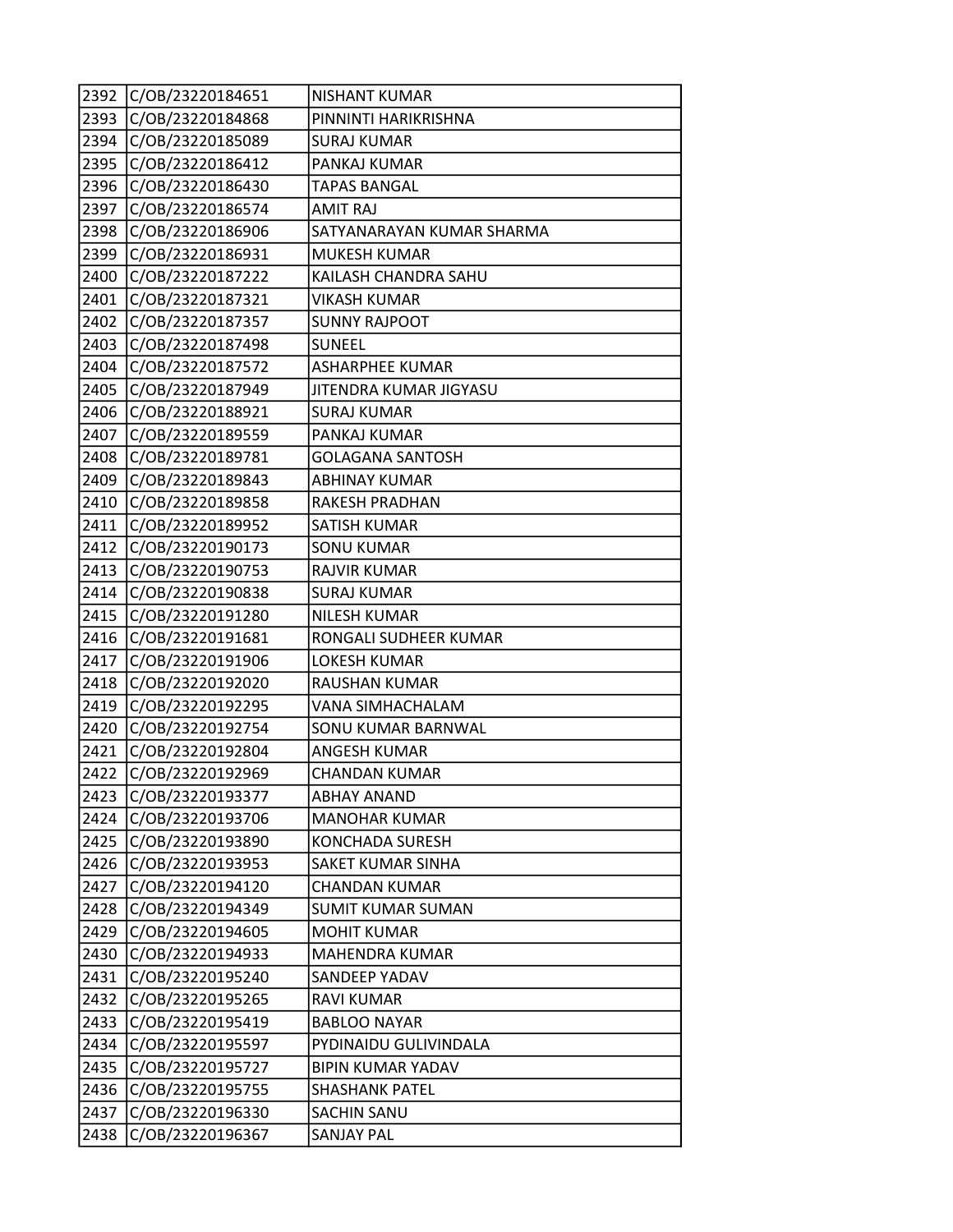| 2392 | C/OB/23220184651 | NISHANT KUMAR |
|---|---|---|
| 2393 | C/OB/23220184868 | PINNINTI HARIKRISHNA |
| 2394 | C/OB/23220185089 | SURAJ KUMAR |
| 2395 | C/OB/23220186412 | PANKAJ KUMAR |
| 2396 | C/OB/23220186430 | TAPAS BANGAL |
| 2397 | C/OB/23220186574 | AMIT RAJ |
| 2398 | C/OB/23220186906 | SATYANARAYAN KUMAR SHARMA |
| 2399 | C/OB/23220186931 | MUKESH KUMAR |
| 2400 | C/OB/23220187222 | KAILASH CHANDRA SAHU |
| 2401 | C/OB/23220187321 | VIKASH KUMAR |
| 2402 | C/OB/23220187357 | SUNNY RAJPOOT |
| 2403 | C/OB/23220187498 | SUNEEL |
| 2404 | C/OB/23220187572 | ASHARPHEE KUMAR |
| 2405 | C/OB/23220187949 | JITENDRA KUMAR JIGYASU |
| 2406 | C/OB/23220188921 | SURAJ KUMAR |
| 2407 | C/OB/23220189559 | PANKAJ KUMAR |
| 2408 | C/OB/23220189781 | GOLAGANA SANTOSH |
| 2409 | C/OB/23220189843 | ABHINAY KUMAR |
| 2410 | C/OB/23220189858 | RAKESH PRADHAN |
| 2411 | C/OB/23220189952 | SATISH KUMAR |
| 2412 | C/OB/23220190173 | SONU KUMAR |
| 2413 | C/OB/23220190753 | RAJVIR KUMAR |
| 2414 | C/OB/23220190838 | SURAJ KUMAR |
| 2415 | C/OB/23220191280 | NILESH KUMAR |
| 2416 | C/OB/23220191681 | RONGALI SUDHEER KUMAR |
| 2417 | C/OB/23220191906 | LOKESH KUMAR |
| 2418 | C/OB/23220192020 | RAUSHAN KUMAR |
| 2419 | C/OB/23220192295 | VANA SIMHACHALAM |
| 2420 | C/OB/23220192754 | SONU KUMAR BARNWAL |
| 2421 | C/OB/23220192804 | ANGESH KUMAR |
| 2422 | C/OB/23220192969 | CHANDAN KUMAR |
| 2423 | C/OB/23220193377 | ABHAY ANAND |
| 2424 | C/OB/23220193706 | MANOHAR KUMAR |
| 2425 | C/OB/23220193890 | KONCHADA SURESH |
| 2426 | C/OB/23220193953 | SAKET KUMAR SINHA |
| 2427 | C/OB/23220194120 | CHANDAN KUMAR |
| 2428 | C/OB/23220194349 | SUMIT KUMAR SUMAN |
| 2429 | C/OB/23220194605 | MOHIT KUMAR |
| 2430 | C/OB/23220194933 | MAHENDRA KUMAR |
| 2431 | C/OB/23220195240 | SANDEEP YADAV |
| 2432 | C/OB/23220195265 | RAVI KUMAR |
| 2433 | C/OB/23220195419 | BABLOO NAYAR |
| 2434 | C/OB/23220195597 | PYDINAIDU GULIVINDALA |
| 2435 | C/OB/23220195727 | BIPIN KUMAR YADAV |
| 2436 | C/OB/23220195755 | SHASHANK PATEL |
| 2437 | C/OB/23220196330 | SACHIN SANU |
| 2438 | C/OB/23220196367 | SANJAY PAL |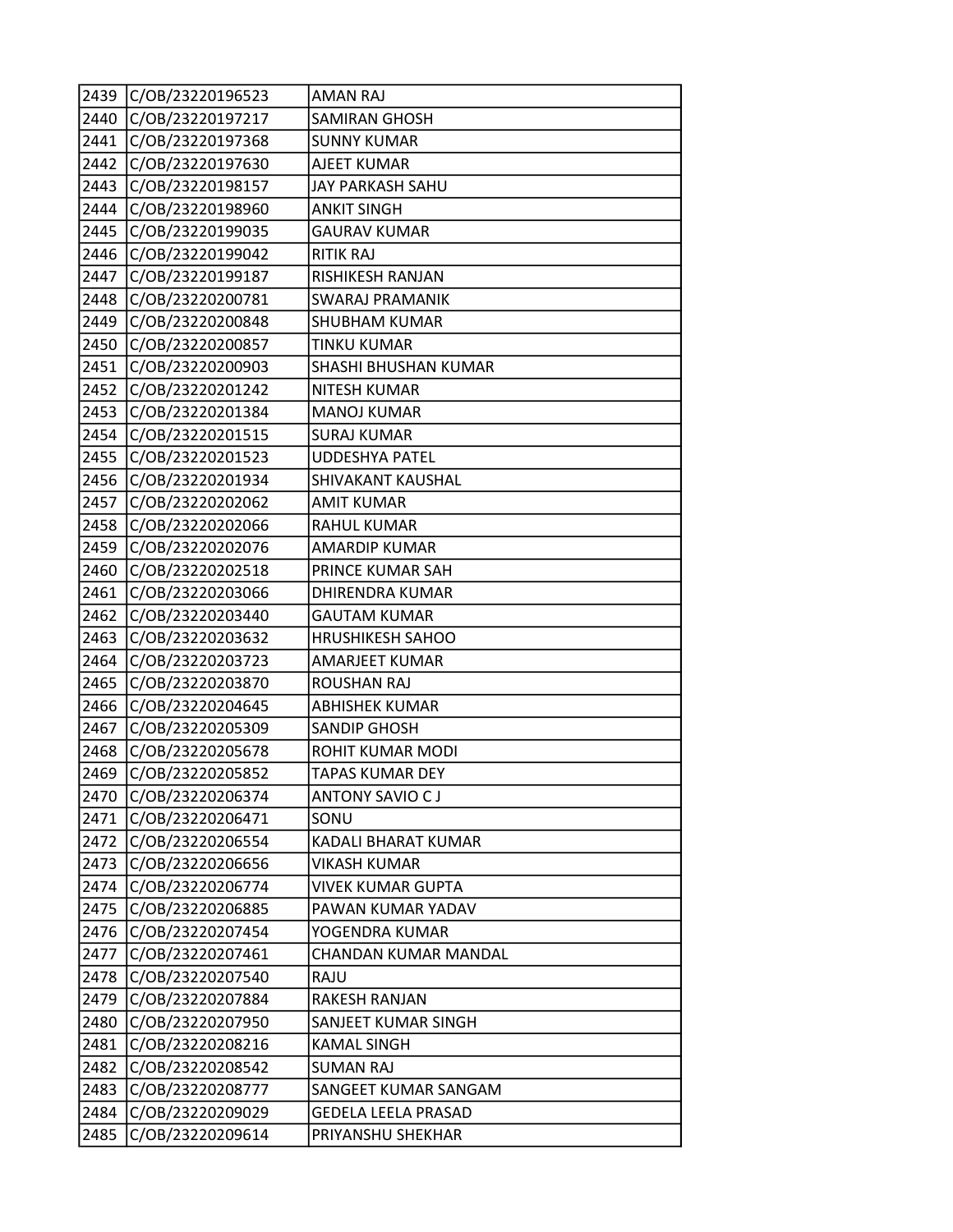| 2439 | C/OB/23220196523 | AMAN RAJ |
|---|---|---|
| 2440 | C/OB/23220197217 | SAMIRAN GHOSH |
| 2441 | C/OB/23220197368 | SUNNY KUMAR |
| 2442 | C/OB/23220197630 | AJEET KUMAR |
| 2443 | C/OB/23220198157 | JAY PARKASH SAHU |
| 2444 | C/OB/23220198960 | ANKIT SINGH |
| 2445 | C/OB/23220199035 | GAURAV KUMAR |
| 2446 | C/OB/23220199042 | RITIK RAJ |
| 2447 | C/OB/23220199187 | RISHIKESH RANJAN |
| 2448 | C/OB/23220200781 | SWARAJ PRAMANIK |
| 2449 | C/OB/23220200848 | SHUBHAM KUMAR |
| 2450 | C/OB/23220200857 | TINKU KUMAR |
| 2451 | C/OB/23220200903 | SHASHI BHUSHAN KUMAR |
| 2452 | C/OB/23220201242 | NITESH KUMAR |
| 2453 | C/OB/23220201384 | MANOJ KUMAR |
| 2454 | C/OB/23220201515 | SURAJ KUMAR |
| 2455 | C/OB/23220201523 | UDDESHYA PATEL |
| 2456 | C/OB/23220201934 | SHIVAKANT KAUSHAL |
| 2457 | C/OB/23220202062 | AMIT KUMAR |
| 2458 | C/OB/23220202066 | RAHUL KUMAR |
| 2459 | C/OB/23220202076 | AMARDIP KUMAR |
| 2460 | C/OB/23220202518 | PRINCE KUMAR SAH |
| 2461 | C/OB/23220203066 | DHIRENDRA KUMAR |
| 2462 | C/OB/23220203440 | GAUTAM KUMAR |
| 2463 | C/OB/23220203632 | HRUSHIKESH SAHOO |
| 2464 | C/OB/23220203723 | AMARJEET KUMAR |
| 2465 | C/OB/23220203870 | ROUSHAN RAJ |
| 2466 | C/OB/23220204645 | ABHISHEK KUMAR |
| 2467 | C/OB/23220205309 | SANDIP GHOSH |
| 2468 | C/OB/23220205678 | ROHIT KUMAR MODI |
| 2469 | C/OB/23220205852 | TAPAS KUMAR DEY |
| 2470 | C/OB/23220206374 | ANTONY SAVIO C J |
| 2471 | C/OB/23220206471 | SONU |
| 2472 | C/OB/23220206554 | KADALI BHARAT KUMAR |
| 2473 | C/OB/23220206656 | VIKASH KUMAR |
| 2474 | C/OB/23220206774 | VIVEK KUMAR GUPTA |
| 2475 | C/OB/23220206885 | PAWAN KUMAR YADAV |
| 2476 | C/OB/23220207454 | YOGENDRA KUMAR |
| 2477 | C/OB/23220207461 | CHANDAN KUMAR MANDAL |
| 2478 | C/OB/23220207540 | RAJU |
| 2479 | C/OB/23220207884 | RAKESH RANJAN |
| 2480 | C/OB/23220207950 | SANJEET KUMAR SINGH |
| 2481 | C/OB/23220208216 | KAMAL SINGH |
| 2482 | C/OB/23220208542 | SUMAN RAJ |
| 2483 | C/OB/23220208777 | SANGEET KUMAR SANGAM |
| 2484 | C/OB/23220209029 | GEDELA LEELA PRASAD |
| 2485 | C/OB/23220209614 | PRIYANSHU SHEKHAR |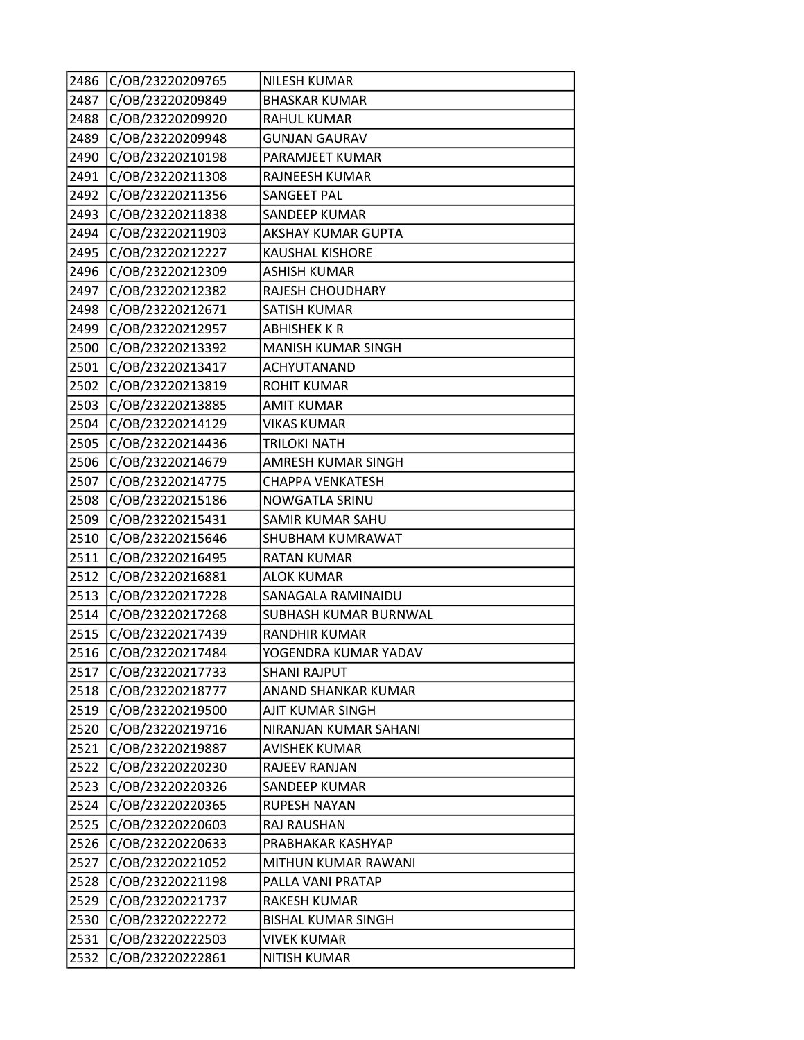| | | |
|---|---|---|
| 2486 | C/OB/23220209765 | NILESH KUMAR |
| 2487 | C/OB/23220209849 | BHASKAR KUMAR |
| 2488 | C/OB/23220209920 | RAHUL KUMAR |
| 2489 | C/OB/23220209948 | GUNJAN GAURAV |
| 2490 | C/OB/23220210198 | PARAMJEET KUMAR |
| 2491 | C/OB/23220211308 | RAJNEESH KUMAR |
| 2492 | C/OB/23220211356 | SANGEET PAL |
| 2493 | C/OB/23220211838 | SANDEEP KUMAR |
| 2494 | C/OB/23220211903 | AKSHAY KUMAR GUPTA |
| 2495 | C/OB/23220212227 | KAUSHAL KISHORE |
| 2496 | C/OB/23220212309 | ASHISH KUMAR |
| 2497 | C/OB/23220212382 | RAJESH CHOUDHARY |
| 2498 | C/OB/23220212671 | SATISH KUMAR |
| 2499 | C/OB/23220212957 | ABHISHEK K R |
| 2500 | C/OB/23220213392 | MANISH KUMAR SINGH |
| 2501 | C/OB/23220213417 | ACHYUTANAND |
| 2502 | C/OB/23220213819 | ROHIT KUMAR |
| 2503 | C/OB/23220213885 | AMIT KUMAR |
| 2504 | C/OB/23220214129 | VIKAS KUMAR |
| 2505 | C/OB/23220214436 | TRILOKI NATH |
| 2506 | C/OB/23220214679 | AMRESH KUMAR SINGH |
| 2507 | C/OB/23220214775 | CHAPPA VENKATESH |
| 2508 | C/OB/23220215186 | NOWGATLA SRINU |
| 2509 | C/OB/23220215431 | SAMIR KUMAR SAHU |
| 2510 | C/OB/23220215646 | SHUBHAM KUMRAWAT |
| 2511 | C/OB/23220216495 | RATAN KUMAR |
| 2512 | C/OB/23220216881 | ALOK KUMAR |
| 2513 | C/OB/23220217228 | SANAGALA RAMINAIDU |
| 2514 | C/OB/23220217268 | SUBHASH KUMAR BURNWAL |
| 2515 | C/OB/23220217439 | RANDHIR KUMAR |
| 2516 | C/OB/23220217484 | YOGENDRA KUMAR YADAV |
| 2517 | C/OB/23220217733 | SHANI RAJPUT |
| 2518 | C/OB/23220218777 | ANAND SHANKAR KUMAR |
| 2519 | C/OB/23220219500 | AJIT KUMAR SINGH |
| 2520 | C/OB/23220219716 | NIRANJAN KUMAR SAHANI |
| 2521 | C/OB/23220219887 | AVISHEK KUMAR |
| 2522 | C/OB/23220220230 | RAJEEV RANJAN |
| 2523 | C/OB/23220220326 | SANDEEP KUMAR |
| 2524 | C/OB/23220220365 | RUPESH NAYAN |
| 2525 | C/OB/23220220603 | RAJ RAUSHAN |
| 2526 | C/OB/23220220633 | PRABHAKAR KASHYAP |
| 2527 | C/OB/23220221052 | MITHUN KUMAR RAWANI |
| 2528 | C/OB/23220221198 | PALLA VANI PRATAP |
| 2529 | C/OB/23220221737 | RAKESH KUMAR |
| 2530 | C/OB/23220222272 | BISHAL KUMAR SINGH |
| 2531 | C/OB/23220222503 | VIVEK KUMAR |
| 2532 | C/OB/23220222861 | NITISH KUMAR |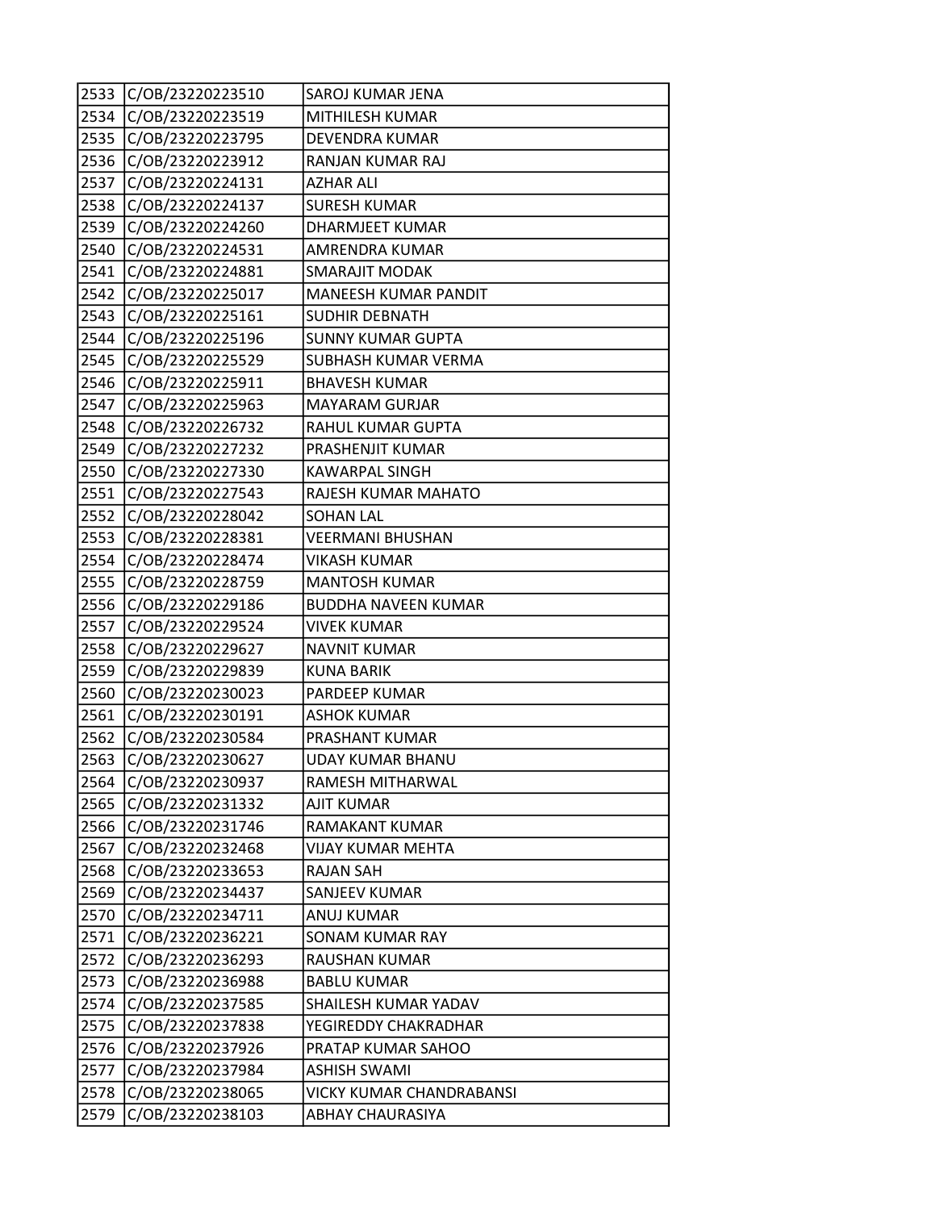| | | |
|---|---|---|
| 2533 | C/OB/23220223510 | SAROJ KUMAR JENA |
| 2534 | C/OB/23220223519 | MITHILESH KUMAR |
| 2535 | C/OB/23220223795 | DEVENDRA KUMAR |
| 2536 | C/OB/23220223912 | RANJAN KUMAR RAJ |
| 2537 | C/OB/23220224131 | AZHAR ALI |
| 2538 | C/OB/23220224137 | SURESH KUMAR |
| 2539 | C/OB/23220224260 | DHARMJEET KUMAR |
| 2540 | C/OB/23220224531 | AMRENDRA KUMAR |
| 2541 | C/OB/23220224881 | SMARAJIT MODAK |
| 2542 | C/OB/23220225017 | MANEESH KUMAR PANDIT |
| 2543 | C/OB/23220225161 | SUDHIR DEBNATH |
| 2544 | C/OB/23220225196 | SUNNY KUMAR GUPTA |
| 2545 | C/OB/23220225529 | SUBHASH KUMAR VERMA |
| 2546 | C/OB/23220225911 | BHAVESH KUMAR |
| 2547 | C/OB/23220225963 | MAYARAM GURJAR |
| 2548 | C/OB/23220226732 | RAHUL KUMAR GUPTA |
| 2549 | C/OB/23220227232 | PRASHENJIT KUMAR |
| 2550 | C/OB/23220227330 | KAWARPAL SINGH |
| 2551 | C/OB/23220227543 | RAJESH KUMAR MAHATO |
| 2552 | C/OB/23220228042 | SOHAN LAL |
| 2553 | C/OB/23220228381 | VEERMANI BHUSHAN |
| 2554 | C/OB/23220228474 | VIKASH KUMAR |
| 2555 | C/OB/23220228759 | MANTOSH KUMAR |
| 2556 | C/OB/23220229186 | BUDDHA NAVEEN KUMAR |
| 2557 | C/OB/23220229524 | VIVEK KUMAR |
| 2558 | C/OB/23220229627 | NAVNIT KUMAR |
| 2559 | C/OB/23220229839 | KUNA BARIK |
| 2560 | C/OB/23220230023 | PARDEEP KUMAR |
| 2561 | C/OB/23220230191 | ASHOK KUMAR |
| 2562 | C/OB/23220230584 | PRASHANT KUMAR |
| 2563 | C/OB/23220230627 | UDAY KUMAR BHANU |
| 2564 | C/OB/23220230937 | RAMESH MITHARWAL |
| 2565 | C/OB/23220231332 | AJIT KUMAR |
| 2566 | C/OB/23220231746 | RAMAKANT KUMAR |
| 2567 | C/OB/23220232468 | VIJAY KUMAR MEHTA |
| 2568 | C/OB/23220233653 | RAJAN SAH |
| 2569 | C/OB/23220234437 | SANJEEV KUMAR |
| 2570 | C/OB/23220234711 | ANUJ KUMAR |
| 2571 | C/OB/23220236221 | SONAM KUMAR RAY |
| 2572 | C/OB/23220236293 | RAUSHAN KUMAR |
| 2573 | C/OB/23220236988 | BABLU KUMAR |
| 2574 | C/OB/23220237585 | SHAILESH KUMAR YADAV |
| 2575 | C/OB/23220237838 | YEGIREDDY CHAKRADHAR |
| 2576 | C/OB/23220237926 | PRATAP KUMAR SAHOO |
| 2577 | C/OB/23220237984 | ASHISH SWAMI |
| 2578 | C/OB/23220238065 | VICKY KUMAR CHANDRABANSI |
| 2579 | C/OB/23220238103 | ABHAY CHAURASIYA |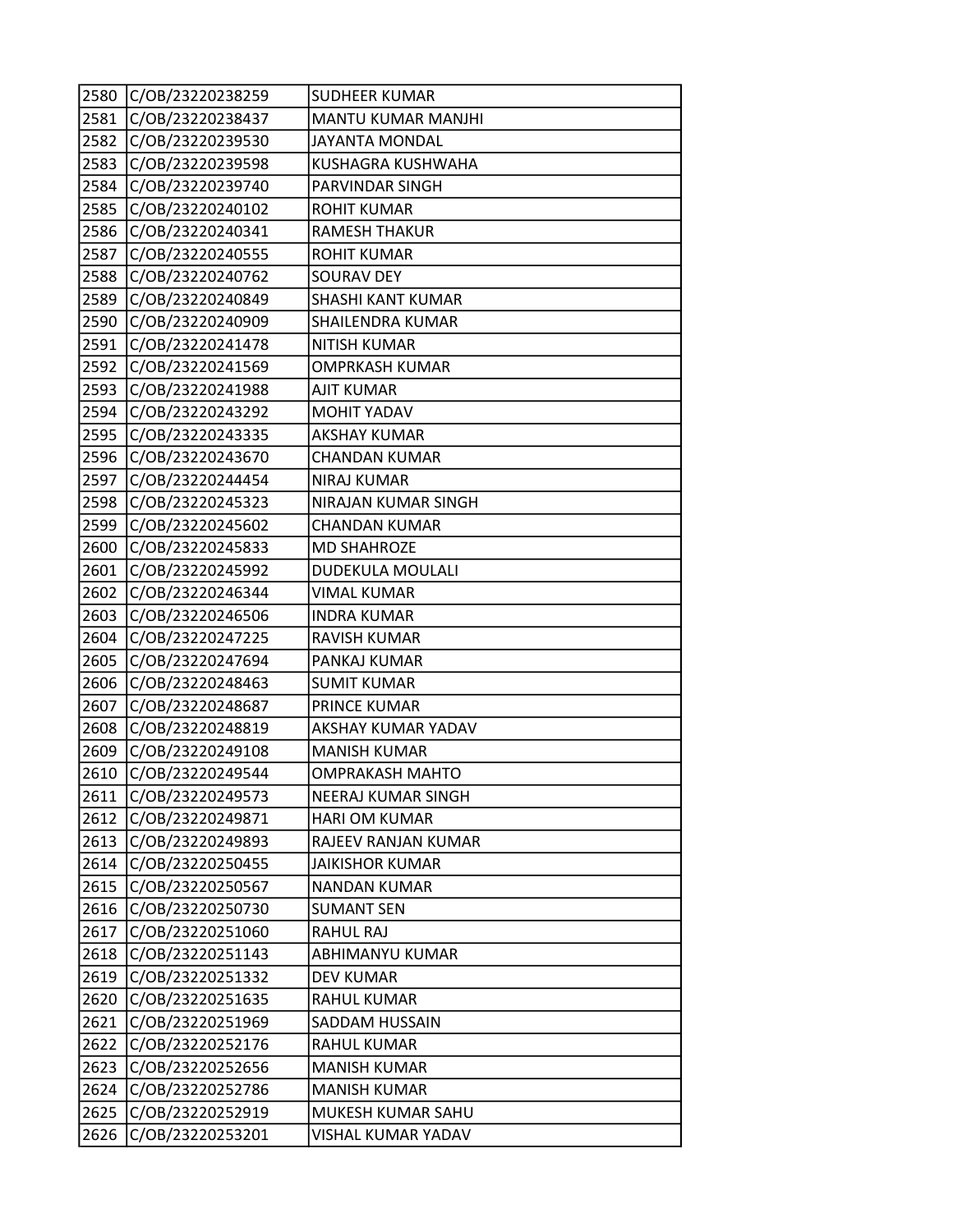| 2580 | C/OB/23220238259 | SUDHEER KUMAR |
|---|---|---|
| 2581 | C/OB/23220238437 | MANTU KUMAR MANJHI |
| 2582 | C/OB/23220239530 | JAYANTA MONDAL |
| 2583 | C/OB/23220239598 | KUSHAGRA KUSHWAHA |
| 2584 | C/OB/23220239740 | PARVINDAR SINGH |
| 2585 | C/OB/23220240102 | ROHIT KUMAR |
| 2586 | C/OB/23220240341 | RAMESH THAKUR |
| 2587 | C/OB/23220240555 | ROHIT KUMAR |
| 2588 | C/OB/23220240762 | SOURAV DEY |
| 2589 | C/OB/23220240849 | SHASHI KANT KUMAR |
| 2590 | C/OB/23220240909 | SHAILENDRA KUMAR |
| 2591 | C/OB/23220241478 | NITISH KUMAR |
| 2592 | C/OB/23220241569 | OMPRKASH KUMAR |
| 2593 | C/OB/23220241988 | AJIT KUMAR |
| 2594 | C/OB/23220243292 | MOHIT YADAV |
| 2595 | C/OB/23220243335 | AKSHAY KUMAR |
| 2596 | C/OB/23220243670 | CHANDAN KUMAR |
| 2597 | C/OB/23220244454 | NIRAJ KUMAR |
| 2598 | C/OB/23220245323 | NIRAJAN KUMAR SINGH |
| 2599 | C/OB/23220245602 | CHANDAN KUMAR |
| 2600 | C/OB/23220245833 | MD SHAHROZE |
| 2601 | C/OB/23220245992 | DUDEKULA MOULALI |
| 2602 | C/OB/23220246344 | VIMAL KUMAR |
| 2603 | C/OB/23220246506 | INDRA KUMAR |
| 2604 | C/OB/23220247225 | RAVISH KUMAR |
| 2605 | C/OB/23220247694 | PANKAJ KUMAR |
| 2606 | C/OB/23220248463 | SUMIT KUMAR |
| 2607 | C/OB/23220248687 | PRINCE KUMAR |
| 2608 | C/OB/23220248819 | AKSHAY KUMAR YADAV |
| 2609 | C/OB/23220249108 | MANISH KUMAR |
| 2610 | C/OB/23220249544 | OMPRAKASH MAHTO |
| 2611 | C/OB/23220249573 | NEERAJ KUMAR SINGH |
| 2612 | C/OB/23220249871 | HARI OM KUMAR |
| 2613 | C/OB/23220249893 | RAJEEV RANJAN KUMAR |
| 2614 | C/OB/23220250455 | JAIKISHOR KUMAR |
| 2615 | C/OB/23220250567 | NANDAN KUMAR |
| 2616 | C/OB/23220250730 | SUMANT SEN |
| 2617 | C/OB/23220251060 | RAHUL RAJ |
| 2618 | C/OB/23220251143 | ABHIMANYU KUMAR |
| 2619 | C/OB/23220251332 | DEV KUMAR |
| 2620 | C/OB/23220251635 | RAHUL KUMAR |
| 2621 | C/OB/23220251969 | SADDAM HUSSAIN |
| 2622 | C/OB/23220252176 | RAHUL KUMAR |
| 2623 | C/OB/23220252656 | MANISH KUMAR |
| 2624 | C/OB/23220252786 | MANISH KUMAR |
| 2625 | C/OB/23220252919 | MUKESH KUMAR SAHU |
| 2626 | C/OB/23220253201 | VISHAL KUMAR YADAV |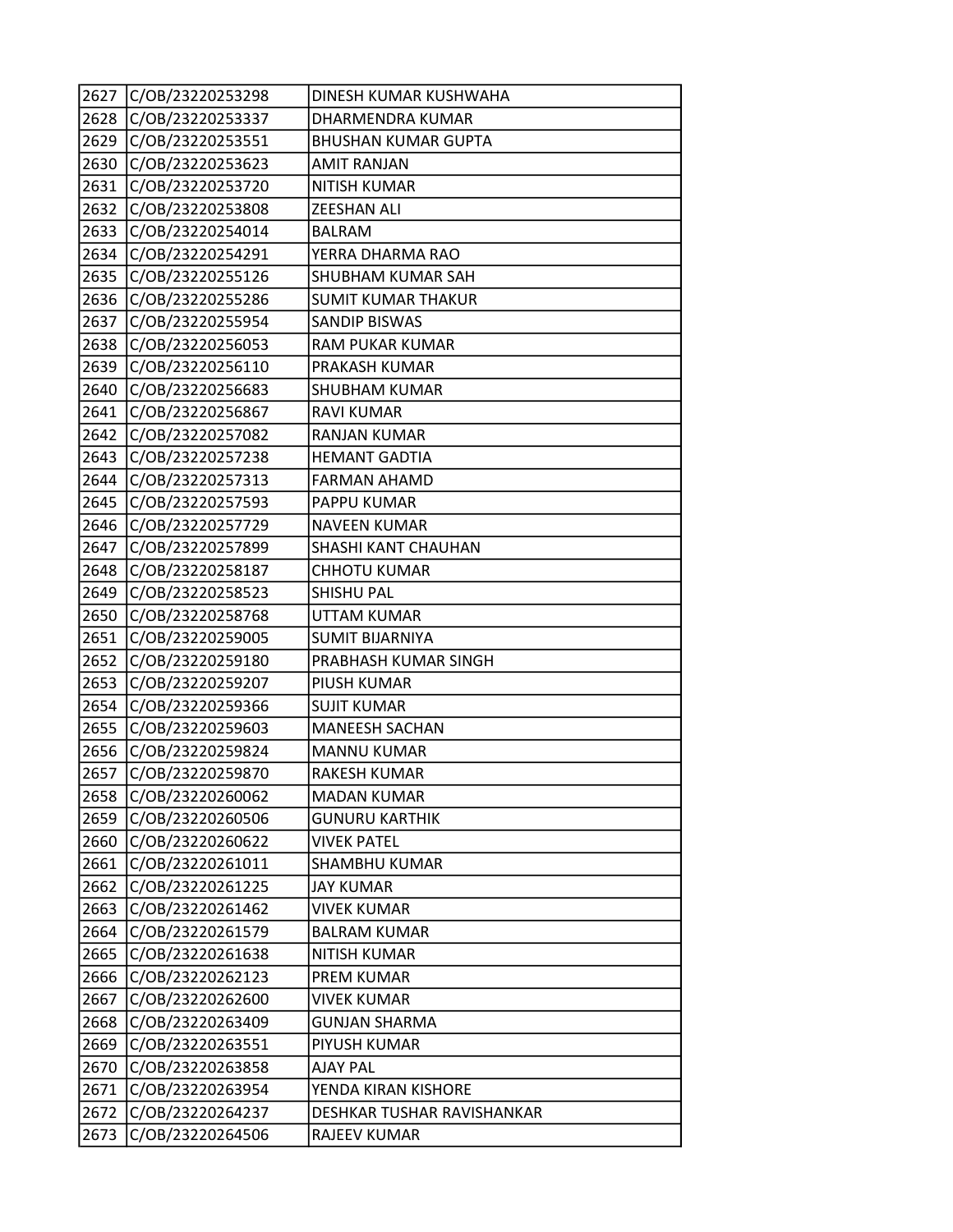| | | |
|---|---|---|
| 2627 | C/OB/23220253298 | DINESH KUMAR KUSHWAHA |
| 2628 | C/OB/23220253337 | DHARMENDRA KUMAR |
| 2629 | C/OB/23220253551 | BHUSHAN KUMAR GUPTA |
| 2630 | C/OB/23220253623 | AMIT RANJAN |
| 2631 | C/OB/23220253720 | NITISH KUMAR |
| 2632 | C/OB/23220253808 | ZEESHAN ALI |
| 2633 | C/OB/23220254014 | BALRAM |
| 2634 | C/OB/23220254291 | YERRA DHARMA RAO |
| 2635 | C/OB/23220255126 | SHUBHAM KUMAR SAH |
| 2636 | C/OB/23220255286 | SUMIT KUMAR THAKUR |
| 2637 | C/OB/23220255954 | SANDIP BISWAS |
| 2638 | C/OB/23220256053 | RAM PUKAR KUMAR |
| 2639 | C/OB/23220256110 | PRAKASH KUMAR |
| 2640 | C/OB/23220256683 | SHUBHAM KUMAR |
| 2641 | C/OB/23220256867 | RAVI KUMAR |
| 2642 | C/OB/23220257082 | RANJAN KUMAR |
| 2643 | C/OB/23220257238 | HEMANT GADTIA |
| 2644 | C/OB/23220257313 | FARMAN AHAMD |
| 2645 | C/OB/23220257593 | PAPPU KUMAR |
| 2646 | C/OB/23220257729 | NAVEEN KUMAR |
| 2647 | C/OB/23220257899 | SHASHI KANT CHAUHAN |
| 2648 | C/OB/23220258187 | CHHOTU KUMAR |
| 2649 | C/OB/23220258523 | SHISHU PAL |
| 2650 | C/OB/23220258768 | UTTAM KUMAR |
| 2651 | C/OB/23220259005 | SUMIT BIJARNIYA |
| 2652 | C/OB/23220259180 | PRABHASH KUMAR SINGH |
| 2653 | C/OB/23220259207 | PIUSH KUMAR |
| 2654 | C/OB/23220259366 | SUJIT KUMAR |
| 2655 | C/OB/23220259603 | MANEESH SACHAN |
| 2656 | C/OB/23220259824 | MANNU KUMAR |
| 2657 | C/OB/23220259870 | RAKESH KUMAR |
| 2658 | C/OB/23220260062 | MADAN KUMAR |
| 2659 | C/OB/23220260506 | GUNURU KARTHIK |
| 2660 | C/OB/23220260622 | VIVEK PATEL |
| 2661 | C/OB/23220261011 | SHAMBHU KUMAR |
| 2662 | C/OB/23220261225 | JAY KUMAR |
| 2663 | C/OB/23220261462 | VIVEK KUMAR |
| 2664 | C/OB/23220261579 | BALRAM KUMAR |
| 2665 | C/OB/23220261638 | NITISH KUMAR |
| 2666 | C/OB/23220262123 | PREM KUMAR |
| 2667 | C/OB/23220262600 | VIVEK KUMAR |
| 2668 | C/OB/23220263409 | GUNJAN SHARMA |
| 2669 | C/OB/23220263551 | PIYUSH KUMAR |
| 2670 | C/OB/23220263858 | AJAY PAL |
| 2671 | C/OB/23220263954 | YENDA KIRAN KISHORE |
| 2672 | C/OB/23220264237 | DESHKAR TUSHAR RAVISHANKAR |
| 2673 | C/OB/23220264506 | RAJEEV KUMAR |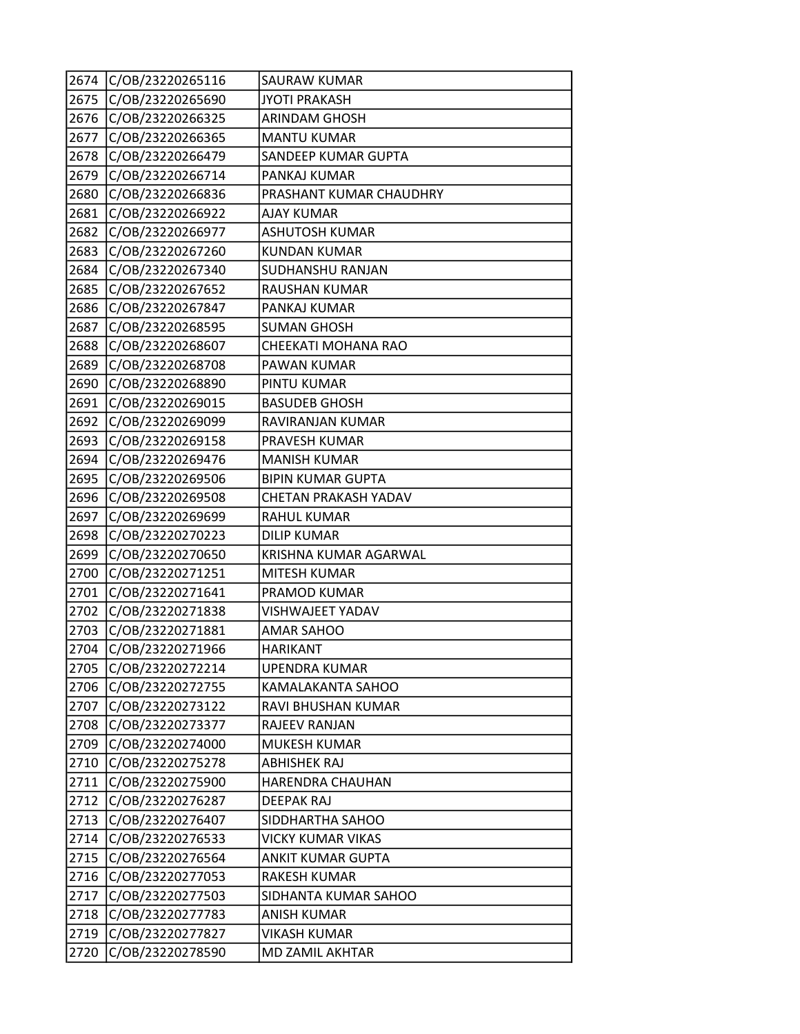| 2674 | C/OB/23220265116 | SAURAW KUMAR |
|---|---|---|
| 2675 | C/OB/23220265690 | JYOTI PRAKASH |
| 2676 | C/OB/23220266325 | ARINDAM GHOSH |
| 2677 | C/OB/23220266365 | MANTU KUMAR |
| 2678 | C/OB/23220266479 | SANDEEP KUMAR GUPTA |
| 2679 | C/OB/23220266714 | PANKAJ KUMAR |
| 2680 | C/OB/23220266836 | PRASHANT KUMAR CHAUDHRY |
| 2681 | C/OB/23220266922 | AJAY KUMAR |
| 2682 | C/OB/23220266977 | ASHUTOSH KUMAR |
| 2683 | C/OB/23220267260 | KUNDAN KUMAR |
| 2684 | C/OB/23220267340 | SUDHANSHU RANJAN |
| 2685 | C/OB/23220267652 | RAUSHAN KUMAR |
| 2686 | C/OB/23220267847 | PANKAJ KUMAR |
| 2687 | C/OB/23220268595 | SUMAN GHOSH |
| 2688 | C/OB/23220268607 | CHEEKATI MOHANA RAO |
| 2689 | C/OB/23220268708 | PAWAN KUMAR |
| 2690 | C/OB/23220268890 | PINTU KUMAR |
| 2691 | C/OB/23220269015 | BASUDEB GHOSH |
| 2692 | C/OB/23220269099 | RAVIRANJAN KUMAR |
| 2693 | C/OB/23220269158 | PRAVESH KUMAR |
| 2694 | C/OB/23220269476 | MANISH KUMAR |
| 2695 | C/OB/23220269506 | BIPIN KUMAR GUPTA |
| 2696 | C/OB/23220269508 | CHETAN PRAKASH YADAV |
| 2697 | C/OB/23220269699 | RAHUL KUMAR |
| 2698 | C/OB/23220270223 | DILIP KUMAR |
| 2699 | C/OB/23220270650 | KRISHNA KUMAR AGARWAL |
| 2700 | C/OB/23220271251 | MITESH KUMAR |
| 2701 | C/OB/23220271641 | PRAMOD KUMAR |
| 2702 | C/OB/23220271838 | VISHWAJEET YADAV |
| 2703 | C/OB/23220271881 | AMAR SAHOO |
| 2704 | C/OB/23220271966 | HARIKANT |
| 2705 | C/OB/23220272214 | UPENDRA KUMAR |
| 2706 | C/OB/23220272755 | KAMALAKANTA SAHOO |
| 2707 | C/OB/23220273122 | RAVI BHUSHAN KUMAR |
| 2708 | C/OB/23220273377 | RAJEEV RANJAN |
| 2709 | C/OB/23220274000 | MUKESH KUMAR |
| 2710 | C/OB/23220275278 | ABHISHEK RAJ |
| 2711 | C/OB/23220275900 | HARENDRA CHAUHAN |
| 2712 | C/OB/23220276287 | DEEPAK RAJ |
| 2713 | C/OB/23220276407 | SIDDHARTHA SAHOO |
| 2714 | C/OB/23220276533 | VICKY KUMAR VIKAS |
| 2715 | C/OB/23220276564 | ANKIT KUMAR GUPTA |
| 2716 | C/OB/23220277053 | RAKESH KUMAR |
| 2717 | C/OB/23220277503 | SIDHANTA KUMAR SAHOO |
| 2718 | C/OB/23220277783 | ANISH KUMAR |
| 2719 | C/OB/23220277827 | VIKASH KUMAR |
| 2720 | C/OB/23220278590 | MD ZAMIL AKHTAR |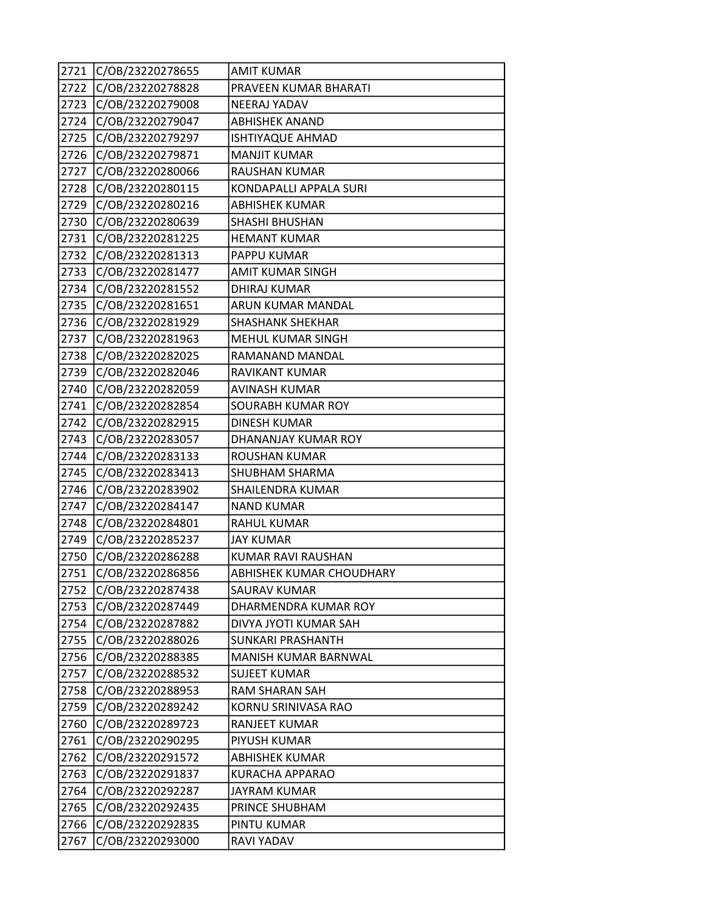| 2721 | C/OB/23220278655 | AMIT KUMAR |
|---|---|---|
| 2722 | C/OB/23220278828 | PRAVEEN KUMAR BHARATI |
| 2723 | C/OB/23220279008 | NEERAJ YADAV |
| 2724 | C/OB/23220279047 | ABHISHEK ANAND |
| 2725 | C/OB/23220279297 | ISHTIYAQUE AHMAD |
| 2726 | C/OB/23220279871 | MANJIT KUMAR |
| 2727 | C/OB/23220280066 | RAUSHAN KUMAR |
| 2728 | C/OB/23220280115 | KONDAPALLI APPALA SURI |
| 2729 | C/OB/23220280216 | ABHISHEK KUMAR |
| 2730 | C/OB/23220280639 | SHASHI BHUSHAN |
| 2731 | C/OB/23220281225 | HEMANT KUMAR |
| 2732 | C/OB/23220281313 | PAPPU KUMAR |
| 2733 | C/OB/23220281477 | AMIT KUMAR SINGH |
| 2734 | C/OB/23220281552 | DHIRAJ KUMAR |
| 2735 | C/OB/23220281651 | ARUN KUMAR MANDAL |
| 2736 | C/OB/23220281929 | SHASHANK SHEKHAR |
| 2737 | C/OB/23220281963 | MEHUL KUMAR SINGH |
| 2738 | C/OB/23220282025 | RAMANAND MANDAL |
| 2739 | C/OB/23220282046 | RAVIKANT KUMAR |
| 2740 | C/OB/23220282059 | AVINASH KUMAR |
| 2741 | C/OB/23220282854 | SOURABH KUMAR ROY |
| 2742 | C/OB/23220282915 | DINESH KUMAR |
| 2743 | C/OB/23220283057 | DHANANJAY KUMAR ROY |
| 2744 | C/OB/23220283133 | ROUSHAN KUMAR |
| 2745 | C/OB/23220283413 | SHUBHAM SHARMA |
| 2746 | C/OB/23220283902 | SHAILENDRA KUMAR |
| 2747 | C/OB/23220284147 | NAND KUMAR |
| 2748 | C/OB/23220284801 | RAHUL KUMAR |
| 2749 | C/OB/23220285237 | JAY KUMAR |
| 2750 | C/OB/23220286288 | KUMAR RAVI RAUSHAN |
| 2751 | C/OB/23220286856 | ABHISHEK KUMAR CHOUDHARY |
| 2752 | C/OB/23220287438 | SAURAV KUMAR |
| 2753 | C/OB/23220287449 | DHARMENDRA KUMAR ROY |
| 2754 | C/OB/23220287882 | DIVYA JYOTI KUMAR SAH |
| 2755 | C/OB/23220288026 | SUNKARI PRASHANTH |
| 2756 | C/OB/23220288385 | MANISH KUMAR BARNWAL |
| 2757 | C/OB/23220288532 | SUJEET KUMAR |
| 2758 | C/OB/23220288953 | RAM SHARAN SAH |
| 2759 | C/OB/23220289242 | KORNU SRINIVASA RAO |
| 2760 | C/OB/23220289723 | RANJEET KUMAR |
| 2761 | C/OB/23220290295 | PIYUSH KUMAR |
| 2762 | C/OB/23220291572 | ABHISHEK KUMAR |
| 2763 | C/OB/23220291837 | KURACHA APPARAO |
| 2764 | C/OB/23220292287 | JAYRAM KUMAR |
| 2765 | C/OB/23220292435 | PRINCE SHUBHAM |
| 2766 | C/OB/23220292835 | PINTU KUMAR |
| 2767 | C/OB/23220293000 | RAVI YADAV |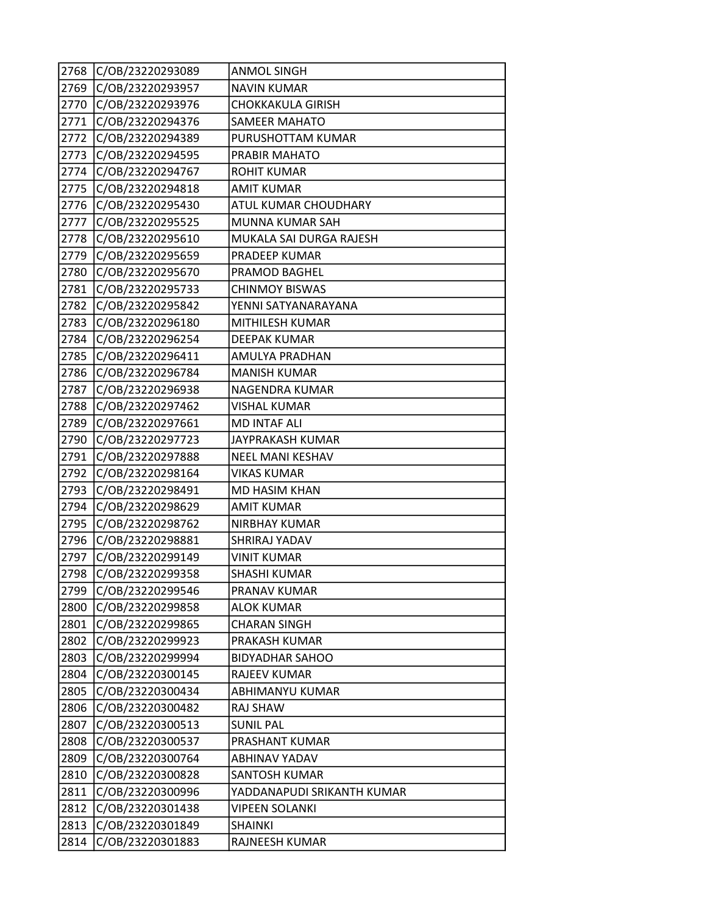| 2768 | C/OB/23220293089 | ANMOL SINGH |
|---|---|---|
| 2769 | C/OB/23220293957 | NAVIN KUMAR |
| 2770 | C/OB/23220293976 | CHOKKAKULA GIRISH |
| 2771 | C/OB/23220294376 | SAMEER MAHATO |
| 2772 | C/OB/23220294389 | PURUSHOTTAM KUMAR |
| 2773 | C/OB/23220294595 | PRABIR MAHATO |
| 2774 | C/OB/23220294767 | ROHIT KUMAR |
| 2775 | C/OB/23220294818 | AMIT KUMAR |
| 2776 | C/OB/23220295430 | ATUL KUMAR CHOUDHARY |
| 2777 | C/OB/23220295525 | MUNNA KUMAR SAH |
| 2778 | C/OB/23220295610 | MUKALA SAI DURGA RAJESH |
| 2779 | C/OB/23220295659 | PRADEEP KUMAR |
| 2780 | C/OB/23220295670 | PRAMOD BAGHEL |
| 2781 | C/OB/23220295733 | CHINMOY BISWAS |
| 2782 | C/OB/23220295842 | YENNI SATYANARAYANA |
| 2783 | C/OB/23220296180 | MITHILESH KUMAR |
| 2784 | C/OB/23220296254 | DEEPAK KUMAR |
| 2785 | C/OB/23220296411 | AMULYA PRADHAN |
| 2786 | C/OB/23220296784 | MANISH KUMAR |
| 2787 | C/OB/23220296938 | NAGENDRA KUMAR |
| 2788 | C/OB/23220297462 | VISHAL KUMAR |
| 2789 | C/OB/23220297661 | MD INTAF ALI |
| 2790 | C/OB/23220297723 | JAYPRAKASH KUMAR |
| 2791 | C/OB/23220297888 | NEEL MANI KESHAV |
| 2792 | C/OB/23220298164 | VIKAS KUMAR |
| 2793 | C/OB/23220298491 | MD HASIM KHAN |
| 2794 | C/OB/23220298629 | AMIT KUMAR |
| 2795 | C/OB/23220298762 | NIRBHAY KUMAR |
| 2796 | C/OB/23220298881 | SHRIRAJ YADAV |
| 2797 | C/OB/23220299149 | VINIT KUMAR |
| 2798 | C/OB/23220299358 | SHASHI KUMAR |
| 2799 | C/OB/23220299546 | PRANAV KUMAR |
| 2800 | C/OB/23220299858 | ALOK KUMAR |
| 2801 | C/OB/23220299865 | CHARAN SINGH |
| 2802 | C/OB/23220299923 | PRAKASH KUMAR |
| 2803 | C/OB/23220299994 | BIDYADHAR SAHOO |
| 2804 | C/OB/23220300145 | RAJEEV KUMAR |
| 2805 | C/OB/23220300434 | ABHIMANYU KUMAR |
| 2806 | C/OB/23220300482 | RAJ SHAW |
| 2807 | C/OB/23220300513 | SUNIL PAL |
| 2808 | C/OB/23220300537 | PRASHANT KUMAR |
| 2809 | C/OB/23220300764 | ABHINAV YADAV |
| 2810 | C/OB/23220300828 | SANTOSH KUMAR |
| 2811 | C/OB/23220300996 | YADDANAPUDI SRIKANTH KUMAR |
| 2812 | C/OB/23220301438 | VIPEEN SOLANKI |
| 2813 | C/OB/23220301849 | SHAINKI |
| 2814 | C/OB/23220301883 | RAJNEESH KUMAR |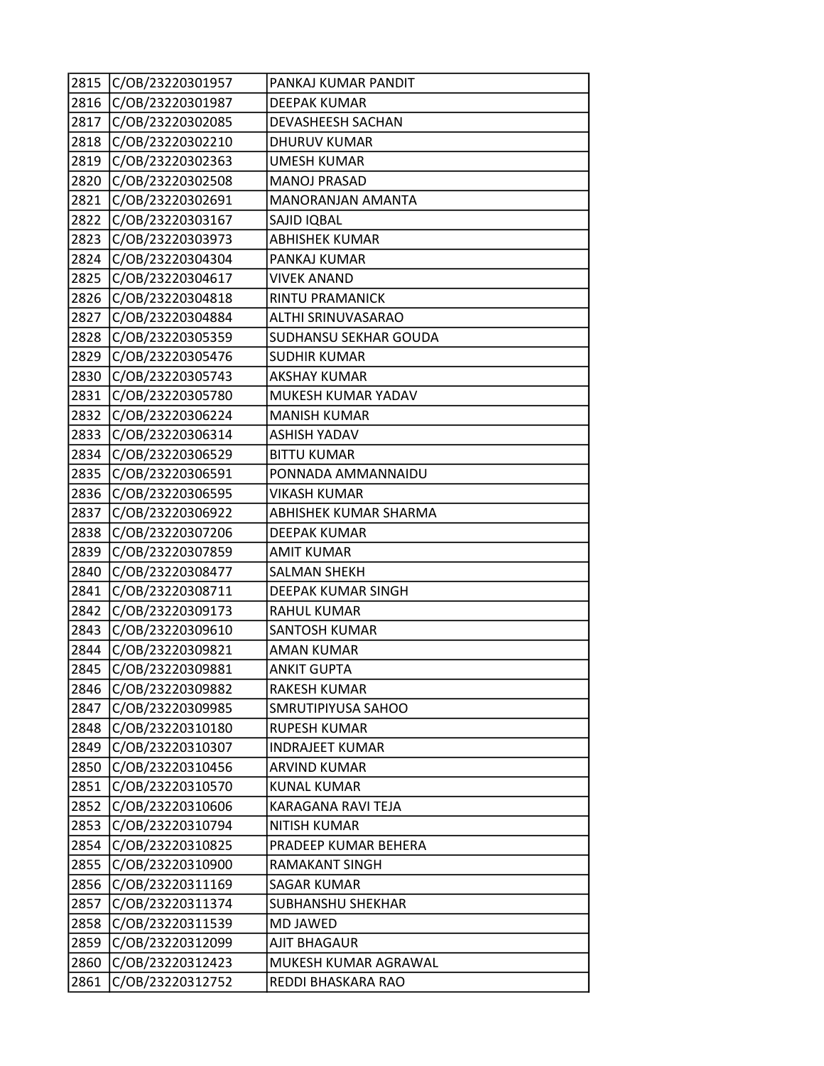| | | |
|---|---|---|
| 2815 | C/OB/23220301957 | PANKAJ KUMAR PANDIT |
| 2816 | C/OB/23220301987 | DEEPAK KUMAR |
| 2817 | C/OB/23220302085 | DEVASHEESH SACHAN |
| 2818 | C/OB/23220302210 | DHURUV KUMAR |
| 2819 | C/OB/23220302363 | UMESH KUMAR |
| 2820 | C/OB/23220302508 | MANOJ PRASAD |
| 2821 | C/OB/23220302691 | MANORANJAN AMANTA |
| 2822 | C/OB/23220303167 | SAJID IQBAL |
| 2823 | C/OB/23220303973 | ABHISHEK KUMAR |
| 2824 | C/OB/23220304304 | PANKAJ KUMAR |
| 2825 | C/OB/23220304617 | VIVEK ANAND |
| 2826 | C/OB/23220304818 | RINTU PRAMANICK |
| 2827 | C/OB/23220304884 | ALTHI SRINUVASARAO |
| 2828 | C/OB/23220305359 | SUDHANSU SEKHAR GOUDA |
| 2829 | C/OB/23220305476 | SUDHIR KUMAR |
| 2830 | C/OB/23220305743 | AKSHAY KUMAR |
| 2831 | C/OB/23220305780 | MUKESH KUMAR YADAV |
| 2832 | C/OB/23220306224 | MANISH KUMAR |
| 2833 | C/OB/23220306314 | ASHISH YADAV |
| 2834 | C/OB/23220306529 | BITTU KUMAR |
| 2835 | C/OB/23220306591 | PONNADA AMMANNAIDU |
| 2836 | C/OB/23220306595 | VIKASH KUMAR |
| 2837 | C/OB/23220306922 | ABHISHEK KUMAR SHARMA |
| 2838 | C/OB/23220307206 | DEEPAK KUMAR |
| 2839 | C/OB/23220307859 | AMIT KUMAR |
| 2840 | C/OB/23220308477 | SALMAN SHEKH |
| 2841 | C/OB/23220308711 | DEEPAK KUMAR SINGH |
| 2842 | C/OB/23220309173 | RAHUL KUMAR |
| 2843 | C/OB/23220309610 | SANTOSH KUMAR |
| 2844 | C/OB/23220309821 | AMAN KUMAR |
| 2845 | C/OB/23220309881 | ANKIT GUPTA |
| 2846 | C/OB/23220309882 | RAKESH KUMAR |
| 2847 | C/OB/23220309985 | SMRUTIPIYUSA SAHOO |
| 2848 | C/OB/23220310180 | RUPESH KUMAR |
| 2849 | C/OB/23220310307 | INDRAJEET KUMAR |
| 2850 | C/OB/23220310456 | ARVIND KUMAR |
| 2851 | C/OB/23220310570 | KUNAL KUMAR |
| 2852 | C/OB/23220310606 | KARAGANA RAVI TEJA |
| 2853 | C/OB/23220310794 | NITISH KUMAR |
| 2854 | C/OB/23220310825 | PRADEEP KUMAR BEHERA |
| 2855 | C/OB/23220310900 | RAMAKANT SINGH |
| 2856 | C/OB/23220311169 | SAGAR KUMAR |
| 2857 | C/OB/23220311374 | SUBHANSHU SHEKHAR |
| 2858 | C/OB/23220311539 | MD JAWED |
| 2859 | C/OB/23220312099 | AJIT BHAGAUR |
| 2860 | C/OB/23220312423 | MUKESH KUMAR AGRAWAL |
| 2861 | C/OB/23220312752 | REDDI BHASKARA RAO |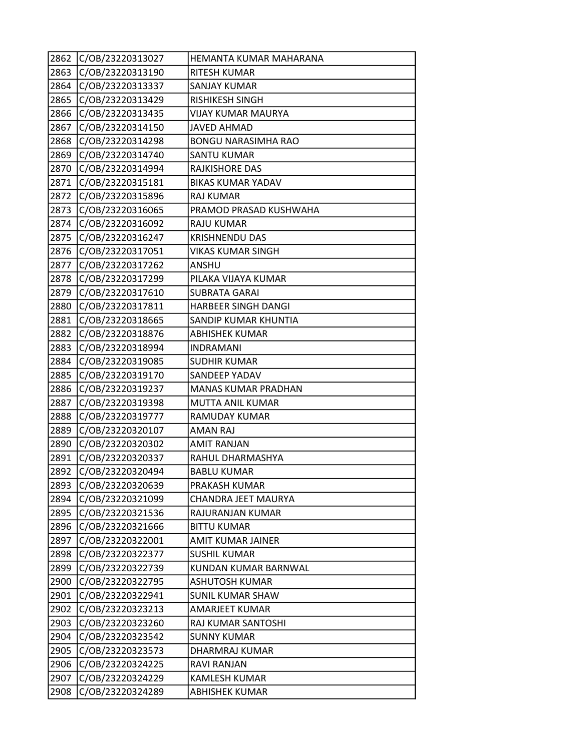| 2862 | C/OB/23220313027 | HEMANTA KUMAR MAHARANA |
|---|---|---|
| 2863 | C/OB/23220313190 | RITESH KUMAR |
| 2864 | C/OB/23220313337 | SANJAY KUMAR |
| 2865 | C/OB/23220313429 | RISHIKESH SINGH |
| 2866 | C/OB/23220313435 | VIJAY KUMAR MAURYA |
| 2867 | C/OB/23220314150 | JAVED AHMAD |
| 2868 | C/OB/23220314298 | BONGU NARASIMHA RAO |
| 2869 | C/OB/23220314740 | SANTU KUMAR |
| 2870 | C/OB/23220314994 | RAJKISHORE DAS |
| 2871 | C/OB/23220315181 | BIKAS KUMAR YADAV |
| 2872 | C/OB/23220315896 | RAJ KUMAR |
| 2873 | C/OB/23220316065 | PRAMOD PRASAD KUSHWAHA |
| 2874 | C/OB/23220316092 | RAJU KUMAR |
| 2875 | C/OB/23220316247 | KRISHNENDU DAS |
| 2876 | C/OB/23220317051 | VIKAS KUMAR SINGH |
| 2877 | C/OB/23220317262 | ANSHU |
| 2878 | C/OB/23220317299 | PILAKA VIJAYA KUMAR |
| 2879 | C/OB/23220317610 | SUBRATA GARAI |
| 2880 | C/OB/23220317811 | HARBEER SINGH DANGI |
| 2881 | C/OB/23220318665 | SANDIP KUMAR KHUNTIA |
| 2882 | C/OB/23220318876 | ABHISHEK KUMAR |
| 2883 | C/OB/23220318994 | INDRAMANI |
| 2884 | C/OB/23220319085 | SUDHIR KUMAR |
| 2885 | C/OB/23220319170 | SANDEEP YADAV |
| 2886 | C/OB/23220319237 | MANAS KUMAR PRADHAN |
| 2887 | C/OB/23220319398 | MUTTA ANIL KUMAR |
| 2888 | C/OB/23220319777 | RAMUDAY KUMAR |
| 2889 | C/OB/23220320107 | AMAN RAJ |
| 2890 | C/OB/23220320302 | AMIT RANJAN |
| 2891 | C/OB/23220320337 | RAHUL DHARMASHYA |
| 2892 | C/OB/23220320494 | BABLU KUMAR |
| 2893 | C/OB/23220320639 | PRAKASH KUMAR |
| 2894 | C/OB/23220321099 | CHANDRA JEET MAURYA |
| 2895 | C/OB/23220321536 | RAJURANJAN KUMAR |
| 2896 | C/OB/23220321666 | BITTU KUMAR |
| 2897 | C/OB/23220322001 | AMIT KUMAR JAINER |
| 2898 | C/OB/23220322377 | SUSHIL KUMAR |
| 2899 | C/OB/23220322739 | KUNDAN KUMAR BARNWAL |
| 2900 | C/OB/23220322795 | ASHUTOSH KUMAR |
| 2901 | C/OB/23220322941 | SUNIL KUMAR SHAW |
| 2902 | C/OB/23220323213 | AMARJEET KUMAR |
| 2903 | C/OB/23220323260 | RAJ KUMAR SANTOSHI |
| 2904 | C/OB/23220323542 | SUNNY KUMAR |
| 2905 | C/OB/23220323573 | DHARMRAJ KUMAR |
| 2906 | C/OB/23220324225 | RAVI RANJAN |
| 2907 | C/OB/23220324229 | KAMLESH KUMAR |
| 2908 | C/OB/23220324289 | ABHISHEK KUMAR |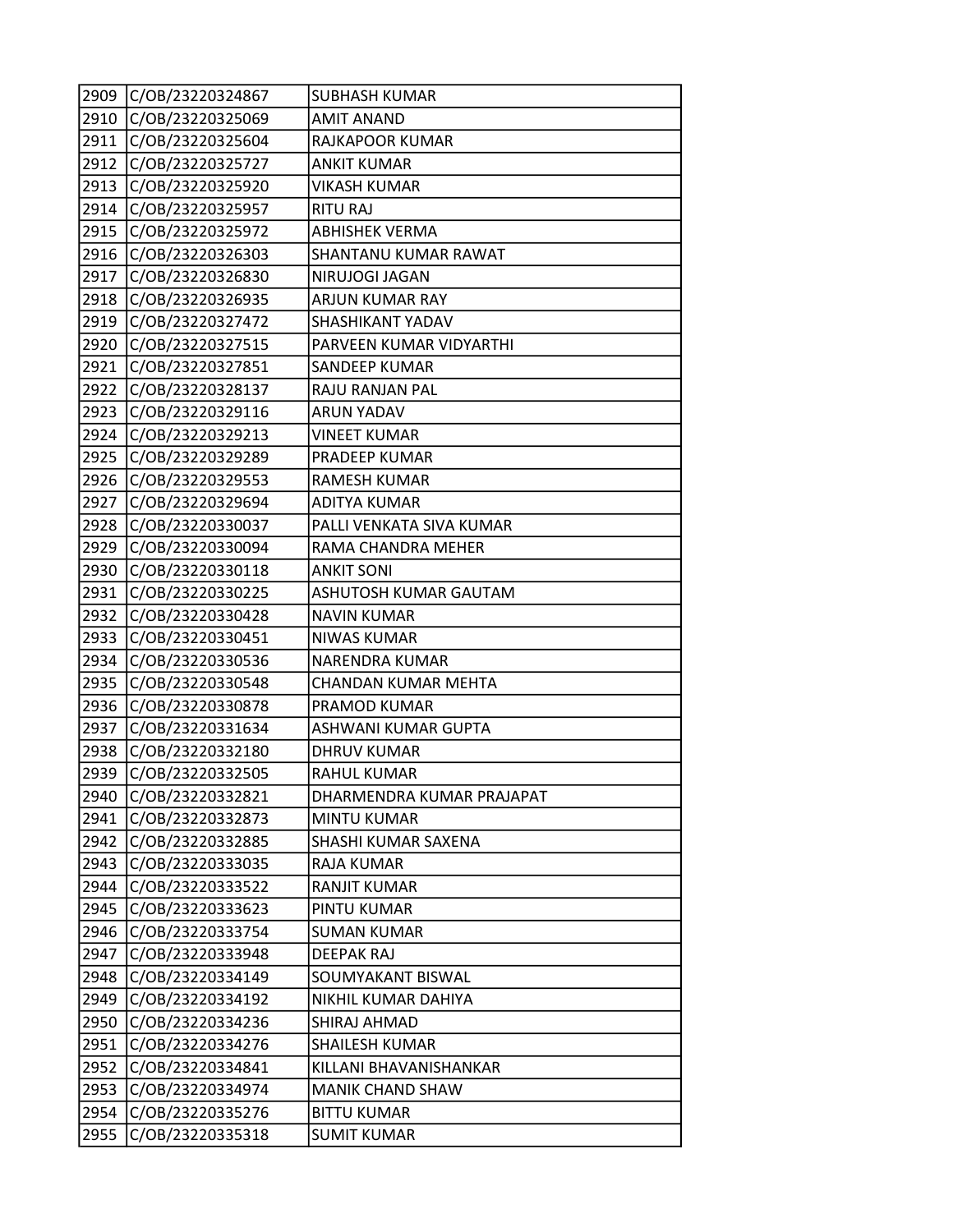| 2909 | C/OB/23220324867 | SUBHASH KUMAR |
|---|---|---|
| 2910 | C/OB/23220325069 | AMIT ANAND |
| 2911 | C/OB/23220325604 | RAJKAPOOR KUMAR |
| 2912 | C/OB/23220325727 | ANKIT KUMAR |
| 2913 | C/OB/23220325920 | VIKASH KUMAR |
| 2914 | C/OB/23220325957 | RITU RAJ |
| 2915 | C/OB/23220325972 | ABHISHEK VERMA |
| 2916 | C/OB/23220326303 | SHANTANU KUMAR RAWAT |
| 2917 | C/OB/23220326830 | NIRUJOGI JAGAN |
| 2918 | C/OB/23220326935 | ARJUN KUMAR RAY |
| 2919 | C/OB/23220327472 | SHASHIKANT YADAV |
| 2920 | C/OB/23220327515 | PARVEEN KUMAR VIDYARTHI |
| 2921 | C/OB/23220327851 | SANDEEP KUMAR |
| 2922 | C/OB/23220328137 | RAJU RANJAN PAL |
| 2923 | C/OB/23220329116 | ARUN YADAV |
| 2924 | C/OB/23220329213 | VINEET KUMAR |
| 2925 | C/OB/23220329289 | PRADEEP KUMAR |
| 2926 | C/OB/23220329553 | RAMESH KUMAR |
| 2927 | C/OB/23220329694 | ADITYA KUMAR |
| 2928 | C/OB/23220330037 | PALLI VENKATA SIVA KUMAR |
| 2929 | C/OB/23220330094 | RAMA CHANDRA MEHER |
| 2930 | C/OB/23220330118 | ANKIT SONI |
| 2931 | C/OB/23220330225 | ASHUTOSH KUMAR GAUTAM |
| 2932 | C/OB/23220330428 | NAVIN KUMAR |
| 2933 | C/OB/23220330451 | NIWAS KUMAR |
| 2934 | C/OB/23220330536 | NARENDRA KUMAR |
| 2935 | C/OB/23220330548 | CHANDAN KUMAR MEHTA |
| 2936 | C/OB/23220330878 | PRAMOD KUMAR |
| 2937 | C/OB/23220331634 | ASHWANI KUMAR GUPTA |
| 2938 | C/OB/23220332180 | DHRUV KUMAR |
| 2939 | C/OB/23220332505 | RAHUL KUMAR |
| 2940 | C/OB/23220332821 | DHARMENDRA KUMAR PRAJAPAT |
| 2941 | C/OB/23220332873 | MINTU KUMAR |
| 2942 | C/OB/23220332885 | SHASHI KUMAR SAXENA |
| 2943 | C/OB/23220333035 | RAJA KUMAR |
| 2944 | C/OB/23220333522 | RANJIT KUMAR |
| 2945 | C/OB/23220333623 | PINTU KUMAR |
| 2946 | C/OB/23220333754 | SUMAN KUMAR |
| 2947 | C/OB/23220333948 | DEEPAK RAJ |
| 2948 | C/OB/23220334149 | SOUMYAKANT BISWAL |
| 2949 | C/OB/23220334192 | NIKHIL KUMAR DAHIYA |
| 2950 | C/OB/23220334236 | SHIRAJ AHMAD |
| 2951 | C/OB/23220334276 | SHAILESH KUMAR |
| 2952 | C/OB/23220334841 | KILLANI BHAVANISHANKAR |
| 2953 | C/OB/23220334974 | MANIK CHAND SHAW |
| 2954 | C/OB/23220335276 | BITTU KUMAR |
| 2955 | C/OB/23220335318 | SUMIT KUMAR |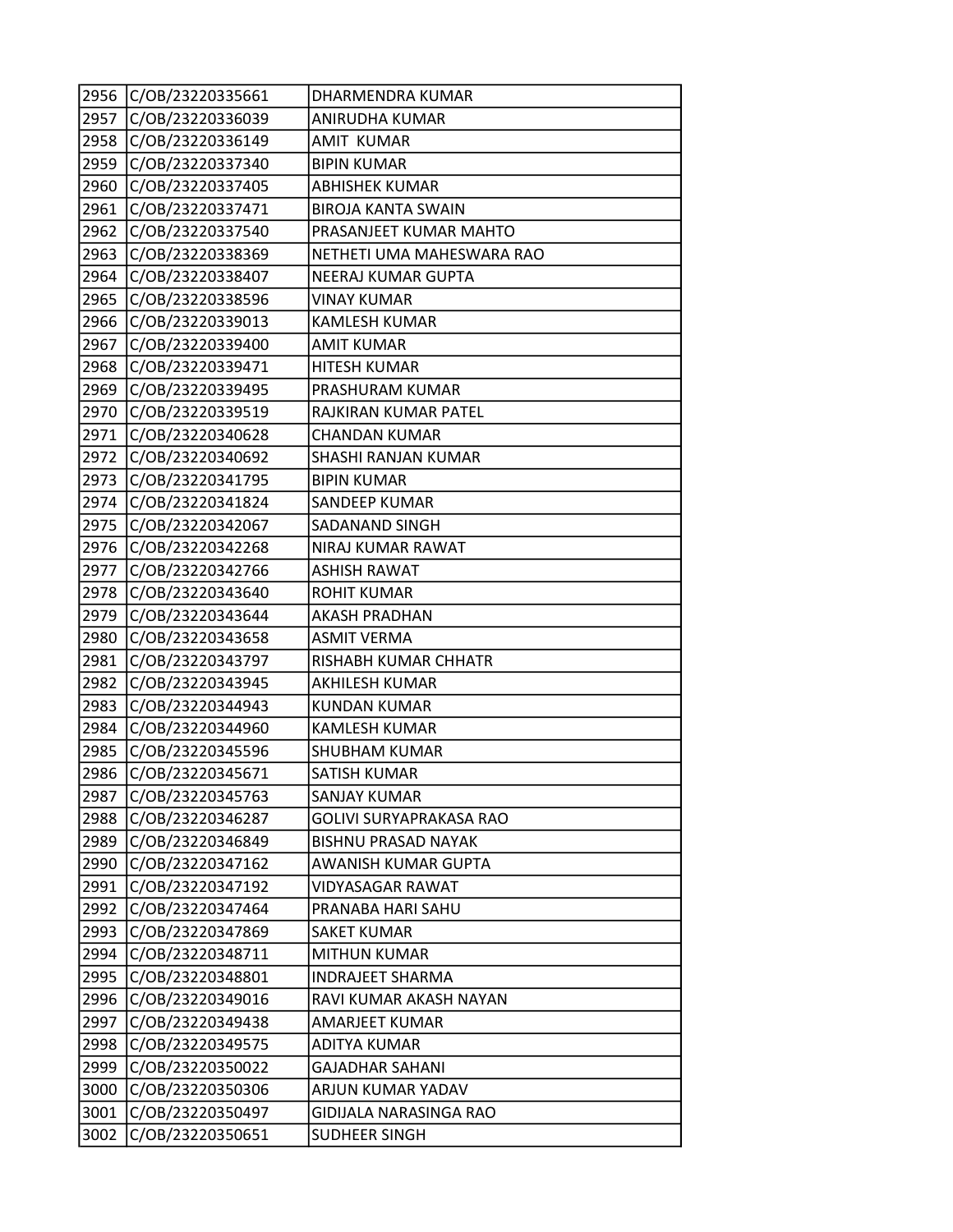| 2956 | C/OB/23220335661 | DHARMENDRA KUMAR |
|---|---|---|
| 2957 | C/OB/23220336039 | ANIRUDHA KUMAR |
| 2958 | C/OB/23220336149 | AMIT  KUMAR |
| 2959 | C/OB/23220337340 | BIPIN KUMAR |
| 2960 | C/OB/23220337405 | ABHISHEK KUMAR |
| 2961 | C/OB/23220337471 | BIROJA KANTA SWAIN |
| 2962 | C/OB/23220337540 | PRASANJEET KUMAR MAHTO |
| 2963 | C/OB/23220338369 | NETHETI UMA MAHESWARA RAO |
| 2964 | C/OB/23220338407 | NEERAJ KUMAR GUPTA |
| 2965 | C/OB/23220338596 | VINAY KUMAR |
| 2966 | C/OB/23220339013 | KAMLESH KUMAR |
| 2967 | C/OB/23220339400 | AMIT KUMAR |
| 2968 | C/OB/23220339471 | HITESH KUMAR |
| 2969 | C/OB/23220339495 | PRASHURAM KUMAR |
| 2970 | C/OB/23220339519 | RAJKIRAN KUMAR PATEL |
| 2971 | C/OB/23220340628 | CHANDAN KUMAR |
| 2972 | C/OB/23220340692 | SHASHI RANJAN KUMAR |
| 2973 | C/OB/23220341795 | BIPIN KUMAR |
| 2974 | C/OB/23220341824 | SANDEEP KUMAR |
| 2975 | C/OB/23220342067 | SADANAND SINGH |
| 2976 | C/OB/23220342268 | NIRAJ KUMAR RAWAT |
| 2977 | C/OB/23220342766 | ASHISH RAWAT |
| 2978 | C/OB/23220343640 | ROHIT KUMAR |
| 2979 | C/OB/23220343644 | AKASH PRADHAN |
| 2980 | C/OB/23220343658 | ASMIT VERMA |
| 2981 | C/OB/23220343797 | RISHABH KUMAR CHHATR |
| 2982 | C/OB/23220343945 | AKHILESH KUMAR |
| 2983 | C/OB/23220344943 | KUNDAN KUMAR |
| 2984 | C/OB/23220344960 | KAMLESH KUMAR |
| 2985 | C/OB/23220345596 | SHUBHAM KUMAR |
| 2986 | C/OB/23220345671 | SATISH KUMAR |
| 2987 | C/OB/23220345763 | SANJAY KUMAR |
| 2988 | C/OB/23220346287 | GOLIVI SURYAPRAKASA RAO |
| 2989 | C/OB/23220346849 | BISHNU PRASAD NAYAK |
| 2990 | C/OB/23220347162 | AWANISH KUMAR GUPTA |
| 2991 | C/OB/23220347192 | VIDYASAGAR RAWAT |
| 2992 | C/OB/23220347464 | PRANABA HARI SAHU |
| 2993 | C/OB/23220347869 | SAKET KUMAR |
| 2994 | C/OB/23220348711 | MITHUN KUMAR |
| 2995 | C/OB/23220348801 | INDRAJEET SHARMA |
| 2996 | C/OB/23220349016 | RAVI KUMAR AKASH NAYAN |
| 2997 | C/OB/23220349438 | AMARJEET KUMAR |
| 2998 | C/OB/23220349575 | ADITYA KUMAR |
| 2999 | C/OB/23220350022 | GAJADHAR SAHANI |
| 3000 | C/OB/23220350306 | ARJUN KUMAR YADAV |
| 3001 | C/OB/23220350497 | GIDIJALA NARASINGA RAO |
| 3002 | C/OB/23220350651 | SUDHEER SINGH |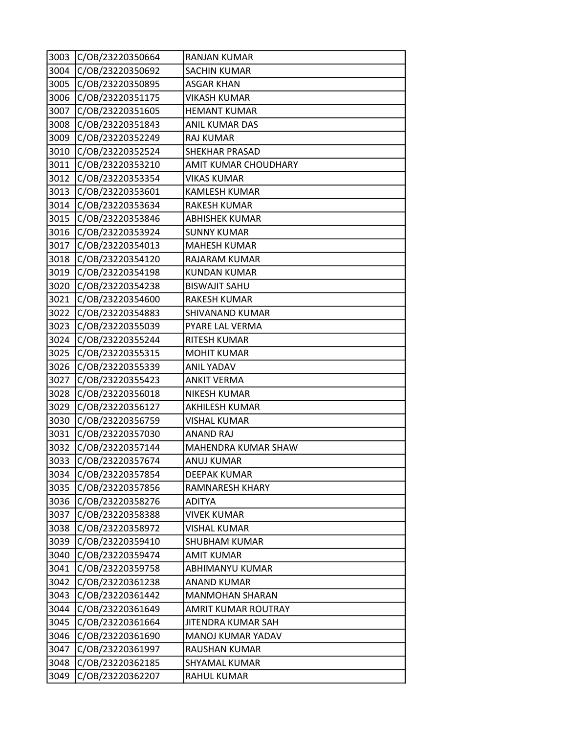| | | |
|---|---|---|
| 3003 | C/OB/23220350664 | RANJAN KUMAR |
| 3004 | C/OB/23220350692 | SACHIN KUMAR |
| 3005 | C/OB/23220350895 | ASGAR KHAN |
| 3006 | C/OB/23220351175 | VIKASH KUMAR |
| 3007 | C/OB/23220351605 | HEMANT KUMAR |
| 3008 | C/OB/23220351843 | ANIL KUMAR DAS |
| 3009 | C/OB/23220352249 | RAJ KUMAR |
| 3010 | C/OB/23220352524 | SHEKHAR PRASAD |
| 3011 | C/OB/23220353210 | AMIT KUMAR CHOUDHARY |
| 3012 | C/OB/23220353354 | VIKAS KUMAR |
| 3013 | C/OB/23220353601 | KAMLESH KUMAR |
| 3014 | C/OB/23220353634 | RAKESH KUMAR |
| 3015 | C/OB/23220353846 | ABHISHEK KUMAR |
| 3016 | C/OB/23220353924 | SUNNY KUMAR |
| 3017 | C/OB/23220354013 | MAHESH KUMAR |
| 3018 | C/OB/23220354120 | RAJARAM KUMAR |
| 3019 | C/OB/23220354198 | KUNDAN KUMAR |
| 3020 | C/OB/23220354238 | BISWAJIT SAHU |
| 3021 | C/OB/23220354600 | RAKESH KUMAR |
| 3022 | C/OB/23220354883 | SHIVANAND KUMAR |
| 3023 | C/OB/23220355039 | PYARE LAL VERMA |
| 3024 | C/OB/23220355244 | RITESH KUMAR |
| 3025 | C/OB/23220355315 | MOHIT KUMAR |
| 3026 | C/OB/23220355339 | ANIL YADAV |
| 3027 | C/OB/23220355423 | ANKIT VERMA |
| 3028 | C/OB/23220356018 | NIKESH KUMAR |
| 3029 | C/OB/23220356127 | AKHILESH KUMAR |
| 3030 | C/OB/23220356759 | VISHAL KUMAR |
| 3031 | C/OB/23220357030 | ANAND RAJ |
| 3032 | C/OB/23220357144 | MAHENDRA KUMAR SHAW |
| 3033 | C/OB/23220357674 | ANUJ KUMAR |
| 3034 | C/OB/23220357854 | DEEPAK KUMAR |
| 3035 | C/OB/23220357856 | RAMNARESH KHARY |
| 3036 | C/OB/23220358276 | ADITYA |
| 3037 | C/OB/23220358388 | VIVEK KUMAR |
| 3038 | C/OB/23220358972 | VISHAL KUMAR |
| 3039 | C/OB/23220359410 | SHUBHAM KUMAR |
| 3040 | C/OB/23220359474 | AMIT KUMAR |
| 3041 | C/OB/23220359758 | ABHIMANYU KUMAR |
| 3042 | C/OB/23220361238 | ANAND KUMAR |
| 3043 | C/OB/23220361442 | MANMOHAN SHARAN |
| 3044 | C/OB/23220361649 | AMRIT KUMAR ROUTRAY |
| 3045 | C/OB/23220361664 | JITENDRA KUMAR SAH |
| 3046 | C/OB/23220361690 | MANOJ KUMAR YADAV |
| 3047 | C/OB/23220361997 | RAUSHAN KUMAR |
| 3048 | C/OB/23220362185 | SHYAMAL KUMAR |
| 3049 | C/OB/23220362207 | RAHUL KUMAR |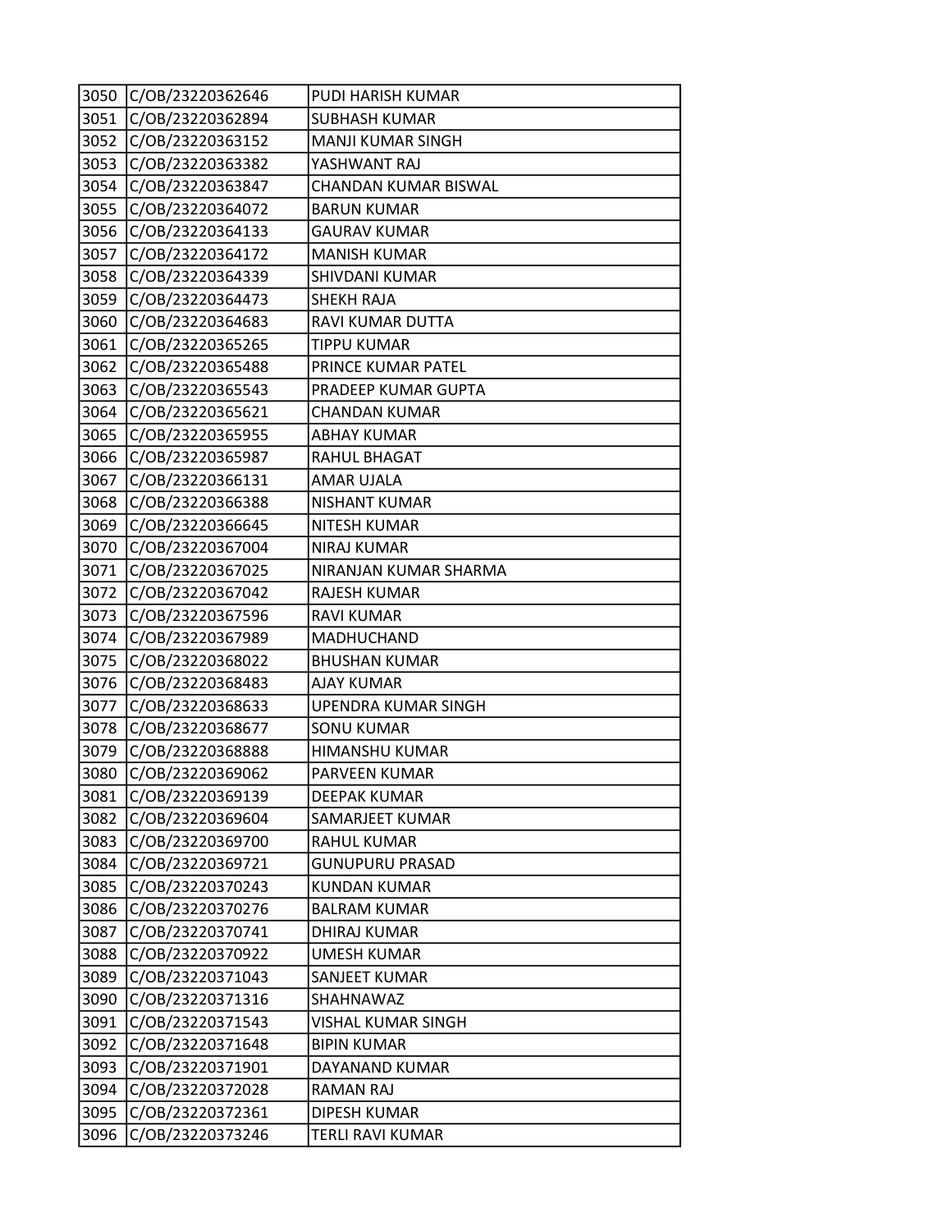| | | |
|---|---|---|
| 3050 | C/OB/23220362646 | PUDI HARISH KUMAR |
| 3051 | C/OB/23220362894 | SUBHASH KUMAR |
| 3052 | C/OB/23220363152 | MANJI KUMAR SINGH |
| 3053 | C/OB/23220363382 | YASHWANT RAJ |
| 3054 | C/OB/23220363847 | CHANDAN KUMAR BISWAL |
| 3055 | C/OB/23220364072 | BARUN KUMAR |
| 3056 | C/OB/23220364133 | GAURAV KUMAR |
| 3057 | C/OB/23220364172 | MANISH KUMAR |
| 3058 | C/OB/23220364339 | SHIVDANI KUMAR |
| 3059 | C/OB/23220364473 | SHEKH RAJA |
| 3060 | C/OB/23220364683 | RAVI KUMAR DUTTA |
| 3061 | C/OB/23220365265 | TIPPU KUMAR |
| 3062 | C/OB/23220365488 | PRINCE KUMAR PATEL |
| 3063 | C/OB/23220365543 | PRADEEP KUMAR GUPTA |
| 3064 | C/OB/23220365621 | CHANDAN KUMAR |
| 3065 | C/OB/23220365955 | ABHAY KUMAR |
| 3066 | C/OB/23220365987 | RAHUL BHAGAT |
| 3067 | C/OB/23220366131 | AMAR UJALA |
| 3068 | C/OB/23220366388 | NISHANT KUMAR |
| 3069 | C/OB/23220366645 | NITESH KUMAR |
| 3070 | C/OB/23220367004 | NIRAJ KUMAR |
| 3071 | C/OB/23220367025 | NIRANJAN KUMAR SHARMA |
| 3072 | C/OB/23220367042 | RAJESH KUMAR |
| 3073 | C/OB/23220367596 | RAVI KUMAR |
| 3074 | C/OB/23220367989 | MADHUCHAND |
| 3075 | C/OB/23220368022 | BHUSHAN KUMAR |
| 3076 | C/OB/23220368483 | AJAY KUMAR |
| 3077 | C/OB/23220368633 | UPENDRA KUMAR SINGH |
| 3078 | C/OB/23220368677 | SONU KUMAR |
| 3079 | C/OB/23220368888 | HIMANSHU KUMAR |
| 3080 | C/OB/23220369062 | PARVEEN KUMAR |
| 3081 | C/OB/23220369139 | DEEPAK KUMAR |
| 3082 | C/OB/23220369604 | SAMARJEET KUMAR |
| 3083 | C/OB/23220369700 | RAHUL KUMAR |
| 3084 | C/OB/23220369721 | GUNUPURU PRASAD |
| 3085 | C/OB/23220370243 | KUNDAN KUMAR |
| 3086 | C/OB/23220370276 | BALRAM KUMAR |
| 3087 | C/OB/23220370741 | DHIRAJ KUMAR |
| 3088 | C/OB/23220370922 | UMESH KUMAR |
| 3089 | C/OB/23220371043 | SANJEET KUMAR |
| 3090 | C/OB/23220371316 | SHAHNAWAZ |
| 3091 | C/OB/23220371543 | VISHAL KUMAR SINGH |
| 3092 | C/OB/23220371648 | BIPIN KUMAR |
| 3093 | C/OB/23220371901 | DAYANAND KUMAR |
| 3094 | C/OB/23220372028 | RAMAN RAJ |
| 3095 | C/OB/23220372361 | DIPESH KUMAR |
| 3096 | C/OB/23220373246 | TERLI RAVI KUMAR |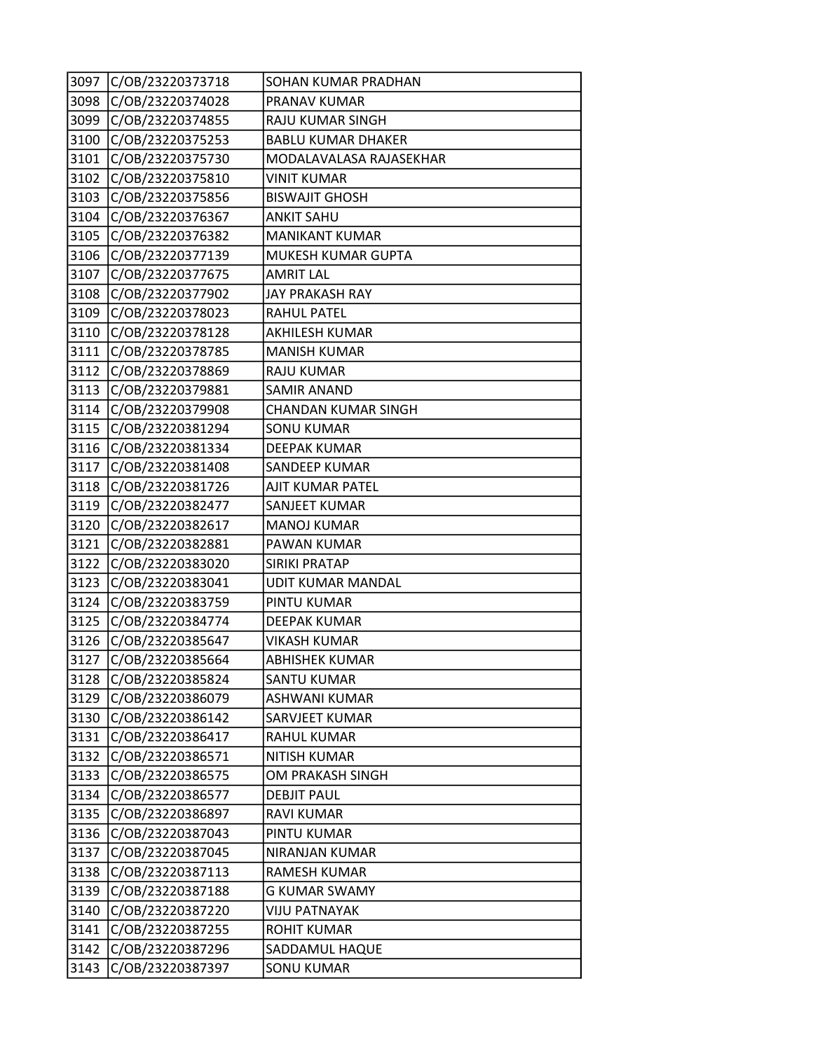| 3097 | C/OB/23220373718 | SOHAN KUMAR PRADHAN |
|---|---|---|
| 3098 | C/OB/23220374028 | PRANAV KUMAR |
| 3099 | C/OB/23220374855 | RAJU KUMAR SINGH |
| 3100 | C/OB/23220375253 | BABLU KUMAR DHAKER |
| 3101 | C/OB/23220375730 | MODALAVALASA RAJASEKHAR |
| 3102 | C/OB/23220375810 | VINIT KUMAR |
| 3103 | C/OB/23220375856 | BISWAJIT GHOSH |
| 3104 | C/OB/23220376367 | ANKIT SAHU |
| 3105 | C/OB/23220376382 | MANIKANT KUMAR |
| 3106 | C/OB/23220377139 | MUKESH KUMAR GUPTA |
| 3107 | C/OB/23220377675 | AMRIT LAL |
| 3108 | C/OB/23220377902 | JAY PRAKASH RAY |
| 3109 | C/OB/23220378023 | RAHUL PATEL |
| 3110 | C/OB/23220378128 | AKHILESH KUMAR |
| 3111 | C/OB/23220378785 | MANISH KUMAR |
| 3112 | C/OB/23220378869 | RAJU KUMAR |
| 3113 | C/OB/23220379881 | SAMIR ANAND |
| 3114 | C/OB/23220379908 | CHANDAN KUMAR SINGH |
| 3115 | C/OB/23220381294 | SONU KUMAR |
| 3116 | C/OB/23220381334 | DEEPAK KUMAR |
| 3117 | C/OB/23220381408 | SANDEEP KUMAR |
| 3118 | C/OB/23220381726 | AJIT KUMAR PATEL |
| 3119 | C/OB/23220382477 | SANJEET KUMAR |
| 3120 | C/OB/23220382617 | MANOJ KUMAR |
| 3121 | C/OB/23220382881 | PAWAN KUMAR |
| 3122 | C/OB/23220383020 | SIRIKI PRATAP |
| 3123 | C/OB/23220383041 | UDIT KUMAR MANDAL |
| 3124 | C/OB/23220383759 | PINTU KUMAR |
| 3125 | C/OB/23220384774 | DEEPAK KUMAR |
| 3126 | C/OB/23220385647 | VIKASH KUMAR |
| 3127 | C/OB/23220385664 | ABHISHEK KUMAR |
| 3128 | C/OB/23220385824 | SANTU KUMAR |
| 3129 | C/OB/23220386079 | ASHWANI KUMAR |
| 3130 | C/OB/23220386142 | SARVJEET KUMAR |
| 3131 | C/OB/23220386417 | RAHUL KUMAR |
| 3132 | C/OB/23220386571 | NITISH KUMAR |
| 3133 | C/OB/23220386575 | OM PRAKASH SINGH |
| 3134 | C/OB/23220386577 | DEBJIT PAUL |
| 3135 | C/OB/23220386897 | RAVI KUMAR |
| 3136 | C/OB/23220387043 | PINTU KUMAR |
| 3137 | C/OB/23220387045 | NIRANJAN KUMAR |
| 3138 | C/OB/23220387113 | RAMESH KUMAR |
| 3139 | C/OB/23220387188 | G KUMAR SWAMY |
| 3140 | C/OB/23220387220 | VIJU PATNAYAK |
| 3141 | C/OB/23220387255 | ROHIT KUMAR |
| 3142 | C/OB/23220387296 | SADDAMUL HAQUE |
| 3143 | C/OB/23220387397 | SONU KUMAR |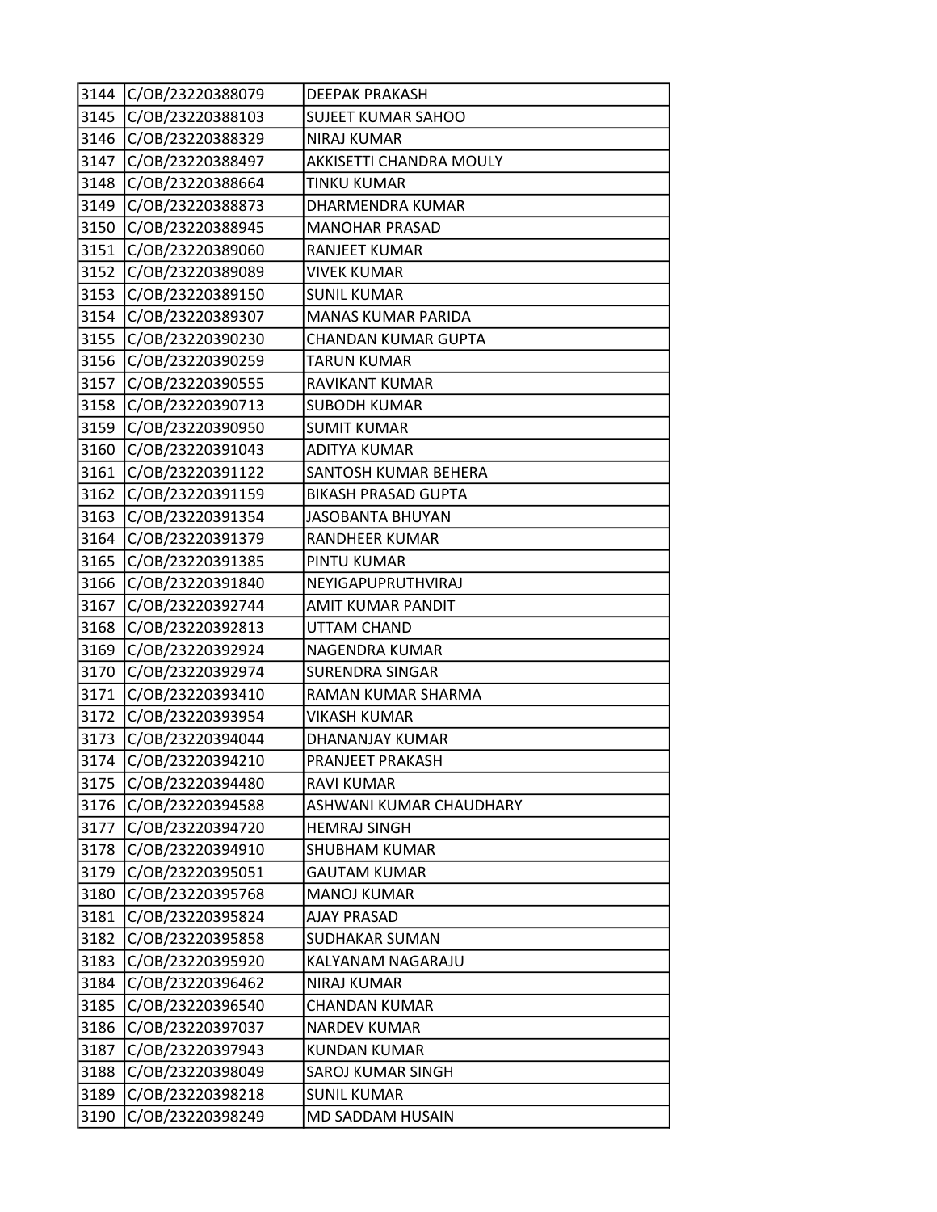| 3144 | C/OB/23220388079 | DEEPAK PRAKASH |
|---|---|---|
| 3145 | C/OB/23220388103 | SUJEET KUMAR SAHOO |
| 3146 | C/OB/23220388329 | NIRAJ KUMAR |
| 3147 | C/OB/23220388497 | AKKISETTI CHANDRA MOULY |
| 3148 | C/OB/23220388664 | TINKU KUMAR |
| 3149 | C/OB/23220388873 | DHARMENDRA KUMAR |
| 3150 | C/OB/23220388945 | MANOHAR PRASAD |
| 3151 | C/OB/23220389060 | RANJEET KUMAR |
| 3152 | C/OB/23220389089 | VIVEK KUMAR |
| 3153 | C/OB/23220389150 | SUNIL KUMAR |
| 3154 | C/OB/23220389307 | MANAS KUMAR PARIDA |
| 3155 | C/OB/23220390230 | CHANDAN KUMAR GUPTA |
| 3156 | C/OB/23220390259 | TARUN KUMAR |
| 3157 | C/OB/23220390555 | RAVIKANT KUMAR |
| 3158 | C/OB/23220390713 | SUBODH KUMAR |
| 3159 | C/OB/23220390950 | SUMIT KUMAR |
| 3160 | C/OB/23220391043 | ADITYA KUMAR |
| 3161 | C/OB/23220391122 | SANTOSH KUMAR BEHERA |
| 3162 | C/OB/23220391159 | BIKASH PRASAD GUPTA |
| 3163 | C/OB/23220391354 | JASOBANTA BHUYAN |
| 3164 | C/OB/23220391379 | RANDHEER KUMAR |
| 3165 | C/OB/23220391385 | PINTU KUMAR |
| 3166 | C/OB/23220391840 | NEYIGAPUPRUTHVIRAJ |
| 3167 | C/OB/23220392744 | AMIT KUMAR PANDIT |
| 3168 | C/OB/23220392813 | UTTAM CHAND |
| 3169 | C/OB/23220392924 | NAGENDRA KUMAR |
| 3170 | C/OB/23220392974 | SURENDRA SINGAR |
| 3171 | C/OB/23220393410 | RAMAN KUMAR SHARMA |
| 3172 | C/OB/23220393954 | VIKASH KUMAR |
| 3173 | C/OB/23220394044 | DHANANJAY KUMAR |
| 3174 | C/OB/23220394210 | PRANJEET PRAKASH |
| 3175 | C/OB/23220394480 | RAVI KUMAR |
| 3176 | C/OB/23220394588 | ASHWANI KUMAR CHAUDHARY |
| 3177 | C/OB/23220394720 | HEMRAJ SINGH |
| 3178 | C/OB/23220394910 | SHUBHAM KUMAR |
| 3179 | C/OB/23220395051 | GAUTAM KUMAR |
| 3180 | C/OB/23220395768 | MANOJ KUMAR |
| 3181 | C/OB/23220395824 | AJAY PRASAD |
| 3182 | C/OB/23220395858 | SUDHAKAR SUMAN |
| 3183 | C/OB/23220395920 | KALYANAM NAGARAJU |
| 3184 | C/OB/23220396462 | NIRAJ KUMAR |
| 3185 | C/OB/23220396540 | CHANDAN KUMAR |
| 3186 | C/OB/23220397037 | NARDEV KUMAR |
| 3187 | C/OB/23220397943 | KUNDAN KUMAR |
| 3188 | C/OB/23220398049 | SAROJ KUMAR SINGH |
| 3189 | C/OB/23220398218 | SUNIL KUMAR |
| 3190 | C/OB/23220398249 | MD SADDAM HUSAIN |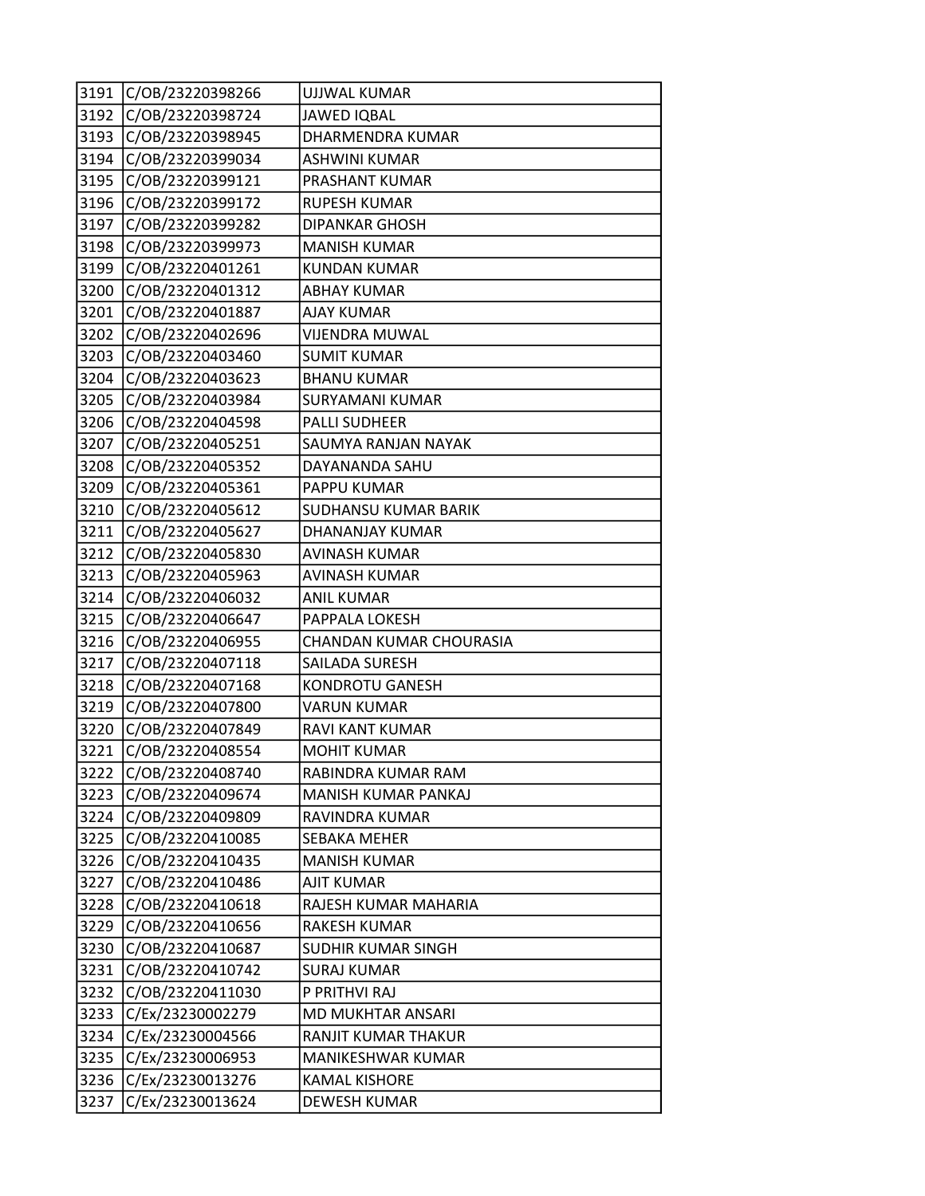| 3191 | C/OB/23220398266 | UJJWAL KUMAR |
|---|---|---|
| 3192 | C/OB/23220398724 | JAWED IQBAL |
| 3193 | C/OB/23220398945 | DHARMENDRA KUMAR |
| 3194 | C/OB/23220399034 | ASHWINI KUMAR |
| 3195 | C/OB/23220399121 | PRASHANT KUMAR |
| 3196 | C/OB/23220399172 | RUPESH KUMAR |
| 3197 | C/OB/23220399282 | DIPANKAR GHOSH |
| 3198 | C/OB/23220399973 | MANISH KUMAR |
| 3199 | C/OB/23220401261 | KUNDAN KUMAR |
| 3200 | C/OB/23220401312 | ABHAY KUMAR |
| 3201 | C/OB/23220401887 | AJAY KUMAR |
| 3202 | C/OB/23220402696 | VIJENDRA MUWAL |
| 3203 | C/OB/23220403460 | SUMIT KUMAR |
| 3204 | C/OB/23220403623 | BHANU KUMAR |
| 3205 | C/OB/23220403984 | SURYAMANI KUMAR |
| 3206 | C/OB/23220404598 | PALLI SUDHEER |
| 3207 | C/OB/23220405251 | SAUMYA RANJAN NAYAK |
| 3208 | C/OB/23220405352 | DAYANANDA SAHU |
| 3209 | C/OB/23220405361 | PAPPU KUMAR |
| 3210 | C/OB/23220405612 | SUDHANSU KUMAR BARIK |
| 3211 | C/OB/23220405627 | DHANANJAY KUMAR |
| 3212 | C/OB/23220405830 | AVINASH KUMAR |
| 3213 | C/OB/23220405963 | AVINASH KUMAR |
| 3214 | C/OB/23220406032 | ANIL KUMAR |
| 3215 | C/OB/23220406647 | PAPPALA LOKESH |
| 3216 | C/OB/23220406955 | CHANDAN KUMAR CHOURASIA |
| 3217 | C/OB/23220407118 | SAILADA SURESH |
| 3218 | C/OB/23220407168 | KONDROTU GANESH |
| 3219 | C/OB/23220407800 | VARUN KUMAR |
| 3220 | C/OB/23220407849 | RAVI KANT KUMAR |
| 3221 | C/OB/23220408554 | MOHIT KUMAR |
| 3222 | C/OB/23220408740 | RABINDRA KUMAR RAM |
| 3223 | C/OB/23220409674 | MANISH KUMAR PANKAJ |
| 3224 | C/OB/23220409809 | RAVINDRA KUMAR |
| 3225 | C/OB/23220410085 | SEBAKA MEHER |
| 3226 | C/OB/23220410435 | MANISH KUMAR |
| 3227 | C/OB/23220410486 | AJIT KUMAR |
| 3228 | C/OB/23220410618 | RAJESH KUMAR MAHARIA |
| 3229 | C/OB/23220410656 | RAKESH KUMAR |
| 3230 | C/OB/23220410687 | SUDHIR KUMAR SINGH |
| 3231 | C/OB/23220410742 | SURAJ KUMAR |
| 3232 | C/OB/23220411030 | P PRITHVI RAJ |
| 3233 | C/Ex/23230002279 | MD MUKHTAR ANSARI |
| 3234 | C/Ex/23230004566 | RANJIT KUMAR THAKUR |
| 3235 | C/Ex/23230006953 | MANIKESHWAR KUMAR |
| 3236 | C/Ex/23230013276 | KAMAL KISHORE |
| 3237 | C/Ex/23230013624 | DEWESH KUMAR |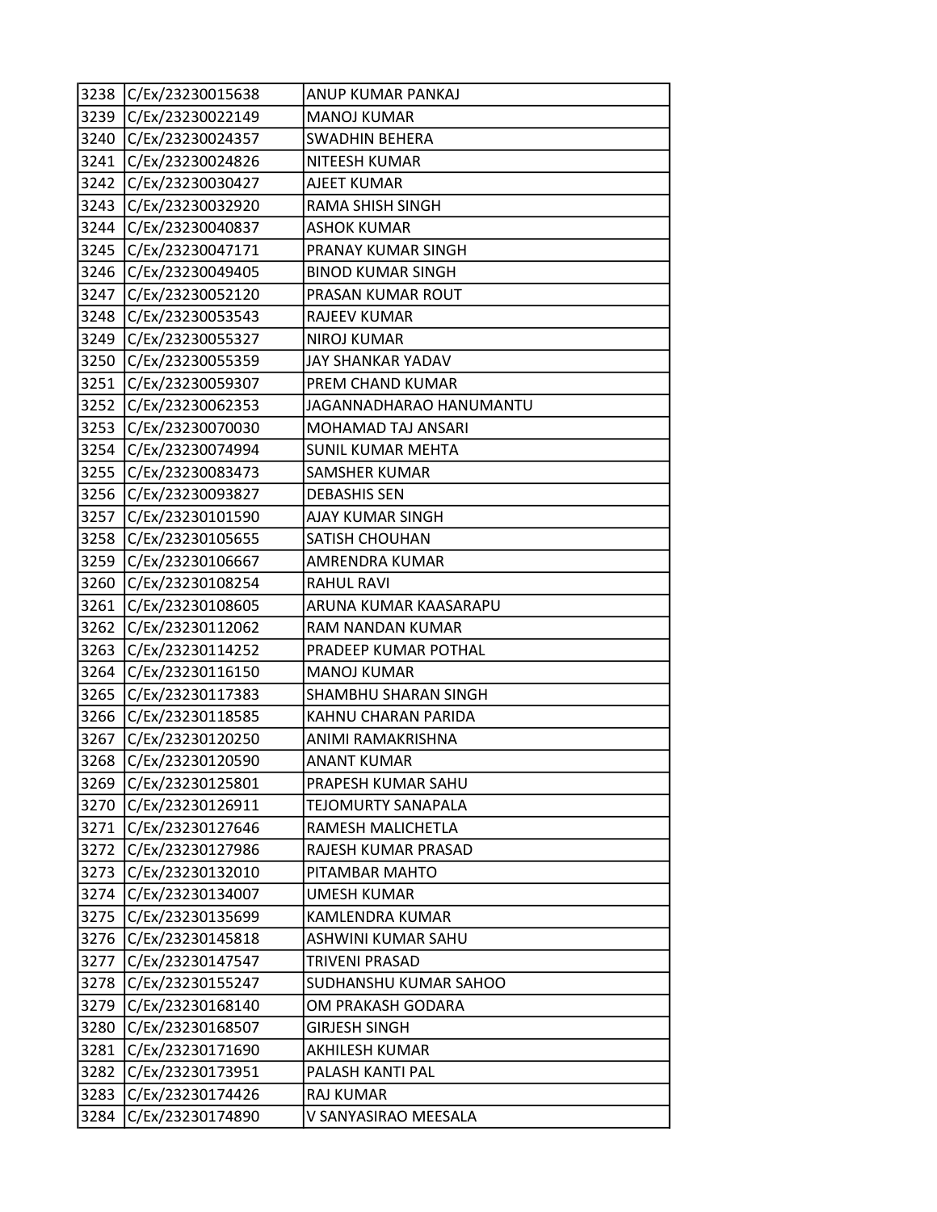| | | |
|---|---|---|
| 3238 | C/Ex/23230015638 | ANUP KUMAR PANKAJ |
| 3239 | C/Ex/23230022149 | MANOJ KUMAR |
| 3240 | C/Ex/23230024357 | SWADHIN BEHERA |
| 3241 | C/Ex/23230024826 | NITEESH KUMAR |
| 3242 | C/Ex/23230030427 | AJEET KUMAR |
| 3243 | C/Ex/23230032920 | RAMA SHISH SINGH |
| 3244 | C/Ex/23230040837 | ASHOK KUMAR |
| 3245 | C/Ex/23230047171 | PRANAY KUMAR SINGH |
| 3246 | C/Ex/23230049405 | BINOD KUMAR SINGH |
| 3247 | C/Ex/23230052120 | PRASAN KUMAR ROUT |
| 3248 | C/Ex/23230053543 | RAJEEV KUMAR |
| 3249 | C/Ex/23230055327 | NIROJ KUMAR |
| 3250 | C/Ex/23230055359 | JAY SHANKAR YADAV |
| 3251 | C/Ex/23230059307 | PREM CHAND KUMAR |
| 3252 | C/Ex/23230062353 | JAGANNADHARAO HANUMANTU |
| 3253 | C/Ex/23230070030 | MOHAMAD TAJ ANSARI |
| 3254 | C/Ex/23230074994 | SUNIL KUMAR MEHTA |
| 3255 | C/Ex/23230083473 | SAMSHER KUMAR |
| 3256 | C/Ex/23230093827 | DEBASHIS SEN |
| 3257 | C/Ex/23230101590 | AJAY KUMAR SINGH |
| 3258 | C/Ex/23230105655 | SATISH CHOUHAN |
| 3259 | C/Ex/23230106667 | AMRENDRA KUMAR |
| 3260 | C/Ex/23230108254 | RAHUL RAVI |
| 3261 | C/Ex/23230108605 | ARUNA KUMAR KAASARAPU |
| 3262 | C/Ex/23230112062 | RAM NANDAN KUMAR |
| 3263 | C/Ex/23230114252 | PRADEEP KUMAR POTHAL |
| 3264 | C/Ex/23230116150 | MANOJ KUMAR |
| 3265 | C/Ex/23230117383 | SHAMBHU SHARAN SINGH |
| 3266 | C/Ex/23230118585 | KAHNU CHARAN PARIDA |
| 3267 | C/Ex/23230120250 | ANIMI RAMAKRISHNA |
| 3268 | C/Ex/23230120590 | ANANT KUMAR |
| 3269 | C/Ex/23230125801 | PRAPESH KUMAR SAHU |
| 3270 | C/Ex/23230126911 | TEJOMURTY SANAPALA |
| 3271 | C/Ex/23230127646 | RAMESH MALICHETLA |
| 3272 | C/Ex/23230127986 | RAJESH KUMAR PRASAD |
| 3273 | C/Ex/23230132010 | PITAMBAR MAHTO |
| 3274 | C/Ex/23230134007 | UMESH KUMAR |
| 3275 | C/Ex/23230135699 | KAMLENDRA KUMAR |
| 3276 | C/Ex/23230145818 | ASHWINI KUMAR SAHU |
| 3277 | C/Ex/23230147547 | TRIVENI PRASAD |
| 3278 | C/Ex/23230155247 | SUDHANSHU KUMAR SAHOO |
| 3279 | C/Ex/23230168140 | OM PRAKASH GODARA |
| 3280 | C/Ex/23230168507 | GIRJESH SINGH |
| 3281 | C/Ex/23230171690 | AKHILESH KUMAR |
| 3282 | C/Ex/23230173951 | PALASH KANTI PAL |
| 3283 | C/Ex/23230174426 | RAJ KUMAR |
| 3284 | C/Ex/23230174890 | V SANYASIRAO MEESALA |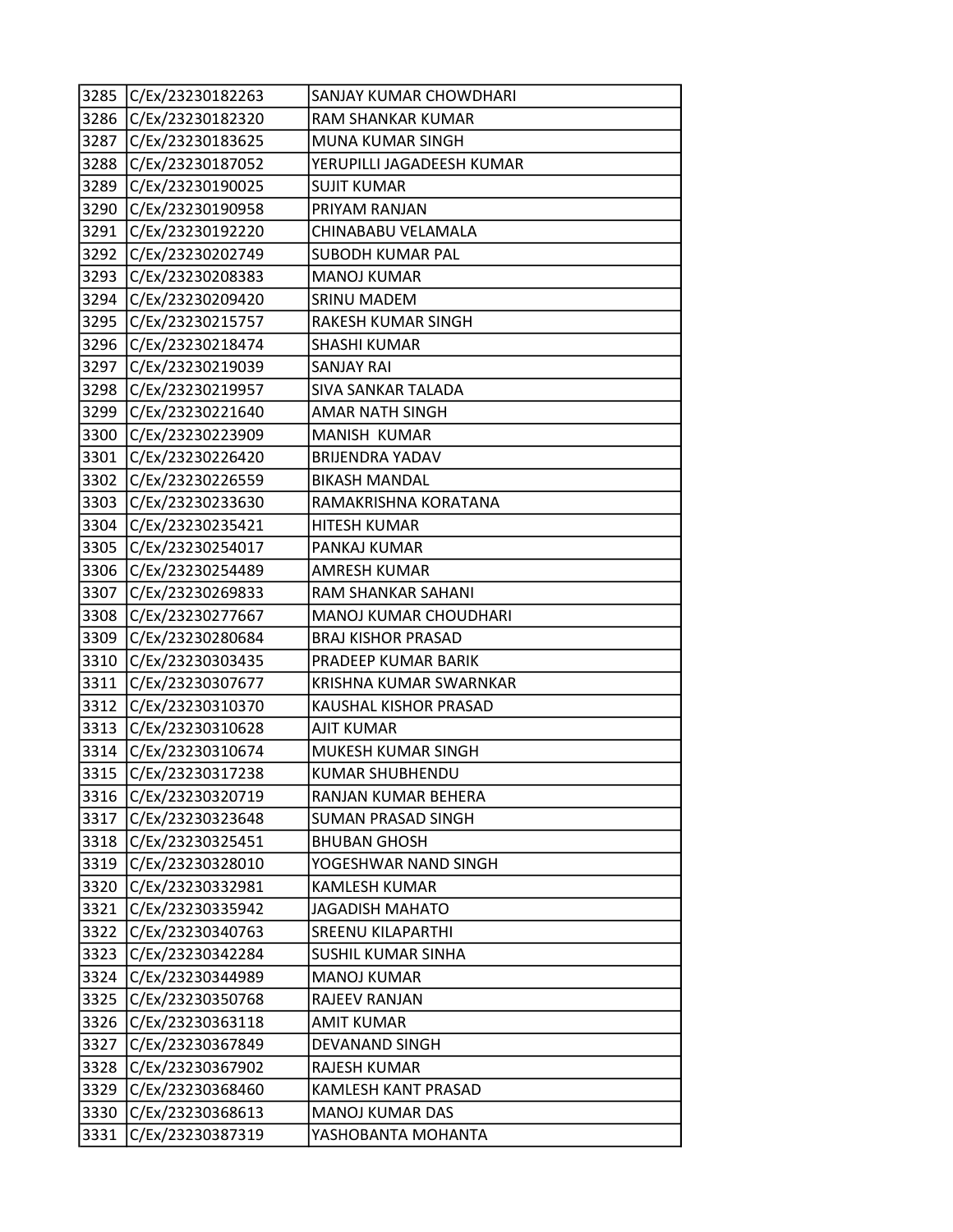| 3285 | C/Ex/23230182263 | SANJAY KUMAR CHOWDHARI |
|---|---|---|
| 3286 | C/Ex/23230182320 | RAM SHANKAR KUMAR |
| 3287 | C/Ex/23230183625 | MUNA KUMAR SINGH |
| 3288 | C/Ex/23230187052 | YERUPILLI JAGADEESH KUMAR |
| 3289 | C/Ex/23230190025 | SUJIT KUMAR |
| 3290 | C/Ex/23230190958 | PRIYAM RANJAN |
| 3291 | C/Ex/23230192220 | CHINABABU VELAMALA |
| 3292 | C/Ex/23230202749 | SUBODH KUMAR PAL |
| 3293 | C/Ex/23230208383 | MANOJ KUMAR |
| 3294 | C/Ex/23230209420 | SRINU MADEM |
| 3295 | C/Ex/23230215757 | RAKESH KUMAR SINGH |
| 3296 | C/Ex/23230218474 | SHASHI KUMAR |
| 3297 | C/Ex/23230219039 | SANJAY RAI |
| 3298 | C/Ex/23230219957 | SIVA SANKAR TALADA |
| 3299 | C/Ex/23230221640 | AMAR NATH SINGH |
| 3300 | C/Ex/23230223909 | MANISH  KUMAR |
| 3301 | C/Ex/23230226420 | BRIJENDRA YADAV |
| 3302 | C/Ex/23230226559 | BIKASH MANDAL |
| 3303 | C/Ex/23230233630 | RAMAKRISHNA KORATANA |
| 3304 | C/Ex/23230235421 | HITESH KUMAR |
| 3305 | C/Ex/23230254017 | PANKAJ KUMAR |
| 3306 | C/Ex/23230254489 | AMRESH KUMAR |
| 3307 | C/Ex/23230269833 | RAM SHANKAR SAHANI |
| 3308 | C/Ex/23230277667 | MANOJ KUMAR CHOUDHARI |
| 3309 | C/Ex/23230280684 | BRAJ KISHOR PRASAD |
| 3310 | C/Ex/23230303435 | PRADEEP KUMAR BARIK |
| 3311 | C/Ex/23230307677 | KRISHNA KUMAR SWARNKAR |
| 3312 | C/Ex/23230310370 | KAUSHAL KISHOR PRASAD |
| 3313 | C/Ex/23230310628 | AJIT KUMAR |
| 3314 | C/Ex/23230310674 | MUKESH KUMAR SINGH |
| 3315 | C/Ex/23230317238 | KUMAR SHUBHENDU |
| 3316 | C/Ex/23230320719 | RANJAN KUMAR BEHERA |
| 3317 | C/Ex/23230323648 | SUMAN PRASAD SINGH |
| 3318 | C/Ex/23230325451 | BHUBAN GHOSH |
| 3319 | C/Ex/23230328010 | YOGESHWAR NAND SINGH |
| 3320 | C/Ex/23230332981 | KAMLESH KUMAR |
| 3321 | C/Ex/23230335942 | JAGADISH MAHATO |
| 3322 | C/Ex/23230340763 | SREENU KILAPARTHI |
| 3323 | C/Ex/23230342284 | SUSHIL KUMAR SINHA |
| 3324 | C/Ex/23230344989 | MANOJ KUMAR |
| 3325 | C/Ex/23230350768 | RAJEEV RANJAN |
| 3326 | C/Ex/23230363118 | AMIT KUMAR |
| 3327 | C/Ex/23230367849 | DEVANAND SINGH |
| 3328 | C/Ex/23230367902 | RAJESH KUMAR |
| 3329 | C/Ex/23230368460 | KAMLESH KANT PRASAD |
| 3330 | C/Ex/23230368613 | MANOJ KUMAR DAS |
| 3331 | C/Ex/23230387319 | YASHOBANTA MOHANTA |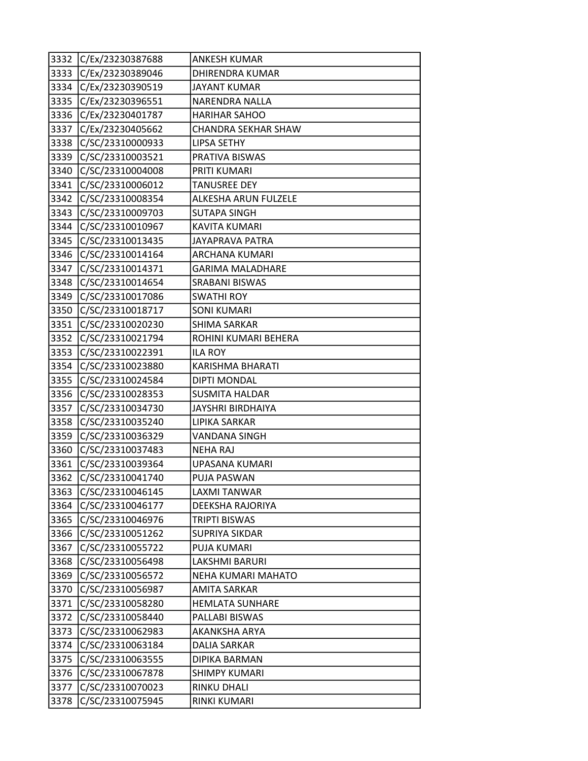| | | |
|---|---|---|
| 3332 | C/Ex/23230387688 | ANKESH KUMAR |
| 3333 | C/Ex/23230389046 | DHIRENDRA KUMAR |
| 3334 | C/Ex/23230390519 | JAYANT KUMAR |
| 3335 | C/Ex/23230396551 | NARENDRA NALLA |
| 3336 | C/Ex/23230401787 | HARIHAR SAHOO |
| 3337 | C/Ex/23230405662 | CHANDRA SEKHAR SHAW |
| 3338 | C/SC/23310000933 | LIPSA SETHY |
| 3339 | C/SC/23310003521 | PRATIVA BISWAS |
| 3340 | C/SC/23310004008 | PRITI KUMARI |
| 3341 | C/SC/23310006012 | TANUSREE DEY |
| 3342 | C/SC/23310008354 | ALKESHA ARUN FULZELE |
| 3343 | C/SC/23310009703 | SUTAPA SINGH |
| 3344 | C/SC/23310010967 | KAVITA KUMARI |
| 3345 | C/SC/23310013435 | JAYAPRAVA PATRA |
| 3346 | C/SC/23310014164 | ARCHANA KUMARI |
| 3347 | C/SC/23310014371 | GARIMA MALADHARE |
| 3348 | C/SC/23310014654 | SRABANI BISWAS |
| 3349 | C/SC/23310017086 | SWATHI ROY |
| 3350 | C/SC/23310018717 | SONI KUMARI |
| 3351 | C/SC/23310020230 | SHIMA SARKAR |
| 3352 | C/SC/23310021794 | ROHINI KUMARI BEHERA |
| 3353 | C/SC/23310022391 | ILA ROY |
| 3354 | C/SC/23310023880 | KARISHMA BHARATI |
| 3355 | C/SC/23310024584 | DIPTI MONDAL |
| 3356 | C/SC/23310028353 | SUSMITA HALDAR |
| 3357 | C/SC/23310034730 | JAYSHRI BIRDHAIYA |
| 3358 | C/SC/23310035240 | LIPIKA SARKAR |
| 3359 | C/SC/23310036329 | VANDANA SINGH |
| 3360 | C/SC/23310037483 | NEHA RAJ |
| 3361 | C/SC/23310039364 | UPASANA KUMARI |
| 3362 | C/SC/23310041740 | PUJA PASWAN |
| 3363 | C/SC/23310046145 | LAXMI TANWAR |
| 3364 | C/SC/23310046177 | DEEKSHA RAJORIYA |
| 3365 | C/SC/23310046976 | TRIPTI BISWAS |
| 3366 | C/SC/23310051262 | SUPRIYA SIKDAR |
| 3367 | C/SC/23310055722 | PUJA KUMARI |
| 3368 | C/SC/23310056498 | LAKSHMI BARURI |
| 3369 | C/SC/23310056572 | NEHA KUMARI MAHATO |
| 3370 | C/SC/23310056987 | AMITA SARKAR |
| 3371 | C/SC/23310058280 | HEMLATA SUNHARE |
| 3372 | C/SC/23310058440 | PALLABI BISWAS |
| 3373 | C/SC/23310062983 | AKANKSHA ARYA |
| 3374 | C/SC/23310063184 | DALIA SARKAR |
| 3375 | C/SC/23310063555 | DIPIKA BARMAN |
| 3376 | C/SC/23310067878 | SHIMPY KUMARI |
| 3377 | C/SC/23310070023 | RINKU DHALI |
| 3378 | C/SC/23310075945 | RINKI KUMARI |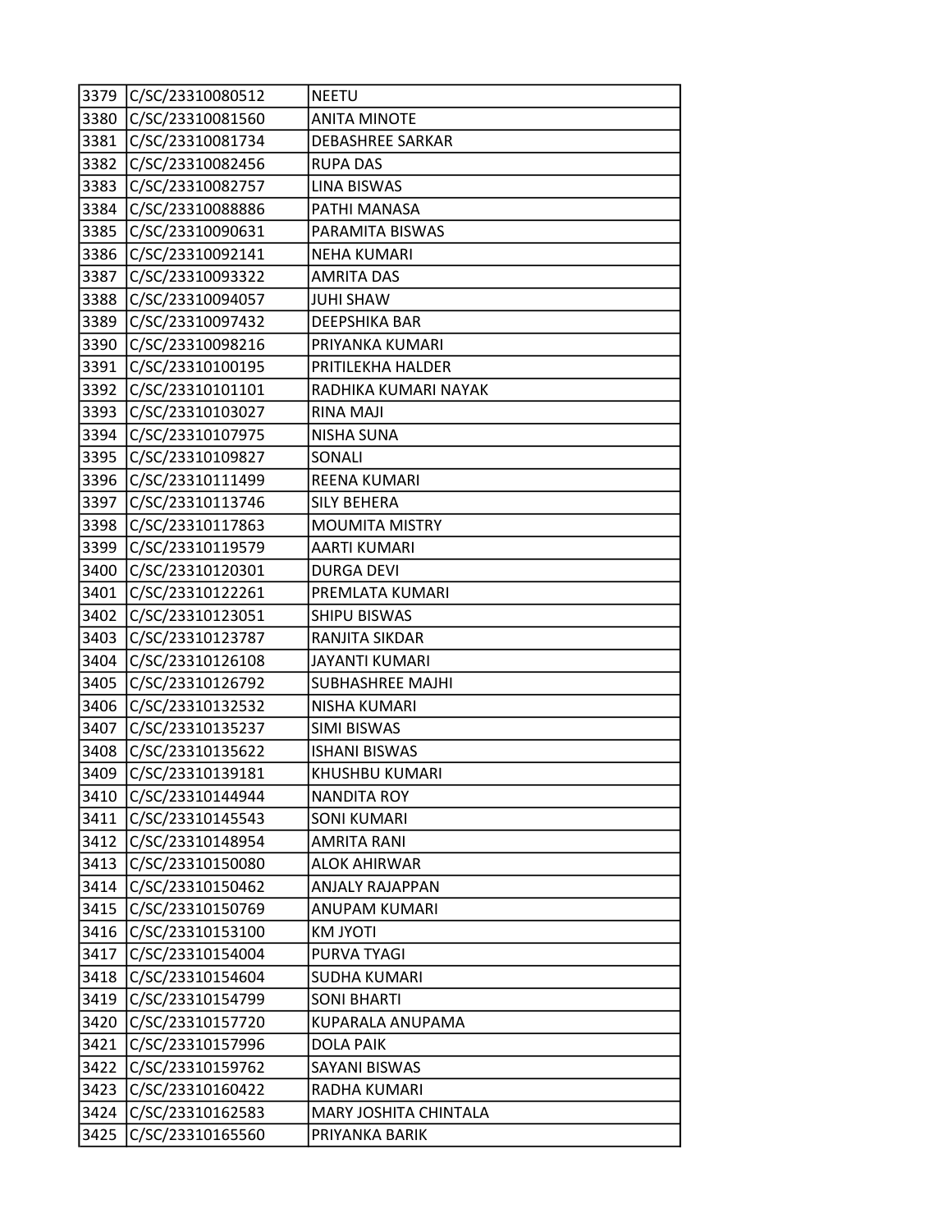| | | |
|---|---|---|
| 3379 | C/SC/23310080512 | NEETU |
| 3380 | C/SC/23310081560 | ANITA MINOTE |
| 3381 | C/SC/23310081734 | DEBASHREE SARKAR |
| 3382 | C/SC/23310082456 | RUPA DAS |
| 3383 | C/SC/23310082757 | LINA BISWAS |
| 3384 | C/SC/23310088886 | PATHI MANASA |
| 3385 | C/SC/23310090631 | PARAMITA BISWAS |
| 3386 | C/SC/23310092141 | NEHA KUMARI |
| 3387 | C/SC/23310093322 | AMRITA DAS |
| 3388 | C/SC/23310094057 | JUHI SHAW |
| 3389 | C/SC/23310097432 | DEEPSHIKA BAR |
| 3390 | C/SC/23310098216 | PRIYANKA KUMARI |
| 3391 | C/SC/23310100195 | PRITILEKHA HALDER |
| 3392 | C/SC/23310101101 | RADHIKA KUMARI NAYAK |
| 3393 | C/SC/23310103027 | RINA MAJI |
| 3394 | C/SC/23310107975 | NISHA SUNA |
| 3395 | C/SC/23310109827 | SONALI |
| 3396 | C/SC/23310111499 | REENA KUMARI |
| 3397 | C/SC/23310113746 | SILY BEHERA |
| 3398 | C/SC/23310117863 | MOUMITA MISTRY |
| 3399 | C/SC/23310119579 | AARTI KUMARI |
| 3400 | C/SC/23310120301 | DURGA DEVI |
| 3401 | C/SC/23310122261 | PREMLATA KUMARI |
| 3402 | C/SC/23310123051 | SHIPU BISWAS |
| 3403 | C/SC/23310123787 | RANJITA SIKDAR |
| 3404 | C/SC/23310126108 | JAYANTI KUMARI |
| 3405 | C/SC/23310126792 | SUBHASHREE MAJHI |
| 3406 | C/SC/23310132532 | NISHA KUMARI |
| 3407 | C/SC/23310135237 | SIMI BISWAS |
| 3408 | C/SC/23310135622 | ISHANI BISWAS |
| 3409 | C/SC/23310139181 | KHUSHBU KUMARI |
| 3410 | C/SC/23310144944 | NANDITA ROY |
| 3411 | C/SC/23310145543 | SONI KUMARI |
| 3412 | C/SC/23310148954 | AMRITA RANI |
| 3413 | C/SC/23310150080 | ALOK AHIRWAR |
| 3414 | C/SC/23310150462 | ANJALY RAJAPPAN |
| 3415 | C/SC/23310150769 | ANUPAM KUMARI |
| 3416 | C/SC/23310153100 | KM JYOTI |
| 3417 | C/SC/23310154004 | PURVA TYAGI |
| 3418 | C/SC/23310154604 | SUDHA KUMARI |
| 3419 | C/SC/23310154799 | SONI BHARTI |
| 3420 | C/SC/23310157720 | KUPARALA ANUPAMA |
| 3421 | C/SC/23310157996 | DOLA PAIK |
| 3422 | C/SC/23310159762 | SAYANI BISWAS |
| 3423 | C/SC/23310160422 | RADHA KUMARI |
| 3424 | C/SC/23310162583 | MARY JOSHITA CHINTALA |
| 3425 | C/SC/23310165560 | PRIYANKA BARIK |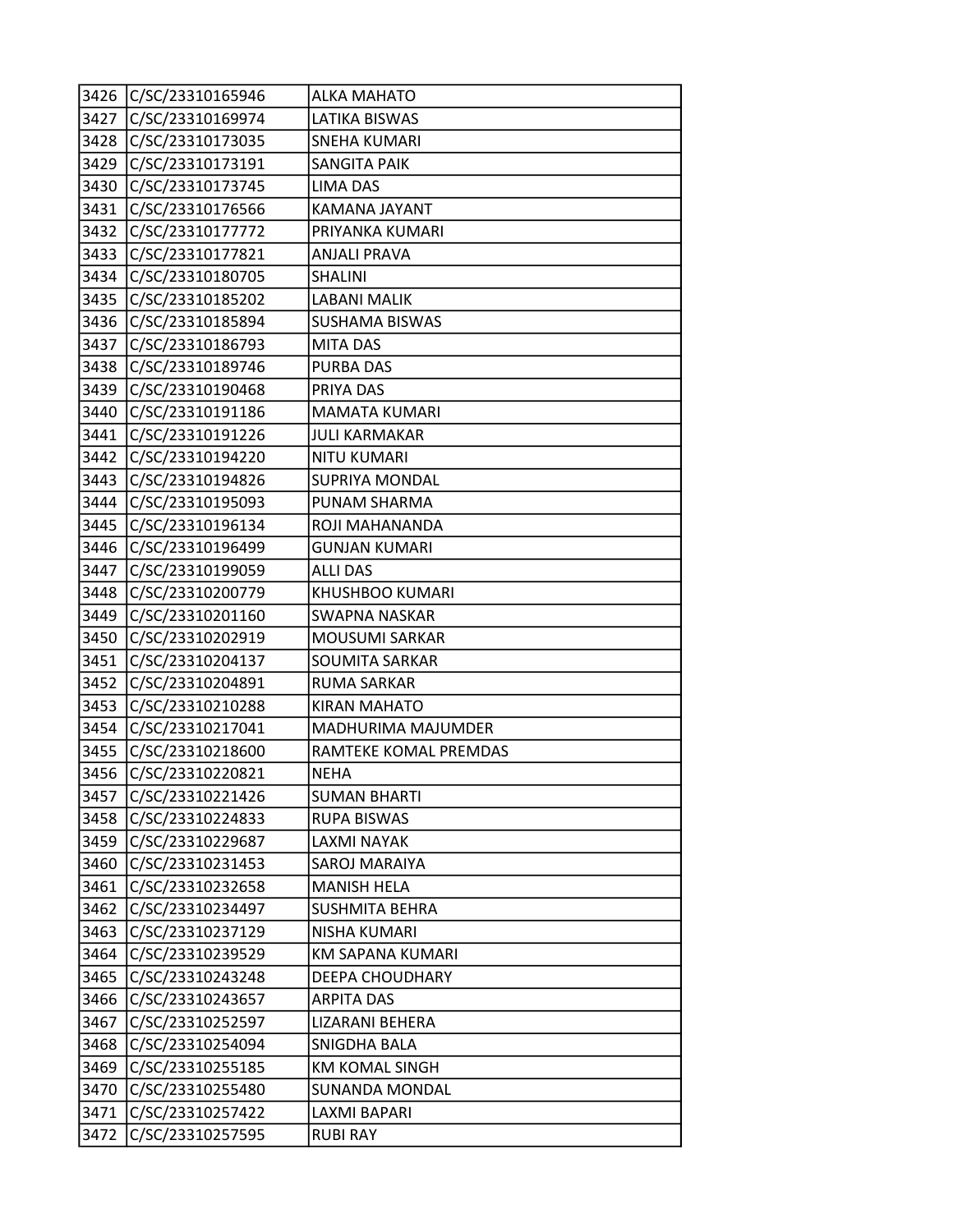| 3426 | C/SC/23310165946 | ALKA MAHATO |
|---|---|---|
| 3427 | C/SC/23310169974 | LATIKA BISWAS |
| 3428 | C/SC/23310173035 | SNEHA KUMARI |
| 3429 | C/SC/23310173191 | SANGITA PAIK |
| 3430 | C/SC/23310173745 | LIMA DAS |
| 3431 | C/SC/23310176566 | KAMANA JAYANT |
| 3432 | C/SC/23310177772 | PRIYANKA KUMARI |
| 3433 | C/SC/23310177821 | ANJALI PRAVA |
| 3434 | C/SC/23310180705 | SHALINI |
| 3435 | C/SC/23310185202 | LABANI MALIK |
| 3436 | C/SC/23310185894 | SUSHAMA BISWAS |
| 3437 | C/SC/23310186793 | MITA DAS |
| 3438 | C/SC/23310189746 | PURBA DAS |
| 3439 | C/SC/23310190468 | PRIYA DAS |
| 3440 | C/SC/23310191186 | MAMATA KUMARI |
| 3441 | C/SC/23310191226 | JULI KARMAKAR |
| 3442 | C/SC/23310194220 | NITU KUMARI |
| 3443 | C/SC/23310194826 | SUPRIYA MONDAL |
| 3444 | C/SC/23310195093 | PUNAM SHARMA |
| 3445 | C/SC/23310196134 | ROJI MAHANANDA |
| 3446 | C/SC/23310196499 | GUNJAN KUMARI |
| 3447 | C/SC/23310199059 | ALLI DAS |
| 3448 | C/SC/23310200779 | KHUSHBOO KUMARI |
| 3449 | C/SC/23310201160 | SWAPNA NASKAR |
| 3450 | C/SC/23310202919 | MOUSUMI SARKAR |
| 3451 | C/SC/23310204137 | SOUMITA SARKAR |
| 3452 | C/SC/23310204891 | RUMA SARKAR |
| 3453 | C/SC/23310210288 | KIRAN MAHATO |
| 3454 | C/SC/23310217041 | MADHURIMA MAJUMDER |
| 3455 | C/SC/23310218600 | RAMTEKE KOMAL PREMDAS |
| 3456 | C/SC/23310220821 | NEHA |
| 3457 | C/SC/23310221426 | SUMAN BHARTI |
| 3458 | C/SC/23310224833 | RUPA BISWAS |
| 3459 | C/SC/23310229687 | LAXMI NAYAK |
| 3460 | C/SC/23310231453 | SAROJ MARAIYA |
| 3461 | C/SC/23310232658 | MANISH HELA |
| 3462 | C/SC/23310234497 | SUSHMITA BEHRA |
| 3463 | C/SC/23310237129 | NISHA KUMARI |
| 3464 | C/SC/23310239529 | KM SAPANA KUMARI |
| 3465 | C/SC/23310243248 | DEEPA CHOUDHARY |
| 3466 | C/SC/23310243657 | ARPITA DAS |
| 3467 | C/SC/23310252597 | LIZARANI BEHERA |
| 3468 | C/SC/23310254094 | SNIGDHA BALA |
| 3469 | C/SC/23310255185 | KM KOMAL SINGH |
| 3470 | C/SC/23310255480 | SUNANDA MONDAL |
| 3471 | C/SC/23310257422 | LAXMI BAPARI |
| 3472 | C/SC/23310257595 | RUBI RAY |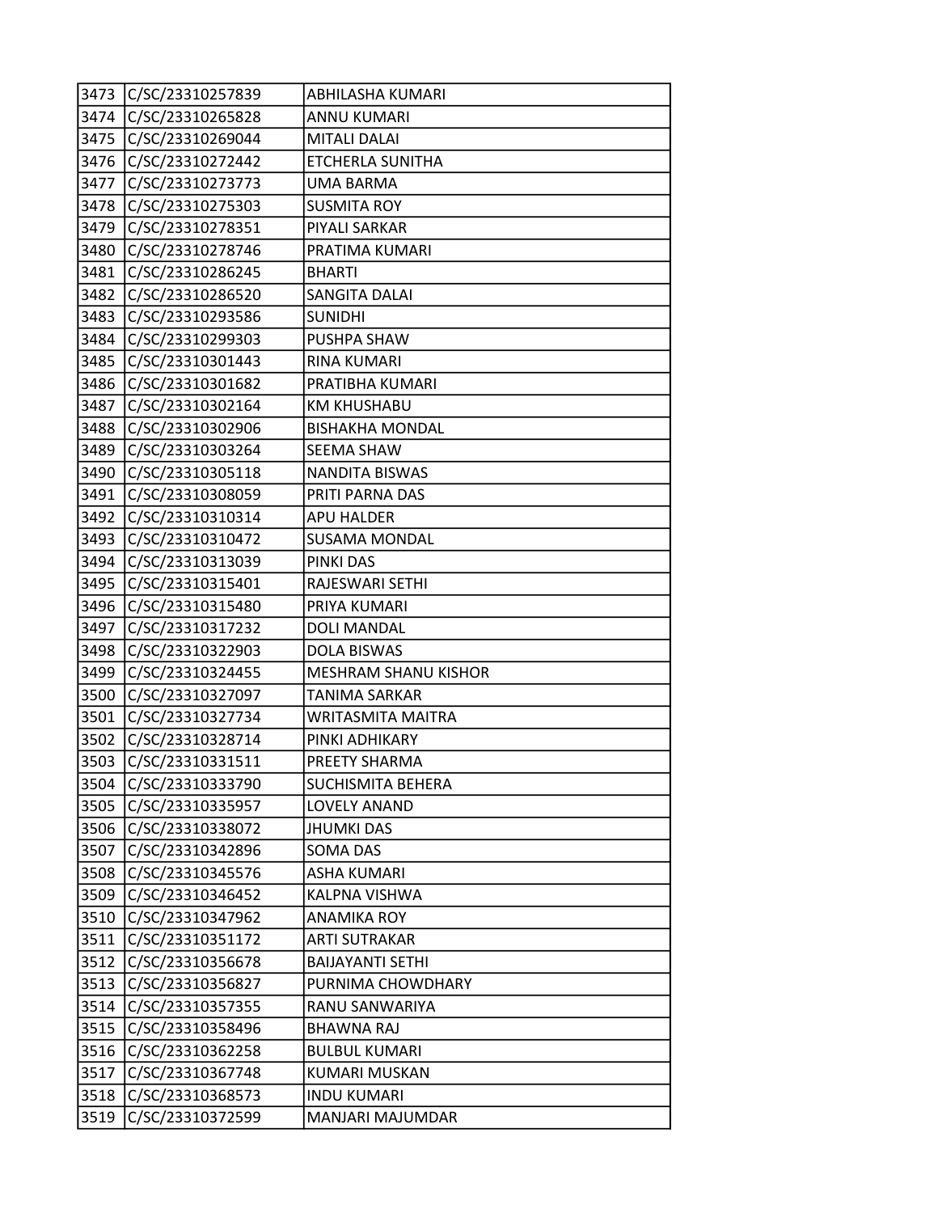| | | |
|---|---|---|
| 3473 | C/SC/23310257839 | ABHILASHA KUMARI |
| 3474 | C/SC/23310265828 | ANNU KUMARI |
| 3475 | C/SC/23310269044 | MITALI DALAI |
| 3476 | C/SC/23310272442 | ETCHERLA SUNITHA |
| 3477 | C/SC/23310273773 | UMA BARMA |
| 3478 | C/SC/23310275303 | SUSMITA ROY |
| 3479 | C/SC/23310278351 | PIYALI SARKAR |
| 3480 | C/SC/23310278746 | PRATIMA KUMARI |
| 3481 | C/SC/23310286245 | BHARTI |
| 3482 | C/SC/23310286520 | SANGITA DALAI |
| 3483 | C/SC/23310293586 | SUNIDHI |
| 3484 | C/SC/23310299303 | PUSHPA SHAW |
| 3485 | C/SC/23310301443 | RINA KUMARI |
| 3486 | C/SC/23310301682 | PRATIBHA KUMARI |
| 3487 | C/SC/23310302164 | KM KHUSHABU |
| 3488 | C/SC/23310302906 | BISHAKHA MONDAL |
| 3489 | C/SC/23310303264 | SEEMA SHAW |
| 3490 | C/SC/23310305118 | NANDITA BISWAS |
| 3491 | C/SC/23310308059 | PRITI PARNA DAS |
| 3492 | C/SC/23310310314 | APU HALDER |
| 3493 | C/SC/23310310472 | SUSAMA MONDAL |
| 3494 | C/SC/23310313039 | PINKI DAS |
| 3495 | C/SC/23310315401 | RAJESWARI SETHI |
| 3496 | C/SC/23310315480 | PRIYA KUMARI |
| 3497 | C/SC/23310317232 | DOLI MANDAL |
| 3498 | C/SC/23310322903 | DOLA BISWAS |
| 3499 | C/SC/23310324455 | MESHRAM SHANU KISHOR |
| 3500 | C/SC/23310327097 | TANIMA SARKAR |
| 3501 | C/SC/23310327734 | WRITASMITA MAITRA |
| 3502 | C/SC/23310328714 | PINKI ADHIKARY |
| 3503 | C/SC/23310331511 | PREETY SHARMA |
| 3504 | C/SC/23310333790 | SUCHISMITA BEHERA |
| 3505 | C/SC/23310335957 | LOVELY ANAND |
| 3506 | C/SC/23310338072 | JHUMKI DAS |
| 3507 | C/SC/23310342896 | SOMA DAS |
| 3508 | C/SC/23310345576 | ASHA KUMARI |
| 3509 | C/SC/23310346452 | KALPNA VISHWA |
| 3510 | C/SC/23310347962 | ANAMIKA ROY |
| 3511 | C/SC/23310351172 | ARTI SUTRAKAR |
| 3512 | C/SC/23310356678 | BAIJAYANTI SETHI |
| 3513 | C/SC/23310356827 | PURNIMA CHOWDHARY |
| 3514 | C/SC/23310357355 | RANU SANWARIYA |
| 3515 | C/SC/23310358496 | BHAWNA RAJ |
| 3516 | C/SC/23310362258 | BULBUL KUMARI |
| 3517 | C/SC/23310367748 | KUMARI MUSKAN |
| 3518 | C/SC/23310368573 | INDU KUMARI |
| 3519 | C/SC/23310372599 | MANJARI MAJUMDAR |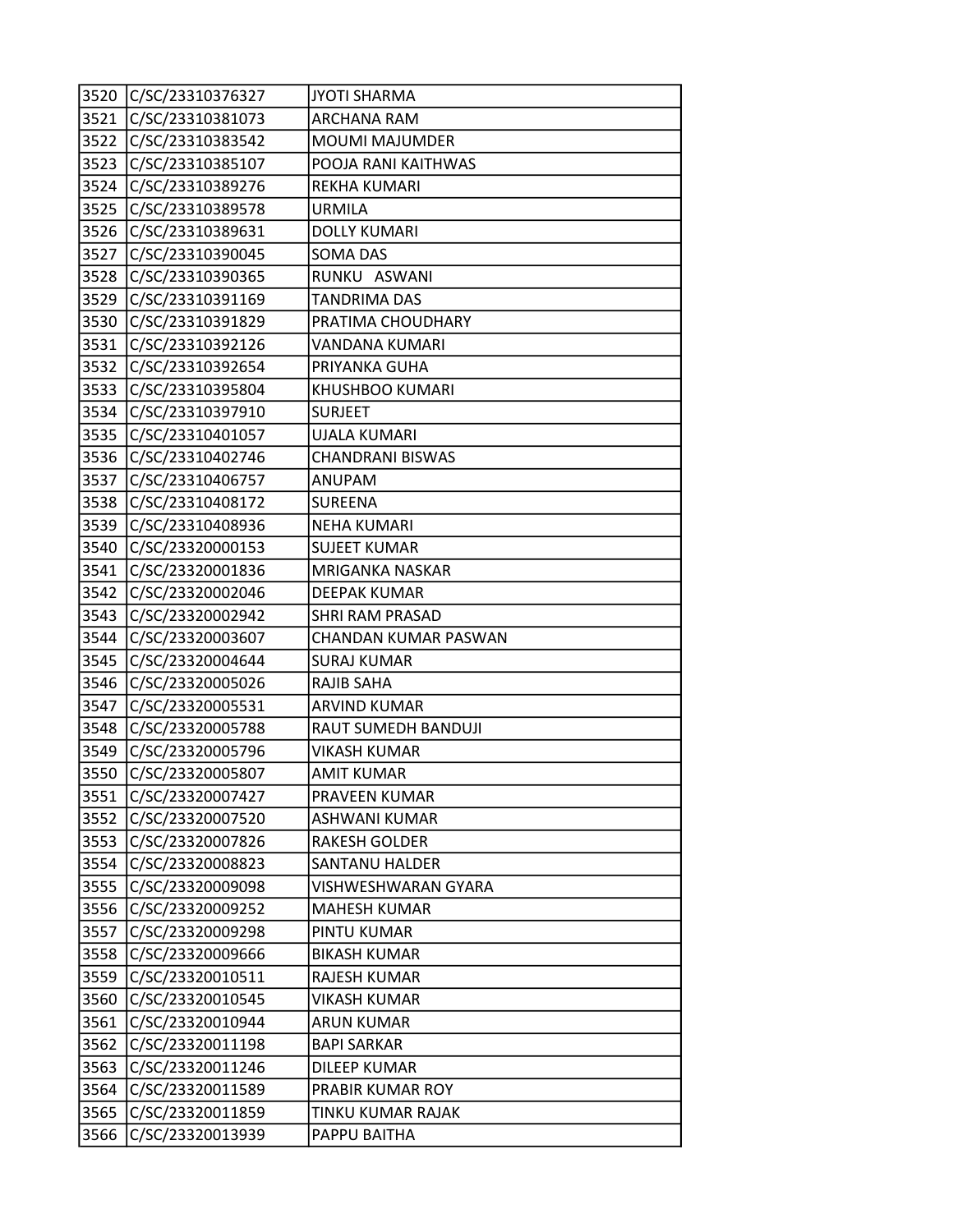| 3520 | C/SC/23310376327 | JYOTI SHARMA |
|---|---|---|
| 3521 | C/SC/23310381073 | ARCHANA RAM |
| 3522 | C/SC/23310383542 | MOUMI MAJUMDER |
| 3523 | C/SC/23310385107 | POOJA RANI KAITHWAS |
| 3524 | C/SC/23310389276 | REKHA KUMARI |
| 3525 | C/SC/23310389578 | URMILA |
| 3526 | C/SC/23310389631 | DOLLY KUMARI |
| 3527 | C/SC/23310390045 | SOMA DAS |
| 3528 | C/SC/23310390365 | RUNKU ASWANI |
| 3529 | C/SC/23310391169 | TANDRIMA DAS |
| 3530 | C/SC/23310391829 | PRATIMA CHOUDHARY |
| 3531 | C/SC/23310392126 | VANDANA KUMARI |
| 3532 | C/SC/23310392654 | PRIYANKA GUHA |
| 3533 | C/SC/23310395804 | KHUSHBOO KUMARI |
| 3534 | C/SC/23310397910 | SURJEET |
| 3535 | C/SC/23310401057 | UJALA KUMARI |
| 3536 | C/SC/23310402746 | CHANDRANI BISWAS |
| 3537 | C/SC/23310406757 | ANUPAM |
| 3538 | C/SC/23310408172 | SUREENA |
| 3539 | C/SC/23310408936 | NEHA KUMARI |
| 3540 | C/SC/23320000153 | SUJEET KUMAR |
| 3541 | C/SC/23320001836 | MRIGANKA NASKAR |
| 3542 | C/SC/23320002046 | DEEPAK KUMAR |
| 3543 | C/SC/23320002942 | SHRI RAM PRASAD |
| 3544 | C/SC/23320003607 | CHANDAN KUMAR PASWAN |
| 3545 | C/SC/23320004644 | SURAJ KUMAR |
| 3546 | C/SC/23320005026 | RAJIB SAHA |
| 3547 | C/SC/23320005531 | ARVIND KUMAR |
| 3548 | C/SC/23320005788 | RAUT SUMEDH BANDUJI |
| 3549 | C/SC/23320005796 | VIKASH KUMAR |
| 3550 | C/SC/23320005807 | AMIT KUMAR |
| 3551 | C/SC/23320007427 | PRAVEEN KUMAR |
| 3552 | C/SC/23320007520 | ASHWANI KUMAR |
| 3553 | C/SC/23320007826 | RAKESH GOLDER |
| 3554 | C/SC/23320008823 | SANTANU HALDER |
| 3555 | C/SC/23320009098 | VISHWESHWARAN GYARA |
| 3556 | C/SC/23320009252 | MAHESH KUMAR |
| 3557 | C/SC/23320009298 | PINTU KUMAR |
| 3558 | C/SC/23320009666 | BIKASH KUMAR |
| 3559 | C/SC/23320010511 | RAJESH KUMAR |
| 3560 | C/SC/23320010545 | VIKASH KUMAR |
| 3561 | C/SC/23320010944 | ARUN KUMAR |
| 3562 | C/SC/23320011198 | BAPI SARKAR |
| 3563 | C/SC/23320011246 | DILEEP KUMAR |
| 3564 | C/SC/23320011589 | PRABIR KUMAR ROY |
| 3565 | C/SC/23320011859 | TINKU KUMAR RAJAK |
| 3566 | C/SC/23320013939 | PAPPU BAITHA |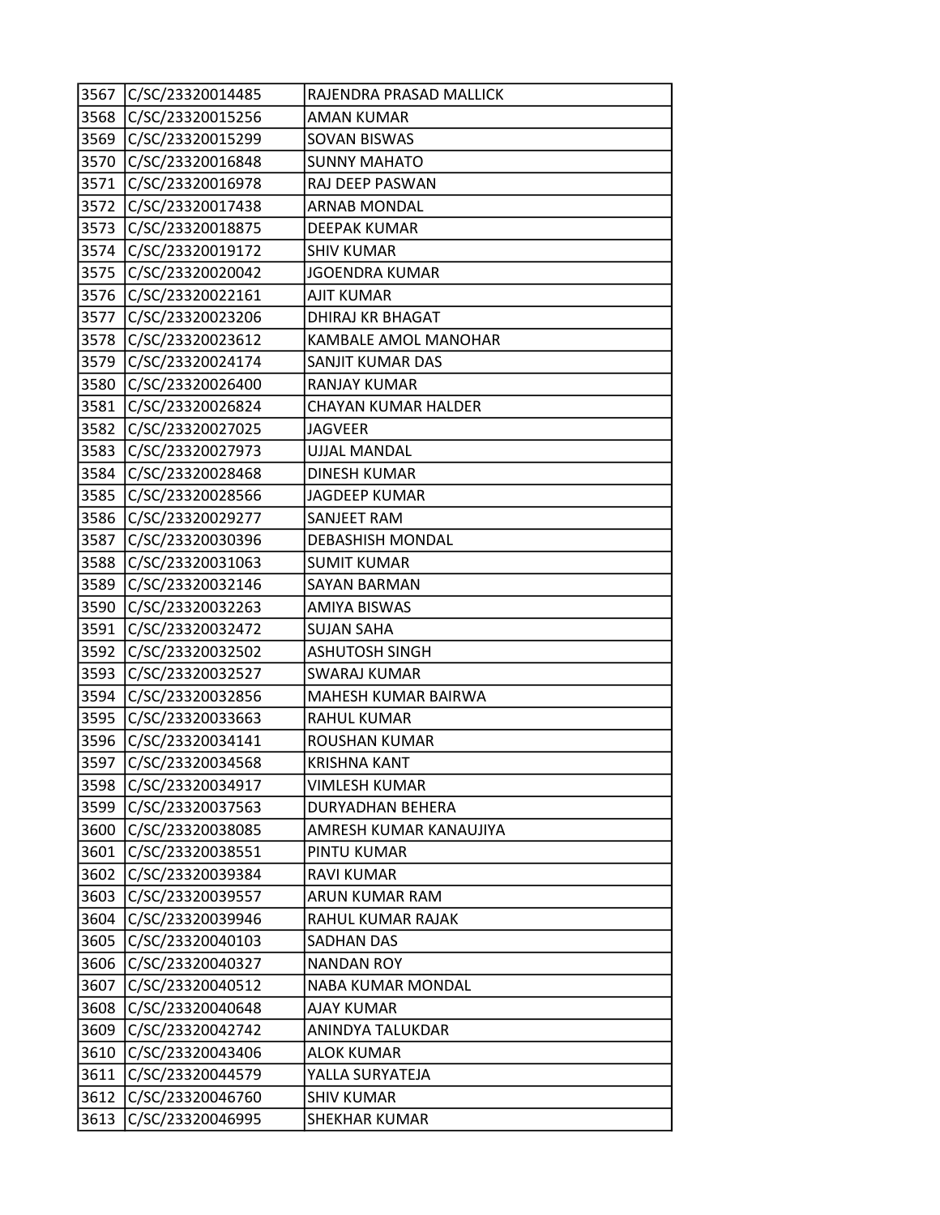| 3567 | C/SC/23320014485 | RAJENDRA PRASAD MALLICK |
|---|---|---|
| 3568 | C/SC/23320015256 | AMAN KUMAR |
| 3569 | C/SC/23320015299 | SOVAN BISWAS |
| 3570 | C/SC/23320016848 | SUNNY MAHATO |
| 3571 | C/SC/23320016978 | RAJ DEEP PASWAN |
| 3572 | C/SC/23320017438 | ARNAB MONDAL |
| 3573 | C/SC/23320018875 | DEEPAK KUMAR |
| 3574 | C/SC/23320019172 | SHIV KUMAR |
| 3575 | C/SC/23320020042 | JGOENDRA KUMAR |
| 3576 | C/SC/23320022161 | AJIT KUMAR |
| 3577 | C/SC/23320023206 | DHIRAJ KR BHAGAT |
| 3578 | C/SC/23320023612 | KAMBALE AMOL MANOHAR |
| 3579 | C/SC/23320024174 | SANJIT KUMAR DAS |
| 3580 | C/SC/23320026400 | RANJAY KUMAR |
| 3581 | C/SC/23320026824 | CHAYAN KUMAR HALDER |
| 3582 | C/SC/23320027025 | JAGVEER |
| 3583 | C/SC/23320027973 | UJJAL MANDAL |
| 3584 | C/SC/23320028468 | DINESH KUMAR |
| 3585 | C/SC/23320028566 | JAGDEEP KUMAR |
| 3586 | C/SC/23320029277 | SANJEET RAM |
| 3587 | C/SC/23320030396 | DEBASHISH MONDAL |
| 3588 | C/SC/23320031063 | SUMIT KUMAR |
| 3589 | C/SC/23320032146 | SAYAN BARMAN |
| 3590 | C/SC/23320032263 | AMIYA BISWAS |
| 3591 | C/SC/23320032472 | SUJAN SAHA |
| 3592 | C/SC/23320032502 | ASHUTOSH SINGH |
| 3593 | C/SC/23320032527 | SWARAJ KUMAR |
| 3594 | C/SC/23320032856 | MAHESH KUMAR BAIRWA |
| 3595 | C/SC/23320033663 | RAHUL KUMAR |
| 3596 | C/SC/23320034141 | ROUSHAN KUMAR |
| 3597 | C/SC/23320034568 | KRISHNA KANT |
| 3598 | C/SC/23320034917 | VIMLESH KUMAR |
| 3599 | C/SC/23320037563 | DURYADHAN BEHERA |
| 3600 | C/SC/23320038085 | AMRESH KUMAR KANAUJIYA |
| 3601 | C/SC/23320038551 | PINTU KUMAR |
| 3602 | C/SC/23320039384 | RAVI KUMAR |
| 3603 | C/SC/23320039557 | ARUN KUMAR RAM |
| 3604 | C/SC/23320039946 | RAHUL KUMAR RAJAK |
| 3605 | C/SC/23320040103 | SADHAN DAS |
| 3606 | C/SC/23320040327 | NANDAN ROY |
| 3607 | C/SC/23320040512 | NABA KUMAR MONDAL |
| 3608 | C/SC/23320040648 | AJAY KUMAR |
| 3609 | C/SC/23320042742 | ANINDYA TALUKDAR |
| 3610 | C/SC/23320043406 | ALOK KUMAR |
| 3611 | C/SC/23320044579 | YALLA SURYATEJA |
| 3612 | C/SC/23320046760 | SHIV KUMAR |
| 3613 | C/SC/23320046995 | SHEKHAR KUMAR |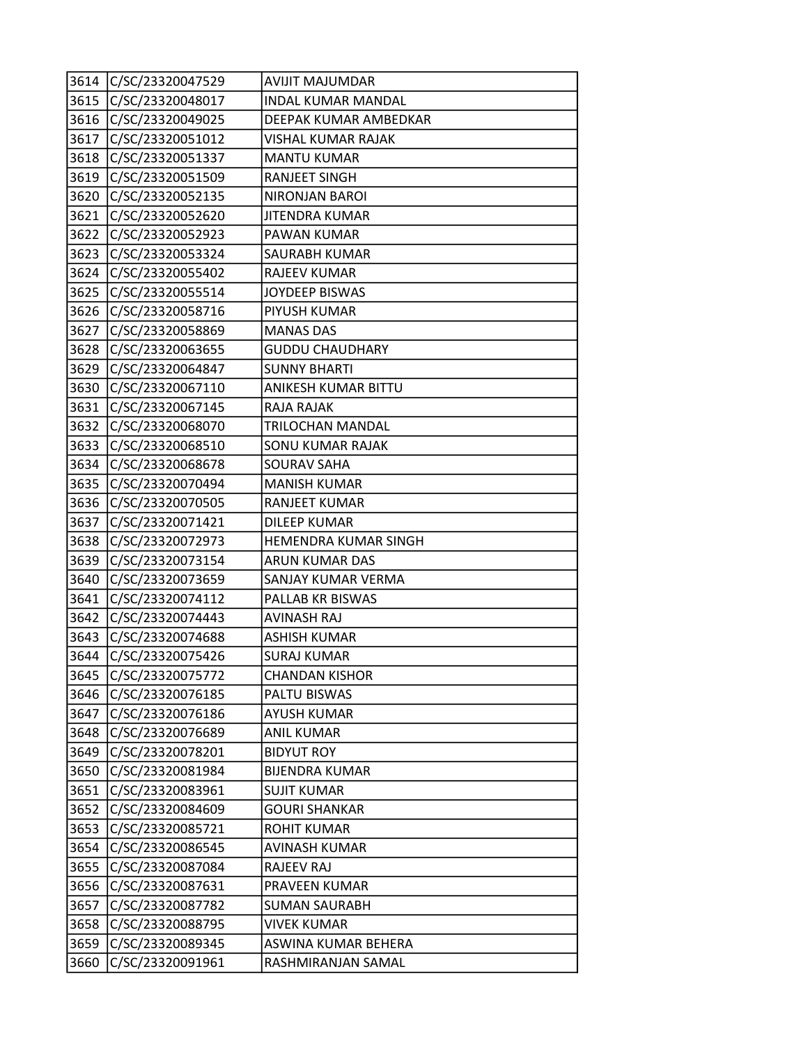| | | |
|---|---|---|
| 3614 | C/SC/23320047529 | AVIJIT MAJUMDAR |
| 3615 | C/SC/23320048017 | INDAL KUMAR MANDAL |
| 3616 | C/SC/23320049025 | DEEPAK KUMAR AMBEDKAR |
| 3617 | C/SC/23320051012 | VISHAL KUMAR RAJAK |
| 3618 | C/SC/23320051337 | MANTU KUMAR |
| 3619 | C/SC/23320051509 | RANJEET SINGH |
| 3620 | C/SC/23320052135 | NIRONJAN BAROI |
| 3621 | C/SC/23320052620 | JITENDRA KUMAR |
| 3622 | C/SC/23320052923 | PAWAN KUMAR |
| 3623 | C/SC/23320053324 | SAURABH KUMAR |
| 3624 | C/SC/23320055402 | RAJEEV KUMAR |
| 3625 | C/SC/23320055514 | JOYDEEP BISWAS |
| 3626 | C/SC/23320058716 | PIYUSH KUMAR |
| 3627 | C/SC/23320058869 | MANAS DAS |
| 3628 | C/SC/23320063655 | GUDDU CHAUDHARY |
| 3629 | C/SC/23320064847 | SUNNY BHARTI |
| 3630 | C/SC/23320067110 | ANIKESH KUMAR BITTU |
| 3631 | C/SC/23320067145 | RAJA RAJAK |
| 3632 | C/SC/23320068070 | TRILOCHAN MANDAL |
| 3633 | C/SC/23320068510 | SONU KUMAR RAJAK |
| 3634 | C/SC/23320068678 | SOURAV SAHA |
| 3635 | C/SC/23320070494 | MANISH KUMAR |
| 3636 | C/SC/23320070505 | RANJEET KUMAR |
| 3637 | C/SC/23320071421 | DILEEP KUMAR |
| 3638 | C/SC/23320072973 | HEMENDRA KUMAR SINGH |
| 3639 | C/SC/23320073154 | ARUN KUMAR DAS |
| 3640 | C/SC/23320073659 | SANJAY KUMAR VERMA |
| 3641 | C/SC/23320074112 | PALLAB KR BISWAS |
| 3642 | C/SC/23320074443 | AVINASH RAJ |
| 3643 | C/SC/23320074688 | ASHISH KUMAR |
| 3644 | C/SC/23320075426 | SURAJ KUMAR |
| 3645 | C/SC/23320075772 | CHANDAN KISHOR |
| 3646 | C/SC/23320076185 | PALTU BISWAS |
| 3647 | C/SC/23320076186 | AYUSH KUMAR |
| 3648 | C/SC/23320076689 | ANIL KUMAR |
| 3649 | C/SC/23320078201 | BIDYUT ROY |
| 3650 | C/SC/23320081984 | BIJENDRA KUMAR |
| 3651 | C/SC/23320083961 | SUJIT KUMAR |
| 3652 | C/SC/23320084609 | GOURI SHANKAR |
| 3653 | C/SC/23320085721 | ROHIT KUMAR |
| 3654 | C/SC/23320086545 | AVINASH KUMAR |
| 3655 | C/SC/23320087084 | RAJEEV RAJ |
| 3656 | C/SC/23320087631 | PRAVEEN KUMAR |
| 3657 | C/SC/23320087782 | SUMAN SAURABH |
| 3658 | C/SC/23320088795 | VIVEK KUMAR |
| 3659 | C/SC/23320089345 | ASWINA KUMAR BEHERA |
| 3660 | C/SC/23320091961 | RASHMIRANJAN SAMAL |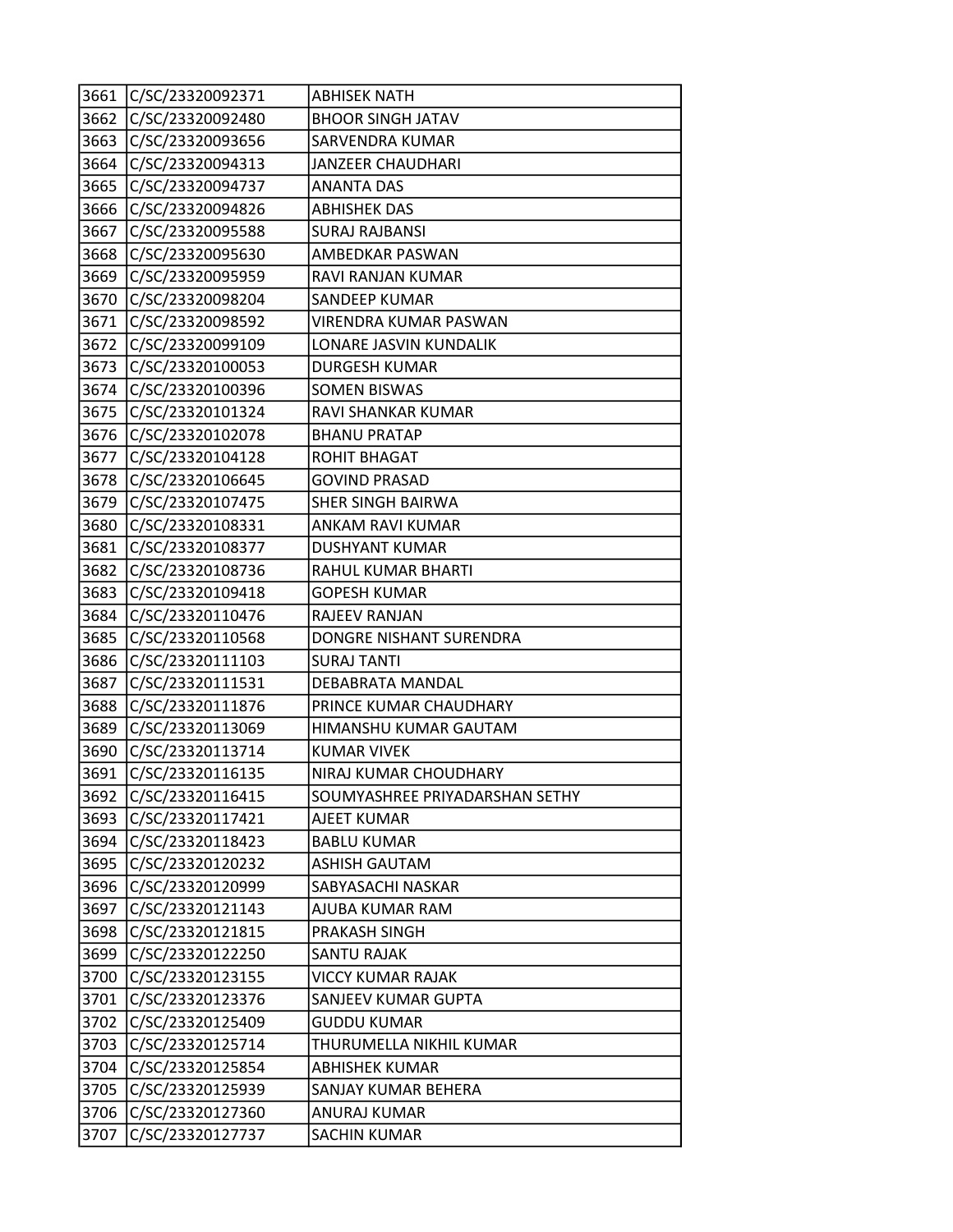| 3661 | C/SC/23320092371 | ABHISEK NATH |
|---|---|---|
| 3662 | C/SC/23320092480 | BHOOR SINGH JATAV |
| 3663 | C/SC/23320093656 | SARVENDRA KUMAR |
| 3664 | C/SC/23320094313 | JANZEER CHAUDHARI |
| 3665 | C/SC/23320094737 | ANANTA DAS |
| 3666 | C/SC/23320094826 | ABHISHEK DAS |
| 3667 | C/SC/23320095588 | SURAJ RAJBANSI |
| 3668 | C/SC/23320095630 | AMBEDKAR PASWAN |
| 3669 | C/SC/23320095959 | RAVI RANJAN KUMAR |
| 3670 | C/SC/23320098204 | SANDEEP KUMAR |
| 3671 | C/SC/23320098592 | VIRENDRA KUMAR PASWAN |
| 3672 | C/SC/23320099109 | LONARE JASVIN KUNDALIK |
| 3673 | C/SC/23320100053 | DURGESH KUMAR |
| 3674 | C/SC/23320100396 | SOMEN BISWAS |
| 3675 | C/SC/23320101324 | RAVI SHANKAR KUMAR |
| 3676 | C/SC/23320102078 | BHANU PRATAP |
| 3677 | C/SC/23320104128 | ROHIT BHAGAT |
| 3678 | C/SC/23320106645 | GOVIND PRASAD |
| 3679 | C/SC/23320107475 | SHER SINGH BAIRWA |
| 3680 | C/SC/23320108331 | ANKAM RAVI KUMAR |
| 3681 | C/SC/23320108377 | DUSHYANT KUMAR |
| 3682 | C/SC/23320108736 | RAHUL KUMAR BHARTI |
| 3683 | C/SC/23320109418 | GOPESH KUMAR |
| 3684 | C/SC/23320110476 | RAJEEV RANJAN |
| 3685 | C/SC/23320110568 | DONGRE NISHANT SURENDRA |
| 3686 | C/SC/23320111103 | SURAJ TANTI |
| 3687 | C/SC/23320111531 | DEBABRATA MANDAL |
| 3688 | C/SC/23320111876 | PRINCE KUMAR CHAUDHARY |
| 3689 | C/SC/23320113069 | HIMANSHU KUMAR GAUTAM |
| 3690 | C/SC/23320113714 | KUMAR VIVEK |
| 3691 | C/SC/23320116135 | NIRAJ KUMAR CHOUDHARY |
| 3692 | C/SC/23320116415 | SOUMYASHREE PRIYADARSHAN SETHY |
| 3693 | C/SC/23320117421 | AJEET KUMAR |
| 3694 | C/SC/23320118423 | BABLU KUMAR |
| 3695 | C/SC/23320120232 | ASHISH GAUTAM |
| 3696 | C/SC/23320120999 | SABYASACHI NASKAR |
| 3697 | C/SC/23320121143 | AJUBA KUMAR RAM |
| 3698 | C/SC/23320121815 | PRAKASH SINGH |
| 3699 | C/SC/23320122250 | SANTU RAJAK |
| 3700 | C/SC/23320123155 | VICCY KUMAR RAJAK |
| 3701 | C/SC/23320123376 | SANJEEV KUMAR GUPTA |
| 3702 | C/SC/23320125409 | GUDDU KUMAR |
| 3703 | C/SC/23320125714 | THURUMELLA NIKHIL KUMAR |
| 3704 | C/SC/23320125854 | ABHISHEK KUMAR |
| 3705 | C/SC/23320125939 | SANJAY KUMAR BEHERA |
| 3706 | C/SC/23320127360 | ANURAJ KUMAR |
| 3707 | C/SC/23320127737 | SACHIN KUMAR |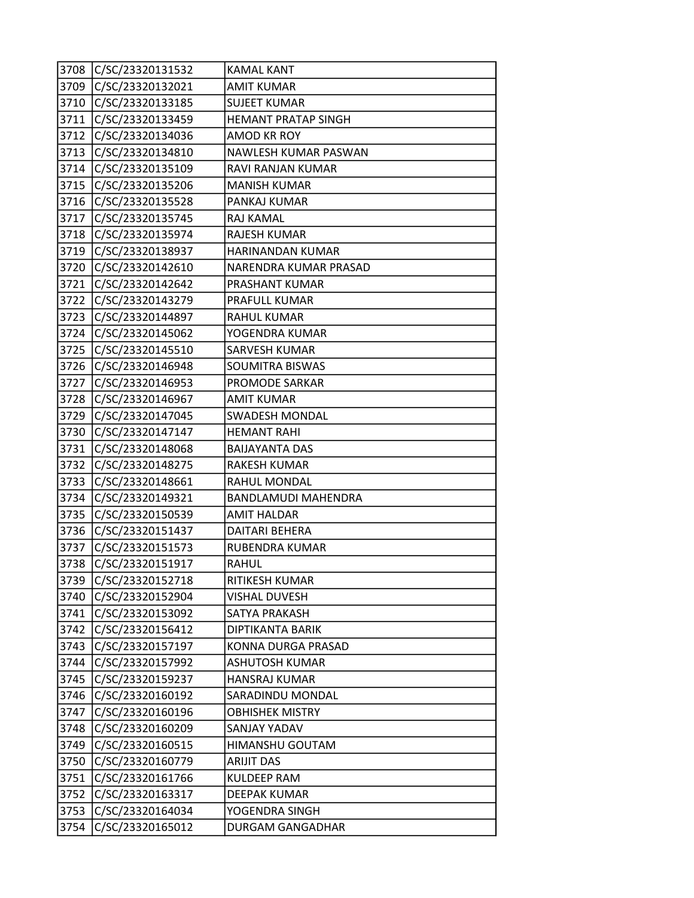| | | |
|---|---|---|
| 3708 | C/SC/23320131532 | KAMAL KANT |
| 3709 | C/SC/23320132021 | AMIT KUMAR |
| 3710 | C/SC/23320133185 | SUJEET KUMAR |
| 3711 | C/SC/23320133459 | HEMANT PRATAP SINGH |
| 3712 | C/SC/23320134036 | AMOD KR ROY |
| 3713 | C/SC/23320134810 | NAWLESH KUMAR PASWAN |
| 3714 | C/SC/23320135109 | RAVI RANJAN KUMAR |
| 3715 | C/SC/23320135206 | MANISH KUMAR |
| 3716 | C/SC/23320135528 | PANKAJ KUMAR |
| 3717 | C/SC/23320135745 | RAJ KAMAL |
| 3718 | C/SC/23320135974 | RAJESH KUMAR |
| 3719 | C/SC/23320138937 | HARINANDAN KUMAR |
| 3720 | C/SC/23320142610 | NARENDRA KUMAR PRASAD |
| 3721 | C/SC/23320142642 | PRASHANT KUMAR |
| 3722 | C/SC/23320143279 | PRAFULL KUMAR |
| 3723 | C/SC/23320144897 | RAHUL KUMAR |
| 3724 | C/SC/23320145062 | YOGENDRA KUMAR |
| 3725 | C/SC/23320145510 | SARVESH KUMAR |
| 3726 | C/SC/23320146948 | SOUMITRA BISWAS |
| 3727 | C/SC/23320146953 | PROMODE SARKAR |
| 3728 | C/SC/23320146967 | AMIT KUMAR |
| 3729 | C/SC/23320147045 | SWADESH MONDAL |
| 3730 | C/SC/23320147147 | HEMANT RAHI |
| 3731 | C/SC/23320148068 | BAIJAYANTA DAS |
| 3732 | C/SC/23320148275 | RAKESH KUMAR |
| 3733 | C/SC/23320148661 | RAHUL MONDAL |
| 3734 | C/SC/23320149321 | BANDLAMUDI MAHENDRA |
| 3735 | C/SC/23320150539 | AMIT HALDAR |
| 3736 | C/SC/23320151437 | DAITARI BEHERA |
| 3737 | C/SC/23320151573 | RUBENDRA KUMAR |
| 3738 | C/SC/23320151917 | RAHUL |
| 3739 | C/SC/23320152718 | RITIKESH KUMAR |
| 3740 | C/SC/23320152904 | VISHAL DUVESH |
| 3741 | C/SC/23320153092 | SATYA PRAKASH |
| 3742 | C/SC/23320156412 | DIPTIKANTA BARIK |
| 3743 | C/SC/23320157197 | KONNA DURGA PRASAD |
| 3744 | C/SC/23320157992 | ASHUTOSH KUMAR |
| 3745 | C/SC/23320159237 | HANSRAJ KUMAR |
| 3746 | C/SC/23320160192 | SARADINDU MONDAL |
| 3747 | C/SC/23320160196 | OBHISHEK MISTRY |
| 3748 | C/SC/23320160209 | SANJAY YADAV |
| 3749 | C/SC/23320160515 | HIMANSHU GOUTAM |
| 3750 | C/SC/23320160779 | ARIJIT DAS |
| 3751 | C/SC/23320161766 | KULDEEP RAM |
| 3752 | C/SC/23320163317 | DEEPAK KUMAR |
| 3753 | C/SC/23320164034 | YOGENDRA SINGH |
| 3754 | C/SC/23320165012 | DURGAM GANGADHAR |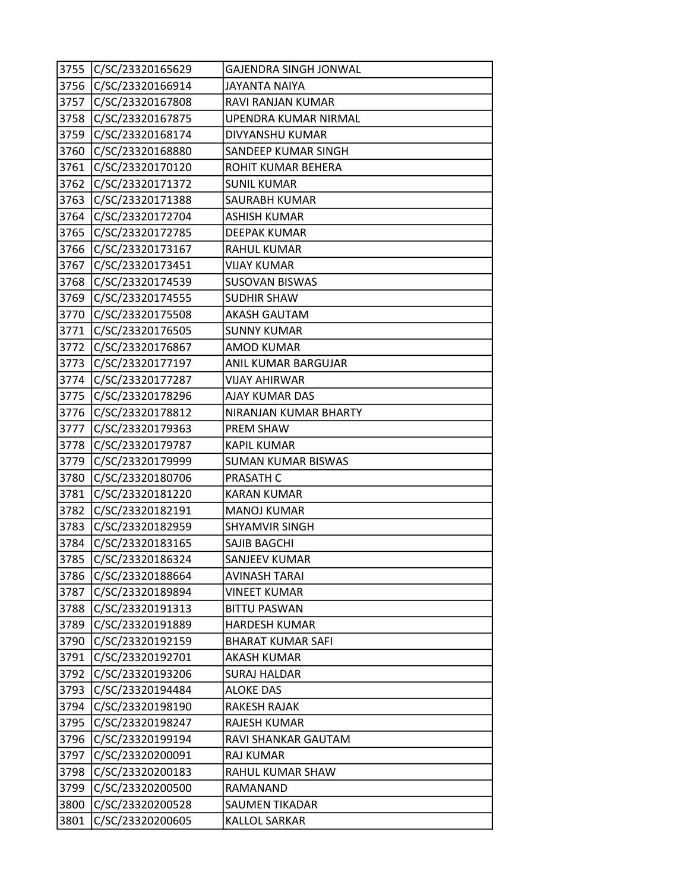| 3755 | C/SC/23320165629 | GAJENDRA SINGH JONWAL |
|---|---|---|
| 3756 | C/SC/23320166914 | JAYANTA NAIYA |
| 3757 | C/SC/23320167808 | RAVI RANJAN KUMAR |
| 3758 | C/SC/23320167875 | UPENDRA KUMAR NIRMAL |
| 3759 | C/SC/23320168174 | DIVYANSHU KUMAR |
| 3760 | C/SC/23320168880 | SANDEEP KUMAR SINGH |
| 3761 | C/SC/23320170120 | ROHIT KUMAR BEHERA |
| 3762 | C/SC/23320171372 | SUNIL KUMAR |
| 3763 | C/SC/23320171388 | SAURABH KUMAR |
| 3764 | C/SC/23320172704 | ASHISH KUMAR |
| 3765 | C/SC/23320172785 | DEEPAK KUMAR |
| 3766 | C/SC/23320173167 | RAHUL KUMAR |
| 3767 | C/SC/23320173451 | VIJAY KUMAR |
| 3768 | C/SC/23320174539 | SUSOVAN BISWAS |
| 3769 | C/SC/23320174555 | SUDHIR SHAW |
| 3770 | C/SC/23320175508 | AKASH GAUTAM |
| 3771 | C/SC/23320176505 | SUNNY KUMAR |
| 3772 | C/SC/23320176867 | AMOD KUMAR |
| 3773 | C/SC/23320177197 | ANIL KUMAR BARGUJAR |
| 3774 | C/SC/23320177287 | VIJAY AHIRWAR |
| 3775 | C/SC/23320178296 | AJAY KUMAR DAS |
| 3776 | C/SC/23320178812 | NIRANJAN KUMAR BHARTY |
| 3777 | C/SC/23320179363 | PREM SHAW |
| 3778 | C/SC/23320179787 | KAPIL KUMAR |
| 3779 | C/SC/23320179999 | SUMAN KUMAR BISWAS |
| 3780 | C/SC/23320180706 | PRASATH C |
| 3781 | C/SC/23320181220 | KARAN KUMAR |
| 3782 | C/SC/23320182191 | MANOJ KUMAR |
| 3783 | C/SC/23320182959 | SHYAMVIR SINGH |
| 3784 | C/SC/23320183165 | SAJIB BAGCHI |
| 3785 | C/SC/23320186324 | SANJEEV KUMAR |
| 3786 | C/SC/23320188664 | AVINASH TARAI |
| 3787 | C/SC/23320189894 | VINEET KUMAR |
| 3788 | C/SC/23320191313 | BITTU PASWAN |
| 3789 | C/SC/23320191889 | HARDESH KUMAR |
| 3790 | C/SC/23320192159 | BHARAT KUMAR SAFI |
| 3791 | C/SC/23320192701 | AKASH KUMAR |
| 3792 | C/SC/23320193206 | SURAJ HALDAR |
| 3793 | C/SC/23320194484 | ALOKE DAS |
| 3794 | C/SC/23320198190 | RAKESH RAJAK |
| 3795 | C/SC/23320198247 | RAJESH KUMAR |
| 3796 | C/SC/23320199194 | RAVI SHANKAR GAUTAM |
| 3797 | C/SC/23320200091 | RAJ KUMAR |
| 3798 | C/SC/23320200183 | RAHUL KUMAR SHAW |
| 3799 | C/SC/23320200500 | RAMANAND |
| 3800 | C/SC/23320200528 | SAUMEN TIKADAR |
| 3801 | C/SC/23320200605 | KALLOL SARKAR |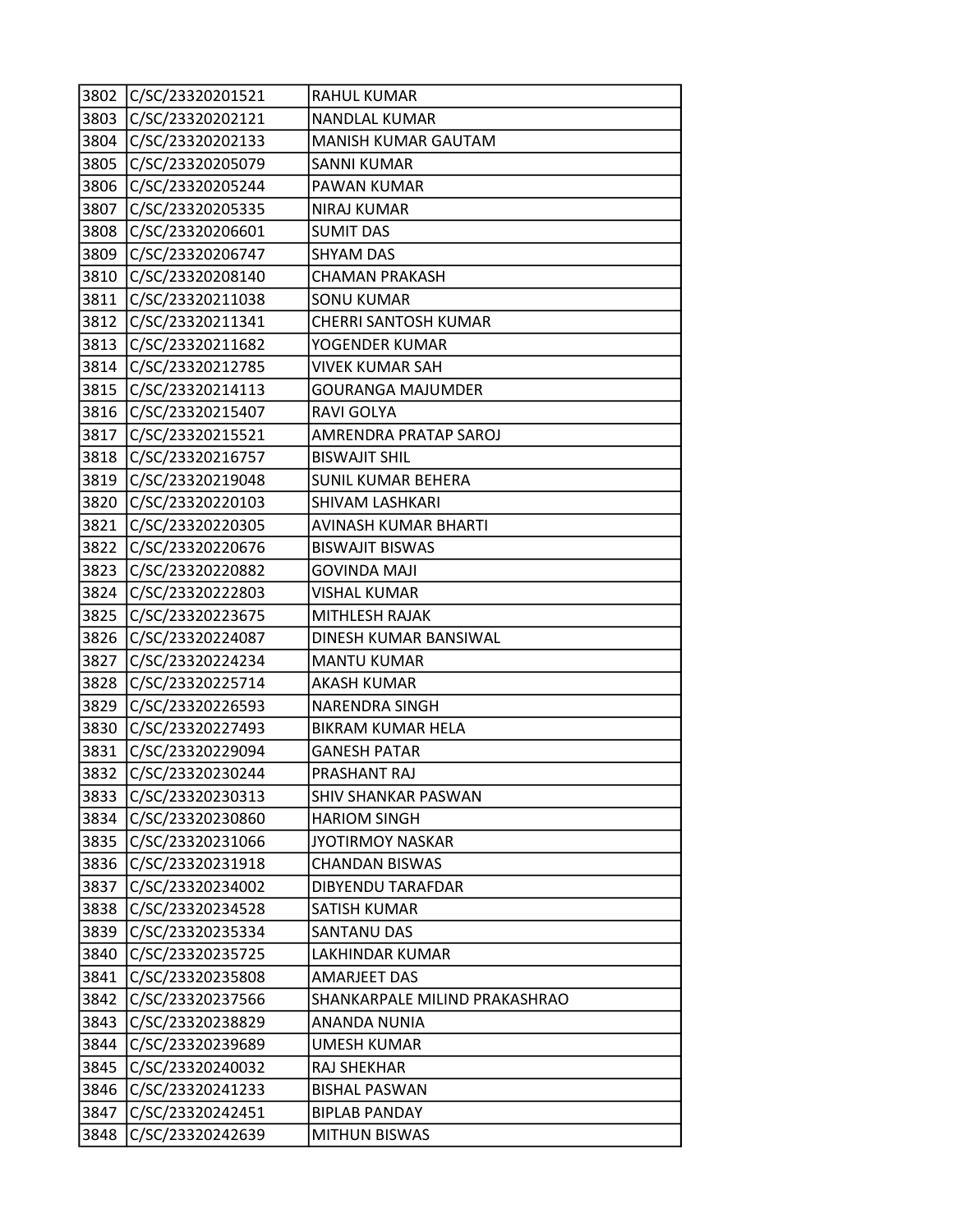| 3802 | C/SC/23320201521 | RAHUL KUMAR |
|---|---|---|
| 3803 | C/SC/23320202121 | NANDLAL KUMAR |
| 3804 | C/SC/23320202133 | MANISH KUMAR GAUTAM |
| 3805 | C/SC/23320205079 | SANNI KUMAR |
| 3806 | C/SC/23320205244 | PAWAN KUMAR |
| 3807 | C/SC/23320205335 | NIRAJ KUMAR |
| 3808 | C/SC/23320206601 | SUMIT DAS |
| 3809 | C/SC/23320206747 | SHYAM DAS |
| 3810 | C/SC/23320208140 | CHAMAN PRAKASH |
| 3811 | C/SC/23320211038 | SONU KUMAR |
| 3812 | C/SC/23320211341 | CHERRI SANTOSH KUMAR |
| 3813 | C/SC/23320211682 | YOGENDER KUMAR |
| 3814 | C/SC/23320212785 | VIVEK KUMAR SAH |
| 3815 | C/SC/23320214113 | GOURANGA MAJUMDER |
| 3816 | C/SC/23320215407 | RAVI GOLYA |
| 3817 | C/SC/23320215521 | AMRENDRA PRATAP SAROJ |
| 3818 | C/SC/23320216757 | BISWAJIT SHIL |
| 3819 | C/SC/23320219048 | SUNIL KUMAR BEHERA |
| 3820 | C/SC/23320220103 | SHIVAM LASHKARI |
| 3821 | C/SC/23320220305 | AVINASH KUMAR BHARTI |
| 3822 | C/SC/23320220676 | BISWAJIT BISWAS |
| 3823 | C/SC/23320220882 | GOVINDA MAJI |
| 3824 | C/SC/23320222803 | VISHAL KUMAR |
| 3825 | C/SC/23320223675 | MITHLESH RAJAK |
| 3826 | C/SC/23320224087 | DINESH KUMAR BANSIWAL |
| 3827 | C/SC/23320224234 | MANTU KUMAR |
| 3828 | C/SC/23320225714 | AKASH KUMAR |
| 3829 | C/SC/23320226593 | NARENDRA SINGH |
| 3830 | C/SC/23320227493 | BIKRAM KUMAR HELA |
| 3831 | C/SC/23320229094 | GANESH PATAR |
| 3832 | C/SC/23320230244 | PRASHANT RAJ |
| 3833 | C/SC/23320230313 | SHIV SHANKAR PASWAN |
| 3834 | C/SC/23320230860 | HARIOM SINGH |
| 3835 | C/SC/23320231066 | JYOTIRMOY NASKAR |
| 3836 | C/SC/23320231918 | CHANDAN BISWAS |
| 3837 | C/SC/23320234002 | DIBYENDU TARAFDAR |
| 3838 | C/SC/23320234528 | SATISH KUMAR |
| 3839 | C/SC/23320235334 | SANTANU DAS |
| 3840 | C/SC/23320235725 | LAKHINDAR KUMAR |
| 3841 | C/SC/23320235808 | AMARJEET DAS |
| 3842 | C/SC/23320237566 | SHANKARPALE MILIND PRAKASHRAO |
| 3843 | C/SC/23320238829 | ANANDA NUNIA |
| 3844 | C/SC/23320239689 | UMESH KUMAR |
| 3845 | C/SC/23320240032 | RAJ SHEKHAR |
| 3846 | C/SC/23320241233 | BISHAL PASWAN |
| 3847 | C/SC/23320242451 | BIPLAB PANDAY |
| 3848 | C/SC/23320242639 | MITHUN BISWAS |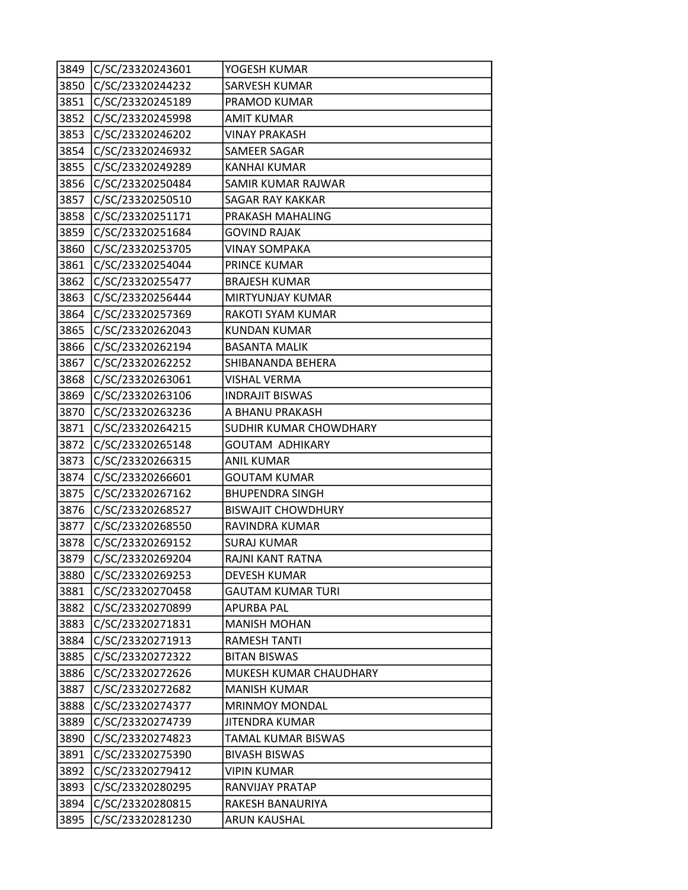| 3849 | C/SC/23320243601 | YOGESH KUMAR |
|---|---|---|
| 3850 | C/SC/23320244232 | SARVESH KUMAR |
| 3851 | C/SC/23320245189 | PRAMOD KUMAR |
| 3852 | C/SC/23320245998 | AMIT KUMAR |
| 3853 | C/SC/23320246202 | VINAY PRAKASH |
| 3854 | C/SC/23320246932 | SAMEER SAGAR |
| 3855 | C/SC/23320249289 | KANHAI KUMAR |
| 3856 | C/SC/23320250484 | SAMIR KUMAR RAJWAR |
| 3857 | C/SC/23320250510 | SAGAR RAY KAKKAR |
| 3858 | C/SC/23320251171 | PRAKASH MAHALING |
| 3859 | C/SC/23320251684 | GOVIND RAJAK |
| 3860 | C/SC/23320253705 | VINAY SOMPAKA |
| 3861 | C/SC/23320254044 | PRINCE KUMAR |
| 3862 | C/SC/23320255477 | BRAJESH KUMAR |
| 3863 | C/SC/23320256444 | MIRTYUNJAY KUMAR |
| 3864 | C/SC/23320257369 | RAKOTI SYAM KUMAR |
| 3865 | C/SC/23320262043 | KUNDAN KUMAR |
| 3866 | C/SC/23320262194 | BASANTA MALIK |
| 3867 | C/SC/23320262252 | SHIBANANDA BEHERA |
| 3868 | C/SC/23320263061 | VISHAL VERMA |
| 3869 | C/SC/23320263106 | INDRAJIT BISWAS |
| 3870 | C/SC/23320263236 | A BHANU PRAKASH |
| 3871 | C/SC/23320264215 | SUDHIR KUMAR CHOWDHARY |
| 3872 | C/SC/23320265148 | GOUTAM ADHIKARY |
| 3873 | C/SC/23320266315 | ANIL KUMAR |
| 3874 | C/SC/23320266601 | GOUTAM KUMAR |
| 3875 | C/SC/23320267162 | BHUPENDRA SINGH |
| 3876 | C/SC/23320268527 | BISWAJIT CHOWDHURY |
| 3877 | C/SC/23320268550 | RAVINDRA KUMAR |
| 3878 | C/SC/23320269152 | SURAJ KUMAR |
| 3879 | C/SC/23320269204 | RAJNI KANT RATNA |
| 3880 | C/SC/23320269253 | DEVESH KUMAR |
| 3881 | C/SC/23320270458 | GAUTAM KUMAR TURI |
| 3882 | C/SC/23320270899 | APURBA PAL |
| 3883 | C/SC/23320271831 | MANISH MOHAN |
| 3884 | C/SC/23320271913 | RAMESH TANTI |
| 3885 | C/SC/23320272322 | BITAN BISWAS |
| 3886 | C/SC/23320272626 | MUKESH KUMAR CHAUDHARY |
| 3887 | C/SC/23320272682 | MANISH KUMAR |
| 3888 | C/SC/23320274377 | MRINMOY MONDAL |
| 3889 | C/SC/23320274739 | JITENDRA KUMAR |
| 3890 | C/SC/23320274823 | TAMAL KUMAR BISWAS |
| 3891 | C/SC/23320275390 | BIVASH BISWAS |
| 3892 | C/SC/23320279412 | VIPIN KUMAR |
| 3893 | C/SC/23320280295 | RANVIJAY PRATAP |
| 3894 | C/SC/23320280815 | RAKESH BANAURIYA |
| 3895 | C/SC/23320281230 | ARUN KAUSHAL |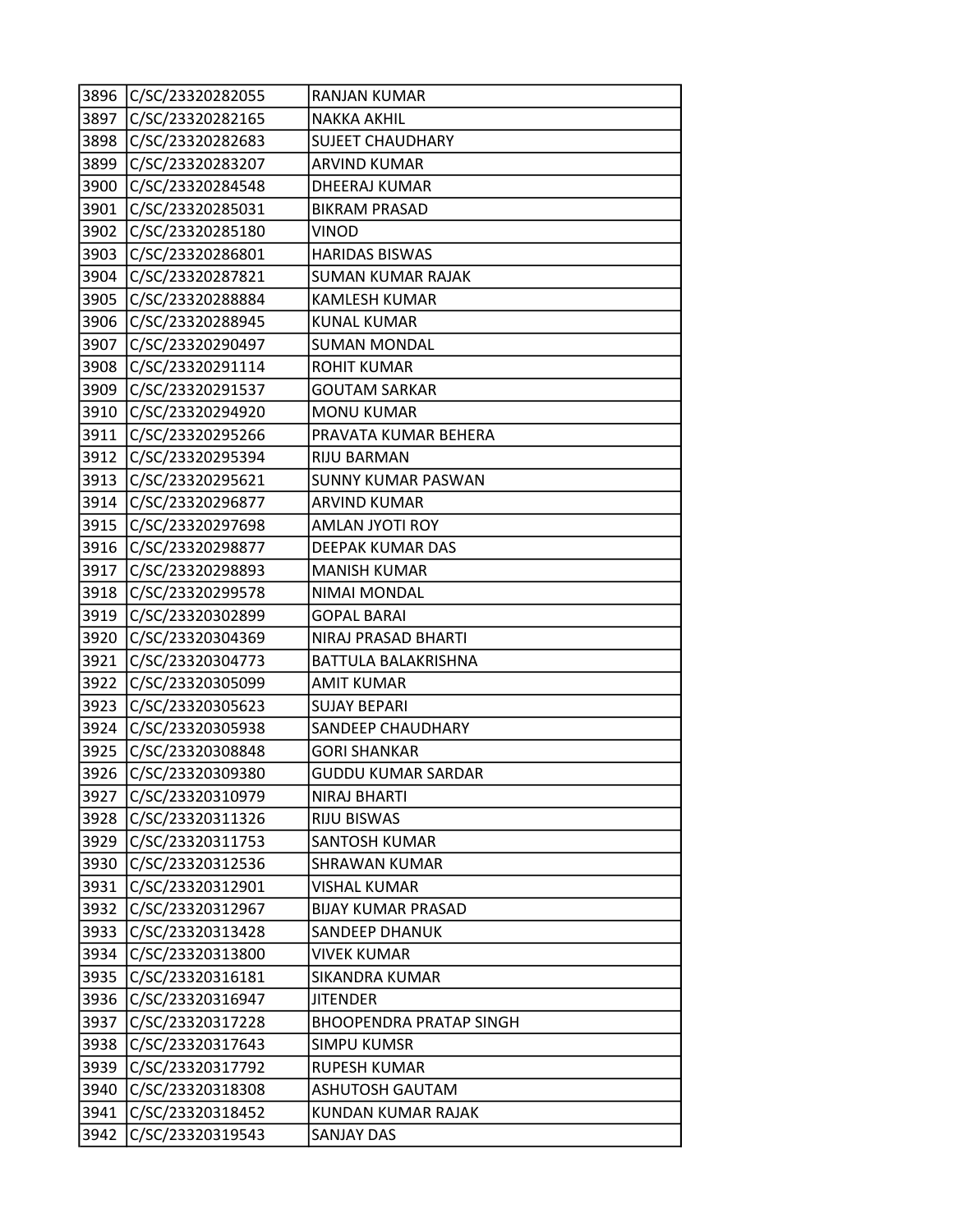| | | |
|---|---|---|
| 3896 | C/SC/23320282055 | RANJAN KUMAR |
| 3897 | C/SC/23320282165 | NAKKA AKHIL |
| 3898 | C/SC/23320282683 | SUJEET CHAUDHARY |
| 3899 | C/SC/23320283207 | ARVIND KUMAR |
| 3900 | C/SC/23320284548 | DHEERAJ KUMAR |
| 3901 | C/SC/23320285031 | BIKRAM PRASAD |
| 3902 | C/SC/23320285180 | VINOD |
| 3903 | C/SC/23320286801 | HARIDAS BISWAS |
| 3904 | C/SC/23320287821 | SUMAN KUMAR RAJAK |
| 3905 | C/SC/23320288884 | KAMLESH KUMAR |
| 3906 | C/SC/23320288945 | KUNAL KUMAR |
| 3907 | C/SC/23320290497 | SUMAN MONDAL |
| 3908 | C/SC/23320291114 | ROHIT KUMAR |
| 3909 | C/SC/23320291537 | GOUTAM SARKAR |
| 3910 | C/SC/23320294920 | MONU KUMAR |
| 3911 | C/SC/23320295266 | PRAVATA KUMAR BEHERA |
| 3912 | C/SC/23320295394 | RIJU BARMAN |
| 3913 | C/SC/23320295621 | SUNNY KUMAR PASWAN |
| 3914 | C/SC/23320296877 | ARVIND KUMAR |
| 3915 | C/SC/23320297698 | AMLAN JYOTI ROY |
| 3916 | C/SC/23320298877 | DEEPAK KUMAR DAS |
| 3917 | C/SC/23320298893 | MANISH KUMAR |
| 3918 | C/SC/23320299578 | NIMAI MONDAL |
| 3919 | C/SC/23320302899 | GOPAL BARAI |
| 3920 | C/SC/23320304369 | NIRAJ PRASAD BHARTI |
| 3921 | C/SC/23320304773 | BATTULA BALAKRISHNA |
| 3922 | C/SC/23320305099 | AMIT KUMAR |
| 3923 | C/SC/23320305623 | SUJAY BEPARI |
| 3924 | C/SC/23320305938 | SANDEEP CHAUDHARY |
| 3925 | C/SC/23320308848 | GORI SHANKAR |
| 3926 | C/SC/23320309380 | GUDDU KUMAR SARDAR |
| 3927 | C/SC/23320310979 | NIRAJ BHARTI |
| 3928 | C/SC/23320311326 | RIJU BISWAS |
| 3929 | C/SC/23320311753 | SANTOSH KUMAR |
| 3930 | C/SC/23320312536 | SHRAWAN KUMAR |
| 3931 | C/SC/23320312901 | VISHAL KUMAR |
| 3932 | C/SC/23320312967 | BIJAY KUMAR PRASAD |
| 3933 | C/SC/23320313428 | SANDEEP DHANUK |
| 3934 | C/SC/23320313800 | VIVEK KUMAR |
| 3935 | C/SC/23320316181 | SIKANDRA KUMAR |
| 3936 | C/SC/23320316947 | JITENDER |
| 3937 | C/SC/23320317228 | BHOOPENDRA PRATAP SINGH |
| 3938 | C/SC/23320317643 | SIMPU KUMSR |
| 3939 | C/SC/23320317792 | RUPESH KUMAR |
| 3940 | C/SC/23320318308 | ASHUTOSH GAUTAM |
| 3941 | C/SC/23320318452 | KUNDAN KUMAR RAJAK |
| 3942 | C/SC/23320319543 | SANJAY DAS |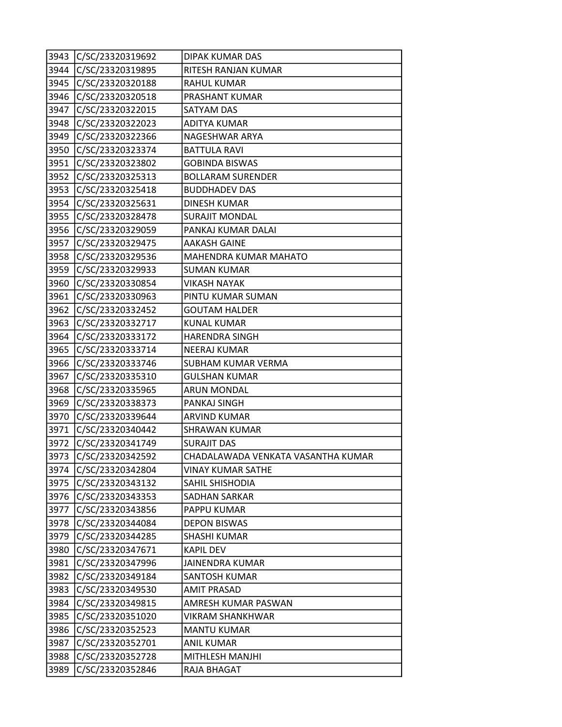| 3943 | C/SC/23320319692 | DIPAK KUMAR DAS |
|---|---|---|
| 3944 | C/SC/23320319895 | RITESH RANJAN KUMAR |
| 3945 | C/SC/23320320188 | RAHUL KUMAR |
| 3946 | C/SC/23320320518 | PRASHANT KUMAR |
| 3947 | C/SC/23320322015 | SATYAM DAS |
| 3948 | C/SC/23320322023 | ADITYA KUMAR |
| 3949 | C/SC/23320322366 | NAGESHWAR ARYA |
| 3950 | C/SC/23320323374 | BATTULA RAVI |
| 3951 | C/SC/23320323802 | GOBINDA BISWAS |
| 3952 | C/SC/23320325313 | BOLLARAM SURENDER |
| 3953 | C/SC/23320325418 | BUDDHADEV DAS |
| 3954 | C/SC/23320325631 | DINESH KUMAR |
| 3955 | C/SC/23320328478 | SURAJIT MONDAL |
| 3956 | C/SC/23320329059 | PANKAJ KUMAR DALAI |
| 3957 | C/SC/23320329475 | AAKASH GAINE |
| 3958 | C/SC/23320329536 | MAHENDRA KUMAR MAHATO |
| 3959 | C/SC/23320329933 | SUMAN KUMAR |
| 3960 | C/SC/23320330854 | VIKASH NAYAK |
| 3961 | C/SC/23320330963 | PINTU KUMAR SUMAN |
| 3962 | C/SC/23320332452 | GOUTAM HALDER |
| 3963 | C/SC/23320332717 | KUNAL KUMAR |
| 3964 | C/SC/23320333172 | HARENDRA SINGH |
| 3965 | C/SC/23320333714 | NEERAJ KUMAR |
| 3966 | C/SC/23320333746 | SUBHAM KUMAR VERMA |
| 3967 | C/SC/23320335310 | GULSHAN KUMAR |
| 3968 | C/SC/23320335965 | ARUN MONDAL |
| 3969 | C/SC/23320338373 | PANKAJ SINGH |
| 3970 | C/SC/23320339644 | ARVIND KUMAR |
| 3971 | C/SC/23320340442 | SHRAWAN KUMAR |
| 3972 | C/SC/23320341749 | SURAJIT DAS |
| 3973 | C/SC/23320342592 | CHADALAWADA VENKATA VASANTHA KUMAR |
| 3974 | C/SC/23320342804 | VINAY KUMAR SATHE |
| 3975 | C/SC/23320343132 | SAHIL SHISHODIA |
| 3976 | C/SC/23320343353 | SADHAN SARKAR |
| 3977 | C/SC/23320343856 | PAPPU KUMAR |
| 3978 | C/SC/23320344084 | DEPON BISWAS |
| 3979 | C/SC/23320344285 | SHASHI KUMAR |
| 3980 | C/SC/23320347671 | KAPIL DEV |
| 3981 | C/SC/23320347996 | JAINENDRA KUMAR |
| 3982 | C/SC/23320349184 | SANTOSH KUMAR |
| 3983 | C/SC/23320349530 | AMIT PRASAD |
| 3984 | C/SC/23320349815 | AMRESH KUMAR PASWAN |
| 3985 | C/SC/23320351020 | VIKRAM SHANKHWAR |
| 3986 | C/SC/23320352523 | MANTU KUMAR |
| 3987 | C/SC/23320352701 | ANIL KUMAR |
| 3988 | C/SC/23320352728 | MITHLESH MANJHI |
| 3989 | C/SC/23320352846 | RAJA BHAGAT |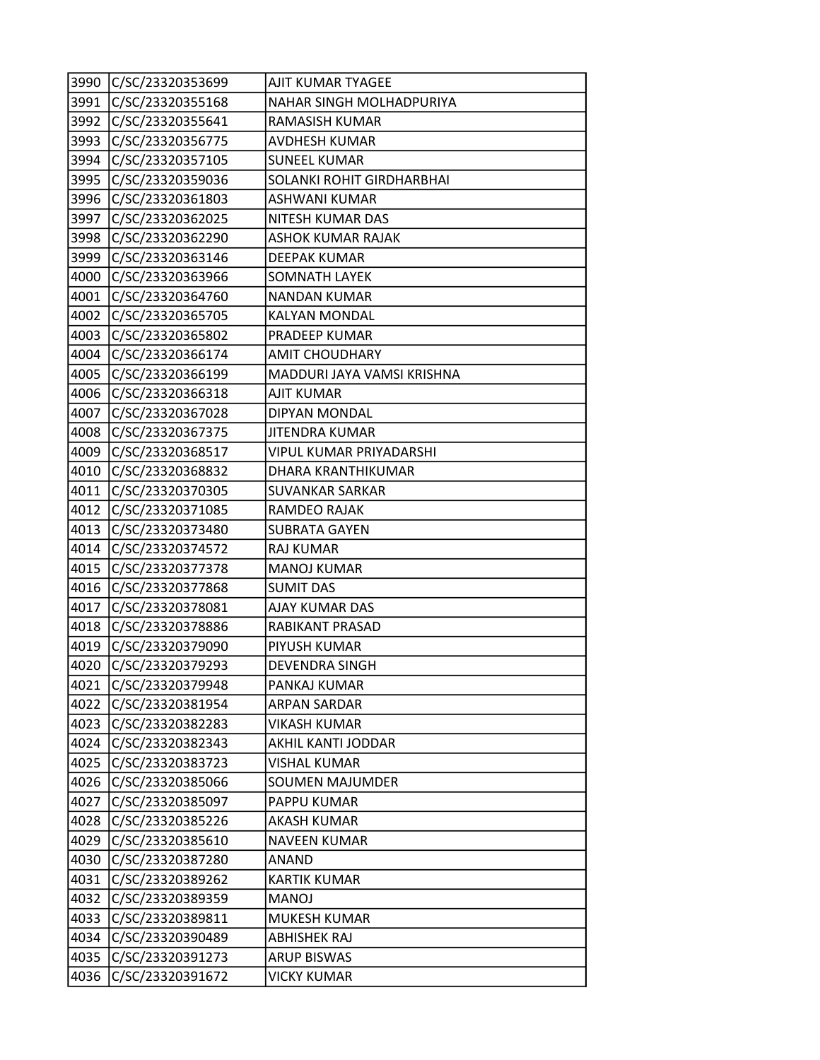| 3990 | C/SC/23320353699 | AJIT KUMAR TYAGEE |
|---|---|---|
| 3991 | C/SC/23320355168 | NAHAR SINGH MOLHADPURIYA |
| 3992 | C/SC/23320355641 | RAMASISH KUMAR |
| 3993 | C/SC/23320356775 | AVDHESH KUMAR |
| 3994 | C/SC/23320357105 | SUNEEL KUMAR |
| 3995 | C/SC/23320359036 | SOLANKI ROHIT GIRDHARBHAI |
| 3996 | C/SC/23320361803 | ASHWANI KUMAR |
| 3997 | C/SC/23320362025 | NITESH KUMAR DAS |
| 3998 | C/SC/23320362290 | ASHOK KUMAR RAJAK |
| 3999 | C/SC/23320363146 | DEEPAK KUMAR |
| 4000 | C/SC/23320363966 | SOMNATH LAYEK |
| 4001 | C/SC/23320364760 | NANDAN KUMAR |
| 4002 | C/SC/23320365705 | KALYAN MONDAL |
| 4003 | C/SC/23320365802 | PRADEEP KUMAR |
| 4004 | C/SC/23320366174 | AMIT CHOUDHARY |
| 4005 | C/SC/23320366199 | MADDURI JAYA VAMSI KRISHNA |
| 4006 | C/SC/23320366318 | AJIT KUMAR |
| 4007 | C/SC/23320367028 | DIPYAN MONDAL |
| 4008 | C/SC/23320367375 | JITENDRA KUMAR |
| 4009 | C/SC/23320368517 | VIPUL KUMAR PRIYADARSHI |
| 4010 | C/SC/23320368832 | DHARA KRANTHIKUMAR |
| 4011 | C/SC/23320370305 | SUVANKAR SARKAR |
| 4012 | C/SC/23320371085 | RAMDEO RAJAK |
| 4013 | C/SC/23320373480 | SUBRATA GAYEN |
| 4014 | C/SC/23320374572 | RAJ KUMAR |
| 4015 | C/SC/23320377378 | MANOJ KUMAR |
| 4016 | C/SC/23320377868 | SUMIT DAS |
| 4017 | C/SC/23320378081 | AJAY KUMAR DAS |
| 4018 | C/SC/23320378886 | RABIKANT PRASAD |
| 4019 | C/SC/23320379090 | PIYUSH KUMAR |
| 4020 | C/SC/23320379293 | DEVENDRA SINGH |
| 4021 | C/SC/23320379948 | PANKAJ KUMAR |
| 4022 | C/SC/23320381954 | ARPAN SARDAR |
| 4023 | C/SC/23320382283 | VIKASH KUMAR |
| 4024 | C/SC/23320382343 | AKHIL KANTI JODDAR |
| 4025 | C/SC/23320383723 | VISHAL KUMAR |
| 4026 | C/SC/23320385066 | SOUMEN MAJUMDER |
| 4027 | C/SC/23320385097 | PAPPU KUMAR |
| 4028 | C/SC/23320385226 | AKASH KUMAR |
| 4029 | C/SC/23320385610 | NAVEEN KUMAR |
| 4030 | C/SC/23320387280 | ANAND |
| 4031 | C/SC/23320389262 | KARTIK KUMAR |
| 4032 | C/SC/23320389359 | MANOJ |
| 4033 | C/SC/23320389811 | MUKESH KUMAR |
| 4034 | C/SC/23320390489 | ABHISHEK RAJ |
| 4035 | C/SC/23320391273 | ARUP BISWAS |
| 4036 | C/SC/23320391672 | VICKY KUMAR |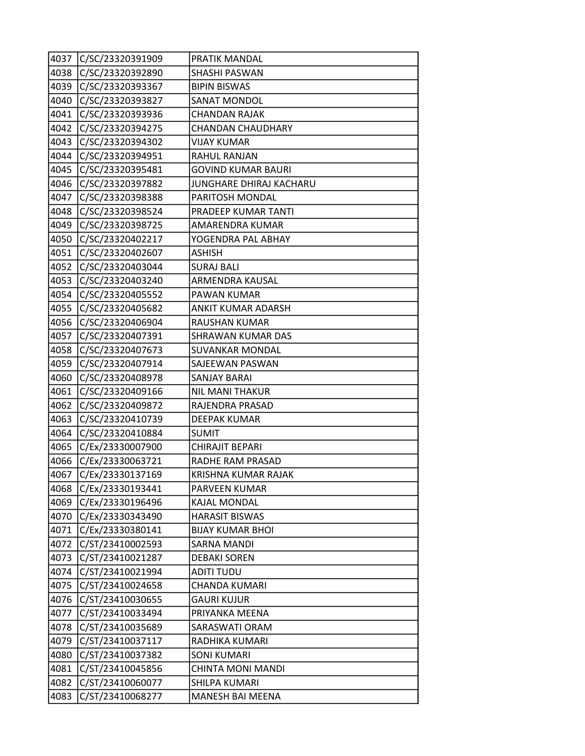| 4037 | C/SC/23320391909 | PRATIK MANDAL |
|---|---|---|
| 4038 | C/SC/23320392890 | SHASHI PASWAN |
| 4039 | C/SC/23320393367 | BIPIN BISWAS |
| 4040 | C/SC/23320393827 | SANAT MONDOL |
| 4041 | C/SC/23320393936 | CHANDAN RAJAK |
| 4042 | C/SC/23320394275 | CHANDAN CHAUDHARY |
| 4043 | C/SC/23320394302 | VIJAY KUMAR |
| 4044 | C/SC/23320394951 | RAHUL RANJAN |
| 4045 | C/SC/23320395481 | GOVIND KUMAR BAURI |
| 4046 | C/SC/23320397882 | JUNGHARE DHIRAJ KACHARU |
| 4047 | C/SC/23320398388 | PARITOSH MONDAL |
| 4048 | C/SC/23320398524 | PRADEEP KUMAR TANTI |
| 4049 | C/SC/23320398725 | AMARENDRA KUMAR |
| 4050 | C/SC/23320402217 | YOGENDRA PAL ABHAY |
| 4051 | C/SC/23320402607 | ASHISH |
| 4052 | C/SC/23320403044 | SURAJ BALI |
| 4053 | C/SC/23320403240 | ARMENDRA KAUSAL |
| 4054 | C/SC/23320405552 | PAWAN KUMAR |
| 4055 | C/SC/23320405682 | ANKIT KUMAR ADARSH |
| 4056 | C/SC/23320406904 | RAUSHAN KUMAR |
| 4057 | C/SC/23320407391 | SHRAWAN KUMAR DAS |
| 4058 | C/SC/23320407673 | SUVANKAR MONDAL |
| 4059 | C/SC/23320407914 | SAJEEWAN PASWAN |
| 4060 | C/SC/23320408978 | SANJAY BARAI |
| 4061 | C/SC/23320409166 | NIL MANI THAKUR |
| 4062 | C/SC/23320409872 | RAJENDRA PRASAD |
| 4063 | C/SC/23320410739 | DEEPAK KUMAR |
| 4064 | C/SC/23320410884 | SUMIT |
| 4065 | C/Ex/23330007900 | CHIRAJIT BEPARI |
| 4066 | C/Ex/23330063721 | RADHE RAM PRASAD |
| 4067 | C/Ex/23330137169 | KRISHNA KUMAR RAJAK |
| 4068 | C/Ex/23330193441 | PARVEEN KUMAR |
| 4069 | C/Ex/23330196496 | KAJAL MONDAL |
| 4070 | C/Ex/23330343490 | HARASIT BISWAS |
| 4071 | C/Ex/23330380141 | BIJAY KUMAR BHOI |
| 4072 | C/ST/23410002593 | SARNA MANDI |
| 4073 | C/ST/23410021287 | DEBAKI SOREN |
| 4074 | C/ST/23410021994 | ADITI TUDU |
| 4075 | C/ST/23410024658 | CHANDA KUMARI |
| 4076 | C/ST/23410030655 | GAURI KUJUR |
| 4077 | C/ST/23410033494 | PRIYANKA MEENA |
| 4078 | C/ST/23410035689 | SARASWATI ORAM |
| 4079 | C/ST/23410037117 | RADHIKA KUMARI |
| 4080 | C/ST/23410037382 | SONI KUMARI |
| 4081 | C/ST/23410045856 | CHINTA MONI MANDI |
| 4082 | C/ST/23410060077 | SHILPA KUMARI |
| 4083 | C/ST/23410068277 | MANESH BAI MEENA |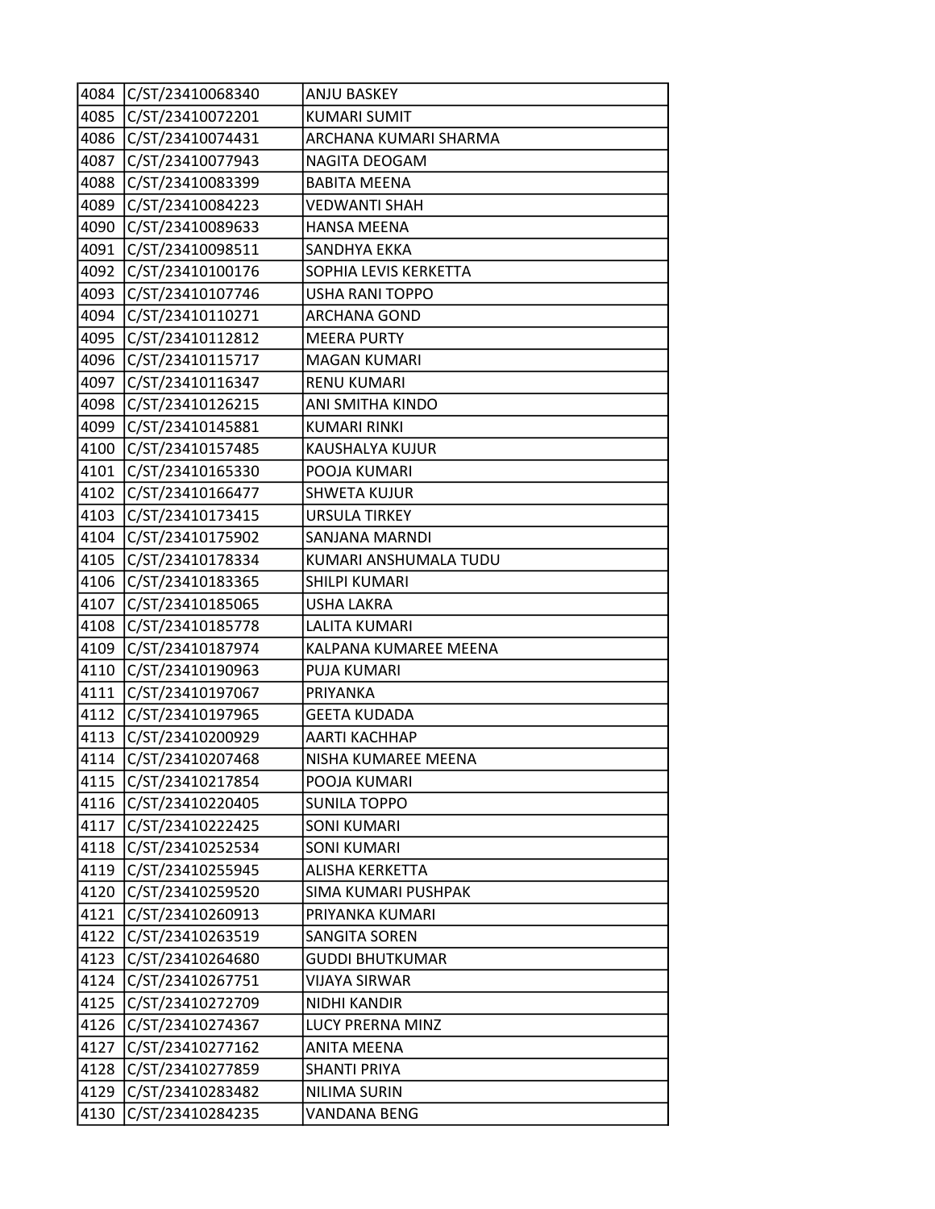| 4084 | C/ST/23410068340 | ANJU BASKEY |
|---|---|---|
| 4085 | C/ST/23410072201 | KUMARI SUMIT |
| 4086 | C/ST/23410074431 | ARCHANA KUMARI SHARMA |
| 4087 | C/ST/23410077943 | NAGITA DEOGAM |
| 4088 | C/ST/23410083399 | BABITA MEENA |
| 4089 | C/ST/23410084223 | VEDWANTI SHAH |
| 4090 | C/ST/23410089633 | HANSA MEENA |
| 4091 | C/ST/23410098511 | SANDHYA EKKA |
| 4092 | C/ST/23410100176 | SOPHIA LEVIS KERKETTA |
| 4093 | C/ST/23410107746 | USHA RANI TOPPO |
| 4094 | C/ST/23410110271 | ARCHANA GOND |
| 4095 | C/ST/23410112812 | MEERA PURTY |
| 4096 | C/ST/23410115717 | MAGAN KUMARI |
| 4097 | C/ST/23410116347 | RENU KUMARI |
| 4098 | C/ST/23410126215 | ANI SMITHA KINDO |
| 4099 | C/ST/23410145881 | KUMARI RINKI |
| 4100 | C/ST/23410157485 | KAUSHALYA KUJUR |
| 4101 | C/ST/23410165330 | POOJA KUMARI |
| 4102 | C/ST/23410166477 | SHWETA KUJUR |
| 4103 | C/ST/23410173415 | URSULA TIRKEY |
| 4104 | C/ST/23410175902 | SANJANA MARNDI |
| 4105 | C/ST/23410178334 | KUMARI ANSHUMALA TUDU |
| 4106 | C/ST/23410183365 | SHILPI KUMARI |
| 4107 | C/ST/23410185065 | USHA LAKRA |
| 4108 | C/ST/23410185778 | LALITA KUMARI |
| 4109 | C/ST/23410187974 | KALPANA KUMAREE MEENA |
| 4110 | C/ST/23410190963 | PUJA KUMARI |
| 4111 | C/ST/23410197067 | PRIYANKA |
| 4112 | C/ST/23410197965 | GEETA KUDADA |
| 4113 | C/ST/23410200929 | AARTI KACHHAP |
| 4114 | C/ST/23410207468 | NISHA KUMAREE MEENA |
| 4115 | C/ST/23410217854 | POOJA KUMARI |
| 4116 | C/ST/23410220405 | SUNILA TOPPO |
| 4117 | C/ST/23410222425 | SONI KUMARI |
| 4118 | C/ST/23410252534 | SONI KUMARI |
| 4119 | C/ST/23410255945 | ALISHA KERKETTA |
| 4120 | C/ST/23410259520 | SIMA KUMARI PUSHPAK |
| 4121 | C/ST/23410260913 | PRIYANKA KUMARI |
| 4122 | C/ST/23410263519 | SANGITA SOREN |
| 4123 | C/ST/23410264680 | GUDDI BHUTKUMAR |
| 4124 | C/ST/23410267751 | VIJAYA SIRWAR |
| 4125 | C/ST/23410272709 | NIDHI KANDIR |
| 4126 | C/ST/23410274367 | LUCY PRERNA MINZ |
| 4127 | C/ST/23410277162 | ANITA MEENA |
| 4128 | C/ST/23410277859 | SHANTI PRIYA |
| 4129 | C/ST/23410283482 | NILIMA SURIN |
| 4130 | C/ST/23410284235 | VANDANA BENG |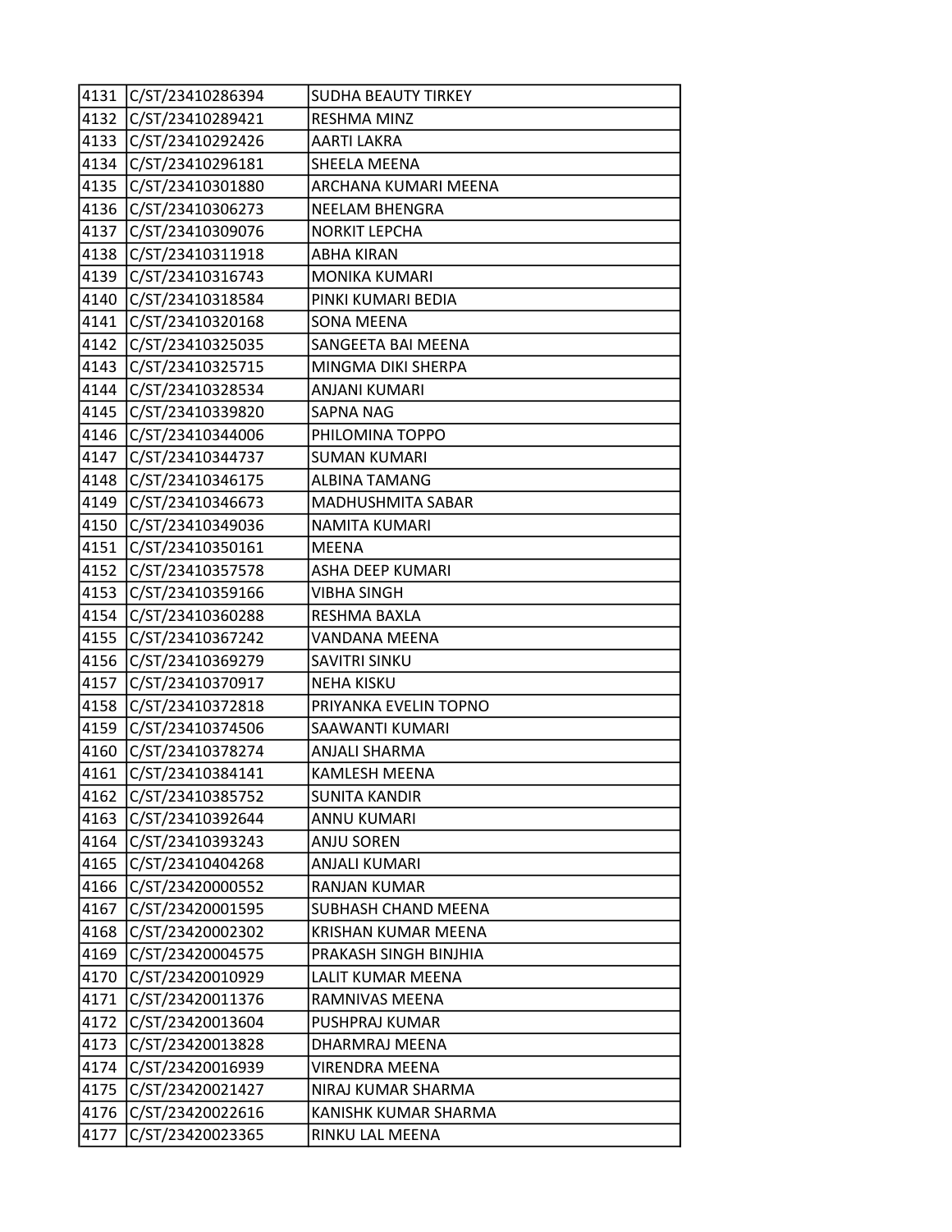| 4131 | C/ST/23410286394 | SUDHA BEAUTY TIRKEY |
|---|---|---|
| 4132 | C/ST/23410289421 | RESHMA MINZ |
| 4133 | C/ST/23410292426 | AARTI LAKRA |
| 4134 | C/ST/23410296181 | SHEELA MEENA |
| 4135 | C/ST/23410301880 | ARCHANA KUMARI MEENA |
| 4136 | C/ST/23410306273 | NEELAM BHENGRA |
| 4137 | C/ST/23410309076 | NORKIT LEPCHA |
| 4138 | C/ST/23410311918 | ABHA KIRAN |
| 4139 | C/ST/23410316743 | MONIKA KUMARI |
| 4140 | C/ST/23410318584 | PINKI KUMARI BEDIA |
| 4141 | C/ST/23410320168 | SONA MEENA |
| 4142 | C/ST/23410325035 | SANGEETA BAI MEENA |
| 4143 | C/ST/23410325715 | MINGMA DIKI SHERPA |
| 4144 | C/ST/23410328534 | ANJANI KUMARI |
| 4145 | C/ST/23410339820 | SAPNA NAG |
| 4146 | C/ST/23410344006 | PHILOMINA TOPPO |
| 4147 | C/ST/23410344737 | SUMAN KUMARI |
| 4148 | C/ST/23410346175 | ALBINA TAMANG |
| 4149 | C/ST/23410346673 | MADHUSHMITA SABAR |
| 4150 | C/ST/23410349036 | NAMITA KUMARI |
| 4151 | C/ST/23410350161 | MEENA |
| 4152 | C/ST/23410357578 | ASHA DEEP KUMARI |
| 4153 | C/ST/23410359166 | VIBHA SINGH |
| 4154 | C/ST/23410360288 | RESHMA BAXLA |
| 4155 | C/ST/23410367242 | VANDANA MEENA |
| 4156 | C/ST/23410369279 | SAVITRI SINKU |
| 4157 | C/ST/23410370917 | NEHA KISKU |
| 4158 | C/ST/23410372818 | PRIYANKA EVELIN TOPNO |
| 4159 | C/ST/23410374506 | SAAWANTI KUMARI |
| 4160 | C/ST/23410378274 | ANJALI SHARMA |
| 4161 | C/ST/23410384141 | KAMLESH MEENA |
| 4162 | C/ST/23410385752 | SUNITA KANDIR |
| 4163 | C/ST/23410392644 | ANNU KUMARI |
| 4164 | C/ST/23410393243 | ANJU SOREN |
| 4165 | C/ST/23410404268 | ANJALI KUMARI |
| 4166 | C/ST/23420000552 | RANJAN KUMAR |
| 4167 | C/ST/23420001595 | SUBHASH CHAND MEENA |
| 4168 | C/ST/23420002302 | KRISHAN KUMAR MEENA |
| 4169 | C/ST/23420004575 | PRAKASH SINGH BINJHIA |
| 4170 | C/ST/23420010929 | LALIT KUMAR MEENA |
| 4171 | C/ST/23420011376 | RAMNIVAS MEENA |
| 4172 | C/ST/23420013604 | PUSHPRAJ KUMAR |
| 4173 | C/ST/23420013828 | DHARMRAJ MEENA |
| 4174 | C/ST/23420016939 | VIRENDRA MEENA |
| 4175 | C/ST/23420021427 | NIRAJ KUMAR SHARMA |
| 4176 | C/ST/23420022616 | KANISHK KUMAR SHARMA |
| 4177 | C/ST/23420023365 | RINKU LAL MEENA |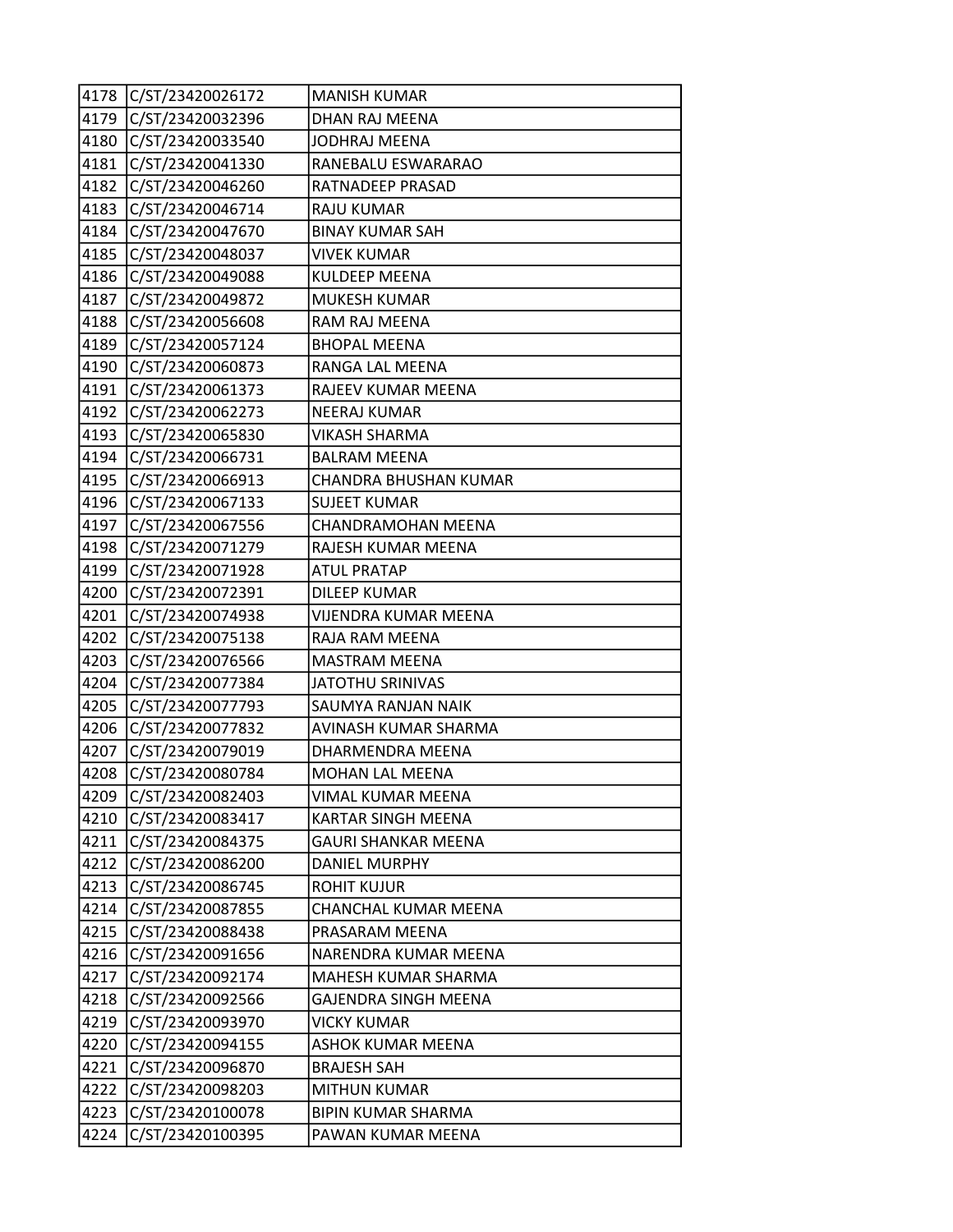| 4178 | C/ST/23420026172 | MANISH KUMAR |
|---|---|---|
| 4179 | C/ST/23420032396 | DHAN RAJ MEENA |
| 4180 | C/ST/23420033540 | JODHRAJ MEENA |
| 4181 | C/ST/23420041330 | RANEBALU ESWARARAO |
| 4182 | C/ST/23420046260 | RATNADEEP PRASAD |
| 4183 | C/ST/23420046714 | RAJU KUMAR |
| 4184 | C/ST/23420047670 | BINAY KUMAR SAH |
| 4185 | C/ST/23420048037 | VIVEK KUMAR |
| 4186 | C/ST/23420049088 | KULDEEP MEENA |
| 4187 | C/ST/23420049872 | MUKESH KUMAR |
| 4188 | C/ST/23420056608 | RAM RAJ MEENA |
| 4189 | C/ST/23420057124 | BHOPAL MEENA |
| 4190 | C/ST/23420060873 | RANGA LAL MEENA |
| 4191 | C/ST/23420061373 | RAJEEV KUMAR MEENA |
| 4192 | C/ST/23420062273 | NEERAJ KUMAR |
| 4193 | C/ST/23420065830 | VIKASH SHARMA |
| 4194 | C/ST/23420066731 | BALRAM MEENA |
| 4195 | C/ST/23420066913 | CHANDRA BHUSHAN KUMAR |
| 4196 | C/ST/23420067133 | SUJEET KUMAR |
| 4197 | C/ST/23420067556 | CHANDRAMOHAN MEENA |
| 4198 | C/ST/23420071279 | RAJESH KUMAR MEENA |
| 4199 | C/ST/23420071928 | ATUL PRATAP |
| 4200 | C/ST/23420072391 | DILEEP KUMAR |
| 4201 | C/ST/23420074938 | VIJENDRA KUMAR MEENA |
| 4202 | C/ST/23420075138 | RAJA RAM MEENA |
| 4203 | C/ST/23420076566 | MASTRAM MEENA |
| 4204 | C/ST/23420077384 | JATOTHU SRINIVAS |
| 4205 | C/ST/23420077793 | SAUMYA RANJAN NAIK |
| 4206 | C/ST/23420077832 | AVINASH KUMAR SHARMA |
| 4207 | C/ST/23420079019 | DHARMENDRA MEENA |
| 4208 | C/ST/23420080784 | MOHAN LAL MEENA |
| 4209 | C/ST/23420082403 | VIMAL KUMAR MEENA |
| 4210 | C/ST/23420083417 | KARTAR SINGH MEENA |
| 4211 | C/ST/23420084375 | GAURI SHANKAR MEENA |
| 4212 | C/ST/23420086200 | DANIEL MURPHY |
| 4213 | C/ST/23420086745 | ROHIT KUJUR |
| 4214 | C/ST/23420087855 | CHANCHAL KUMAR MEENA |
| 4215 | C/ST/23420088438 | PRASARAM MEENA |
| 4216 | C/ST/23420091656 | NARENDRA KUMAR MEENA |
| 4217 | C/ST/23420092174 | MAHESH KUMAR SHARMA |
| 4218 | C/ST/23420092566 | GAJENDRA SINGH MEENA |
| 4219 | C/ST/23420093970 | VICKY KUMAR |
| 4220 | C/ST/23420094155 | ASHOK KUMAR MEENA |
| 4221 | C/ST/23420096870 | BRAJESH SAH |
| 4222 | C/ST/23420098203 | MITHUN KUMAR |
| 4223 | C/ST/23420100078 | BIPIN KUMAR SHARMA |
| 4224 | C/ST/23420100395 | PAWAN KUMAR MEENA |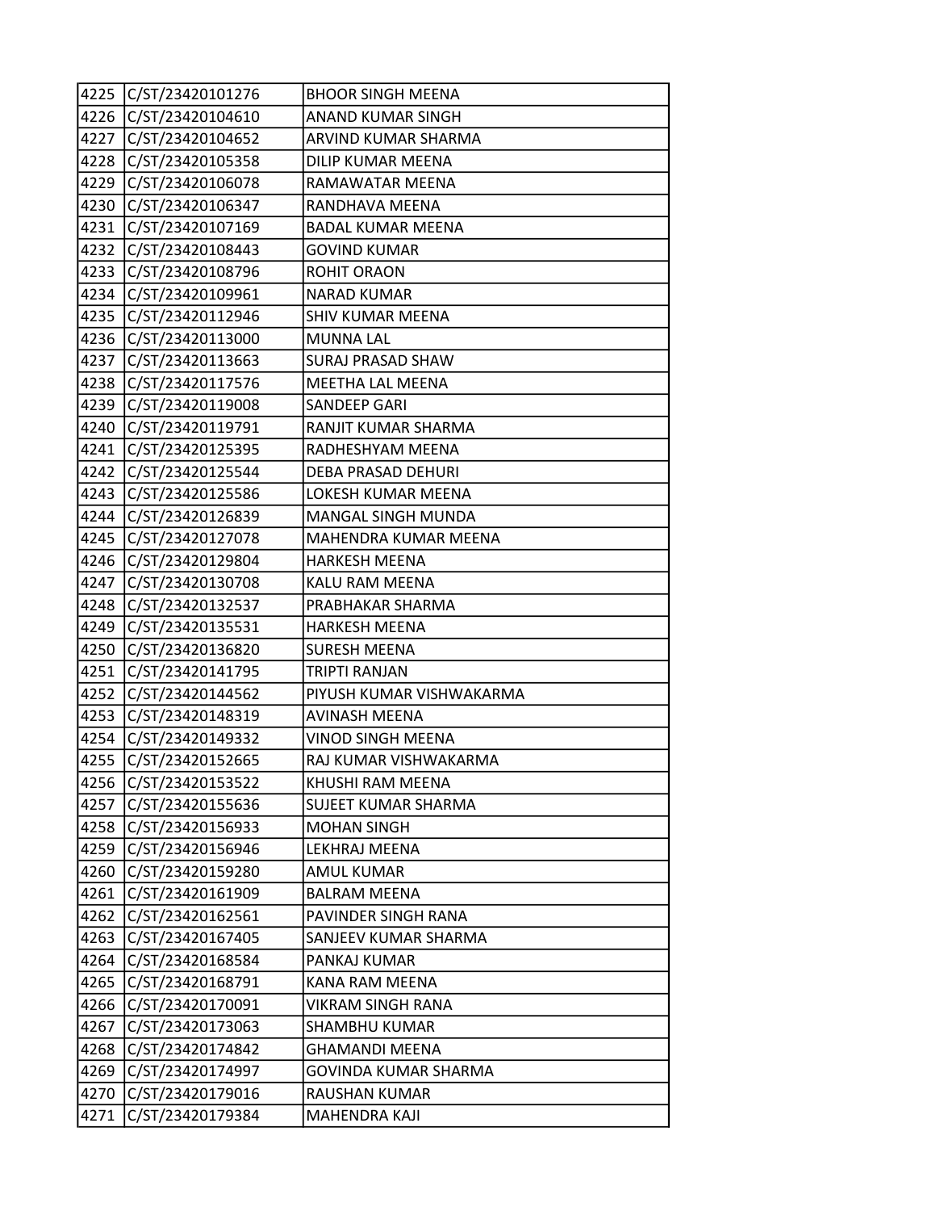| | | |
|---|---|---|
| 4225 | C/ST/23420101276 | BHOOR SINGH MEENA |
| 4226 | C/ST/23420104610 | ANAND KUMAR SINGH |
| 4227 | C/ST/23420104652 | ARVIND KUMAR SHARMA |
| 4228 | C/ST/23420105358 | DILIP KUMAR MEENA |
| 4229 | C/ST/23420106078 | RAMAWATAR MEENA |
| 4230 | C/ST/23420106347 | RANDHAVA MEENA |
| 4231 | C/ST/23420107169 | BADAL KUMAR MEENA |
| 4232 | C/ST/23420108443 | GOVIND KUMAR |
| 4233 | C/ST/23420108796 | ROHIT ORAON |
| 4234 | C/ST/23420109961 | NARAD KUMAR |
| 4235 | C/ST/23420112946 | SHIV KUMAR MEENA |
| 4236 | C/ST/23420113000 | MUNNA LAL |
| 4237 | C/ST/23420113663 | SURAJ PRASAD SHAW |
| 4238 | C/ST/23420117576 | MEETHA LAL MEENA |
| 4239 | C/ST/23420119008 | SANDEEP GARI |
| 4240 | C/ST/23420119791 | RANJIT KUMAR SHARMA |
| 4241 | C/ST/23420125395 | RADHESHYAM MEENA |
| 4242 | C/ST/23420125544 | DEBA PRASAD DEHURI |
| 4243 | C/ST/23420125586 | LOKESH KUMAR MEENA |
| 4244 | C/ST/23420126839 | MANGAL SINGH MUNDA |
| 4245 | C/ST/23420127078 | MAHENDRA KUMAR MEENA |
| 4246 | C/ST/23420129804 | HARKESH MEENA |
| 4247 | C/ST/23420130708 | KALU RAM MEENA |
| 4248 | C/ST/23420132537 | PRABHAKAR SHARMA |
| 4249 | C/ST/23420135531 | HARKESH MEENA |
| 4250 | C/ST/23420136820 | SURESH MEENA |
| 4251 | C/ST/23420141795 | TRIPTI RANJAN |
| 4252 | C/ST/23420144562 | PIYUSH KUMAR VISHWAKARMA |
| 4253 | C/ST/23420148319 | AVINASH MEENA |
| 4254 | C/ST/23420149332 | VINOD SINGH MEENA |
| 4255 | C/ST/23420152665 | RAJ KUMAR VISHWAKARMA |
| 4256 | C/ST/23420153522 | KHUSHI RAM MEENA |
| 4257 | C/ST/23420155636 | SUJEET KUMAR SHARMA |
| 4258 | C/ST/23420156933 | MOHAN SINGH |
| 4259 | C/ST/23420156946 | LEKHRAJ MEENA |
| 4260 | C/ST/23420159280 | AMUL KUMAR |
| 4261 | C/ST/23420161909 | BALRAM MEENA |
| 4262 | C/ST/23420162561 | PAVINDER SINGH RANA |
| 4263 | C/ST/23420167405 | SANJEEV KUMAR SHARMA |
| 4264 | C/ST/23420168584 | PANKAJ KUMAR |
| 4265 | C/ST/23420168791 | KANA RAM MEENA |
| 4266 | C/ST/23420170091 | VIKRAM SINGH RANA |
| 4267 | C/ST/23420173063 | SHAMBHU KUMAR |
| 4268 | C/ST/23420174842 | GHAMANDI MEENA |
| 4269 | C/ST/23420174997 | GOVINDA KUMAR SHARMA |
| 4270 | C/ST/23420179016 | RAUSHAN KUMAR |
| 4271 | C/ST/23420179384 | MAHENDRA KAJI |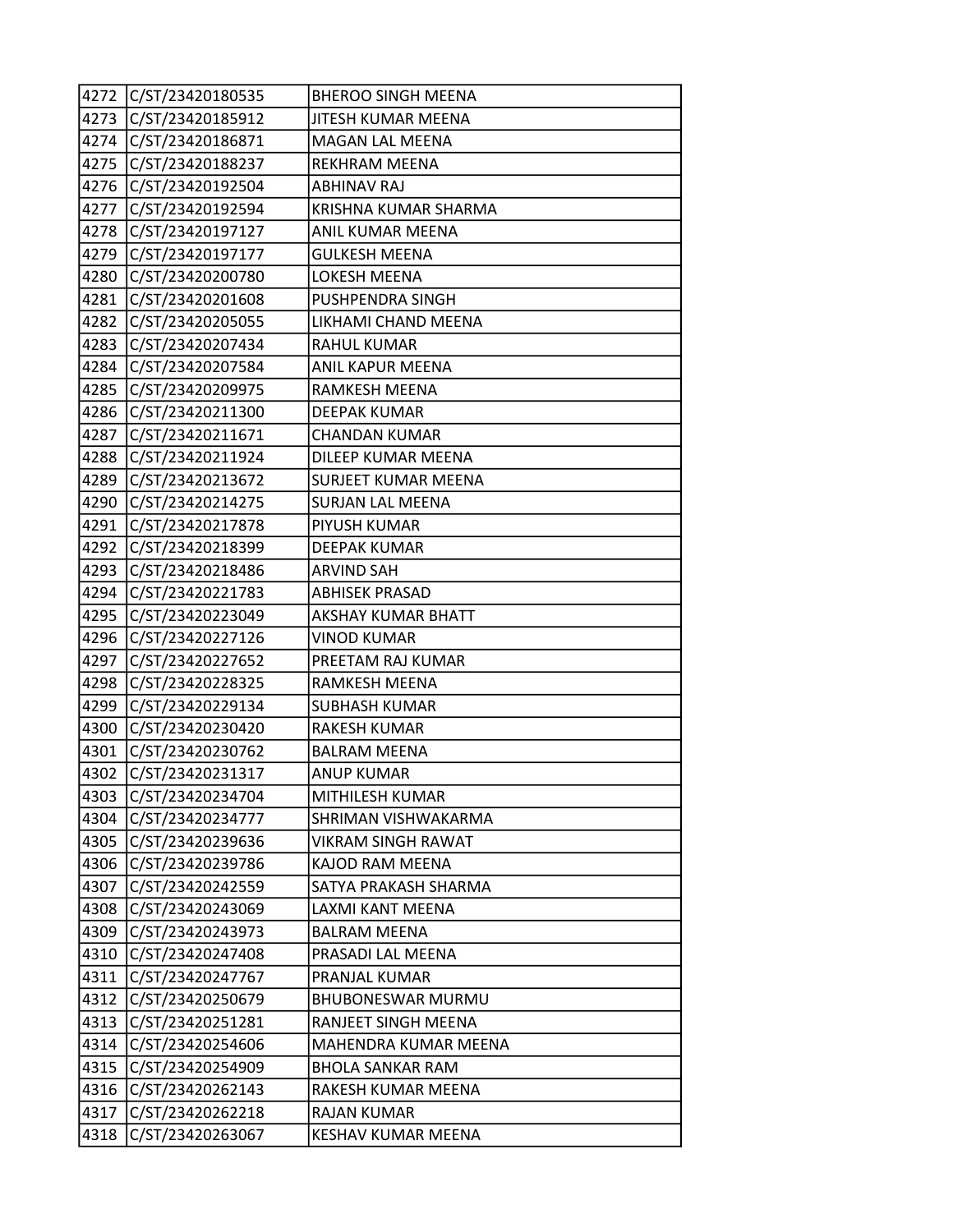| 4272 | C/ST/23420180535 | BHEROO SINGH MEENA |
|---|---|---|
| 4273 | C/ST/23420185912 | JITESH KUMAR MEENA |
| 4274 | C/ST/23420186871 | MAGAN LAL MEENA |
| 4275 | C/ST/23420188237 | REKHRAM MEENA |
| 4276 | C/ST/23420192504 | ABHINAV RAJ |
| 4277 | C/ST/23420192594 | KRISHNA KUMAR SHARMA |
| 4278 | C/ST/23420197127 | ANIL KUMAR MEENA |
| 4279 | C/ST/23420197177 | GULKESH MEENA |
| 4280 | C/ST/23420200780 | LOKESH MEENA |
| 4281 | C/ST/23420201608 | PUSHPENDRA SINGH |
| 4282 | C/ST/23420205055 | LIKHAMI CHAND MEENA |
| 4283 | C/ST/23420207434 | RAHUL KUMAR |
| 4284 | C/ST/23420207584 | ANIL KAPUR MEENA |
| 4285 | C/ST/23420209975 | RAMKESH MEENA |
| 4286 | C/ST/23420211300 | DEEPAK KUMAR |
| 4287 | C/ST/23420211671 | CHANDAN KUMAR |
| 4288 | C/ST/23420211924 | DILEEP KUMAR MEENA |
| 4289 | C/ST/23420213672 | SURJEET KUMAR MEENA |
| 4290 | C/ST/23420214275 | SURJAN LAL MEENA |
| 4291 | C/ST/23420217878 | PIYUSH KUMAR |
| 4292 | C/ST/23420218399 | DEEPAK KUMAR |
| 4293 | C/ST/23420218486 | ARVIND SAH |
| 4294 | C/ST/23420221783 | ABHISEK PRASAD |
| 4295 | C/ST/23420223049 | AKSHAY KUMAR BHATT |
| 4296 | C/ST/23420227126 | VINOD KUMAR |
| 4297 | C/ST/23420227652 | PREETAM RAJ KUMAR |
| 4298 | C/ST/23420228325 | RAMKESH MEENA |
| 4299 | C/ST/23420229134 | SUBHASH KUMAR |
| 4300 | C/ST/23420230420 | RAKESH KUMAR |
| 4301 | C/ST/23420230762 | BALRAM MEENA |
| 4302 | C/ST/23420231317 | ANUP KUMAR |
| 4303 | C/ST/23420234704 | MITHILESH KUMAR |
| 4304 | C/ST/23420234777 | SHRIMAN VISHWAKARMA |
| 4305 | C/ST/23420239636 | VIKRAM SINGH RAWAT |
| 4306 | C/ST/23420239786 | KAJOD RAM MEENA |
| 4307 | C/ST/23420242559 | SATYA PRAKASH SHARMA |
| 4308 | C/ST/23420243069 | LAXMI KANT MEENA |
| 4309 | C/ST/23420243973 | BALRAM MEENA |
| 4310 | C/ST/23420247408 | PRASADI LAL MEENA |
| 4311 | C/ST/23420247767 | PRANJAL KUMAR |
| 4312 | C/ST/23420250679 | BHUBONESWAR MURMU |
| 4313 | C/ST/23420251281 | RANJEET SINGH MEENA |
| 4314 | C/ST/23420254606 | MAHENDRA KUMAR MEENA |
| 4315 | C/ST/23420254909 | BHOLA SANKAR RAM |
| 4316 | C/ST/23420262143 | RAKESH KUMAR MEENA |
| 4317 | C/ST/23420262218 | RAJAN KUMAR |
| 4318 | C/ST/23420263067 | KESHAV KUMAR MEENA |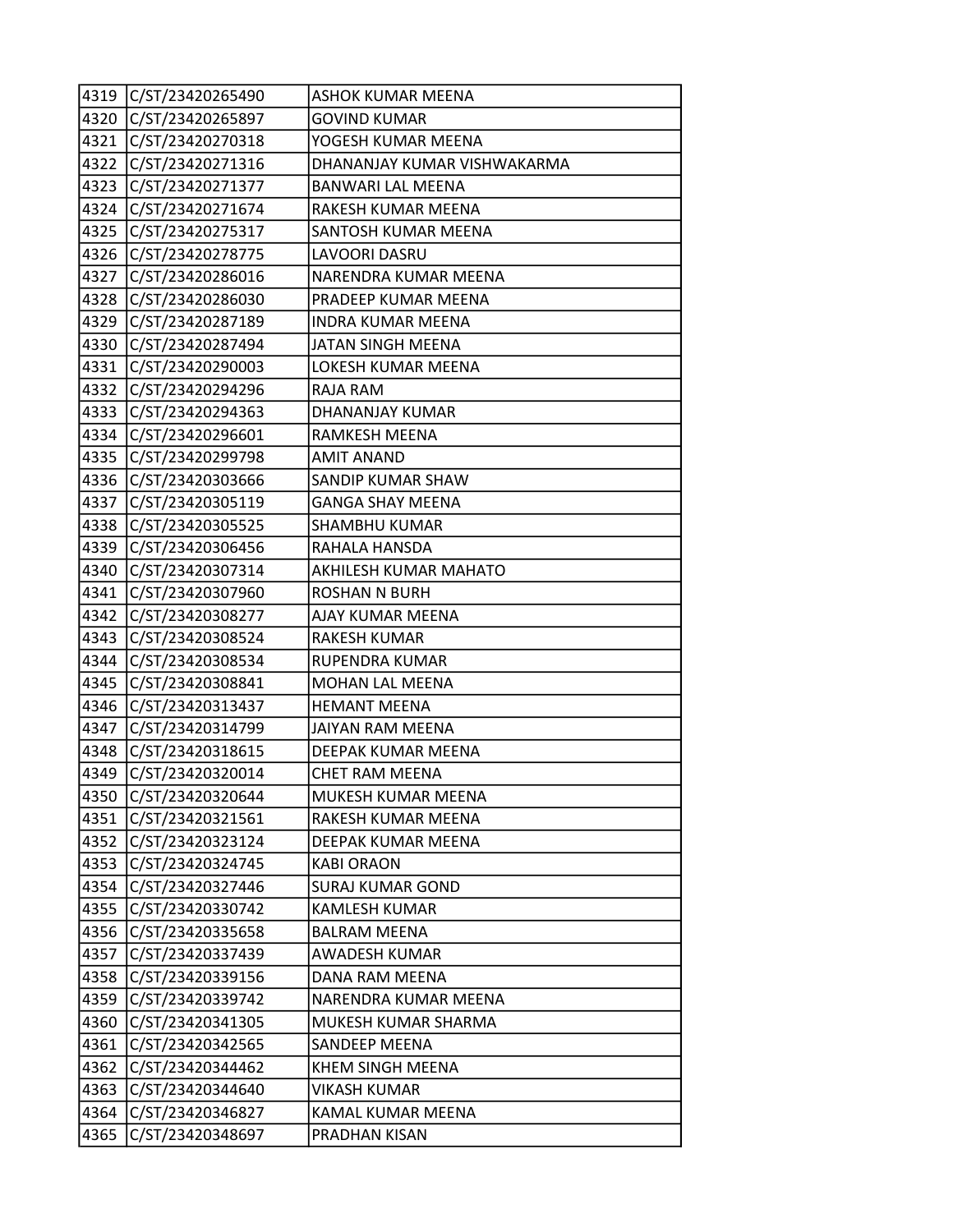| 4319 | C/ST/23420265490 | ASHOK KUMAR MEENA |
|---|---|---|
| 4320 | C/ST/23420265897 | GOVIND KUMAR |
| 4321 | C/ST/23420270318 | YOGESH KUMAR MEENA |
| 4322 | C/ST/23420271316 | DHANANJAY KUMAR VISHWAKARMA |
| 4323 | C/ST/23420271377 | BANWARI LAL MEENA |
| 4324 | C/ST/23420271674 | RAKESH KUMAR MEENA |
| 4325 | C/ST/23420275317 | SANTOSH KUMAR MEENA |
| 4326 | C/ST/23420278775 | LAVOORI DASRU |
| 4327 | C/ST/23420286016 | NARENDRA KUMAR MEENA |
| 4328 | C/ST/23420286030 | PRADEEP KUMAR MEENA |
| 4329 | C/ST/23420287189 | INDRA KUMAR MEENA |
| 4330 | C/ST/23420287494 | JATAN SINGH MEENA |
| 4331 | C/ST/23420290003 | LOKESH KUMAR MEENA |
| 4332 | C/ST/23420294296 | RAJA RAM |
| 4333 | C/ST/23420294363 | DHANANJAY KUMAR |
| 4334 | C/ST/23420296601 | RAMKESH MEENA |
| 4335 | C/ST/23420299798 | AMIT ANAND |
| 4336 | C/ST/23420303666 | SANDIP KUMAR SHAW |
| 4337 | C/ST/23420305119 | GANGA SHAY MEENA |
| 4338 | C/ST/23420305525 | SHAMBHU KUMAR |
| 4339 | C/ST/23420306456 | RAHALA HANSDA |
| 4340 | C/ST/23420307314 | AKHILESH KUMAR MAHATO |
| 4341 | C/ST/23420307960 | ROSHAN N BURH |
| 4342 | C/ST/23420308277 | AJAY KUMAR MEENA |
| 4343 | C/ST/23420308524 | RAKESH KUMAR |
| 4344 | C/ST/23420308534 | RUPENDRA KUMAR |
| 4345 | C/ST/23420308841 | MOHAN LAL MEENA |
| 4346 | C/ST/23420313437 | HEMANT MEENA |
| 4347 | C/ST/23420314799 | JAIYAN RAM MEENA |
| 4348 | C/ST/23420318615 | DEEPAK KUMAR MEENA |
| 4349 | C/ST/23420320014 | CHET RAM MEENA |
| 4350 | C/ST/23420320644 | MUKESH KUMAR MEENA |
| 4351 | C/ST/23420321561 | RAKESH KUMAR MEENA |
| 4352 | C/ST/23420323124 | DEEPAK KUMAR MEENA |
| 4353 | C/ST/23420324745 | KABI ORAON |
| 4354 | C/ST/23420327446 | SURAJ KUMAR GOND |
| 4355 | C/ST/23420330742 | KAMLESH KUMAR |
| 4356 | C/ST/23420335658 | BALRAM MEENA |
| 4357 | C/ST/23420337439 | AWADESH KUMAR |
| 4358 | C/ST/23420339156 | DANA RAM MEENA |
| 4359 | C/ST/23420339742 | NARENDRA KUMAR MEENA |
| 4360 | C/ST/23420341305 | MUKESH KUMAR SHARMA |
| 4361 | C/ST/23420342565 | SANDEEP MEENA |
| 4362 | C/ST/23420344462 | KHEM SINGH MEENA |
| 4363 | C/ST/23420344640 | VIKASH KUMAR |
| 4364 | C/ST/23420346827 | KAMAL KUMAR MEENA |
| 4365 | C/ST/23420348697 | PRADHAN KISAN |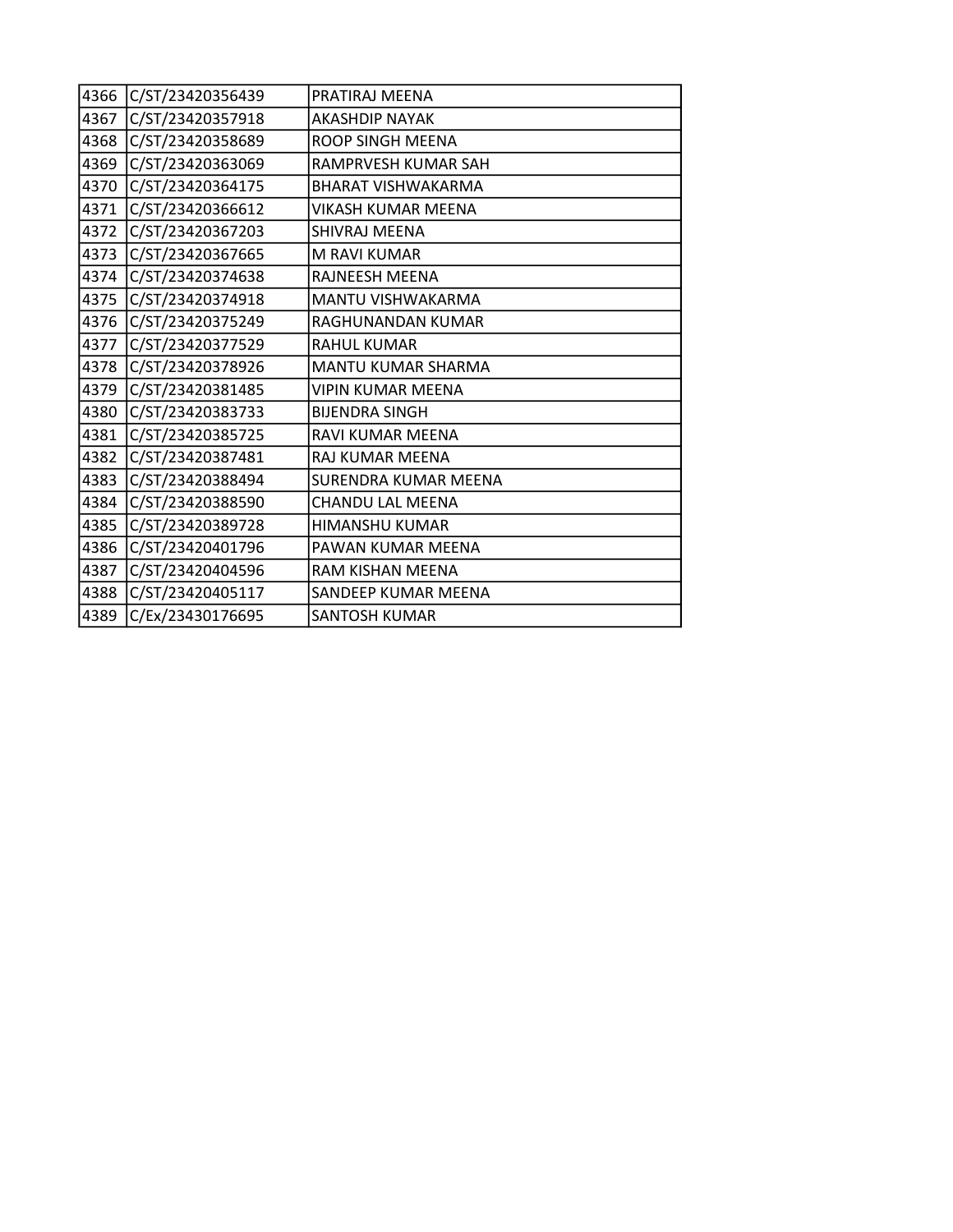| | | |
|---|---|---|
| 4366 | C/ST/23420356439 | PRATIRAJ MEENA |
| 4367 | C/ST/23420357918 | AKASHDIP NAYAK |
| 4368 | C/ST/23420358689 | ROOP SINGH MEENA |
| 4369 | C/ST/23420363069 | RAMPRVESH KUMAR SAH |
| 4370 | C/ST/23420364175 | BHARAT VISHWAKARMA |
| 4371 | C/ST/23420366612 | VIKASH KUMAR MEENA |
| 4372 | C/ST/23420367203 | SHIVRAJ MEENA |
| 4373 | C/ST/23420367665 | M RAVI KUMAR |
| 4374 | C/ST/23420374638 | RAJNEESH MEENA |
| 4375 | C/ST/23420374918 | MANTU VISHWAKARMA |
| 4376 | C/ST/23420375249 | RAGHUNANDAN KUMAR |
| 4377 | C/ST/23420377529 | RAHUL KUMAR |
| 4378 | C/ST/23420378926 | MANTU KUMAR SHARMA |
| 4379 | C/ST/23420381485 | VIPIN KUMAR MEENA |
| 4380 | C/ST/23420383733 | BIJENDRA SINGH |
| 4381 | C/ST/23420385725 | RAVI KUMAR MEENA |
| 4382 | C/ST/23420387481 | RAJ KUMAR MEENA |
| 4383 | C/ST/23420388494 | SURENDRA KUMAR MEENA |
| 4384 | C/ST/23420388590 | CHANDU LAL MEENA |
| 4385 | C/ST/23420389728 | HIMANSHU KUMAR |
| 4386 | C/ST/23420401796 | PAWAN KUMAR MEENA |
| 4387 | C/ST/23420404596 | RAM KISHAN MEENA |
| 4388 | C/ST/23420405117 | SANDEEP KUMAR MEENA |
| 4389 | C/Ex/23430176695 | SANTOSH KUMAR |